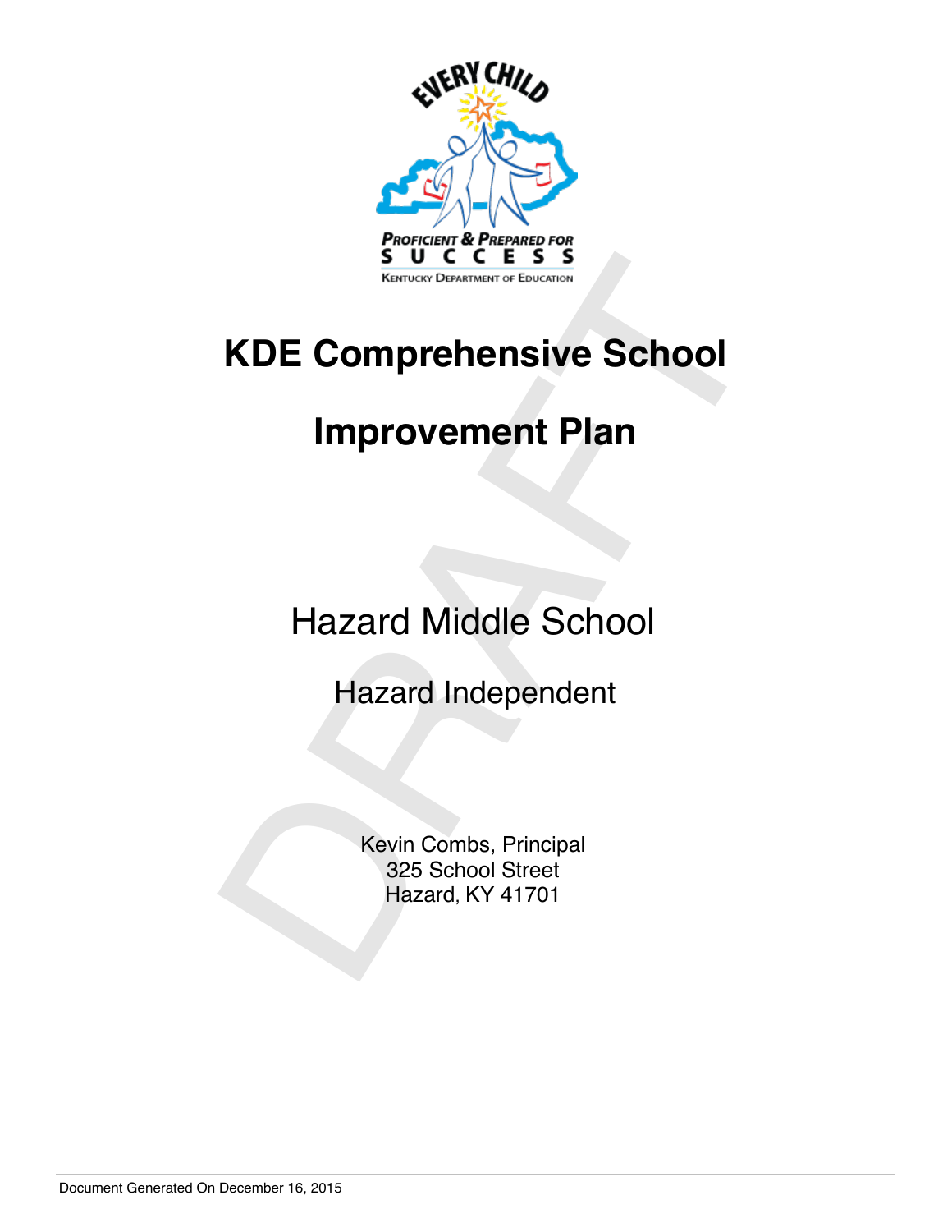# KDE Comprehensive School Improvement Plan

## Hazard Middle School

### Hazard Independent

Kevin Combs, Principal
325 School Street
Hazard, KY 41701

Document Generated On December 16, 2015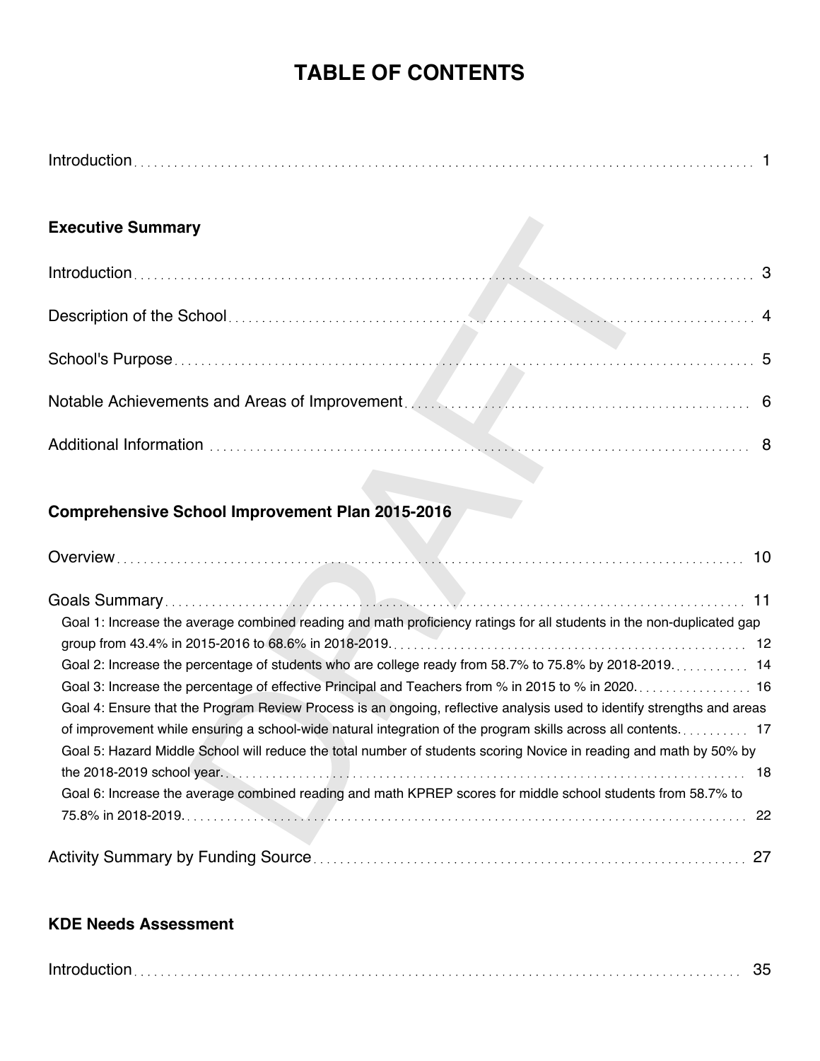# TABLE OF CONTENTS

Introduction ... 1

## Executive Summary

Introduction ... 3

Description of the School ... 4

School's Purpose ... 5

Notable Achievements and Areas of Improvement ... 6

Additional Information ... 8

## Comprehensive School Improvement Plan 2015-2016

Overview ... 10

Goals Summary ... 11

- Goal 1: Increase the average combined reading and math proficiency ratings for all students in the non-duplicated gap group from 43.4% in 2015-2016 to 68.6% in 2018-2019. ... 12
- Goal 2: Increase the percentage of students who are college ready from 58.7% to 75.8% by 2018-2019. ... 14
- Goal 3: Increase the percentage of effective Principal and Teachers from % in 2015 to % in 2020. ... 16
- Goal 4: Ensure that the Program Review Process is an ongoing, reflective analysis used to identify strengths and areas of improvement while ensuring a school-wide natural integration of the program skills across all contents. ... 17
- Goal 5: Hazard Middle School will reduce the total number of students scoring Novice in reading and math by 50% by the 2018-2019 school year. ... 18
- Goal 6: Increase the average combined reading and math KPREP scores for middle school students from 58.7% to 75.8% in 2018-2019. ... 22

Activity Summary by Funding Source ... 27

## KDE Needs Assessment

Introduction ... 35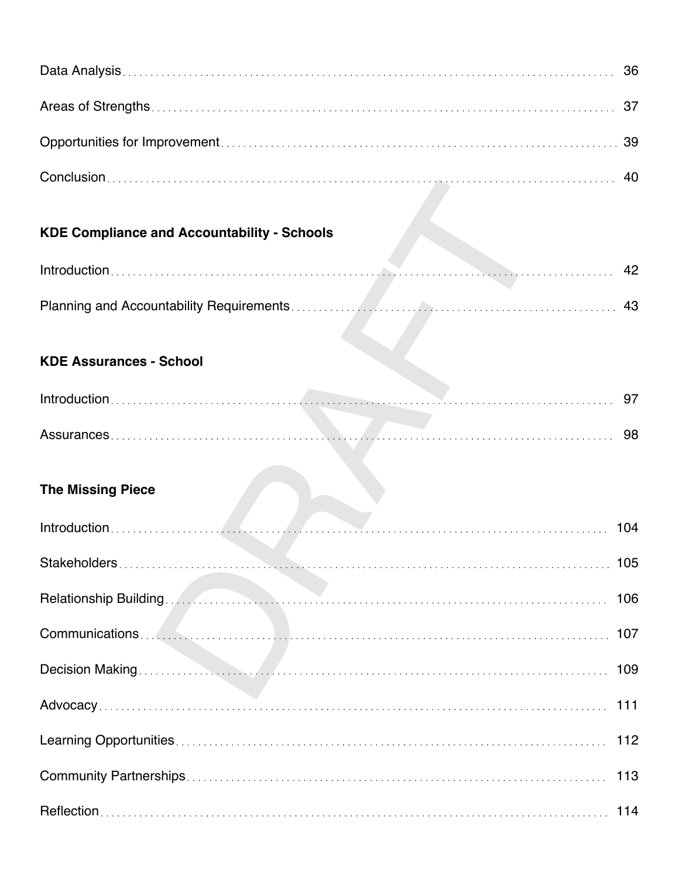Data Analysis ........ 36

Areas of Strengths ........ 37

Opportunities for Improvement ........ 39

Conclusion ........ 40

**KDE Compliance and Accountability - Schools**

Introduction ........ 42

Planning and Accountability Requirements ........ 43

**KDE Assurances - School**

Introduction ........ 97

Assurances ........ 98

**The Missing Piece**

Introduction ........ 104

Stakeholders ........ 105

Relationship Building ........ 106

Communications ........ 107

Decision Making ........ 109

Advocacy ........ 111

Learning Opportunities ........ 112

Community Partnerships ........ 113

Reflection ........ 114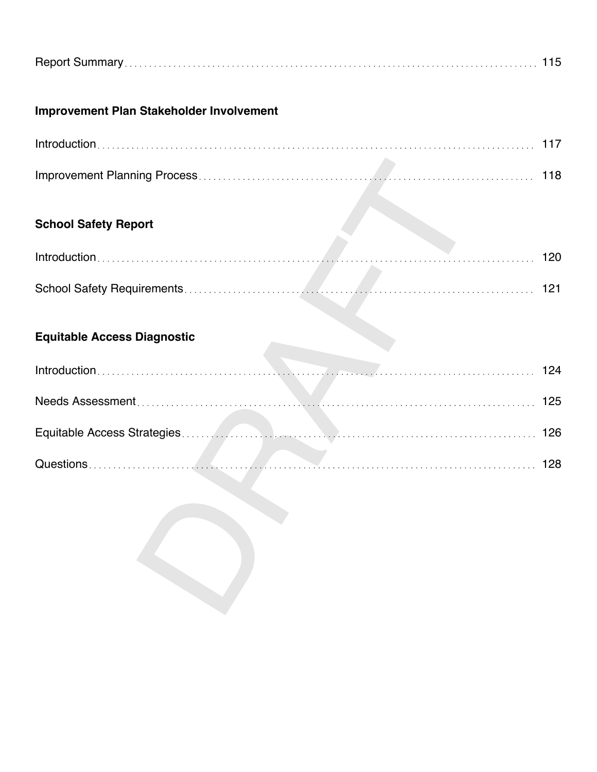Report Summary ........ 115

**Improvement Plan Stakeholder Involvement**

Introduction ........ 117

Improvement Planning Process ........ 118

**School Safety Report**

Introduction ........ 120

School Safety Requirements ........ 121

**Equitable Access Diagnostic**

Introduction ........ 124

Needs Assessment ........ 125

Equitable Access Strategies ........ 126

Questions ........ 128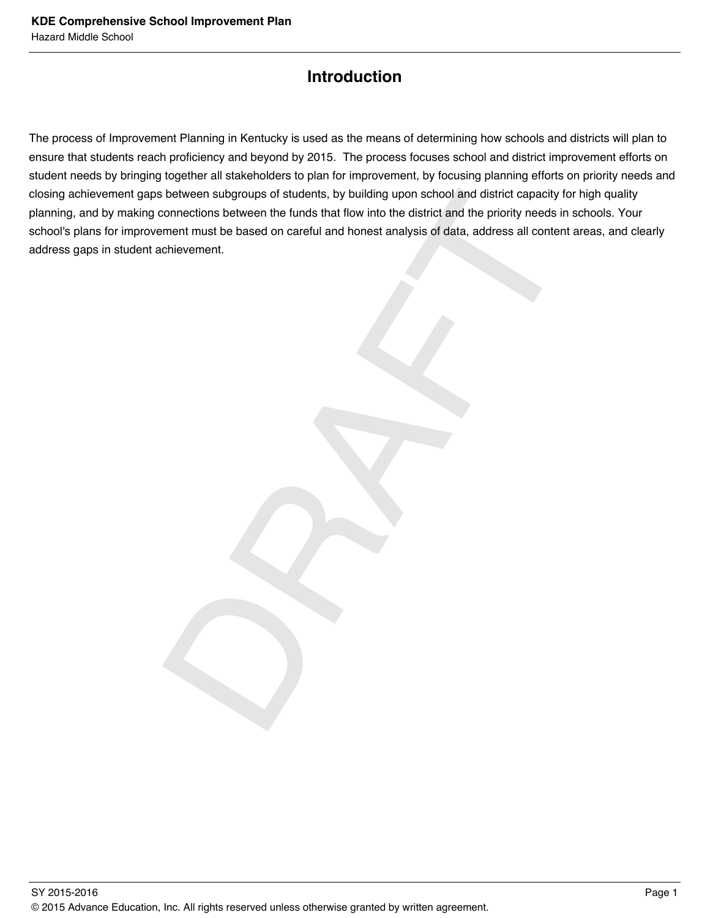# Introduction

The process of Improvement Planning in Kentucky is used as the means of determining how schools and districts will plan to ensure that students reach proficiency and beyond by 2015. The process focuses school and district improvement efforts on student needs by bringing together all stakeholders to plan for improvement, by focusing planning efforts on priority needs and closing achievement gaps between subgroups of students, by building upon school and district capacity for high quality planning, and by making connections between the funds that flow into the district and the priority needs in schools. Your school's plans for improvement must be based on careful and honest analysis of data, address all content areas, and clearly address gaps in student achievement.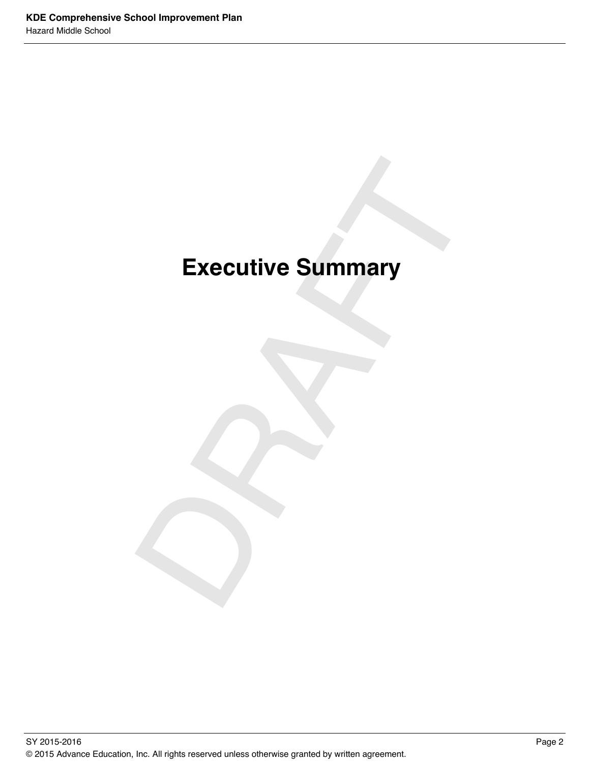# Executive Summary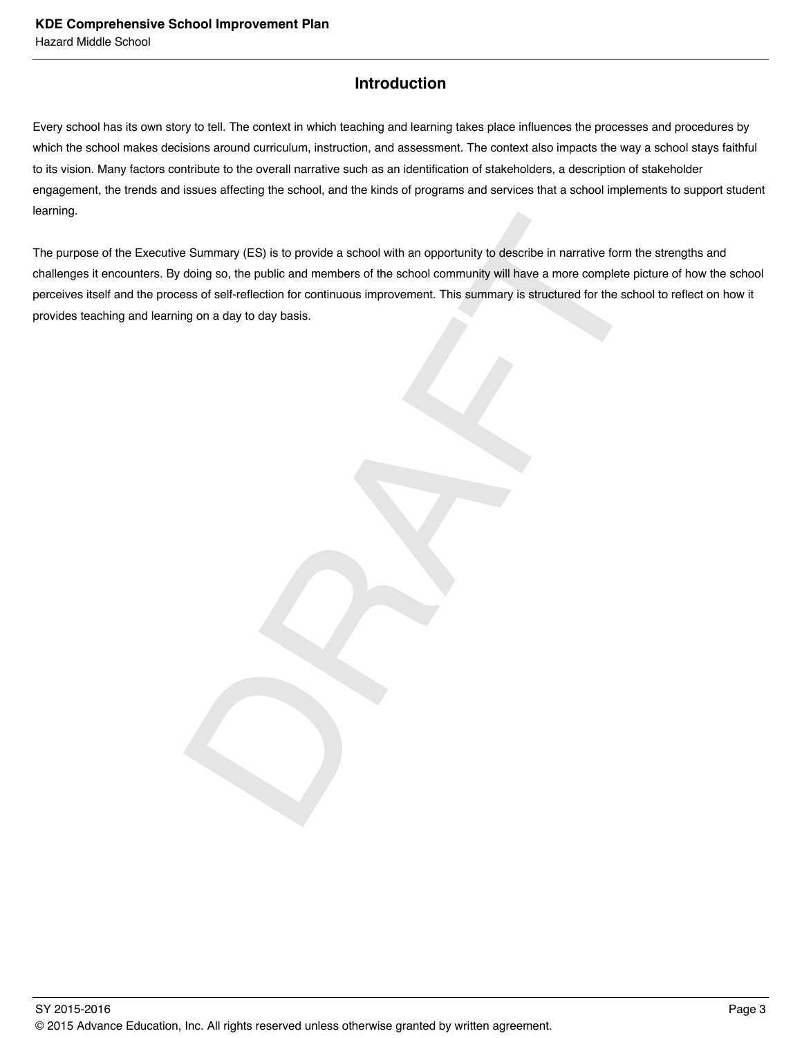## Introduction

Every school has its own story to tell. The context in which teaching and learning takes place influences the processes and procedures by which the school makes decisions around curriculum, instruction, and assessment. The context also impacts the way a school stays faithful to its vision. Many factors contribute to the overall narrative such as an identification of stakeholders, a description of stakeholder engagement, the trends and issues affecting the school, and the kinds of programs and services that a school implements to support student learning.

The purpose of the Executive Summary (ES) is to provide a school with an opportunity to describe in narrative form the strengths and challenges it encounters. By doing so, the public and members of the school community will have a more complete picture of how the school perceives itself and the process of self-reflection for continuous improvement. This summary is structured for the school to reflect on how it provides teaching and learning on a day to day basis.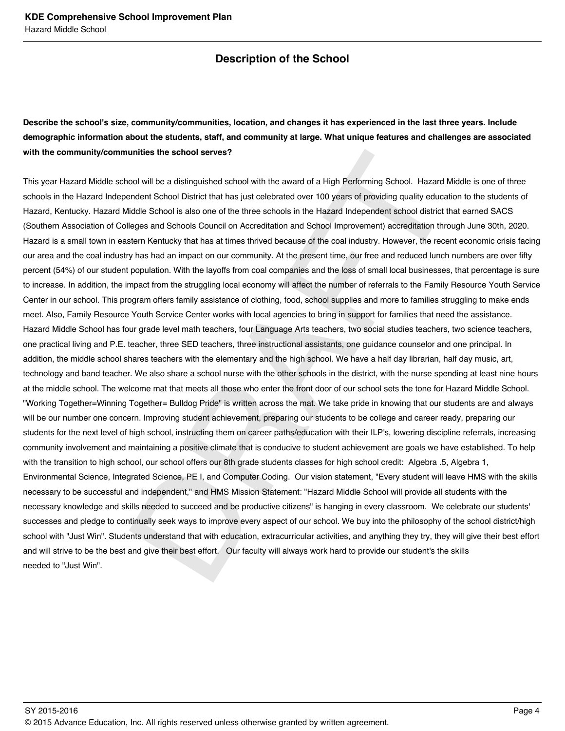## Description of the School

**Describe the school's size, community/communities, location, and changes it has experienced in the last three years. Include demographic information about the students, staff, and community at large. What unique features and challenges are associated with the community/communities the school serves?**

This year Hazard Middle school will be a distinguished school with the award of a High Performing School. Hazard Middle is one of three schools in the Hazard Independent School District that has just celebrated over 100 years of providing quality education to the students of Hazard, Kentucky. Hazard Middle School is also one of the three schools in the Hazard Independent school district that earned SACS (Southern Association of Colleges and Schools Council on Accreditation and School Improvement) accreditation through June 30th, 2020. Hazard is a small town in eastern Kentucky that has at times thrived because of the coal industry. However, the recent economic crisis facing our area and the coal industry has had an impact on our community. At the present time, our free and reduced lunch numbers are over fifty percent (54%) of our student population. With the layoffs from coal companies and the loss of small local businesses, that percentage is sure to increase. In addition, the impact from the struggling local economy will affect the number of referrals to the Family Resource Youth Service Center in our school. This program offers family assistance of clothing, food, school supplies and more to families struggling to make ends meet. Also, Family Resource Youth Service Center works with local agencies to bring in support for families that need the assistance. Hazard Middle School has four grade level math teachers, four Language Arts teachers, two social studies teachers, two science teachers, one practical living and P.E. teacher, three SED teachers, three instructional assistants, one guidance counselor and one principal. In addition, the middle school shares teachers with the elementary and the high school. We have a half day librarian, half day music, art, technology and band teacher. We also share a school nurse with the other schools in the district, with the nurse spending at least nine hours at the middle school. The welcome mat that meets all those who enter the front door of our school sets the tone for Hazard Middle School. "Working Together=Winning Together= Bulldog Pride" is written across the mat. We take pride in knowing that our students are and always will be our number one concern. Improving student achievement, preparing our students to be college and career ready, preparing our students for the next level of high school, instructing them on career paths/education with their ILP's, lowering discipline referrals, increasing community involvement and maintaining a positive climate that is conducive to student achievement are goals we have established. To help with the transition to high school, our school offers our 8th grade students classes for high school credit: Algebra .5, Algebra 1, Environmental Science, Integrated Science, PE I, and Computer Coding. Our vision statement, "Every student will leave HMS with the skills necessary to be successful and independent," and HMS Mission Statement: "Hazard Middle School will provide all students with the necessary knowledge and skills needed to succeed and be productive citizens" is hanging in every classroom. We celebrate our students' successes and pledge to continually seek ways to improve every aspect of our school. We buy into the philosophy of the school district/high school with "Just Win". Students understand that with education, extracurricular activities, and anything they try, they will give their best effort and will strive to be the best and give their best effort. Our faculty will always work hard to provide our student's the skills needed to "Just Win".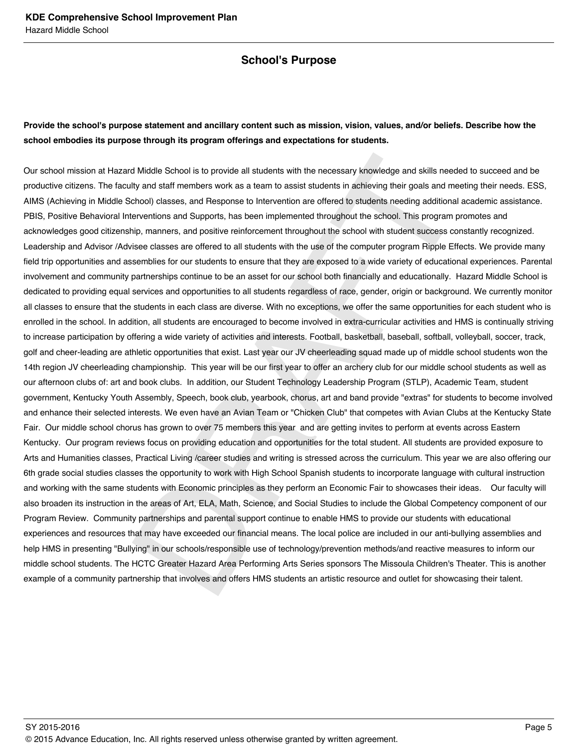## School's Purpose

**Provide the school's purpose statement and ancillary content such as mission, vision, values, and/or beliefs. Describe how the school embodies its purpose through its program offerings and expectations for students.**

Our school mission at Hazard Middle School is to provide all students with the necessary knowledge and skills needed to succeed and be productive citizens. The faculty and staff members work as a team to assist students in achieving their goals and meeting their needs. ESS, AIMS (Achieving in Middle School) classes, and Response to Intervention are offered to students needing additional academic assistance. PBIS, Positive Behavioral Interventions and Supports, has been implemented throughout the school. This program promotes and acknowledges good citizenship, manners, and positive reinforcement throughout the school with student success constantly recognized. Leadership and Advisor /Advisee classes are offered to all students with the use of the computer program Ripple Effects. We provide many field trip opportunities and assemblies for our students to ensure that they are exposed to a wide variety of educational experiences. Parental involvement and community partnerships continue to be an asset for our school both financially and educationally. Hazard Middle School is dedicated to providing equal services and opportunities to all students regardless of race, gender, origin or background. We currently monitor all classes to ensure that the students in each class are diverse. With no exceptions, we offer the same opportunities for each student who is enrolled in the school. In addition, all students are encouraged to become involved in extra-curricular activities and HMS is continually striving to increase participation by offering a wide variety of activities and interests. Football, basketball, baseball, softball, volleyball, soccer, track, golf and cheer-leading are athletic opportunities that exist. Last year our JV cheerleading squad made up of middle school students won the 14th region JV cheerleading championship. This year will be our first year to offer an archery club for our middle school students as well as our afternoon clubs of: art and book clubs. In addition, our Student Technology Leadership Program (STLP), Academic Team, student government, Kentucky Youth Assembly, Speech, book club, yearbook, chorus, art and band provide "extras" for students to become involved and enhance their selected interests. We even have an Avian Team or "Chicken Club" that competes with Avian Clubs at the Kentucky State Fair. Our middle school chorus has grown to over 75 members this year and are getting invites to perform at events across Eastern Kentucky. Our program reviews focus on providing education and opportunities for the total student. All students are provided exposure to Arts and Humanities classes, Practical Living /career studies and writing is stressed across the curriculum. This year we are also offering our 6th grade social studies classes the opportunity to work with High School Spanish students to incorporate language with cultural instruction and working with the same students with Economic principles as they perform an Economic Fair to showcases their ideas. Our faculty will also broaden its instruction in the areas of Art, ELA, Math, Science, and Social Studies to include the Global Competency component of our Program Review. Community partnerships and parental support continue to enable HMS to provide our students with educational experiences and resources that may have exceeded our financial means. The local police are included in our anti-bullying assemblies and help HMS in presenting "Bullying" in our schools/responsible use of technology/prevention methods/and reactive measures to inform our middle school students. The HCTC Greater Hazard Area Performing Arts Series sponsors The Missoula Children's Theater. This is another example of a community partnership that involves and offers HMS students an artistic resource and outlet for showcasing their talent.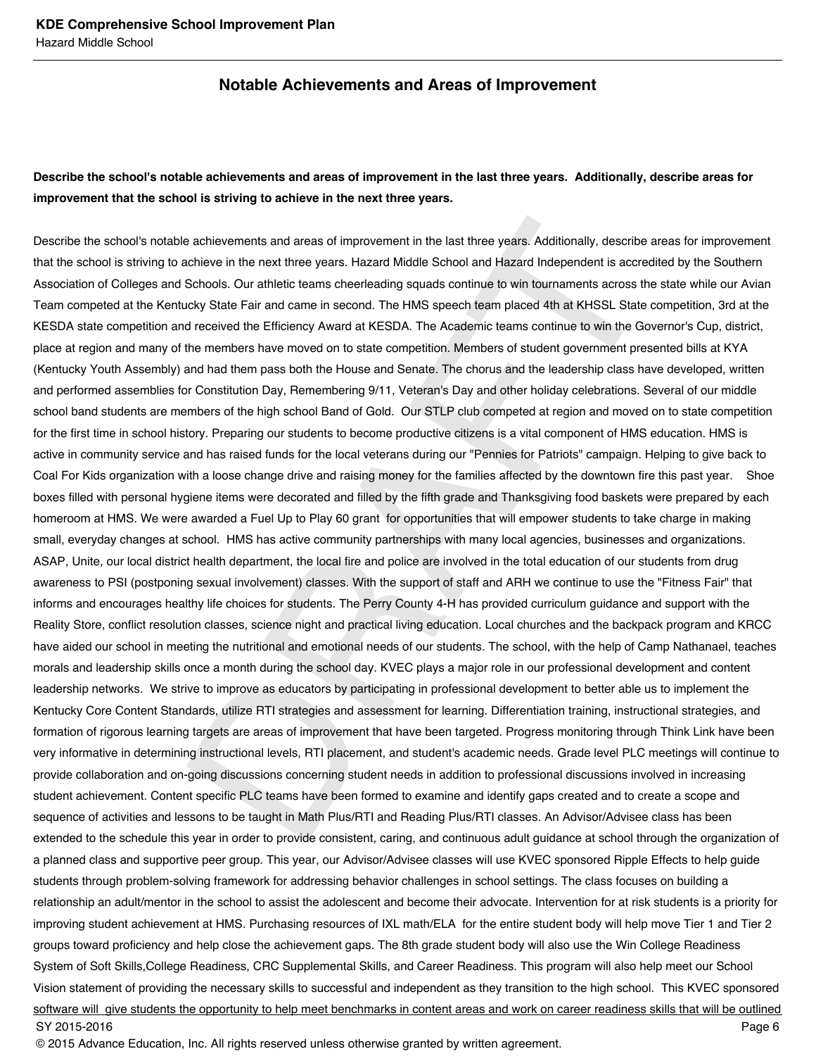## Notable Achievements and Areas of Improvement

**Describe the school's notable achievements and areas of improvement in the last three years. Additionally, describe areas for improvement that the school is striving to achieve in the next three years.**

Describe the school's notable achievements and areas of improvement in the last three years. Additionally, describe areas for improvement that the school is striving to achieve in the next three years. Hazard Middle School and Hazard Independent is accredited by the Southern Association of Colleges and Schools. Our athletic teams cheerleading squads continue to win tournaments across the state while our Avian Team competed at the Kentucky State Fair and came in second. The HMS speech team placed 4th at KHSSL State competition, 3rd at the KESDA state competition and received the Efficiency Award at KESDA. The Academic teams continue to win the Governor's Cup, district, place at region and many of the members have moved on to state competition. Members of student government presented bills at KYA (Kentucky Youth Assembly) and had them pass both the House and Senate. The chorus and the leadership class have developed, written and performed assemblies for Constitution Day, Remembering 9/11, Veteran's Day and other holiday celebrations. Several of our middle school band students are members of the high school Band of Gold. Our STLP club competed at region and moved on to state competition for the first time in school history. Preparing our students to become productive citizens is a vital component of HMS education. HMS is active in community service and has raised funds for the local veterans during our "Pennies for Patriots" campaign. Helping to give back to Coal For Kids organization with a loose change drive and raising money for the families affected by the downtown fire this past year. Shoe boxes filled with personal hygiene items were decorated and filled by the fifth grade and Thanksgiving food baskets were prepared by each homeroom at HMS. We were awarded a Fuel Up to Play 60 grant for opportunities that will empower students to take charge in making small, everyday changes at school. HMS has active community partnerships with many local agencies, businesses and organizations. ASAP, Unite, our local district health department, the local fire and police are involved in the total education of our students from drug awareness to PSI (postponing sexual involvement) classes. With the support of staff and ARH we continue to use the "Fitness Fair" that informs and encourages healthy life choices for students. The Perry County 4-H has provided curriculum guidance and support with the Reality Store, conflict resolution classes, science night and practical living education. Local churches and the backpack program and KRCC have aided our school in meeting the nutritional and emotional needs of our students. The school, with the help of Camp Nathanael, teaches morals and leadership skills once a month during the school day. KVEC plays a major role in our professional development and content leadership networks. We strive to improve as educators by participating in professional development to better able us to implement the Kentucky Core Content Standards, utilize RTI strategies and assessment for learning. Differentiation training, instructional strategies, and formation of rigorous learning targets are areas of improvement that have been targeted. Progress monitoring through Think Link have been very informative in determining instructional levels, RTI placement, and student's academic needs. Grade level PLC meetings will continue to provide collaboration and on-going discussions concerning student needs in addition to professional discussions involved in increasing student achievement. Content specific PLC teams have been formed to examine and identify gaps created and to create a scope and sequence of activities and lessons to be taught in Math Plus/RTI and Reading Plus/RTI classes. An Advisor/Advisee class has been extended to the schedule this year in order to provide consistent, caring, and continuous adult guidance at school through the organization of a planned class and supportive peer group. This year, our Advisor/Advisee classes will use KVEC sponsored Ripple Effects to help guide students through problem-solving framework for addressing behavior challenges in school settings. The class focuses on building a relationship an adult/mentor in the school to assist the adolescent and become their advocate. Intervention for at risk students is a priority for improving student achievement at HMS. Purchasing resources of IXL math/ELA for the entire student body will help move Tier 1 and Tier 2 groups toward proficiency and help close the achievement gaps. The 8th grade student body will also use the Win College Readiness System of Soft Skills,College Readiness, CRC Supplemental Skills, and Career Readiness. This program will also help meet our School Vision statement of providing the necessary skills to successful and independent as they transition to the high school. This KVEC sponsored software will give students the opportunity to help meet benchmarks in content areas and work on career readiness skills that will be outlined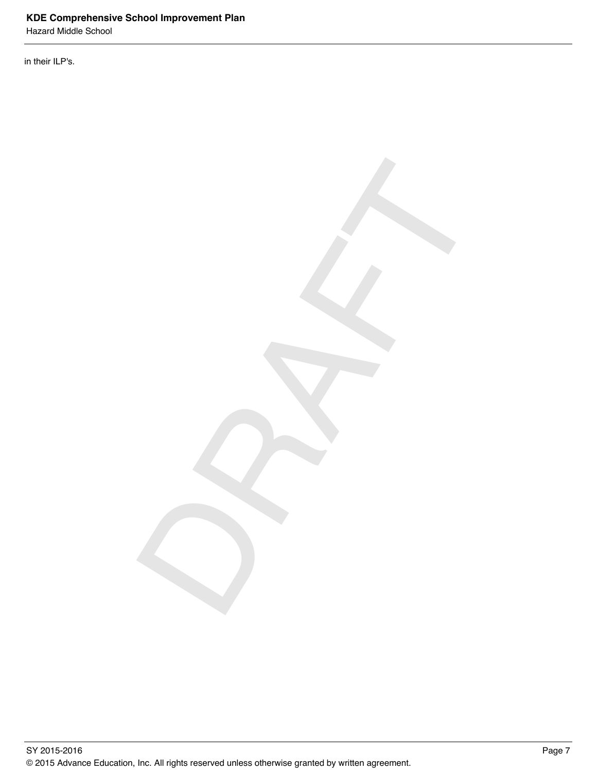in their ILP's.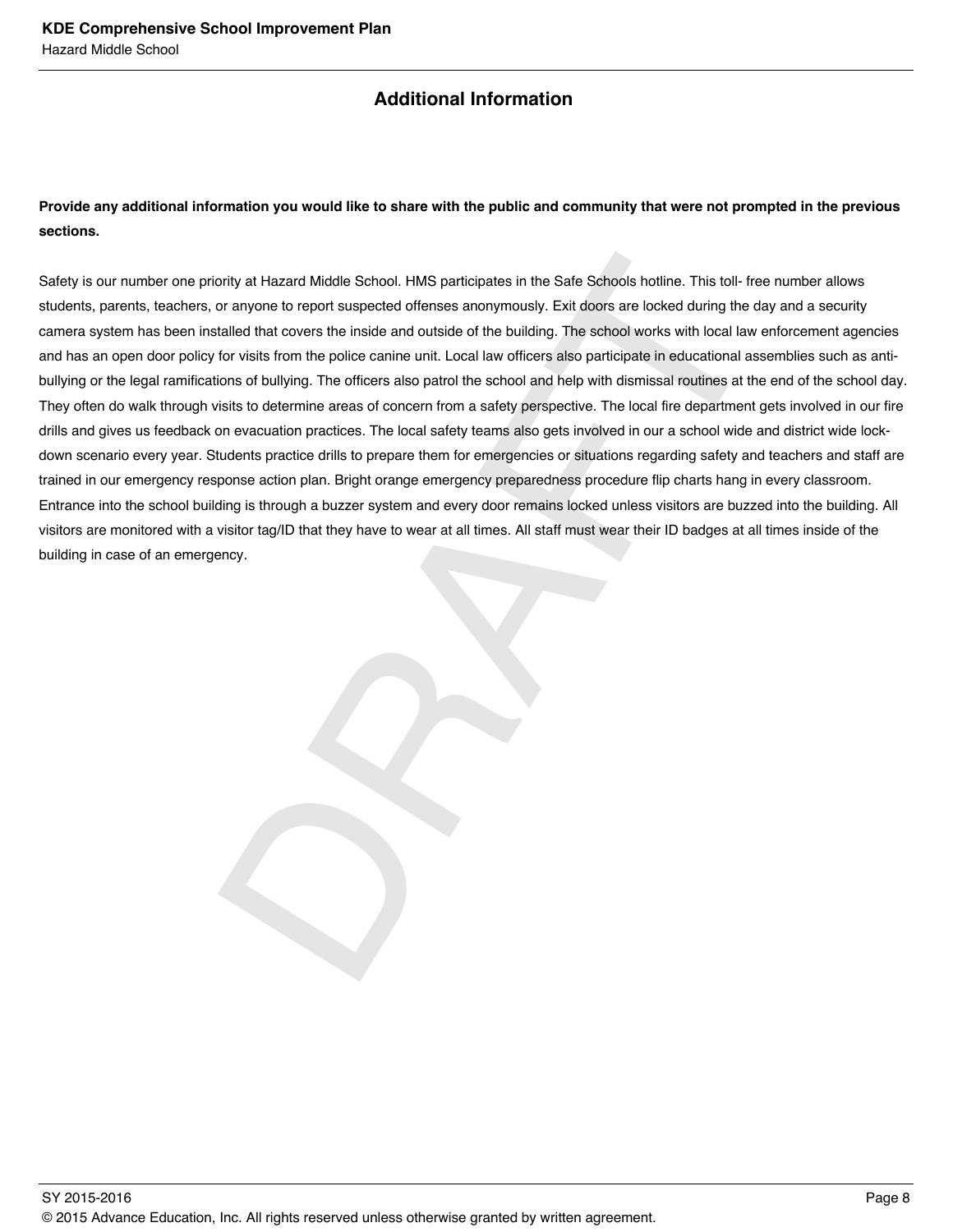## Additional Information

**Provide any additional information you would like to share with the public and community that were not prompted in the previous sections.**

Safety is our number one priority at Hazard Middle School. HMS participates in the Safe Schools hotline. This toll- free number allows students, parents, teachers, or anyone to report suspected offenses anonymously. Exit doors are locked during the day and a security camera system has been installed that covers the inside and outside of the building. The school works with local law enforcement agencies and has an open door policy for visits from the police canine unit. Local law officers also participate in educational assemblies such as anti-bullying or the legal ramifications of bullying. The officers also patrol the school and help with dismissal routines at the end of the school day. They often do walk through visits to determine areas of concern from a safety perspective. The local fire department gets involved in our fire drills and gives us feedback on evacuation practices. The local safety teams also gets involved in our a school wide and district wide lock-down scenario every year. Students practice drills to prepare them for emergencies or situations regarding safety and teachers and staff are trained in our emergency response action plan. Bright orange emergency preparedness procedure flip charts hang in every classroom. Entrance into the school building is through a buzzer system and every door remains locked unless visitors are buzzed into the building. All visitors are monitored with a visitor tag/ID that they have to wear at all times. All staff must wear their ID badges at all times inside of the building in case of an emergency.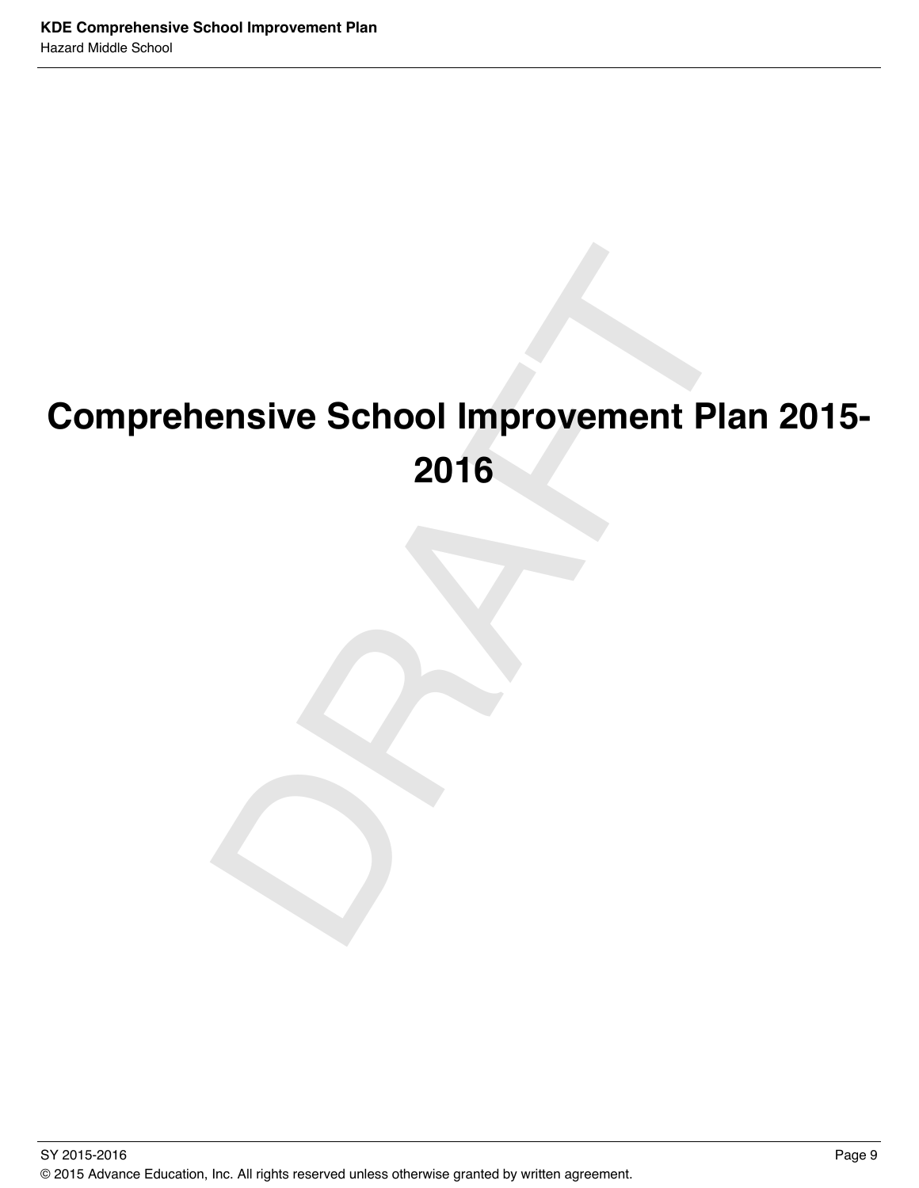# Comprehensive School Improvement Plan 2015-2016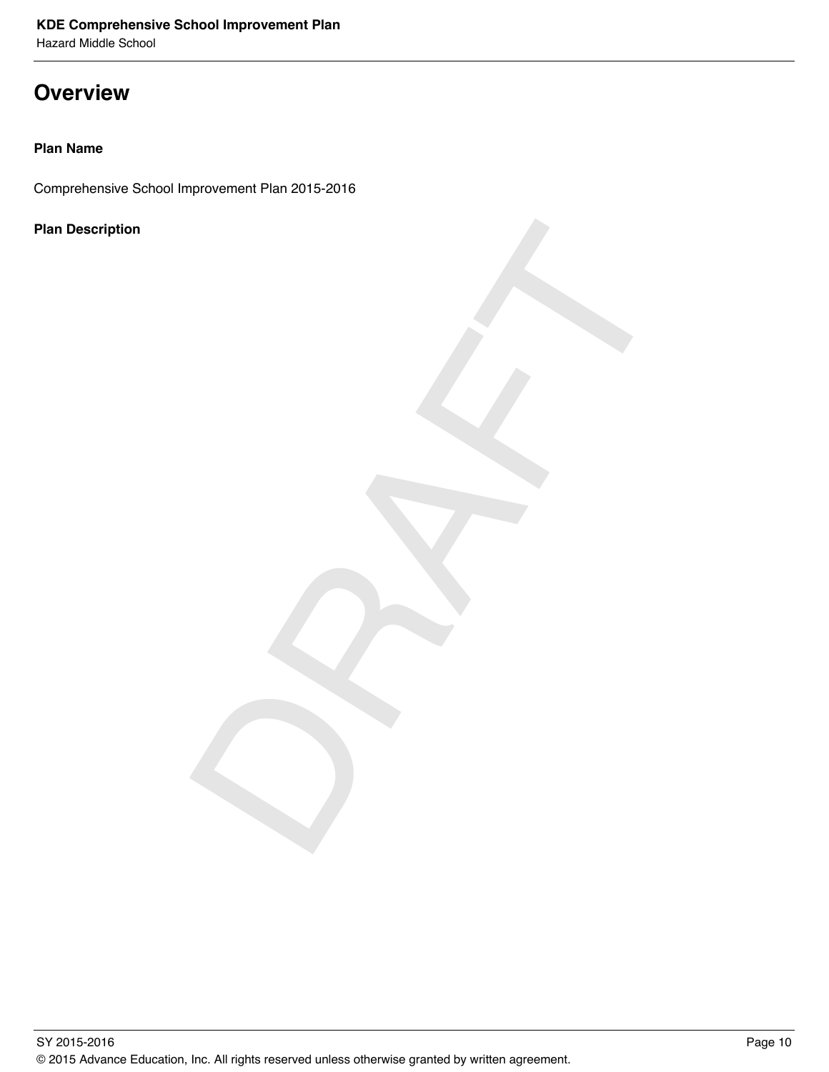# Overview

**Plan Name**

Comprehensive School Improvement Plan 2015-2016

**Plan Description**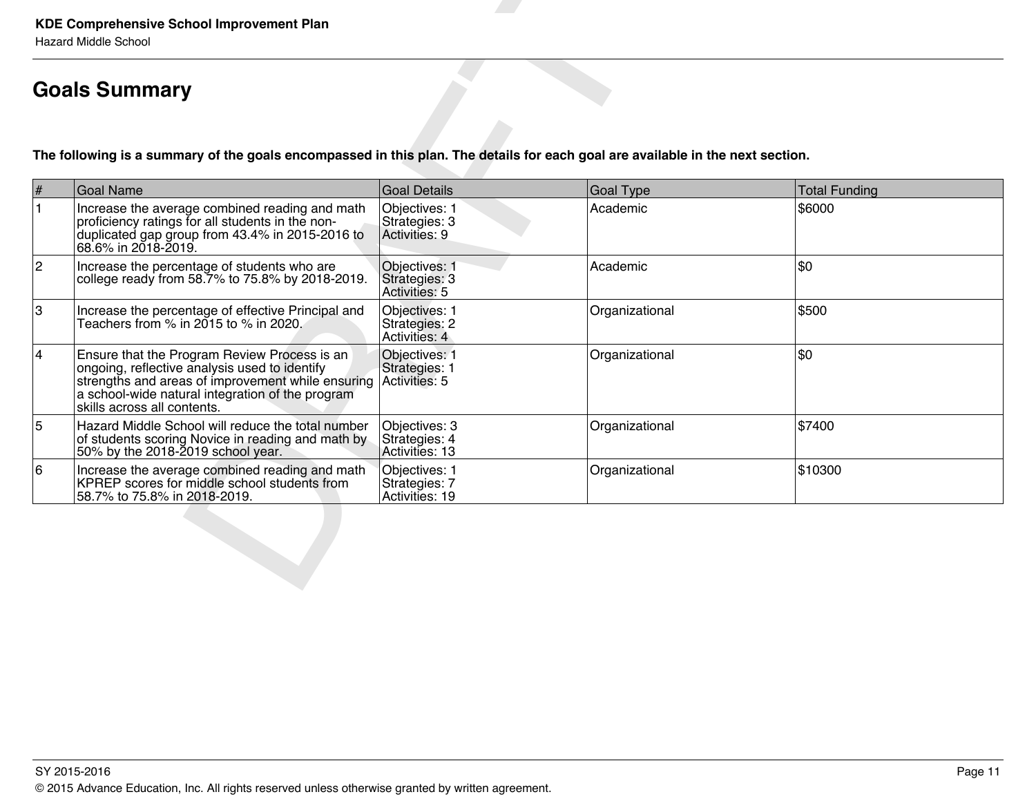## Goals Summary

**The following is a summary of the goals encompassed in this plan. The details for each goal are available in the next section.**

| # | Goal Name | Goal Details | Goal Type | Total Funding |
| --- | --- | --- | --- | --- |
| 1 | Increase the average combined reading and math proficiency ratings for all students in the non-duplicated gap group from 43.4% in 2015-2016 to 68.6% in 2018-2019. | Objectives: 1<br>Strategies: 3<br>Activities: 9 | Academic | $6000 |
| 2 | Increase the percentage of students who are college ready from 58.7% to 75.8% by 2018-2019. | Objectives: 1<br>Strategies: 3<br>Activities: 5 | Academic | $0 |
| 3 | Increase the percentage of effective Principal and Teachers from % in 2015 to % in 2020. | Objectives: 1<br>Strategies: 2<br>Activities: 4 | Organizational | $500 |
| 4 | Ensure that the Program Review Process is an ongoing, reflective analysis used to identify strengths and areas of improvement while ensuring a school-wide natural integration of the program skills across all contents. | Objectives: 1<br>Strategies: 1<br>Activities: 5 | Organizational | $0 |
| 5 | Hazard Middle School will reduce the total number of students scoring Novice in reading and math by 50% by the 2018-2019 school year. | Objectives: 3<br>Strategies: 4<br>Activities: 13 | Organizational | $7400 |
| 6 | Increase the average combined reading and math KPREP scores for middle school students from 58.7% to 75.8% in 2018-2019. | Objectives: 1<br>Strategies: 7<br>Activities: 19 | Organizational | $10300 |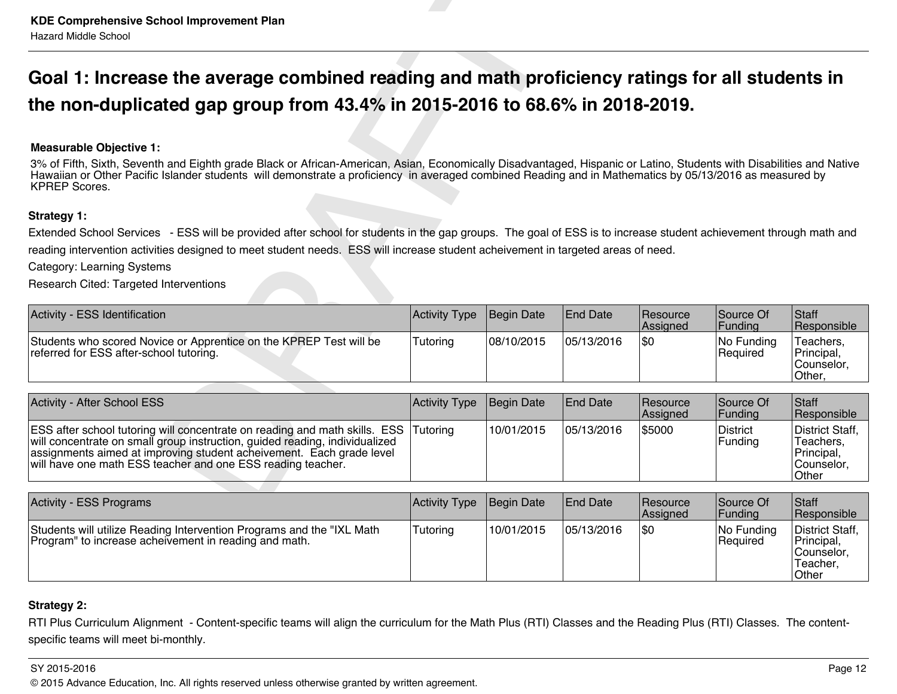## Goal 1: Increase the average combined reading and math proficiency ratings for all students in the non-duplicated gap group from 43.4% in 2015-2016 to 68.6% in 2018-2019.

**Measurable Objective 1:**

3% of Fifth, Sixth, Seventh and Eighth grade Black or African-American, Asian, Economically Disadvantaged, Hispanic or Latino, Students with Disabilities and Native Hawaiian or Other Pacific Islander students will demonstrate a proficiency in averaged combined Reading and in Mathematics by 05/13/2016 as measured by KPREP Scores.

**Strategy 1:**

Extended School Services - ESS will be provided after school for students in the gap groups. The goal of ESS is to increase student achievement through math and reading intervention activities designed to meet student needs. ESS will increase student acheivement in targeted areas of need.

Category: Learning Systems

Research Cited: Targeted Interventions

| Activity - ESS Identification | Activity Type | Begin Date | End Date | Resource Assigned | Source Of Funding | Staff Responsible |
|---|---|---|---|---|---|---|
| Students who scored Novice or Apprentice on the KPREP Test will be referred for ESS after-school tutoring. | Tutoring | 08/10/2015 | 05/13/2016 | $0 | No Funding Required | Teachers, Principal, Counselor, Other, |

| Activity - After School ESS | Activity Type | Begin Date | End Date | Resource Assigned | Source Of Funding | Staff Responsible |
|---|---|---|---|---|---|---|
| ESS after school tutoring will concentrate on reading and math skills. ESS will concentrate on small group instruction, guided reading, individualized assignments aimed at improving student acheivement. Each grade level will have one math ESS teacher and one ESS reading teacher. | Tutoring | 10/01/2015 | 05/13/2016 | $5000 | District Funding | District Staff, Teachers, Principal, Counselor, Other |

| Activity - ESS Programs | Activity Type | Begin Date | End Date | Resource Assigned | Source Of Funding | Staff Responsible |
|---|---|---|---|---|---|---|
| Students will utilize Reading Intervention Programs and the "IXL Math Program" to increase acheivement in reading and math. | Tutoring | 10/01/2015 | 05/13/2016 | $0 | No Funding Required | District Staff, Principal, Counselor, Teacher, Other |

**Strategy 2:**

RTI Plus Curriculum Alignment - Content-specific teams will align the curriculum for the Math Plus (RTI) Classes and the Reading Plus (RTI) Classes. The content-specific teams will meet bi-monthly.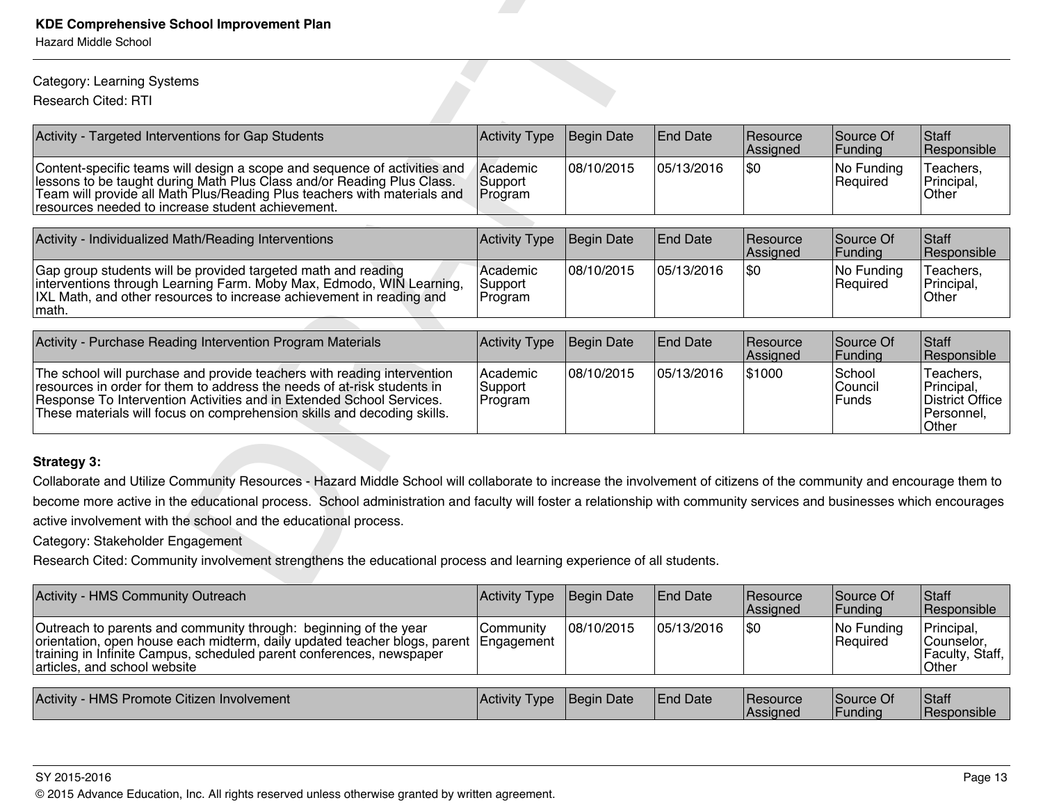Category: Learning Systems

Research Cited: RTI

| Activity - Targeted Interventions for Gap Students | Activity Type | Begin Date | End Date | Resource Assigned | Source Of Funding | Staff Responsible |
|---|---|---|---|---|---|---|
| Content-specific teams will design a scope and sequence of activities and lessons to be taught during Math Plus Class and/or Reading Plus Class. Team will provide all Math Plus/Reading Plus teachers with materials and resources needed to increase student achievement. | Academic Support Program | 08/10/2015 | 05/13/2016 | $0 | No Funding Required | Teachers, Principal, Other |

| Activity - Individualized Math/Reading Interventions | Activity Type | Begin Date | End Date | Resource Assigned | Source Of Funding | Staff Responsible |
|---|---|---|---|---|---|---|
| Gap group students will be provided targeted math and reading interventions through Learning Farm. Moby Max, Edmodo, WIN Learning, IXL Math, and other resources to increase achievement in reading and math. | Academic Support Program | 08/10/2015 | 05/13/2016 | $0 | No Funding Required | Teachers, Principal, Other |

| Activity - Purchase Reading Intervention Program Materials | Activity Type | Begin Date | End Date | Resource Assigned | Source Of Funding | Staff Responsible |
|---|---|---|---|---|---|---|
| The school will purchase and provide teachers with reading intervention resources in order for them to address the needs of at-risk students in Response To Intervention Activities and in Extended School Services. These materials will focus on comprehension skills and decoding skills. | Academic Support Program | 08/10/2015 | 05/13/2016 | $1000 | School Council Funds | Teachers, Principal, District Office Personnel, Other |

**Strategy 3:**

Collaborate and Utilize Community Resources - Hazard Middle School will collaborate to increase the involvement of citizens of the community and encourage them to become more active in the educational process. School administration and faculty will foster a relationship with community services and businesses which encourages active involvement with the school and the educational process.

Category: Stakeholder Engagement

Research Cited: Community involvement strengthens the educational process and learning experience of all students.

| Activity - HMS Community Outreach | Activity Type | Begin Date | End Date | Resource Assigned | Source Of Funding | Staff Responsible |
|---|---|---|---|---|---|---|
| Outreach to parents and community through: beginning of the year orientation, open house each midterm, daily updated teacher blogs, parent training in Infinite Campus, scheduled parent conferences, newspaper articles, and school website | Community Engagement | 08/10/2015 | 05/13/2016 | $0 | No Funding Required | Principal, Counselor, Faculty, Staff, Other |

| Activity - HMS Promote Citizen Involvement | Activity Type | Begin Date | End Date | Resource Assigned | Source Of Funding | Staff Responsible |
|---|---|---|---|---|---|---|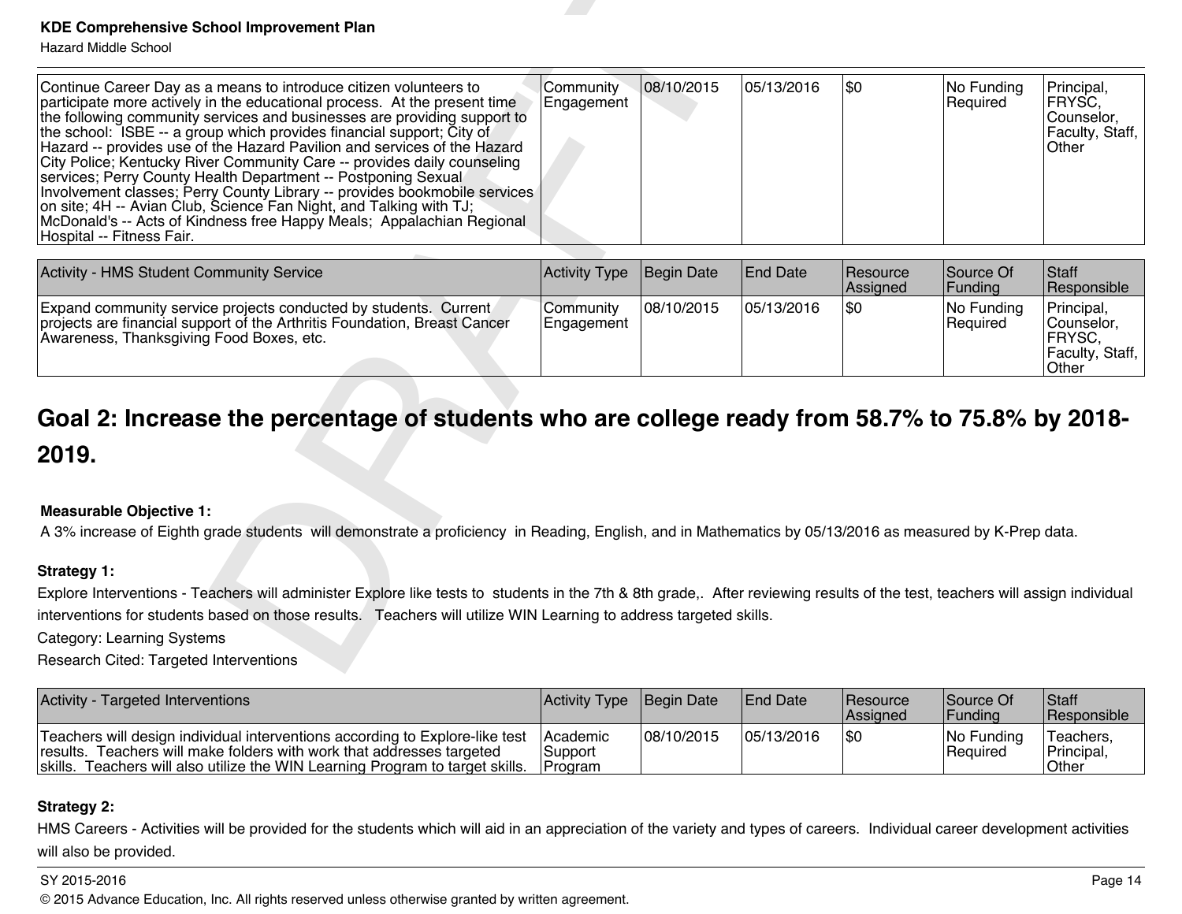| | | | | | | |
|---|---|---|---|---|---|---|
| Continue Career Day as a means to introduce citizen volunteers to participate more actively in the educational process. At the present time the following community services and businesses are providing support to the school: ISBE -- a group which provides financial support; City of Hazard -- provides use of the Hazard Pavilion and services of the Hazard City Police; Kentucky River Community Care -- provides daily counseling services; Perry County Health Department -- Postponing Sexual Involvement classes; Perry County Library -- provides bookmobile services on site; 4H -- Avian Club, Science Fan Night, and Talking with TJ; McDonald's -- Acts of Kindness free Happy Meals; Appalachian Regional Hospital -- Fitness Fair. | Community Engagement | 08/10/2015 | 05/13/2016 | $0 | No Funding Required | Principal, FRYSC, Counselor, Faculty, Staff, Other |

| Activity - HMS Student Community Service | Activity Type | Begin Date | End Date | Resource Assigned | Source Of Funding | Staff Responsible |
|---|---|---|---|---|---|---|
| Expand community service projects conducted by students. Current projects are financial support of the Arthritis Foundation, Breast Cancer Awareness, Thanksgiving Food Boxes, etc. | Community Engagement | 08/10/2015 | 05/13/2016 | $0 | No Funding Required | Principal, Counselor, FRYSC, Faculty, Staff, Other |

# Goal 2: Increase the percentage of students who are college ready from 58.7% to 75.8% by 2018-2019.

**Measurable Objective 1:**

A 3% increase of Eighth grade students will demonstrate a proficiency in Reading, English, and in Mathematics by 05/13/2016 as measured by K-Prep data.

**Strategy 1:**

Explore Interventions - Teachers will administer Explore like tests to students in the 7th & 8th grade,. After reviewing results of the test, teachers will assign individual interventions for students based on those results. Teachers will utilize WIN Learning to address targeted skills.

Category: Learning Systems

Research Cited: Targeted Interventions

| Activity - Targeted Interventions | Activity Type | Begin Date | End Date | Resource Assigned | Source Of Funding | Staff Responsible |
|---|---|---|---|---|---|---|
| Teachers will design individual interventions according to Explore-like test results. Teachers will make folders with work that addresses targeted skills. Teachers will also utilize the WIN Learning Program to target skills. | Academic Support Program | 08/10/2015 | 05/13/2016 | $0 | No Funding Required | Teachers, Principal, Other |

**Strategy 2:**

HMS Careers - Activities will be provided for the students which will aid in an appreciation of the variety and types of careers. Individual career development activities will also be provided.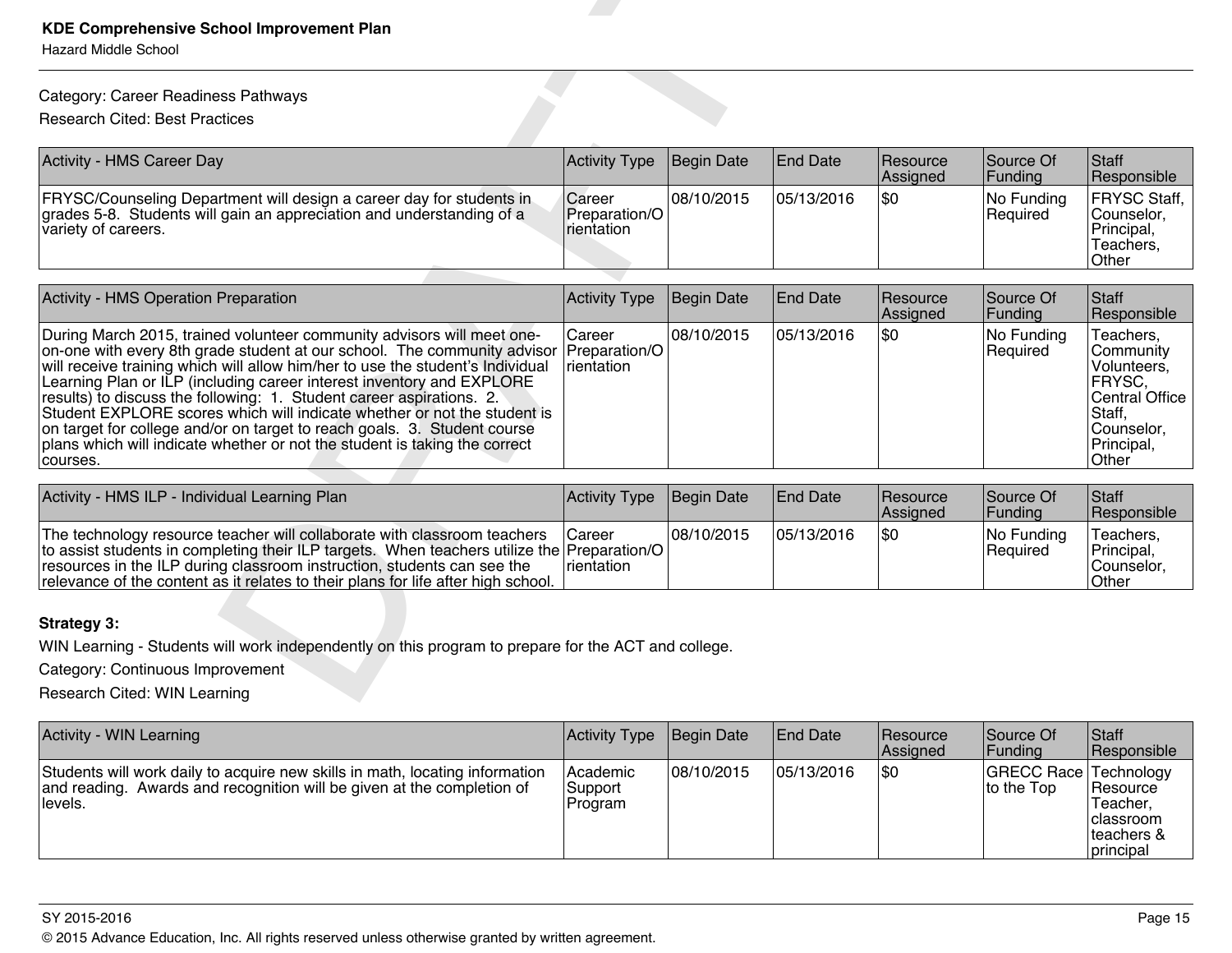Category: Career Readiness Pathways

Research Cited: Best Practices

| Activity - HMS Career Day | Activity Type | Begin Date | End Date | Resource Assigned | Source Of Funding | Staff Responsible |
|---|---|---|---|---|---|---|
| FRYSC/Counseling Department will design a career day for students in grades 5-8. Students will gain an appreciation and understanding of a variety of careers. | Career Preparation/Orientation | 08/10/2015 | 05/13/2016 | $0 | No Funding Required | FRYSC Staff, Counselor, Principal, Teachers, Other |

| Activity - HMS Operation Preparation | Activity Type | Begin Date | End Date | Resource Assigned | Source Of Funding | Staff Responsible |
|---|---|---|---|---|---|---|
| During March 2015, trained volunteer community advisors will meet one-on-one with every 8th grade student at our school. The community advisor will receive training which will allow him/her to use the student's Individual Learning Plan or ILP (including career interest inventory and EXPLORE results) to discuss the following: 1. Student career aspirations. 2. Student EXPLORE scores which will indicate whether or not the student is on target for college and/or on target to reach goals. 3. Student course plans which will indicate whether or not the student is taking the correct courses. | Career Preparation/Orientation | 08/10/2015 | 05/13/2016 | $0 | No Funding Required | Teachers, Community Volunteers, FRYSC, Central Office Staff, Counselor, Principal, Other |

| Activity - HMS ILP - Individual Learning Plan | Activity Type | Begin Date | End Date | Resource Assigned | Source Of Funding | Staff Responsible |
|---|---|---|---|---|---|---|
| The technology resource teacher will collaborate with classroom teachers to assist students in completing their ILP targets. When teachers utilize the resources in the ILP during classroom instruction, students can see the relevance of the content as it relates to their plans for life after high school. | Career Preparation/Orientation | 08/10/2015 | 05/13/2016 | $0 | No Funding Required | Teachers, Principal, Counselor, Other |

**Strategy 3:**

WIN Learning - Students will work independently on this program to prepare for the ACT and college.

Category: Continuous Improvement

Research Cited: WIN Learning

| Activity - WIN Learning | Activity Type | Begin Date | End Date | Resource Assigned | Source Of Funding | Staff Responsible |
|---|---|---|---|---|---|---|
| Students will work daily to acquire new skills in math, locating information and reading. Awards and recognition will be given at the completion of levels. | Academic Support Program | 08/10/2015 | 05/13/2016 | $0 | GRECC Race to the Top | Technology Resource Teacher, classroom teachers & principal |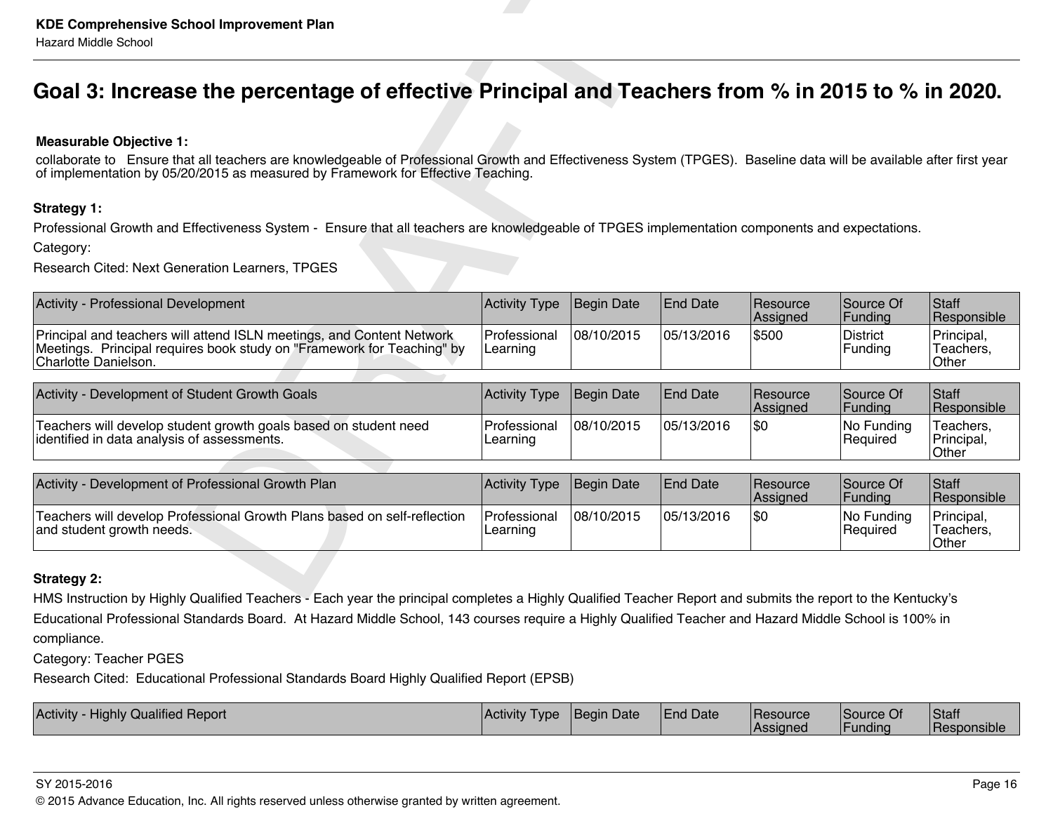# Goal 3: Increase the percentage of effective Principal and Teachers from % in 2015 to % in 2020.

**Measurable Objective 1:**

collaborate to Ensure that all teachers are knowledgeable of Professional Growth and Effectiveness System (TPGES). Baseline data will be available after first year of implementation by 05/20/2015 as measured by Framework for Effective Teaching.

**Strategy 1:**

Professional Growth and Effectiveness System - Ensure that all teachers are knowledgeable of TPGES implementation components and expectations.

Category:

Research Cited: Next Generation Learners, TPGES

| Activity - Professional Development | Activity Type | Begin Date | End Date | Resource Assigned | Source Of Funding | Staff Responsible |
|---|---|---|---|---|---|---|
| Principal and teachers will attend ISLN meetings, and Content Network Meetings. Principal requires book study on "Framework for Teaching" by Charlotte Danielson. | Professional Learning | 08/10/2015 | 05/13/2016 | $500 | District Funding | Principal, Teachers, Other |

| Activity - Development of Student Growth Goals | Activity Type | Begin Date | End Date | Resource Assigned | Source Of Funding | Staff Responsible |
|---|---|---|---|---|---|---|
| Teachers will develop student growth goals based on student need identified in data analysis of assessments. | Professional Learning | 08/10/2015 | 05/13/2016 | $0 | No Funding Required | Teachers, Principal, Other |

| Activity - Development of Professional Growth Plan | Activity Type | Begin Date | End Date | Resource Assigned | Source Of Funding | Staff Responsible |
|---|---|---|---|---|---|---|
| Teachers will develop Professional Growth Plans based on self-reflection and student growth needs. | Professional Learning | 08/10/2015 | 05/13/2016 | $0 | No Funding Required | Principal, Teachers, Other |

**Strategy 2:**

HMS Instruction by Highly Qualified Teachers - Each year the principal completes a Highly Qualified Teacher Report and submits the report to the Kentucky's Educational Professional Standards Board. At Hazard Middle School, 143 courses require a Highly Qualified Teacher and Hazard Middle School is 100% in compliance.

Category: Teacher PGES

Research Cited: Educational Professional Standards Board Highly Qualified Report (EPSB)

| Activity - Highly Qualified Report | Activity Type | Begin Date | End Date | Resource Assigned | Source Of Funding | Staff Responsible |
|---|---|---|---|---|---|---|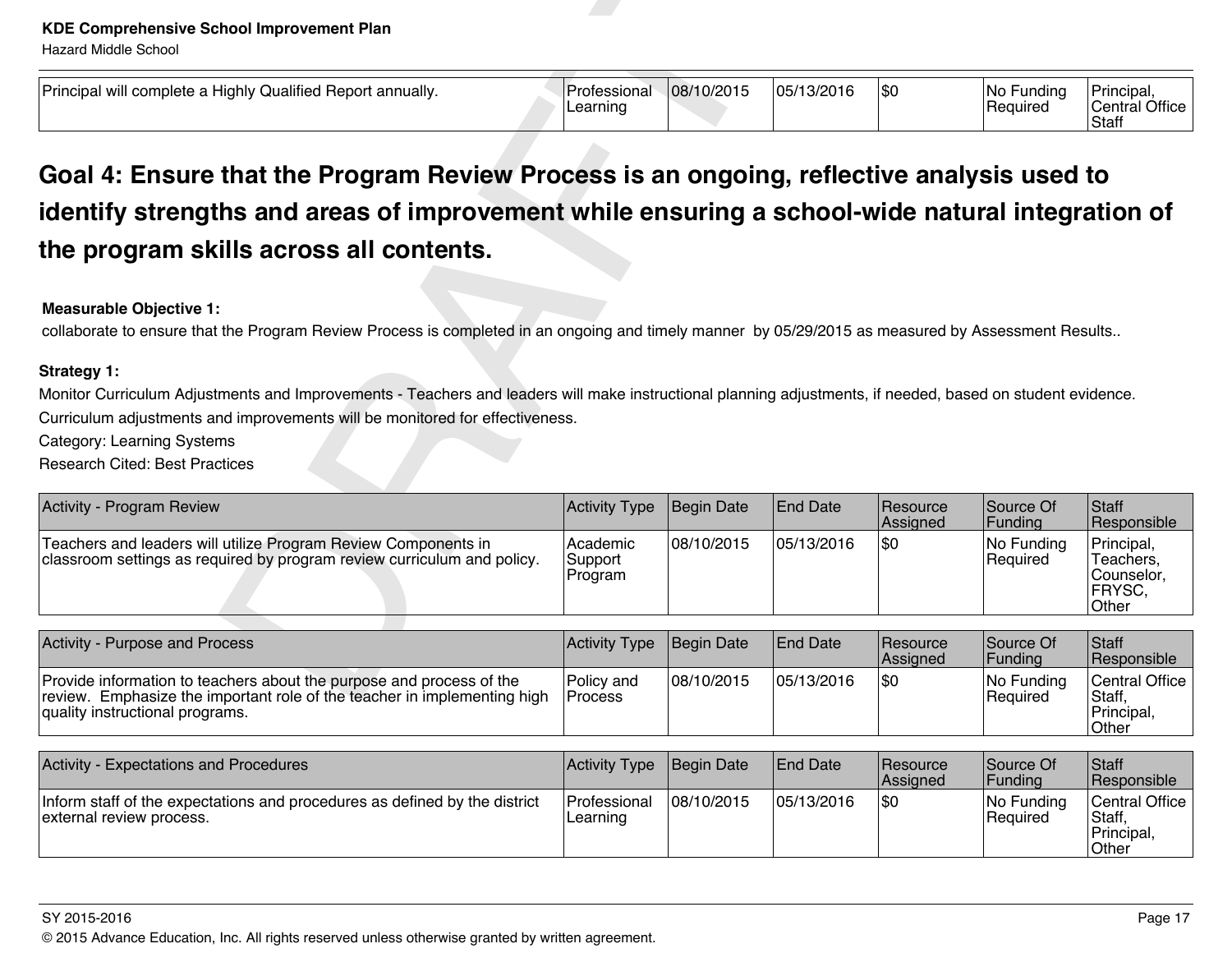| | | | | | | |
|---|---|---|---|---|---|---|
| Principal will complete a Highly Qualified Report annually. | Professional Learning | 08/10/2015 | 05/13/2016 | $0 | No Funding Required | Principal, Central Office Staff |

## Goal 4: Ensure that the Program Review Process is an ongoing, reflective analysis used to identify strengths and areas of improvement while ensuring a school-wide natural integration of the program skills across all contents.

**Measurable Objective 1:**

collaborate to ensure that the Program Review Process is completed in an ongoing and timely manner by 05/29/2015 as measured by Assessment Results..

**Strategy 1:**

Monitor Curriculum Adjustments and Improvements - Teachers and leaders will make instructional planning adjustments, if needed, based on student evidence. Curriculum adjustments and improvements will be monitored for effectiveness.

Category: Learning Systems

Research Cited: Best Practices

| Activity - Program Review | Activity Type | Begin Date | End Date | Resource Assigned | Source Of Funding | Staff Responsible |
|---|---|---|---|---|---|---|
| Teachers and leaders will utilize Program Review Components in classroom settings as required by program review curriculum and policy. | Academic Support Program | 08/10/2015 | 05/13/2016 | $0 | No Funding Required | Principal, Teachers, Counselor, FRYSC, Other |

| Activity - Purpose and Process | Activity Type | Begin Date | End Date | Resource Assigned | Source Of Funding | Staff Responsible |
|---|---|---|---|---|---|---|
| Provide information to teachers about the purpose and process of the review. Emphasize the important role of the teacher in implementing high quality instructional programs. | Policy and Process | 08/10/2015 | 05/13/2016 | $0 | No Funding Required | Central Office Staff, Principal, Other |

| Activity - Expectations and Procedures | Activity Type | Begin Date | End Date | Resource Assigned | Source Of Funding | Staff Responsible |
|---|---|---|---|---|---|---|
| Inform staff of the expectations and procedures as defined by the district external review process. | Professional Learning | 08/10/2015 | 05/13/2016 | $0 | No Funding Required | Central Office Staff, Principal, Other |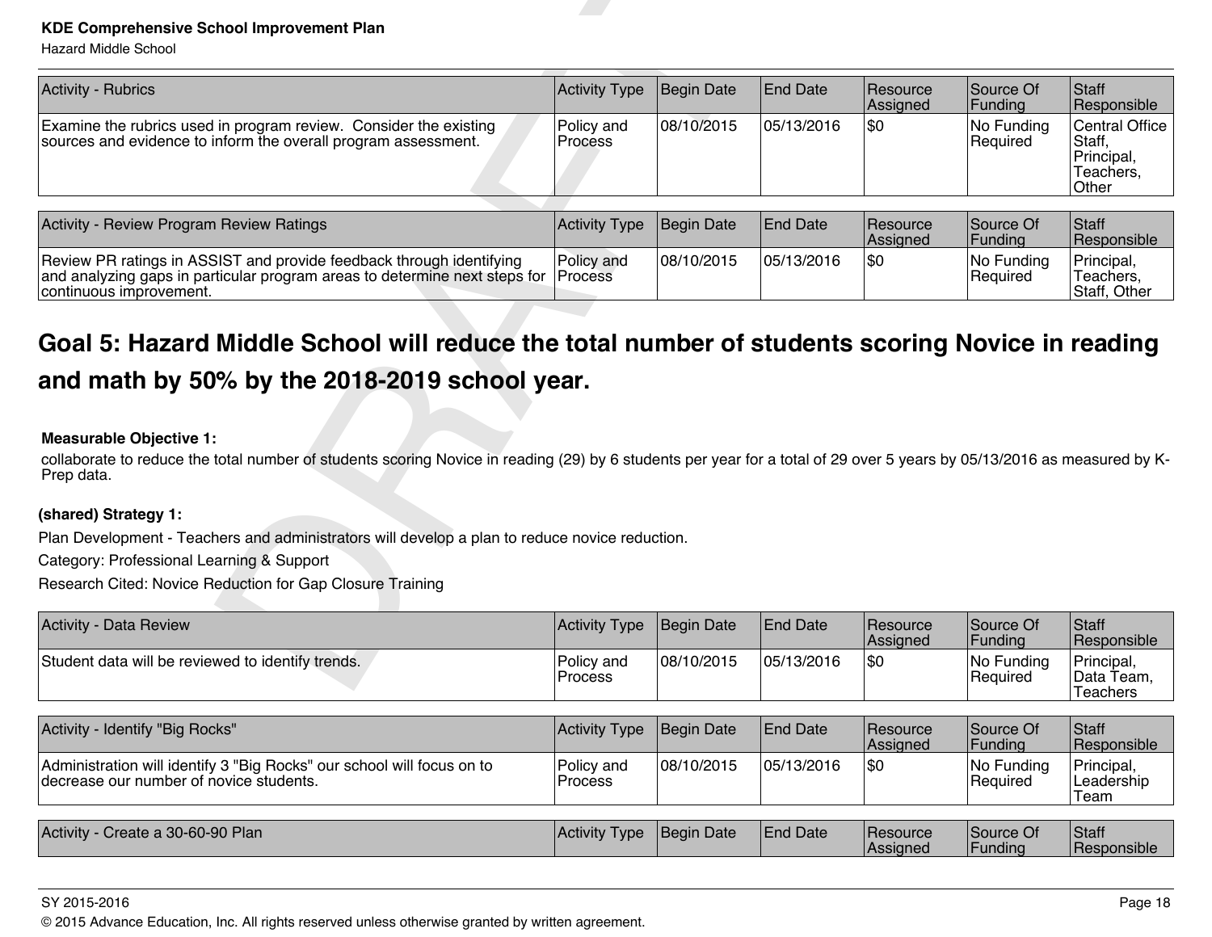| Activity - Rubrics | Activity Type | Begin Date | End Date | Resource Assigned | Source Of Funding | Staff Responsible |
|---|---|---|---|---|---|---|
| Examine the rubrics used in program review. Consider the existing sources and evidence to inform the overall program assessment. | Policy and Process | 08/10/2015 | 05/13/2016 | $0 | No Funding Required | Central Office Staff, Principal, Teachers, Other |

| Activity - Review Program Review Ratings | Activity Type | Begin Date | End Date | Resource Assigned | Source Of Funding | Staff Responsible |
|---|---|---|---|---|---|---|
| Review PR ratings in ASSIST and provide feedback through identifying and analyzing gaps in particular program areas to determine next steps for continuous improvement. | Policy and Process | 08/10/2015 | 05/13/2016 | $0 | No Funding Required | Principal, Teachers, Staff, Other |

## Goal 5: Hazard Middle School will reduce the total number of students scoring Novice in reading and math by 50% by the 2018-2019 school year.

**Measurable Objective 1:**

collaborate to reduce the total number of students scoring Novice in reading (29) by 6 students per year for a total of 29 over 5 years by 05/13/2016 as measured by K-Prep data.

**(shared) Strategy 1:**

Plan Development - Teachers and administrators will develop a plan to reduce novice reduction.

Category: Professional Learning & Support

Research Cited: Novice Reduction for Gap Closure Training

| Activity - Data Review | Activity Type | Begin Date | End Date | Resource Assigned | Source Of Funding | Staff Responsible |
|---|---|---|---|---|---|---|
| Student data will be reviewed to identify trends. | Policy and Process | 08/10/2015 | 05/13/2016 | $0 | No Funding Required | Principal, Data Team, Teachers |

| Activity - Identify "Big Rocks" | Activity Type | Begin Date | End Date | Resource Assigned | Source Of Funding | Staff Responsible |
|---|---|---|---|---|---|---|
| Administration will identify 3 "Big Rocks" our school will focus on to decrease our number of novice students. | Policy and Process | 08/10/2015 | 05/13/2016 | $0 | No Funding Required | Principal, Leadership Team |

| Activity - Create a 30-60-90 Plan | Activity Type | Begin Date | End Date | Resource Assigned | Source Of Funding | Staff Responsible |
|---|---|---|---|---|---|---|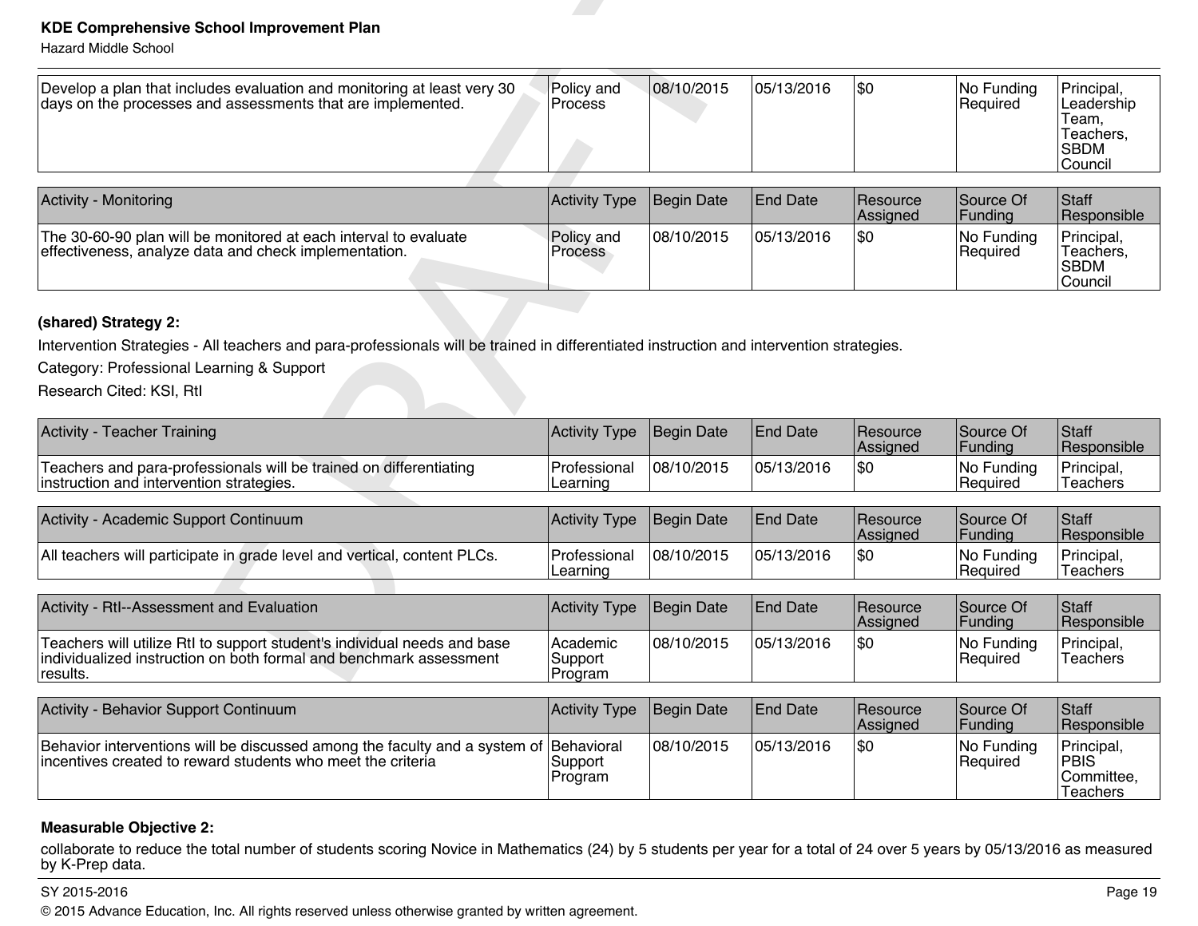| | | | | | | |
|---|---|---|---|---|---|---|
| Develop a plan that includes evaluation and monitoring at least very 30 days on the processes and assessments that are implemented. | Policy and Process | 08/10/2015 | 05/13/2016 | $0 | No Funding Required | Principal, Leadership Team, Teachers, SBDM Council |

| Activity - Monitoring | Activity Type | Begin Date | End Date | Resource Assigned | Source Of Funding | Staff Responsible |
|---|---|---|---|---|---|---|
| The 30-60-90 plan will be monitored at each interval to evaluate effectiveness, analyze data and check implementation. | Policy and Process | 08/10/2015 | 05/13/2016 | $0 | No Funding Required | Principal, Teachers, SBDM Council |

**(shared) Strategy 2:**

Intervention Strategies - All teachers and para-professionals will be trained in differentiated instruction and intervention strategies.

Category: Professional Learning & Support

Research Cited: KSI, RtI

| Activity - Teacher Training | Activity Type | Begin Date | End Date | Resource Assigned | Source Of Funding | Staff Responsible |
|---|---|---|---|---|---|---|
| Teachers and para-professionals will be trained on differentiating instruction and intervention strategies. | Professional Learning | 08/10/2015 | 05/13/2016 | $0 | No Funding Required | Principal, Teachers |

| Activity - Academic Support Continuum | Activity Type | Begin Date | End Date | Resource Assigned | Source Of Funding | Staff Responsible |
|---|---|---|---|---|---|---|
| All teachers will participate in grade level and vertical, content PLCs. | Professional Learning | 08/10/2015 | 05/13/2016 | $0 | No Funding Required | Principal, Teachers |

| Activity - RtI--Assessment and Evaluation | Activity Type | Begin Date | End Date | Resource Assigned | Source Of Funding | Staff Responsible |
|---|---|---|---|---|---|---|
| Teachers will utilize RtI to support student's individual needs and base individualized instruction on both formal and benchmark assessment results. | Academic Support Program | 08/10/2015 | 05/13/2016 | $0 | No Funding Required | Principal, Teachers |

| Activity - Behavior Support Continuum | Activity Type | Begin Date | End Date | Resource Assigned | Source Of Funding | Staff Responsible |
|---|---|---|---|---|---|---|
| Behavior interventions will be discussed among the faculty and a system of incentives created to reward students who meet the criteria | Behavioral Support Program | 08/10/2015 | 05/13/2016 | $0 | No Funding Required | Principal, PBIS Committee, Teachers |

**Measurable Objective 2:**

collaborate to reduce the total number of students scoring Novice in Mathematics (24) by 5 students per year for a total of 24 over 5 years by 05/13/2016 as measured by K-Prep data.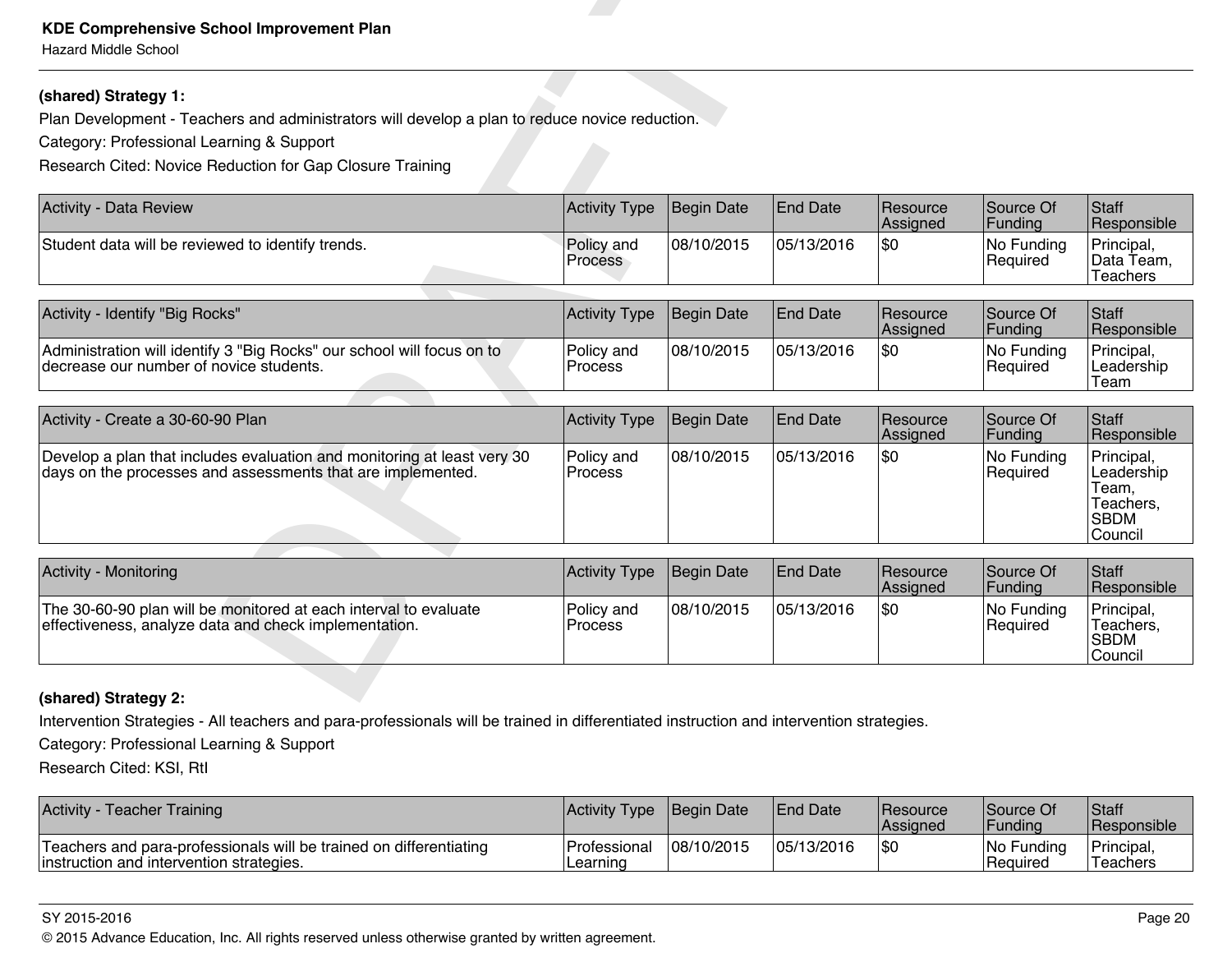**(shared) Strategy 1:**

Plan Development - Teachers and administrators will develop a plan to reduce novice reduction.

Category: Professional Learning & Support

Research Cited: Novice Reduction for Gap Closure Training

| Activity - Data Review | Activity Type | Begin Date | End Date | Resource Assigned | Source Of Funding | Staff Responsible |
|---|---|---|---|---|---|---|
| Student data will be reviewed to identify trends. | Policy and Process | 08/10/2015 | 05/13/2016 | $0 | No Funding Required | Principal, Data Team, Teachers |

| Activity - Identify "Big Rocks" | Activity Type | Begin Date | End Date | Resource Assigned | Source Of Funding | Staff Responsible |
|---|---|---|---|---|---|---|
| Administration will identify 3 "Big Rocks" our school will focus on to decrease our number of novice students. | Policy and Process | 08/10/2015 | 05/13/2016 | $0 | No Funding Required | Principal, Leadership Team |

| Activity - Create a 30-60-90 Plan | Activity Type | Begin Date | End Date | Resource Assigned | Source Of Funding | Staff Responsible |
|---|---|---|---|---|---|---|
| Develop a plan that includes evaluation and monitoring at least very 30 days on the processes and assessments that are implemented. | Policy and Process | 08/10/2015 | 05/13/2016 | $0 | No Funding Required | Principal, Leadership Team, Teachers, SBDM Council |

| Activity - Monitoring | Activity Type | Begin Date | End Date | Resource Assigned | Source Of Funding | Staff Responsible |
|---|---|---|---|---|---|---|
| The 30-60-90 plan will be monitored at each interval to evaluate effectiveness, analyze data and check implementation. | Policy and Process | 08/10/2015 | 05/13/2016 | $0 | No Funding Required | Principal, Teachers, SBDM Council |

**(shared) Strategy 2:**

Intervention Strategies - All teachers and para-professionals will be trained in differentiated instruction and intervention strategies.

Category: Professional Learning & Support

Research Cited: KSI, RtI

| Activity - Teacher Training | Activity Type | Begin Date | End Date | Resource Assigned | Source Of Funding | Staff Responsible |
|---|---|---|---|---|---|---|
| Teachers and para-professionals will be trained on differentiating instruction and intervention strategies. | Professional Learning | 08/10/2015 | 05/13/2016 | $0 | No Funding Required | Principal, Teachers |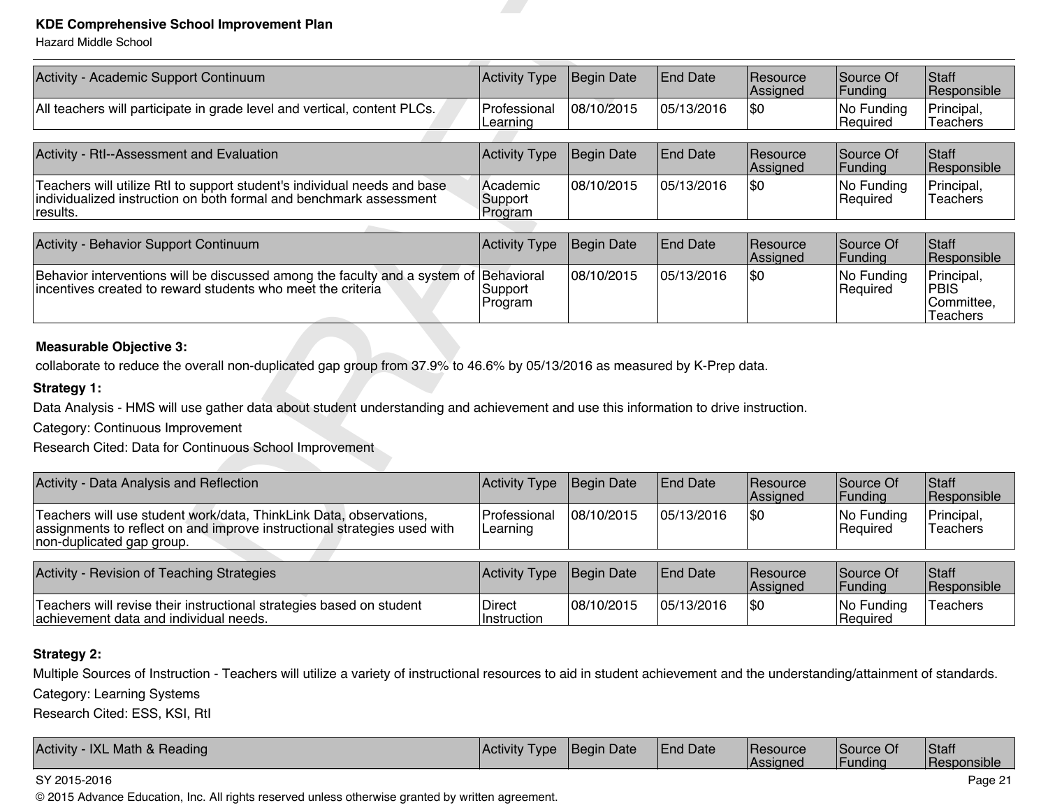| Activity - Academic Support Continuum | Activity Type | Begin Date | End Date | Resource Assigned | Source Of Funding | Staff Responsible |
|---|---|---|---|---|---|---|
| All teachers will participate in grade level and vertical, content PLCs. | Professional Learning | 08/10/2015 | 05/13/2016 | $0 | No Funding Required | Principal, Teachers |

| Activity - RtI--Assessment and Evaluation | Activity Type | Begin Date | End Date | Resource Assigned | Source Of Funding | Staff Responsible |
|---|---|---|---|---|---|---|
| Teachers will utilize RtI to support student's individual needs and base individualized instruction on both formal and benchmark assessment results. | Academic Support Program | 08/10/2015 | 05/13/2016 | $0 | No Funding Required | Principal, Teachers |

| Activity - Behavior Support Continuum | Activity Type | Begin Date | End Date | Resource Assigned | Source Of Funding | Staff Responsible |
|---|---|---|---|---|---|---|
| Behavior interventions will be discussed among the faculty and a system of incentives created to reward students who meet the criteria | Behavioral Support Program | 08/10/2015 | 05/13/2016 | $0 | No Funding Required | Principal, PBIS Committee, Teachers |

**Measurable Objective 3:**

collaborate to reduce the overall non-duplicated gap group from 37.9% to 46.6% by 05/13/2016 as measured by K-Prep data.

**Strategy 1:**

Data Analysis - HMS will use gather data about student understanding and achievement and use this information to drive instruction.

Category: Continuous Improvement

Research Cited: Data for Continuous School Improvement

| Activity - Data Analysis and Reflection | Activity Type | Begin Date | End Date | Resource Assigned | Source Of Funding | Staff Responsible |
|---|---|---|---|---|---|---|
| Teachers will use student work/data, ThinkLink Data, observations, assignments to reflect on and improve instructional strategies used with non-duplicated gap group. | Professional Learning | 08/10/2015 | 05/13/2016 | $0 | No Funding Required | Principal, Teachers |

| Activity - Revision of Teaching Strategies | Activity Type | Begin Date | End Date | Resource Assigned | Source Of Funding | Staff Responsible |
|---|---|---|---|---|---|---|
| Teachers will revise their instructional strategies based on student achievement data and individual needs. | Direct Instruction | 08/10/2015 | 05/13/2016 | $0 | No Funding Required | Teachers |

**Strategy 2:**

Multiple Sources of Instruction - Teachers will utilize a variety of instructional resources to aid in student achievement and the understanding/attainment of standards.

Category: Learning Systems

Research Cited: ESS, KSI, RtI

| Activity - IXL Math & Reading | Activity Type | Begin Date | End Date | Resource Assigned | Source Of Funding | Staff Responsible |
|---|---|---|---|---|---|---|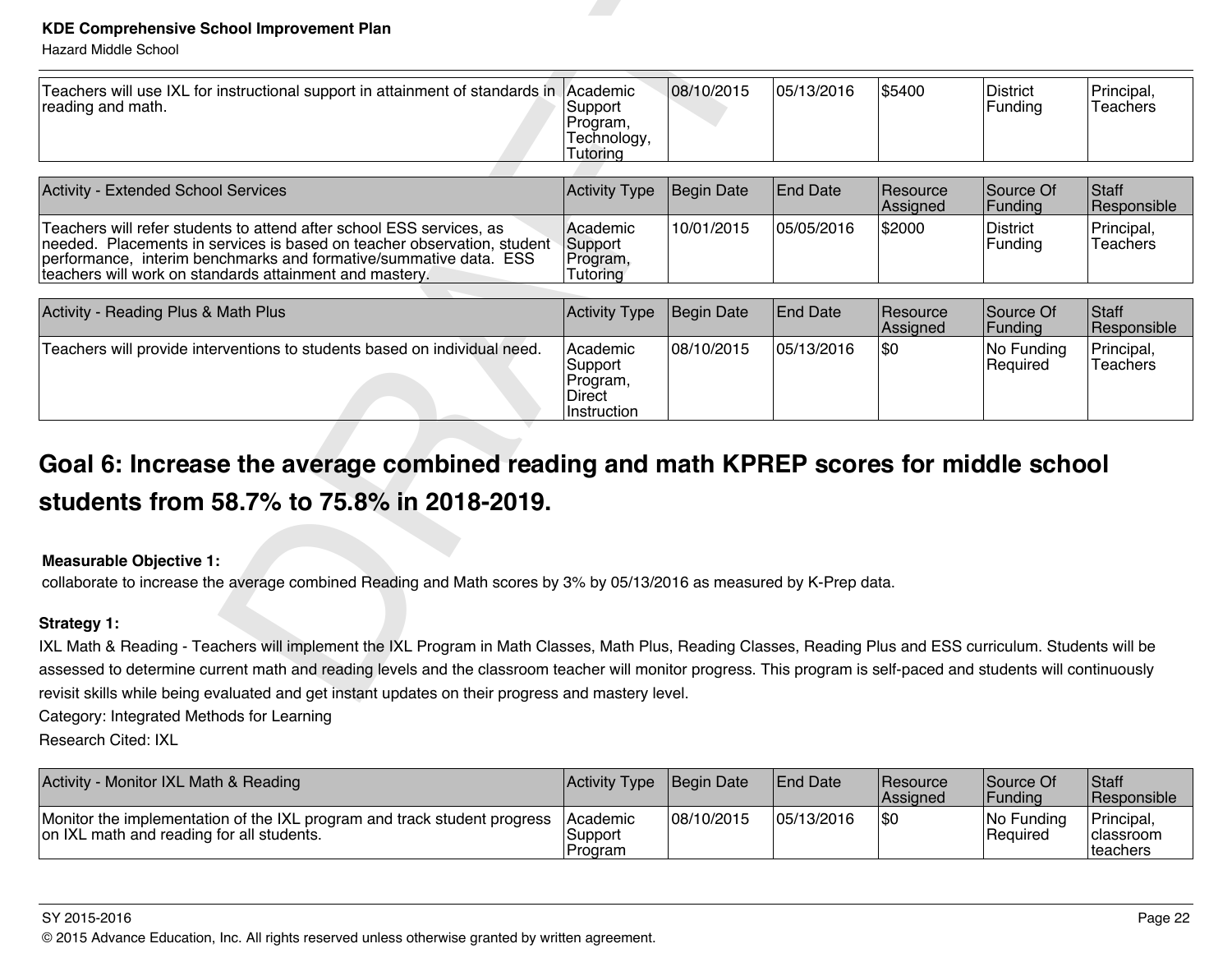| | | | | | | |
|---|---|---|---|---|---|---|
| Teachers will use IXL for instructional support in attainment of standards in reading and math. | Academic Support Program, Technology, Tutoring | 08/10/2015 | 05/13/2016 | $5400 | District Funding | Principal, Teachers |

| Activity - Extended School Services | Activity Type | Begin Date | End Date | Resource Assigned | Source Of Funding | Staff Responsible |
|---|---|---|---|---|---|---|
| Teachers will refer students to attend after school ESS services, as needed. Placements in services is based on teacher observation, student performance, interim benchmarks and formative/summative data. ESS teachers will work on standards attainment and mastery. | Academic Support Program, Tutoring | 10/01/2015 | 05/05/2016 | $2000 | District Funding | Principal, Teachers |

| Activity - Reading Plus & Math Plus | Activity Type | Begin Date | End Date | Resource Assigned | Source Of Funding | Staff Responsible |
|---|---|---|---|---|---|---|
| Teachers will provide interventions to students based on individual need. | Academic Support Program, Direct Instruction | 08/10/2015 | 05/13/2016 | $0 | No Funding Required | Principal, Teachers |

## Goal 6: Increase the average combined reading and math KPREP scores for middle school students from 58.7% to 75.8% in 2018-2019.

**Measurable Objective 1:**
collaborate to increase the average combined Reading and Math scores by 3% by 05/13/2016 as measured by K-Prep data.

**Strategy 1:**
IXL Math & Reading - Teachers will implement the IXL Program in Math Classes, Math Plus, Reading Classes, Reading Plus and ESS curriculum. Students will be assessed to determine current math and reading levels and the classroom teacher will monitor progress. This program is self-paced and students will continuously revisit skills while being evaluated and get instant updates on their progress and mastery level.
Category: Integrated Methods for Learning
Research Cited: IXL

| Activity - Monitor IXL Math & Reading | Activity Type | Begin Date | End Date | Resource Assigned | Source Of Funding | Staff Responsible |
|---|---|---|---|---|---|---|
| Monitor the implementation of the IXL program and track student progress on IXL math and reading for all students. | Academic Support Program | 08/10/2015 | 05/13/2016 | $0 | No Funding Required | Principal, classroom teachers |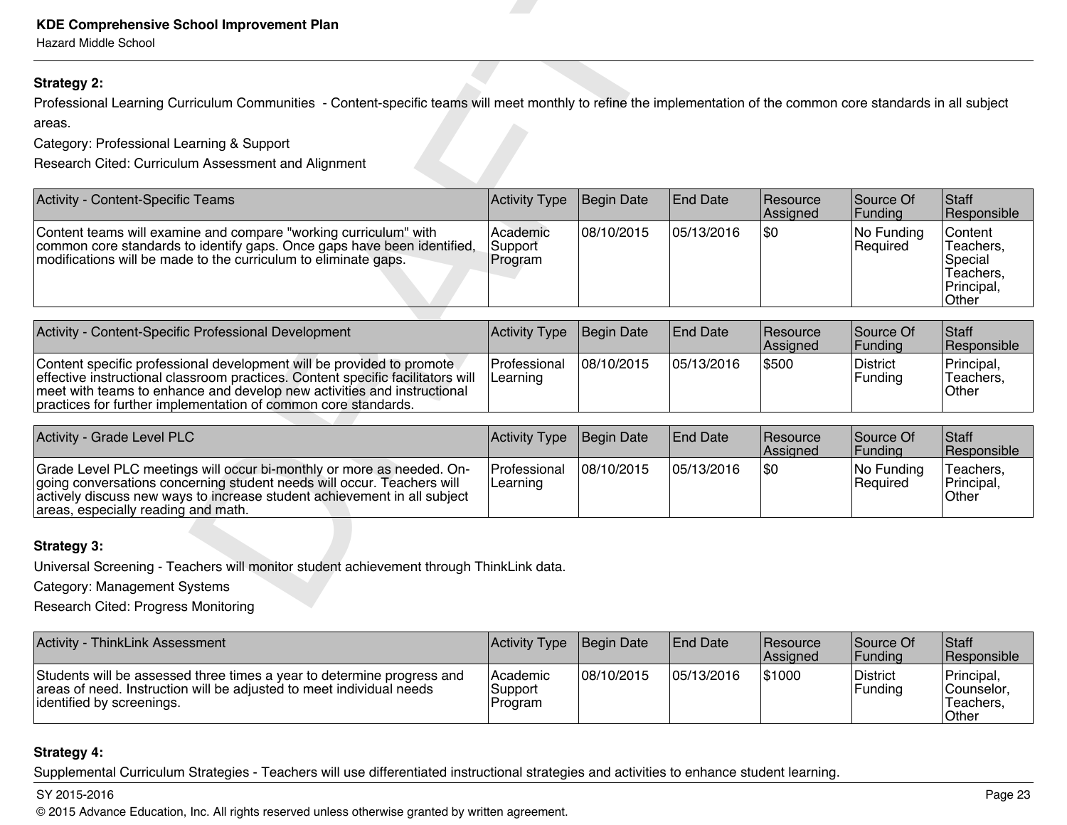**Strategy 2:**

Professional Learning Curriculum Communities - Content-specific teams will meet monthly to refine the implementation of the common core standards in all subject areas.

Category: Professional Learning & Support

Research Cited: Curriculum Assessment and Alignment

| Activity - Content-Specific Teams | Activity Type | Begin Date | End Date | Resource Assigned | Source Of Funding | Staff Responsible |
|---|---|---|---|---|---|---|
| Content teams will examine and compare "working curriculum" with common core standards to identify gaps. Once gaps have been identified, modifications will be made to the curriculum to eliminate gaps. | Academic Support Program | 08/10/2015 | 05/13/2016 | $0 | No Funding Required | Content Teachers, Special Teachers, Principal, Other |

| Activity - Content-Specific Professional Development | Activity Type | Begin Date | End Date | Resource Assigned | Source Of Funding | Staff Responsible |
|---|---|---|---|---|---|---|
| Content specific professional development will be provided to promote effective instructional classroom practices. Content specific facilitators will meet with teams to enhance and develop new activities and instructional practices for further implementation of common core standards. | Professional Learning | 08/10/2015 | 05/13/2016 | $500 | District Funding | Principal, Teachers, Other |

| Activity - Grade Level PLC | Activity Type | Begin Date | End Date | Resource Assigned | Source Of Funding | Staff Responsible |
|---|---|---|---|---|---|---|
| Grade Level PLC meetings will occur bi-monthly or more as needed. On-going conversations concerning student needs will occur. Teachers will actively discuss new ways to increase student achievement in all subject areas, especially reading and math. | Professional Learning | 08/10/2015 | 05/13/2016 | $0 | No Funding Required | Teachers, Principal, Other |

**Strategy 3:**

Universal Screening - Teachers will monitor student achievement through ThinkLink data.

Category: Management Systems

Research Cited: Progress Monitoring

| Activity - ThinkLink Assessment | Activity Type | Begin Date | End Date | Resource Assigned | Source Of Funding | Staff Responsible |
|---|---|---|---|---|---|---|
| Students will be assessed three times a year to determine progress and areas of need. Instruction will be adjusted to meet individual needs identified by screenings. | Academic Support Program | 08/10/2015 | 05/13/2016 | $1000 | District Funding | Principal, Counselor, Teachers, Other |

**Strategy 4:**

Supplemental Curriculum Strategies - Teachers will use differentiated instructional strategies and activities to enhance student learning.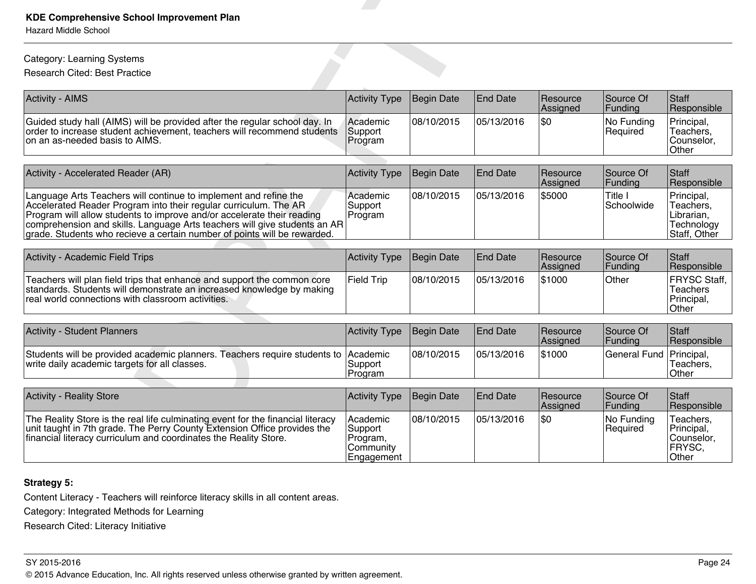Category: Learning Systems

Research Cited: Best Practice

| Activity - AIMS | Activity Type | Begin Date | End Date | Resource Assigned | Source Of Funding | Staff Responsible |
|---|---|---|---|---|---|---|
| Guided study hall (AIMS) will be provided after the regular school day. In order to increase student achievement, teachers will recommend students on an as-needed basis to AIMS. | Academic Support Program | 08/10/2015 | 05/13/2016 | $0 | No Funding Required | Principal, Teachers, Counselor, Other |

| Activity - Accelerated Reader (AR) | Activity Type | Begin Date | End Date | Resource Assigned | Source Of Funding | Staff Responsible |
|---|---|---|---|---|---|---|
| Language Arts Teachers will continue to implement and refine the Accelerated Reader Program into their regular curriculum. The AR Program will allow students to improve and/or accelerate their reading comprehension and skills. Language Arts teachers will give students an AR grade. Students who recieve a certain number of points will be rewarded. | Academic Support Program | 08/10/2015 | 05/13/2016 | $5000 | Title I Schoolwide | Principal, Teachers, Librarian, Technology Staff, Other |

| Activity - Academic Field Trips | Activity Type | Begin Date | End Date | Resource Assigned | Source Of Funding | Staff Responsible |
|---|---|---|---|---|---|---|
| Teachers will plan field trips that enhance and support the common core standards. Students will demonstrate an increased knowledge by making real world connections with classroom activities. | Field Trip | 08/10/2015 | 05/13/2016 | $1000 | Other | FRYSC Staff, Teachers Principal, Other |

| Activity - Student Planners | Activity Type | Begin Date | End Date | Resource Assigned | Source Of Funding | Staff Responsible |
|---|---|---|---|---|---|---|
| Students will be provided academic planners. Teachers require students to write daily academic targets for all classes. | Academic Support Program | 08/10/2015 | 05/13/2016 | $1000 | General Fund | Principal, Teachers, Other |

| Activity - Reality Store | Activity Type | Begin Date | End Date | Resource Assigned | Source Of Funding | Staff Responsible |
|---|---|---|---|---|---|---|
| The Reality Store is the real life culminating event for the financial literacy unit taught in 7th grade. The Perry County Extension Office provides the financial literacy curriculum and coordinates the Reality Store. | Academic Support Program, Community Engagement | 08/10/2015 | 05/13/2016 | $0 | No Funding Required | Teachers, Principal, Counselor, FRYSC, Other |

**Strategy 5:**

Content Literacy - Teachers will reinforce literacy skills in all content areas.

Category: Integrated Methods for Learning

Research Cited: Literacy Initiative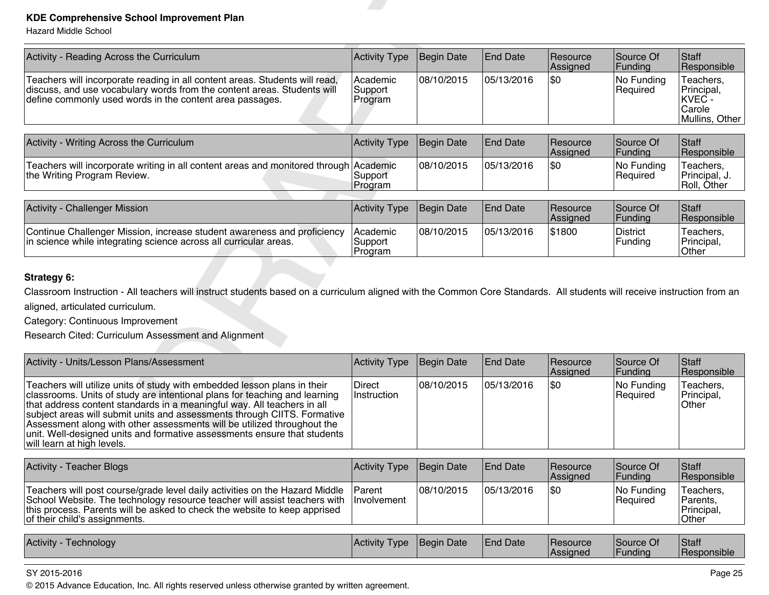| Activity - Reading Across the Curriculum | Activity Type | Begin Date | End Date | Resource Assigned | Source Of Funding | Staff Responsible |
|---|---|---|---|---|---|---|
| Teachers will incorporate reading in all content areas. Students will read, discuss, and use vocabulary words from the content areas. Students will define commonly used words in the content area passages. | Academic Support Program | 08/10/2015 | 05/13/2016 | $0 | No Funding Required | Teachers, Principal, KVEC - Carole Mullins, Other |

| Activity - Writing Across the Curriculum | Activity Type | Begin Date | End Date | Resource Assigned | Source Of Funding | Staff Responsible |
|---|---|---|---|---|---|---|
| Teachers will incorporate writing in all content areas and monitored through the Writing Program Review. | Academic Support Program | 08/10/2015 | 05/13/2016 | $0 | No Funding Required | Teachers, Principal, J. Roll, Other |

| Activity - Challenger Mission | Activity Type | Begin Date | End Date | Resource Assigned | Source Of Funding | Staff Responsible |
|---|---|---|---|---|---|---|
| Continue Challenger Mission, increase student awareness and proficiency in science while integrating science across all curricular areas. | Academic Support Program | 08/10/2015 | 05/13/2016 | $1800 | District Funding | Teachers, Principal, Other |

**Strategy 6:**

Classroom Instruction - All teachers will instruct students based on a curriculum aligned with the Common Core Standards. All students will receive instruction from an aligned, articulated curriculum.

Category: Continuous Improvement

Research Cited: Curriculum Assessment and Alignment

| Activity - Units/Lesson Plans/Assessment | Activity Type | Begin Date | End Date | Resource Assigned | Source Of Funding | Staff Responsible |
|---|---|---|---|---|---|---|
| Teachers will utilize units of study with embedded lesson plans in their classrooms. Units of study are intentional plans for teaching and learning that address content standards in a meaningful way. All teachers in all subject areas will submit units and assessments through CIITS. Formative Assessment along with other assessments will be utilized throughout the unit. Well-designed units and formative assessments ensure that students will learn at high levels. | Direct Instruction | 08/10/2015 | 05/13/2016 | $0 | No Funding Required | Teachers, Principal, Other |

| Activity - Teacher Blogs | Activity Type | Begin Date | End Date | Resource Assigned | Source Of Funding | Staff Responsible |
|---|---|---|---|---|---|---|
| Teachers will post course/grade level daily activities on the Hazard Middle School Website. The technology resource teacher will assist teachers with this process. Parents will be asked to check the website to keep apprised of their child's assignments. | Parent Involvement | 08/10/2015 | 05/13/2016 | $0 | No Funding Required | Teachers, Parents, Principal, Other |

| Activity - Technology | Activity Type | Begin Date | End Date | Resource Assigned | Source Of Funding | Staff Responsible |
|---|---|---|---|---|---|---|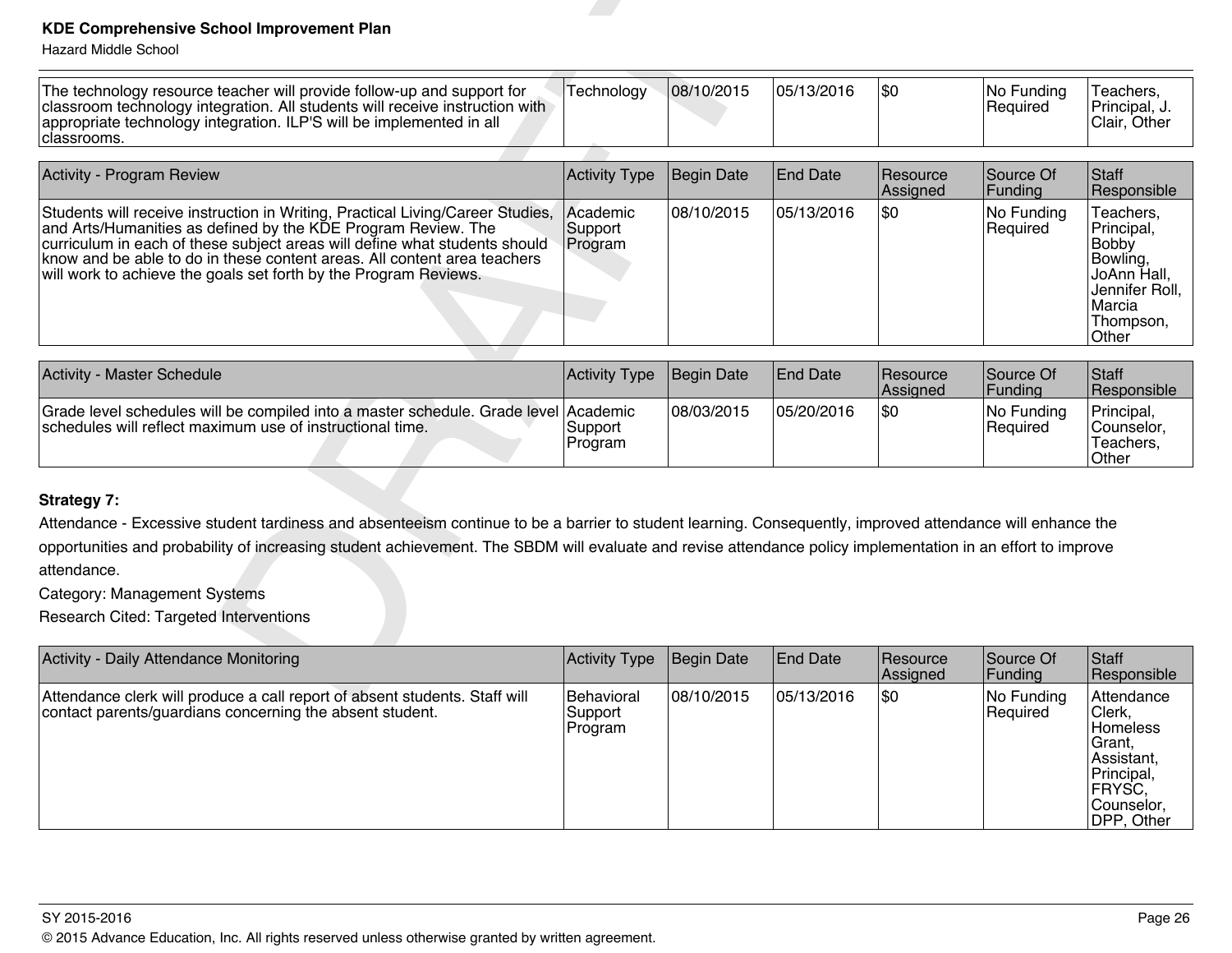| | | | | | | |
|---|---|---|---|---|---|---|
| The technology resource teacher will provide follow-up and support for classroom technology integration. All students will receive instruction with appropriate technology integration. ILP'S will be implemented in all classrooms. | Technology | 08/10/2015 | 05/13/2016 | $0 | No Funding Required | Teachers, Principal, J. Clair, Other |

| Activity - Program Review | Activity Type | Begin Date | End Date | Resource Assigned | Source Of Funding | Staff Responsible |
|---|---|---|---|---|---|---|
| Students will receive instruction in Writing, Practical Living/Career Studies, and Arts/Humanities as defined by the KDE Program Review. The curriculum in each of these subject areas will define what students should know and be able to do in these content areas. All content area teachers will work to achieve the goals set forth by the Program Reviews. | Academic Support Program | 08/10/2015 | 05/13/2016 | $0 | No Funding Required | Teachers, Principal, Bobby Bowling, JoAnn Hall, Jennifer Roll, Marcia Thompson, Other |

| Activity - Master Schedule | Activity Type | Begin Date | End Date | Resource Assigned | Source Of Funding | Staff Responsible |
|---|---|---|---|---|---|---|
| Grade level schedules will be compiled into a master schedule. Grade level schedules will reflect maximum use of instructional time. | Academic Support Program | 08/03/2015 | 05/20/2016 | $0 | No Funding Required | Principal, Counselor, Teachers, Other |

**Strategy 7:**

Attendance - Excessive student tardiness and absenteeism continue to be a barrier to student learning. Consequently, improved attendance will enhance the opportunities and probability of increasing student achievement. The SBDM will evaluate and revise attendance policy implementation in an effort to improve attendance.

Category: Management Systems

Research Cited: Targeted Interventions

| Activity - Daily Attendance Monitoring | Activity Type | Begin Date | End Date | Resource Assigned | Source Of Funding | Staff Responsible |
|---|---|---|---|---|---|---|
| Attendance clerk will produce a call report of absent students. Staff will contact parents/guardians concerning the absent student. | Behavioral Support Program | 08/10/2015 | 05/13/2016 | $0 | No Funding Required | Attendance Clerk, Homeless Grant, Assistant, Principal, FRYSC, Counselor, DPP, Other |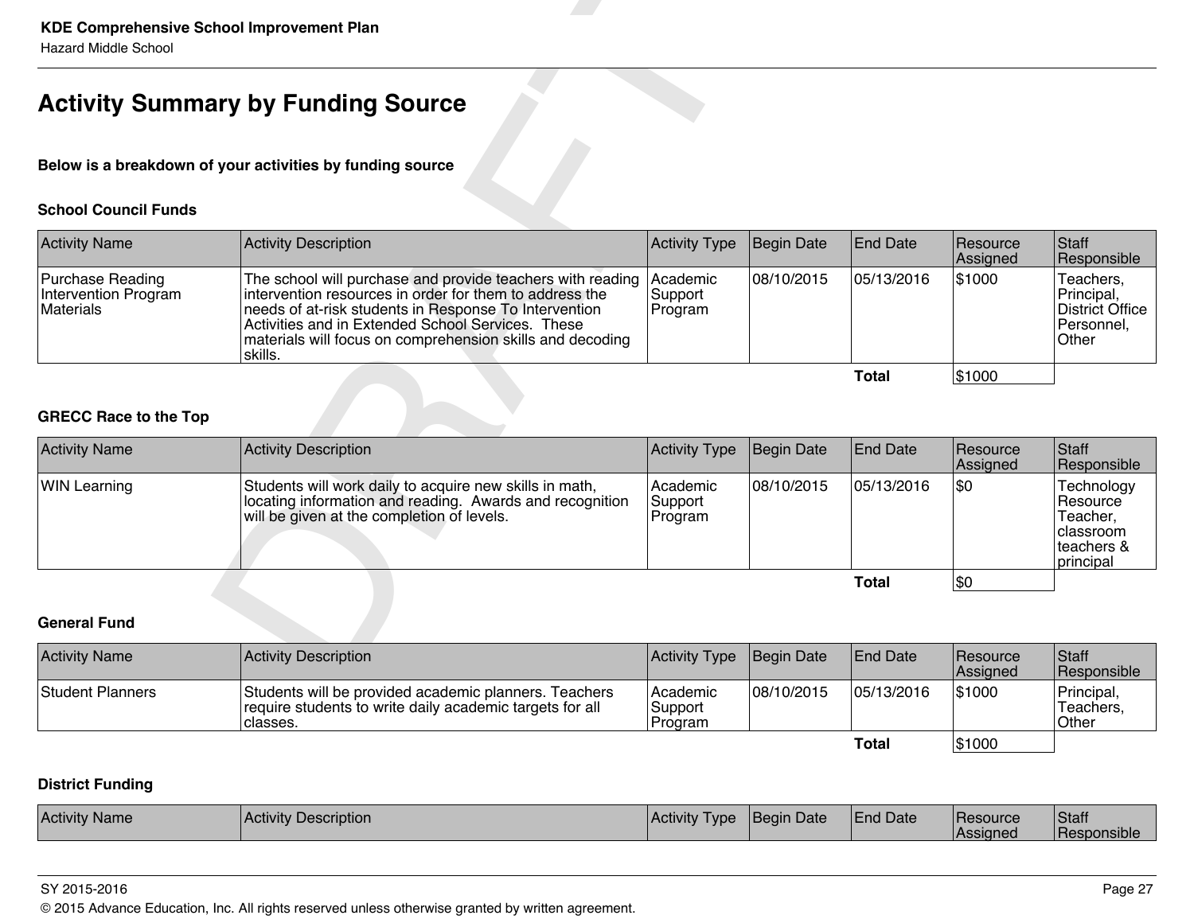# Activity Summary by Funding Source

**Below is a breakdown of your activities by funding source**

### School Council Funds

| Activity Name | Activity Description | Activity Type | Begin Date | End Date | Resource Assigned | Staff Responsible |
|---|---|---|---|---|---|---|
| Purchase Reading Intervention Program Materials | The school will purchase and provide teachers with reading intervention resources in order for them to address the needs of at-risk students in Response To Intervention Activities and in Extended School Services. These materials will focus on comprehension skills and decoding skills. | Academic Support Program | 08/10/2015 | 05/13/2016 | $1000 | Teachers, Principal, District Office Personnel, Other |
| | | | | **Total** | $1000 | |

### GRECC Race to the Top

| Activity Name | Activity Description | Activity Type | Begin Date | End Date | Resource Assigned | Staff Responsible |
|---|---|---|---|---|---|---|
| WIN Learning | Students will work daily to acquire new skills in math, locating information and reading. Awards and recognition will be given at the completion of levels. | Academic Support Program | 08/10/2015 | 05/13/2016 | $0 | Technology Resource Teacher, classroom teachers & principal |
| | | | | **Total** | $0 | |

### General Fund

| Activity Name | Activity Description | Activity Type | Begin Date | End Date | Resource Assigned | Staff Responsible |
|---|---|---|---|---|---|---|
| Student Planners | Students will be provided academic planners. Teachers require students to write daily academic targets for all classes. | Academic Support Program | 08/10/2015 | 05/13/2016 | $1000 | Principal, Teachers, Other |
| | | | | **Total** | $1000 | |

### District Funding

| Activity Name | Activity Description | Activity Type | Begin Date | End Date | Resource Assigned | Staff Responsible |
|---|---|---|---|---|---|---|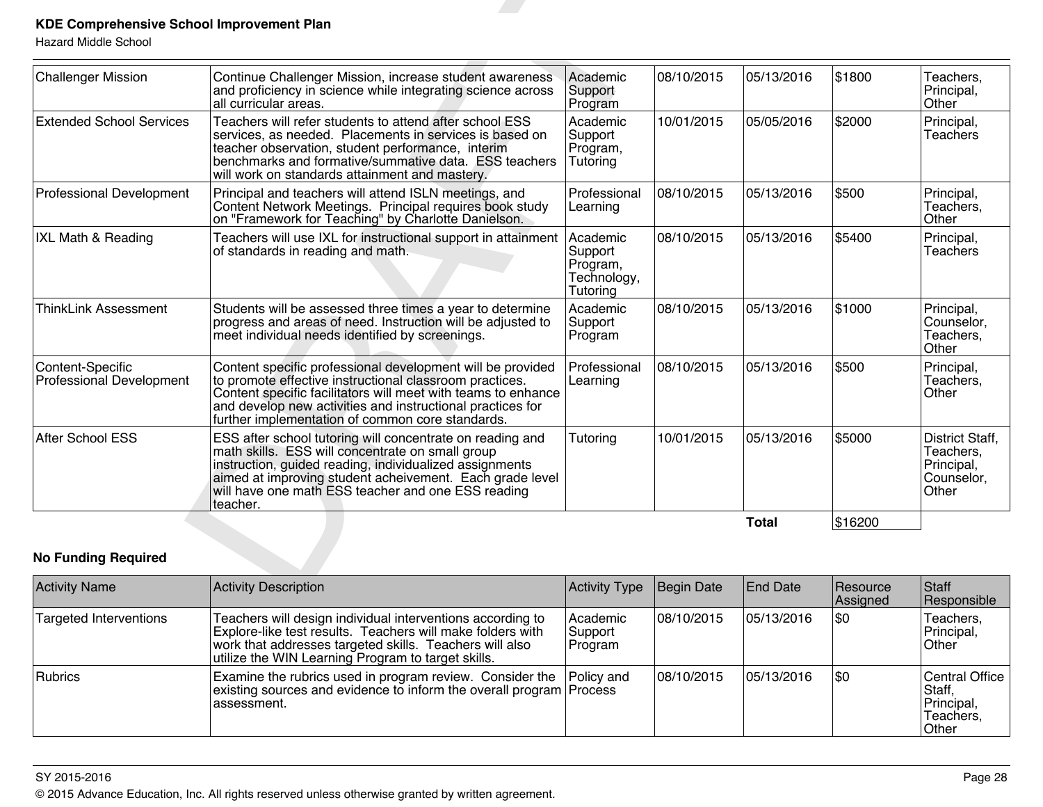| | | | | | | |
|---|---|---|---|---|---|---|
| Challenger Mission | Continue Challenger Mission, increase student awareness and proficiency in science while integrating science across all curricular areas. | Academic Support Program | 08/10/2015 | 05/13/2016 | $1800 | Teachers, Principal, Other |
| Extended School Services | Teachers will refer students to attend after school ESS services, as needed. Placements in services is based on teacher observation, student performance, interim benchmarks and formative/summative data. ESS teachers will work on standards attainment and mastery. | Academic Support Program, Tutoring | 10/01/2015 | 05/05/2016 | $2000 | Principal, Teachers |
| Professional Development | Principal and teachers will attend ISLN meetings, and Content Network Meetings. Principal requires book study on "Framework for Teaching" by Charlotte Danielson. | Professional Learning | 08/10/2015 | 05/13/2016 | $500 | Principal, Teachers, Other |
| IXL Math & Reading | Teachers will use IXL for instructional support in attainment of standards in reading and math. | Academic Support Program, Technology, Tutoring | 08/10/2015 | 05/13/2016 | $5400 | Principal, Teachers |
| ThinkLink Assessment | Students will be assessed three times a year to determine progress and areas of need. Instruction will be adjusted to meet individual needs identified by screenings. | Academic Support Program | 08/10/2015 | 05/13/2016 | $1000 | Principal, Counselor, Teachers, Other |
| Content-Specific Professional Development | Content specific professional development will be provided to promote effective instructional classroom practices. Content specific facilitators will meet with teams to enhance and develop new activities and instructional practices for further implementation of common core standards. | Professional Learning | 08/10/2015 | 05/13/2016 | $500 | Principal, Teachers, Other |
| After School ESS | ESS after school tutoring will concentrate on reading and math skills. ESS will concentrate on small group instruction, guided reading, individualized assignments aimed at improving student acheivement. Each grade level will have one math ESS teacher and one ESS reading teacher. | Tutoring | 10/01/2015 | 05/13/2016 | $5000 | District Staff, Teachers, Principal, Counselor, Other |
| | | | | **Total** | $16200 | |

**No Funding Required**

| Activity Name | Activity Description | Activity Type | Begin Date | End Date | Resource Assigned | Staff Responsible |
|---|---|---|---|---|---|---|
| Targeted Interventions | Teachers will design individual interventions according to Explore-like test results. Teachers will make folders with work that addresses targeted skills. Teachers will also utilize the WIN Learning Program to target skills. | Academic Support Program | 08/10/2015 | 05/13/2016 | $0 | Teachers, Principal, Other |
| Rubrics | Examine the rubrics used in program review. Consider the existing sources and evidence to inform the overall program assessment. | Policy and Process | 08/10/2015 | 05/13/2016 | $0 | Central Office Staff, Principal, Teachers, Other |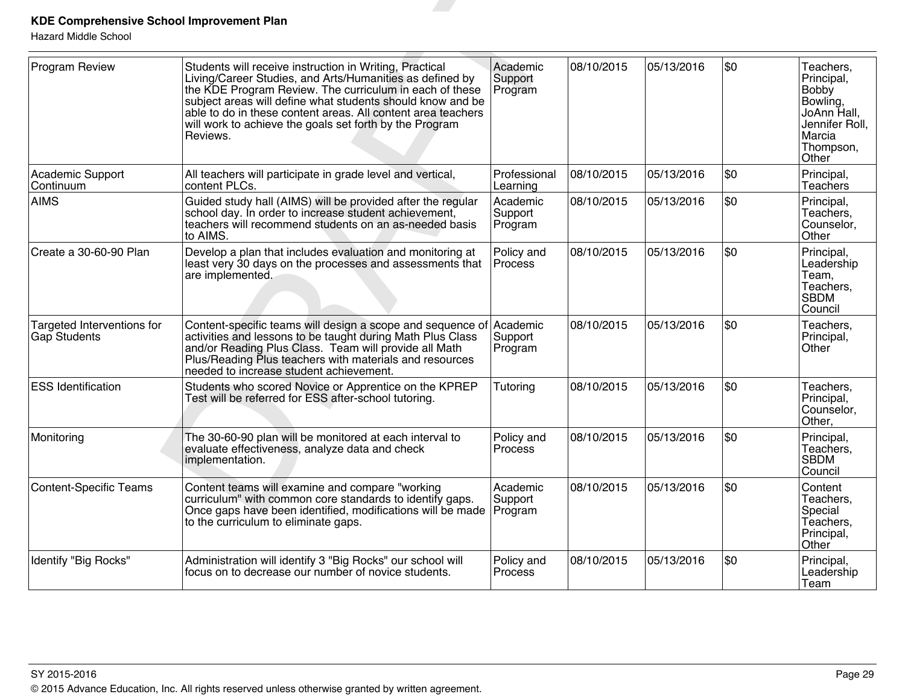| | | | | | | |
|---|---|---|---|---|---|---|
| Program Review | Students will receive instruction in Writing, Practical Living/Career Studies, and Arts/Humanities as defined by the KDE Program Review. The curriculum in each of these subject areas will define what students should know and be able to do in these content areas. All content area teachers will work to achieve the goals set forth by the Program Reviews. | Academic Support Program | 08/10/2015 | 05/13/2016 | $0 | Teachers, Principal, Bobby Bowling, JoAnn Hall, Jennifer Roll, Marcia Thompson, Other |
| Academic Support Continuum | All teachers will participate in grade level and vertical, content PLCs. | Professional Learning | 08/10/2015 | 05/13/2016 | $0 | Principal, Teachers |
| AIMS | Guided study hall (AIMS) will be provided after the regular school day. In order to increase student achievement, teachers will recommend students on an as-needed basis to AIMS. | Academic Support Program | 08/10/2015 | 05/13/2016 | $0 | Principal, Teachers, Counselor, Other |
| Create a 30-60-90 Plan | Develop a plan that includes evaluation and monitoring at least very 30 days on the processes and assessments that are implemented. | Policy and Process | 08/10/2015 | 05/13/2016 | $0 | Principal, Leadership Team, Teachers, SBDM Council |
| Targeted Interventions for Gap Students | Content-specific teams will design a scope and sequence of activities and lessons to be taught during Math Plus Class and/or Reading Plus Class. Team will provide all Math Plus/Reading Plus teachers with materials and resources needed to increase student achievement. | Academic Support Program | 08/10/2015 | 05/13/2016 | $0 | Teachers, Principal, Other |
| ESS Identification | Students who scored Novice or Apprentice on the KPREP Test will be referred for ESS after-school tutoring. | Tutoring | 08/10/2015 | 05/13/2016 | $0 | Teachers, Principal, Counselor, Other, |
| Monitoring | The 30-60-90 plan will be monitored at each interval to evaluate effectiveness, analyze data and check implementation. | Policy and Process | 08/10/2015 | 05/13/2016 | $0 | Principal, Teachers, SBDM Council |
| Content-Specific Teams | Content teams will examine and compare "working curriculum" with common core standards to identify gaps. Once gaps have been identified, modifications will be made to the curriculum to eliminate gaps. | Academic Support Program | 08/10/2015 | 05/13/2016 | $0 | Content Teachers, Special Teachers, Principal, Other |
| Identify "Big Rocks" | Administration will identify 3 "Big Rocks" our school will focus on to decrease our number of novice students. | Policy and Process | 08/10/2015 | 05/13/2016 | $0 | Principal, Leadership Team |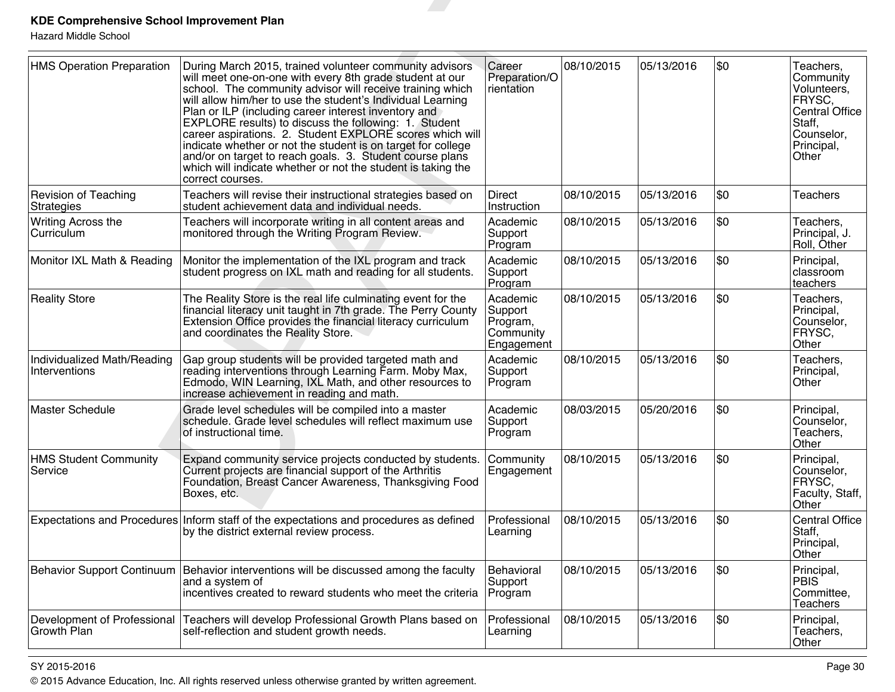| | | | | | | |
|---|---|---|---|---|---|---|
| HMS Operation Preparation | During March 2015, trained volunteer community advisors will meet one-on-one with every 8th grade student at our school. The community advisor will receive training which will allow him/her to use the student's Individual Learning Plan or ILP (including career interest inventory and EXPLORE results) to discuss the following: 1. Student career aspirations. 2. Student EXPLORE scores which will indicate whether or not the student is on target for college and/or on target to reach goals. 3. Student course plans which will indicate whether or not the student is taking the correct courses. | Career Preparation/Orientation | 08/10/2015 | 05/13/2016 | $0 | Teachers, Community Volunteers, FRYSC, Central Office Staff, Counselor, Principal, Other |
| Revision of Teaching Strategies | Teachers will revise their instructional strategies based on student achievement data and individual needs. | Direct Instruction | 08/10/2015 | 05/13/2016 | $0 | Teachers |
| Writing Across the Curriculum | Teachers will incorporate writing in all content areas and monitored through the Writing Program Review. | Academic Support Program | 08/10/2015 | 05/13/2016 | $0 | Teachers, Principal, J. Roll, Other |
| Monitor IXL Math & Reading | Monitor the implementation of the IXL program and track student progress on IXL math and reading for all students. | Academic Support Program | 08/10/2015 | 05/13/2016 | $0 | Principal, classroom teachers |
| Reality Store | The Reality Store is the real life culminating event for the financial literacy unit taught in 7th grade. The Perry County Extension Office provides the financial literacy curriculum and coordinates the Reality Store. | Academic Support Program, Community Engagement | 08/10/2015 | 05/13/2016 | $0 | Teachers, Principal, Counselor, FRYSC, Other |
| Individualized Math/Reading Interventions | Gap group students will be provided targeted math and reading interventions through Learning Farm. Moby Max, Edmodo, WIN Learning, IXL Math, and other resources to increase achievement in reading and math. | Academic Support Program | 08/10/2015 | 05/13/2016 | $0 | Teachers, Principal, Other |
| Master Schedule | Grade level schedules will be compiled into a master schedule. Grade level schedules will reflect maximum use of instructional time. | Academic Support Program | 08/03/2015 | 05/20/2016 | $0 | Principal, Counselor, Teachers, Other |
| HMS Student Community Service | Expand community service projects conducted by students. Current projects are financial support of the Arthritis Foundation, Breast Cancer Awareness, Thanksgiving Food Boxes, etc. | Community Engagement | 08/10/2015 | 05/13/2016 | $0 | Principal, Counselor, FRYSC, Faculty, Staff, Other |
| Expectations and Procedures | Inform staff of the expectations and procedures as defined by the district external review process. | Professional Learning | 08/10/2015 | 05/13/2016 | $0 | Central Office Staff, Principal, Other |
| Behavior Support Continuum | Behavior interventions will be discussed among the faculty and a system of incentives created to reward students who meet the criteria | Behavioral Support Program | 08/10/2015 | 05/13/2016 | $0 | Principal, PBIS Committee, Teachers |
| Development of Professional Growth Plan | Teachers will develop Professional Growth Plans based on self-reflection and student growth needs. | Professional Learning | 08/10/2015 | 05/13/2016 | $0 | Principal, Teachers, Other |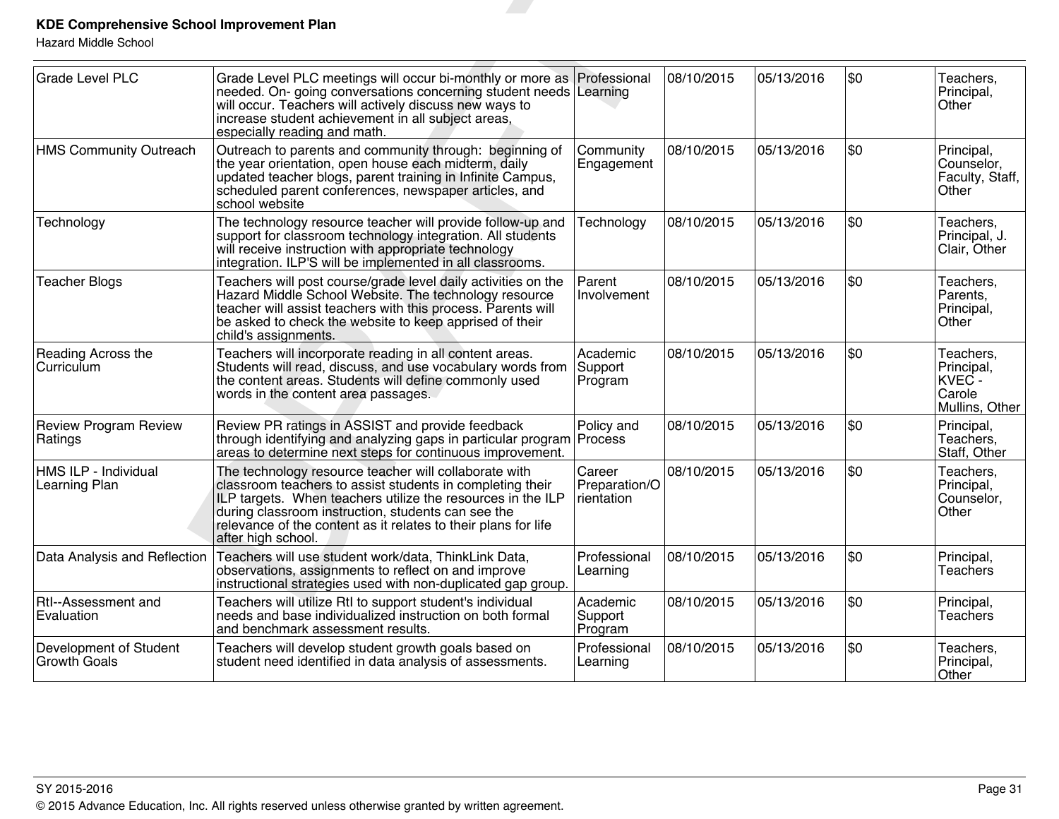| | | | | | | |
|---|---|---|---|---|---|---|
| Grade Level PLC | Grade Level PLC meetings will occur bi-monthly or more as needed. On- going conversations concerning student needs will occur. Teachers will actively discuss new ways to increase student achievement in all subject areas, especially reading and math. | Professional Learning | 08/10/2015 | 05/13/2016 | $0 | Teachers, Principal, Other |
| HMS Community Outreach | Outreach to parents and community through: beginning of the year orientation, open house each midterm, daily updated teacher blogs, parent training in Infinite Campus, scheduled parent conferences, newspaper articles, and school website | Community Engagement | 08/10/2015 | 05/13/2016 | $0 | Principal, Counselor, Faculty, Staff, Other |
| Technology | The technology resource teacher will provide follow-up and support for classroom technology integration. All students will receive instruction with appropriate technology integration. ILP'S will be implemented in all classrooms. | Technology | 08/10/2015 | 05/13/2016 | $0 | Teachers, Principal, J. Clair, Other |
| Teacher Blogs | Teachers will post course/grade level daily activities on the Hazard Middle School Website. The technology resource teacher will assist teachers with this process. Parents will be asked to check the website to keep apprised of their child's assignments. | Parent Involvement | 08/10/2015 | 05/13/2016 | $0 | Teachers, Parents, Principal, Other |
| Reading Across the Curriculum | Teachers will incorporate reading in all content areas. Students will read, discuss, and use vocabulary words from the content areas. Students will define commonly used words in the content area passages. | Academic Support Program | 08/10/2015 | 05/13/2016 | $0 | Teachers, Principal, KVEC - Carole Mullins, Other |
| Review Program Review Ratings | Review PR ratings in ASSIST and provide feedback through identifying and analyzing gaps in particular program areas to determine next steps for continuous improvement. | Policy and Process | 08/10/2015 | 05/13/2016 | $0 | Principal, Teachers, Staff, Other |
| HMS ILP - Individual Learning Plan | The technology resource teacher will collaborate with classroom teachers to assist students in completing their ILP targets. When teachers utilize the resources in the ILP during classroom instruction, students can see the relevance of the content as it relates to their plans for life after high school. | Career Preparation/Orientation | 08/10/2015 | 05/13/2016 | $0 | Teachers, Principal, Counselor, Other |
| Data Analysis and Reflection | Teachers will use student work/data, ThinkLink Data, observations, assignments to reflect on and improve instructional strategies used with non-duplicated gap group. | Professional Learning | 08/10/2015 | 05/13/2016 | $0 | Principal, Teachers |
| RtI--Assessment and Evaluation | Teachers will utilize RtI to support student's individual needs and base individualized instruction on both formal and benchmark assessment results. | Academic Support Program | 08/10/2015 | 05/13/2016 | $0 | Principal, Teachers |
| Development of Student Growth Goals | Teachers will develop student growth goals based on student need identified in data analysis of assessments. | Professional Learning | 08/10/2015 | 05/13/2016 | $0 | Teachers, Principal, Other |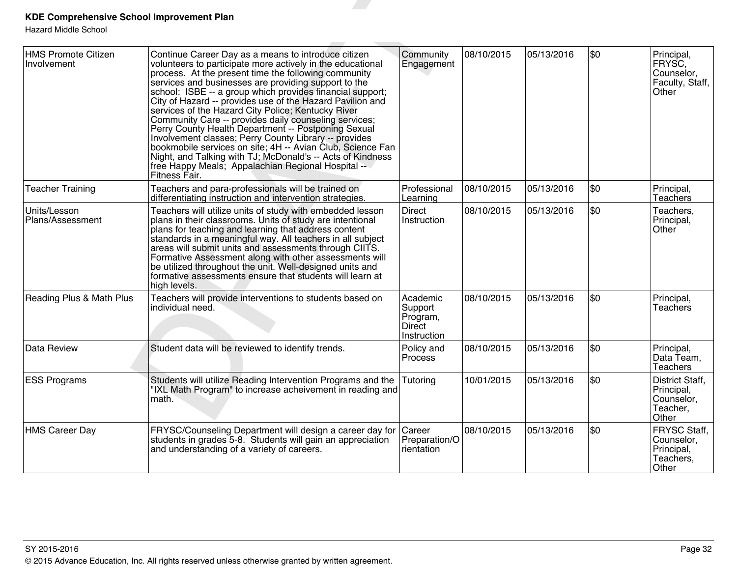| | | | | | | |
|---|---|---|---|---|---|---|
| HMS Promote Citizen Involvement | Continue Career Day as a means to introduce citizen volunteers to participate more actively in the educational process. At the present time the following community services and businesses are providing support to the school: ISBE -- a group which provides financial support; City of Hazard -- provides use of the Hazard Pavilion and services of the Hazard City Police; Kentucky River Community Care -- provides daily counseling services; Perry County Health Department -- Postponing Sexual Involvement classes; Perry County Library -- provides bookmobile services on site; 4H -- Avian Club, Science Fan Night, and Talking with TJ; McDonald's -- Acts of Kindness free Happy Meals; Appalachian Regional Hospital -- Fitness Fair. | Community Engagement | 08/10/2015 | 05/13/2016 | $0 | Principal, FRYSC, Counselor, Faculty, Staff, Other |
| Teacher Training | Teachers and para-professionals will be trained on differentiating instruction and intervention strategies. | Professional Learning | 08/10/2015 | 05/13/2016 | $0 | Principal, Teachers |
| Units/Lesson Plans/Assessment | Teachers will utilize units of study with embedded lesson plans in their classrooms. Units of study are intentional plans for teaching and learning that address content standards in a meaningful way. All teachers in all subject areas will submit units and assessments through CIITS. Formative Assessment along with other assessments will be utilized throughout the unit. Well-designed units and formative assessments ensure that students will learn at high levels. | Direct Instruction | 08/10/2015 | 05/13/2016 | $0 | Teachers, Principal, Other |
| Reading Plus & Math Plus | Teachers will provide interventions to students based on individual need. | Academic Support Program, Direct Instruction | 08/10/2015 | 05/13/2016 | $0 | Principal, Teachers |
| Data Review | Student data will be reviewed to identify trends. | Policy and Process | 08/10/2015 | 05/13/2016 | $0 | Principal, Data Team, Teachers |
| ESS Programs | Students will utilize Reading Intervention Programs and the "IXL Math Program" to increase acheivement in reading and math. | Tutoring | 10/01/2015 | 05/13/2016 | $0 | District Staff, Principal, Counselor, Teacher, Other |
| HMS Career Day | FRYSC/Counseling Department will design a career day for students in grades 5-8. Students will gain an appreciation and understanding of a variety of careers. | Career Preparation/Orientation | 08/10/2015 | 05/13/2016 | $0 | FRYSC Staff, Counselor, Principal, Teachers, Other |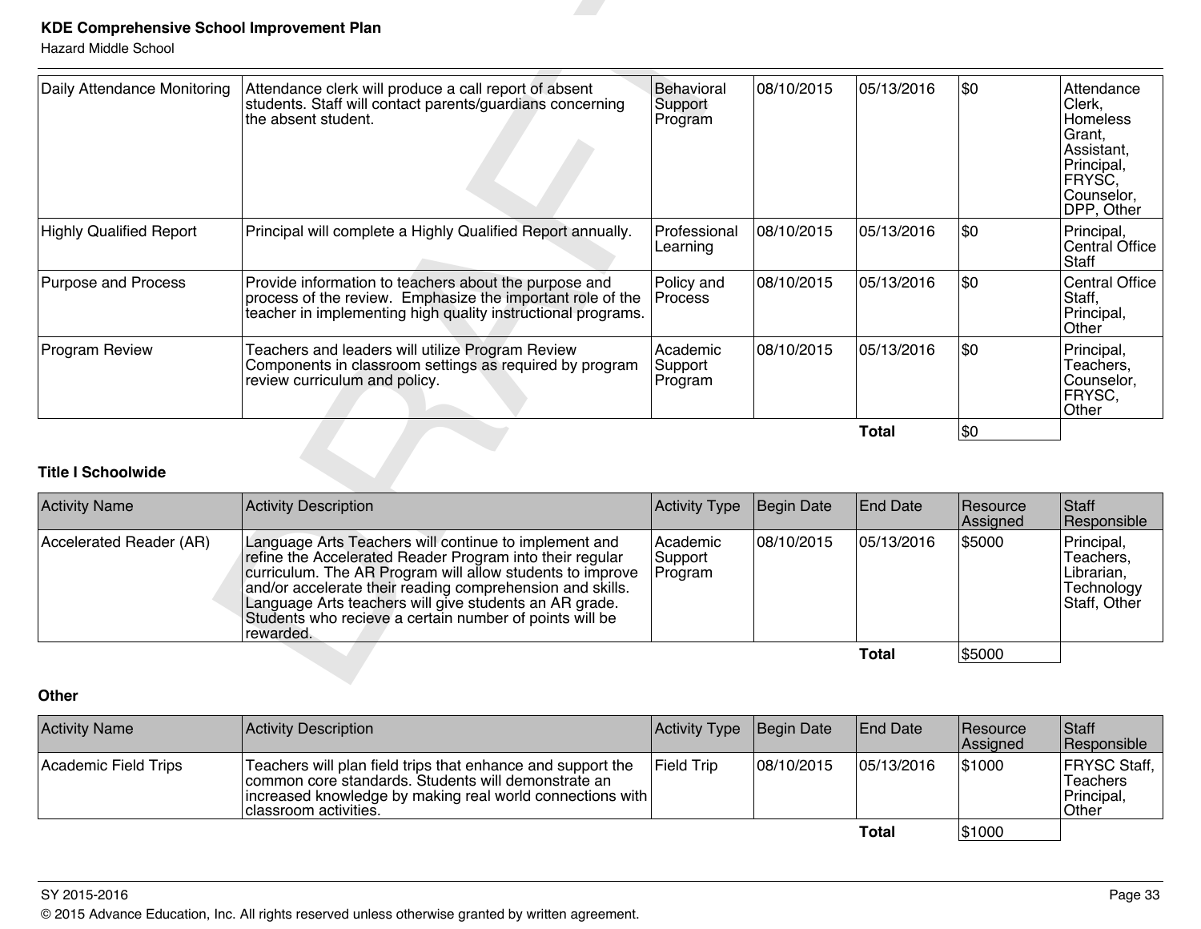| Activity Name | Activity Description | Activity Type | Begin Date | End Date | Resource Assigned | Staff Responsible |
| --- | --- | --- | --- | --- | --- | --- |
| Daily Attendance Monitoring | Attendance clerk will produce a call report of absent students. Staff will contact parents/guardians concerning the absent student. | Behavioral Support Program | 08/10/2015 | 05/13/2016 | $0 | Attendance Clerk, Homeless Grant, Assistant, Principal, FRYSC, Counselor, DPP, Other |
| Highly Qualified Report | Principal will complete a Highly Qualified Report annually. | Professional Learning | 08/10/2015 | 05/13/2016 | $0 | Principal, Central Office Staff |
| Purpose and Process | Provide information to teachers about the purpose and process of the review. Emphasize the important role of the teacher in implementing high quality instructional programs. | Policy and Process | 08/10/2015 | 05/13/2016 | $0 | Central Office Staff, Principal, Other |
| Program Review | Teachers and leaders will utilize Program Review Components in classroom settings as required by program review curriculum and policy. | Academic Support Program | 08/10/2015 | 05/13/2016 | $0 | Principal, Teachers, Counselor, FRYSC, Other |
| | | | | **Total** | $0 | |

**Title I Schoolwide**

| Activity Name | Activity Description | Activity Type | Begin Date | End Date | Resource Assigned | Staff Responsible |
| --- | --- | --- | --- | --- | --- | --- |
| Accelerated Reader (AR) | Language Arts Teachers will continue to implement and refine the Accelerated Reader Program into their regular curriculum. The AR Program will allow students to improve and/or accelerate their reading comprehension and skills. Language Arts teachers will give students an AR grade. Students who recieve a certain number of points will be rewarded. | Academic Support Program | 08/10/2015 | 05/13/2016 | $5000 | Principal, Teachers, Librarian, Technology Staff, Other |
| | | | | **Total** | $5000 | |

**Other**

| Activity Name | Activity Description | Activity Type | Begin Date | End Date | Resource Assigned | Staff Responsible |
| --- | --- | --- | --- | --- | --- | --- |
| Academic Field Trips | Teachers will plan field trips that enhance and support the common core standards. Students will demonstrate an increased knowledge by making real world connections with classroom activities. | Field Trip | 08/10/2015 | 05/13/2016 | $1000 | FRYSC Staff, Teachers Principal, Other |
| | | | | **Total** | $1000 | |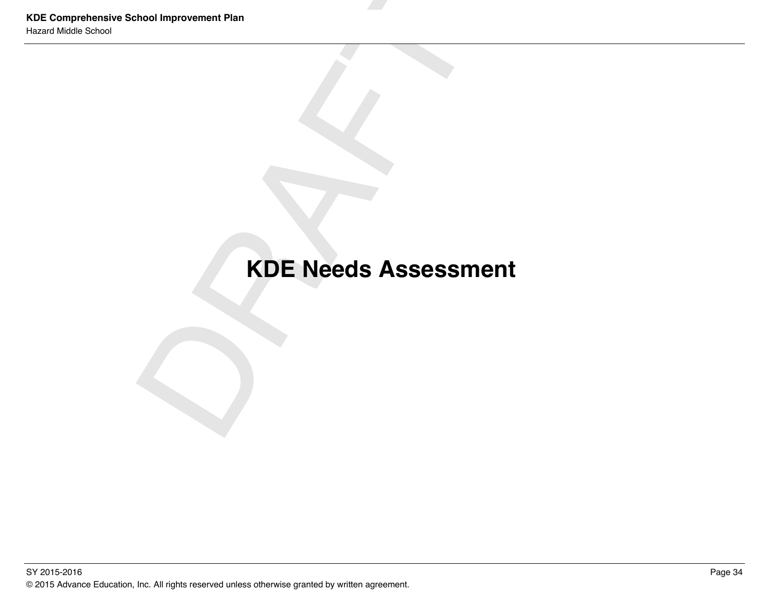# KDE Needs Assessment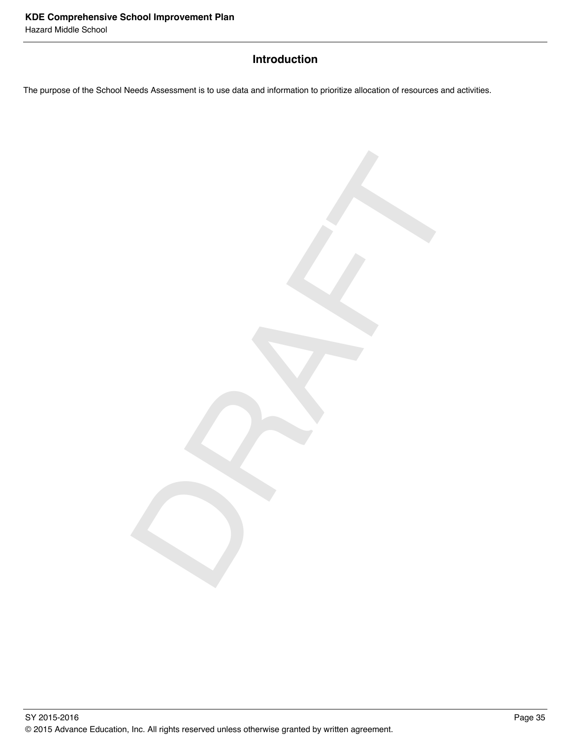## Introduction

The purpose of the School Needs Assessment is to use data and information to prioritize allocation of resources and activities.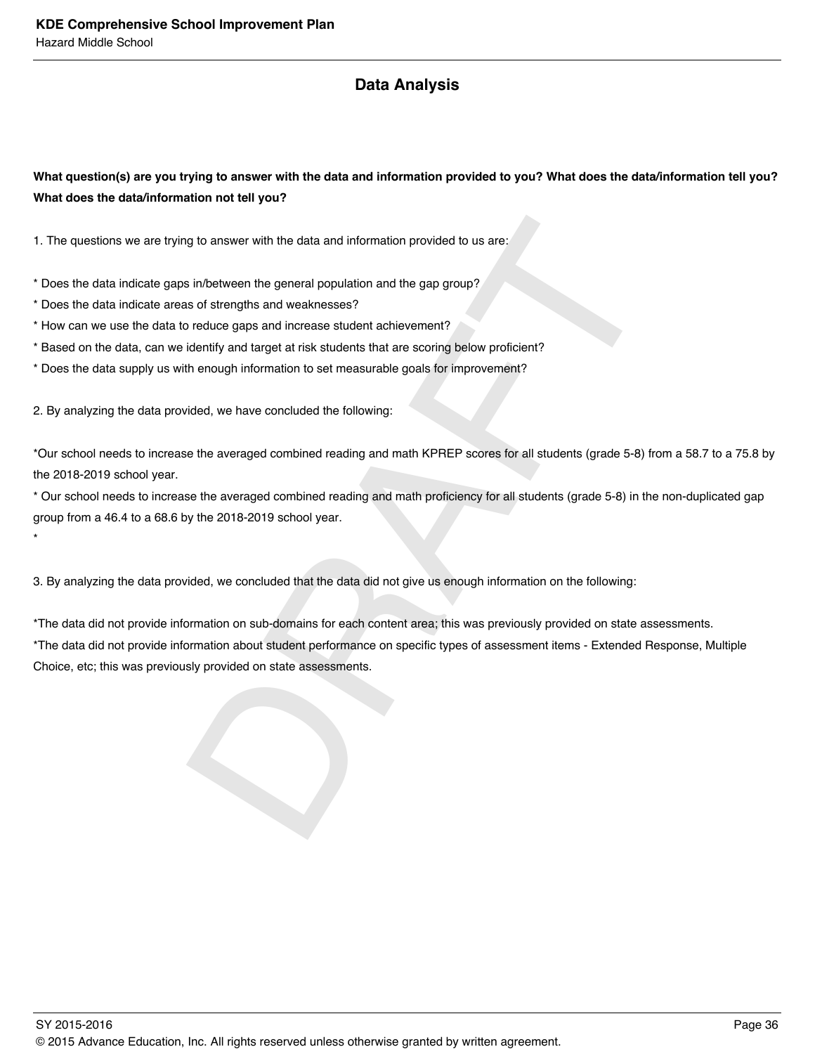# Data Analysis

**What question(s) are you trying to answer with the data and information provided to you? What does the data/information tell you? What does the data/information not tell you?**

1. The questions we are trying to answer with the data and information provided to us are:

* Does the data indicate gaps in/between the general population and the gap group?
* Does the data indicate areas of strengths and weaknesses?
* How can we use the data to reduce gaps and increase student achievement?
* Based on the data, can we identify and target at risk students that are scoring below proficient?
* Does the data supply us with enough information to set measurable goals for improvement?

2. By analyzing the data provided, we have concluded the following:

*Our school needs to increase the averaged combined reading and math KPREP scores for all students (grade 5-8) from a 58.7 to a 75.8 by the 2018-2019 school year.
* Our school needs to increase the averaged combined reading and math proficiency for all students (grade 5-8) in the non-duplicated gap group from a 46.4 to a 68.6 by the 2018-2019 school year.
*

3. By analyzing the data provided, we concluded that the data did not give us enough information on the following:

*The data did not provide information on sub-domains for each content area; this was previously provided on state assessments.
*The data did not provide information about student performance on specific types of assessment items - Extended Response, Multiple Choice, etc; this was previously provided on state assessments.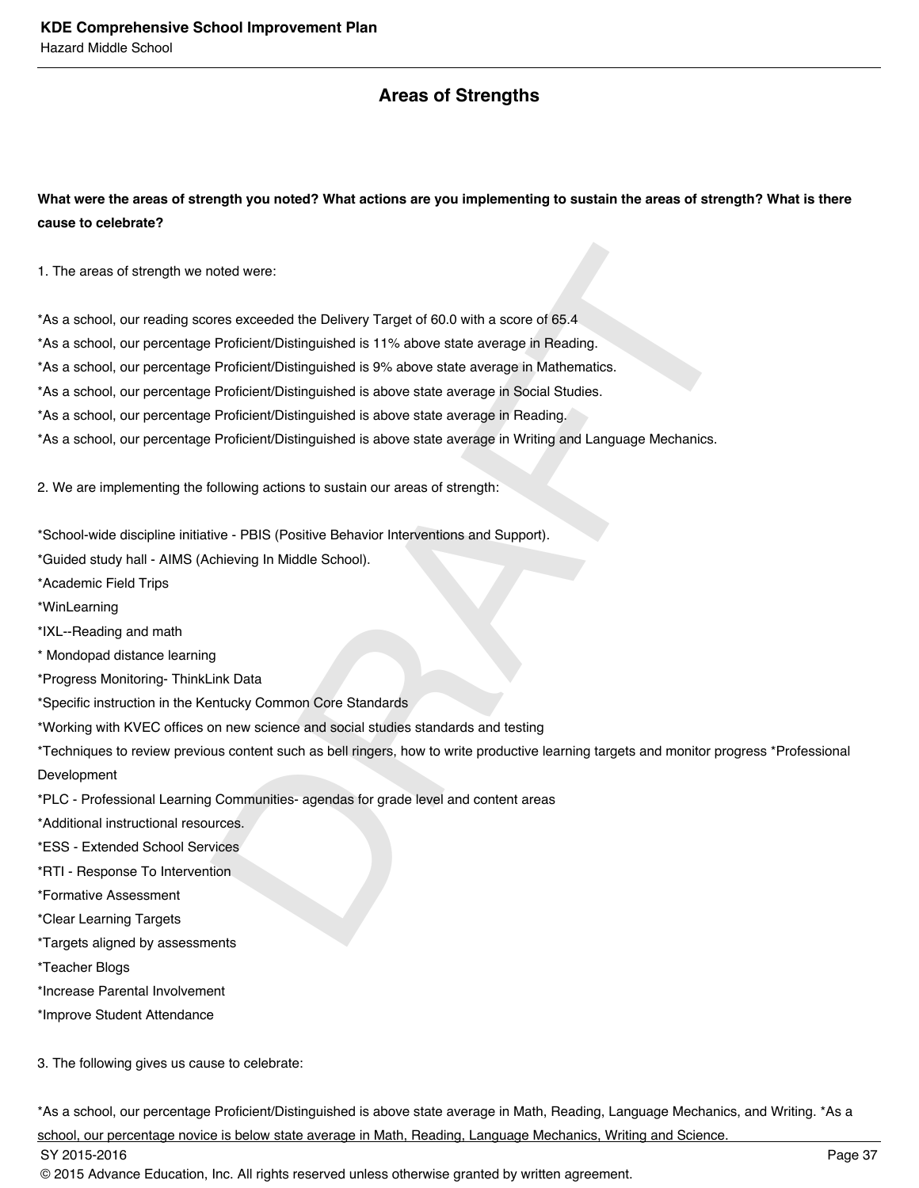## Areas of Strengths

**What were the areas of strength you noted? What actions are you implementing to sustain the areas of strength? What is there cause to celebrate?**

1. The areas of strength we noted were:

*As a school, our reading scores exceeded the Delivery Target of 60.0 with a score of 65.4
*As a school, our percentage Proficient/Distinguished is 11% above state average in Reading.
*As a school, our percentage Proficient/Distinguished is 9% above state average in Mathematics.
*As a school, our percentage Proficient/Distinguished is above state average in Social Studies.
*As a school, our percentage Proficient/Distinguished is above state average in Reading.
*As a school, our percentage Proficient/Distinguished is above state average in Writing and Language Mechanics.

2. We are implementing the following actions to sustain our areas of strength:

*School-wide discipline initiative - PBIS (Positive Behavior Interventions and Support).
*Guided study hall - AIMS (Achieving In Middle School).
*Academic Field Trips
*WinLearning
*IXL--Reading and math
* Mondopad distance learning
*Progress Monitoring- ThinkLink Data
*Specific instruction in the Kentucky Common Core Standards
*Working with KVEC offices on new science and social studies standards and testing
*Techniques to review previous content such as bell ringers, how to write productive learning targets and monitor progress *Professional Development
*PLC - Professional Learning Communities- agendas for grade level and content areas
*Additional instructional resources.
*ESS - Extended School Services
*RTI - Response To Intervention
*Formative Assessment
*Clear Learning Targets
*Targets aligned by assessments
*Teacher Blogs
*Increase Parental Involvement
*Improve Student Attendance

3. The following gives us cause to celebrate:

*As a school, our percentage Proficient/Distinguished is above state average in Math, Reading, Language Mechanics, and Writing. *As a school, our percentage novice is below state average in Math, Reading, Language Mechanics, Writing and Science.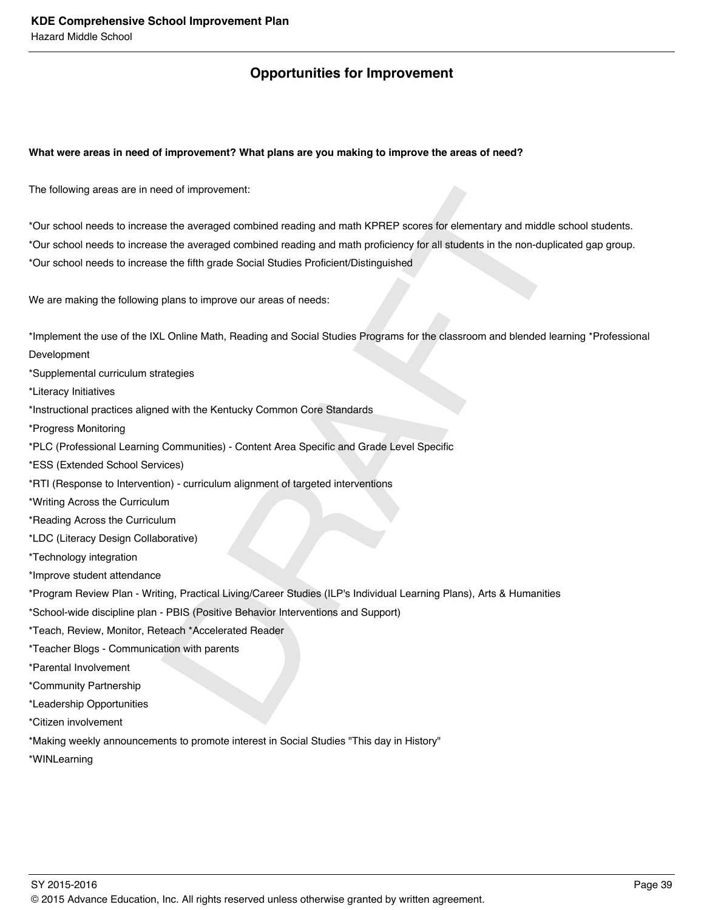## Opportunities for Improvement

**What were areas in need of improvement? What plans are you making to improve the areas of need?**

The following areas are in need of improvement:

*Our school needs to increase the averaged combined reading and math KPREP scores for elementary and middle school students.
*Our school needs to increase the averaged combined reading and math proficiency for all students in the non-duplicated gap group.
*Our school needs to increase the fifth grade Social Studies Proficient/Distinguished

We are making the following plans to improve our areas of needs:

*Implement the use of the IXL Online Math, Reading and Social Studies Programs for the classroom and blended learning *Professional Development
*Supplemental curriculum strategies
*Literacy Initiatives
*Instructional practices aligned with the Kentucky Common Core Standards
*Progress Monitoring
*PLC (Professional Learning Communities) - Content Area Specific and Grade Level Specific
*ESS (Extended School Services)
*RTI (Response to Intervention) - curriculum alignment of targeted interventions
*Writing Across the Curriculum
*Reading Across the Curriculum
*LDC (Literacy Design Collaborative)
*Technology integration
*Improve student attendance
*Program Review Plan - Writing, Practical Living/Career Studies (ILP's Individual Learning Plans), Arts & Humanities
*School-wide discipline plan - PBIS (Positive Behavior Interventions and Support)
*Teach, Review, Monitor, Reteach *Accelerated Reader
*Teacher Blogs - Communication with parents
*Parental Involvement
*Community Partnership
*Leadership Opportunities
*Citizen involvement
*Making weekly announcements to promote interest in Social Studies "This day in History"
*WINLearning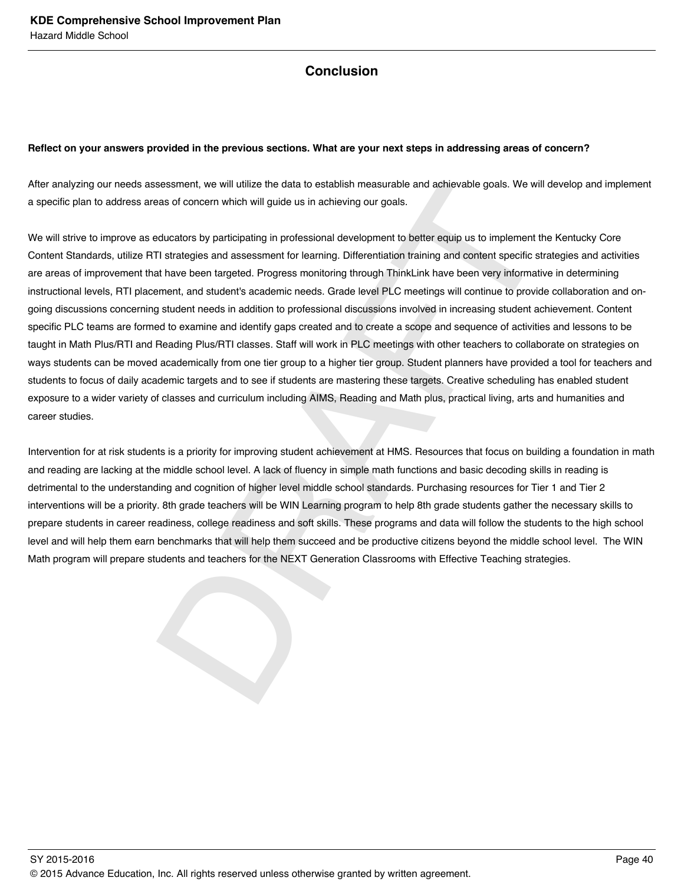# Conclusion

**Reflect on your answers provided in the previous sections. What are your next steps in addressing areas of concern?**

After analyzing our needs assessment, we will utilize the data to establish measurable and achievable goals. We will develop and implement a specific plan to address areas of concern which will guide us in achieving our goals.

We will strive to improve as educators by participating in professional development to better equip us to implement the Kentucky Core Content Standards, utilize RTI strategies and assessment for learning. Differentiation training and content specific strategies and activities are areas of improvement that have been targeted. Progress monitoring through ThinkLink have been very informative in determining instructional levels, RTI placement, and student's academic needs. Grade level PLC meetings will continue to provide collaboration and on-going discussions concerning student needs in addition to professional discussions involved in increasing student achievement. Content specific PLC teams are formed to examine and identify gaps created and to create a scope and sequence of activities and lessons to be taught in Math Plus/RTI and Reading Plus/RTI classes. Staff will work in PLC meetings with other teachers to collaborate on strategies on ways students can be moved academically from one tier group to a higher tier group. Student planners have provided a tool for teachers and students to focus of daily academic targets and to see if students are mastering these targets. Creative scheduling has enabled student exposure to a wider variety of classes and curriculum including AIMS, Reading and Math plus, practical living, arts and humanities and career studies.

Intervention for at risk students is a priority for improving student achievement at HMS. Resources that focus on building a foundation in math and reading are lacking at the middle school level. A lack of fluency in simple math functions and basic decoding skills in reading is detrimental to the understanding and cognition of higher level middle school standards. Purchasing resources for Tier 1 and Tier 2 interventions will be a priority. 8th grade teachers will be WIN Learning program to help 8th grade students gather the necessary skills to prepare students in career readiness, college readiness and soft skills. These programs and data will follow the students to the high school level and will help them earn benchmarks that will help them succeed and be productive citizens beyond the middle school level. The WIN Math program will prepare students and teachers for the NEXT Generation Classrooms with Effective Teaching strategies.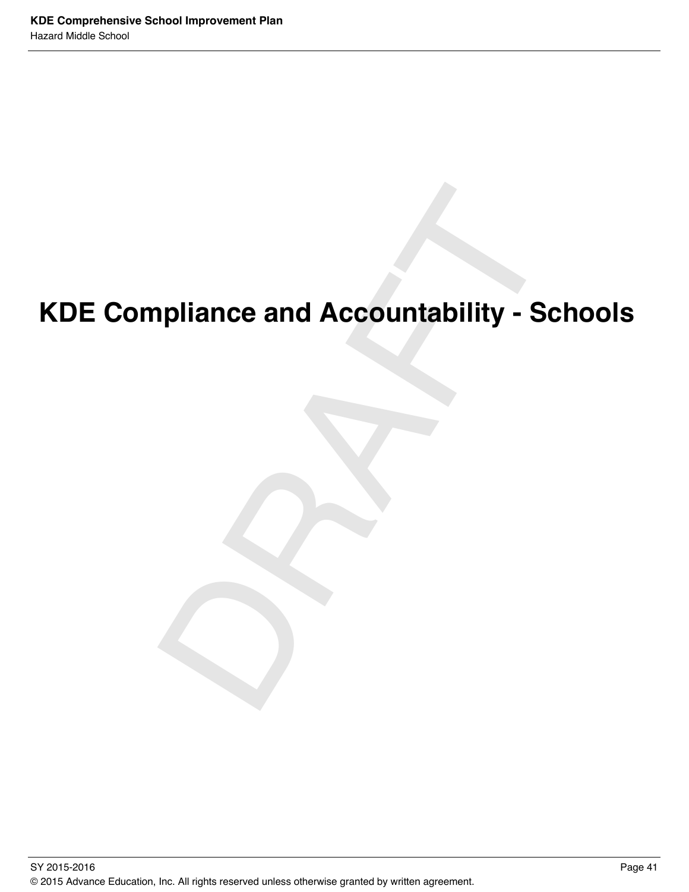# KDE Compliance and Accountability - Schools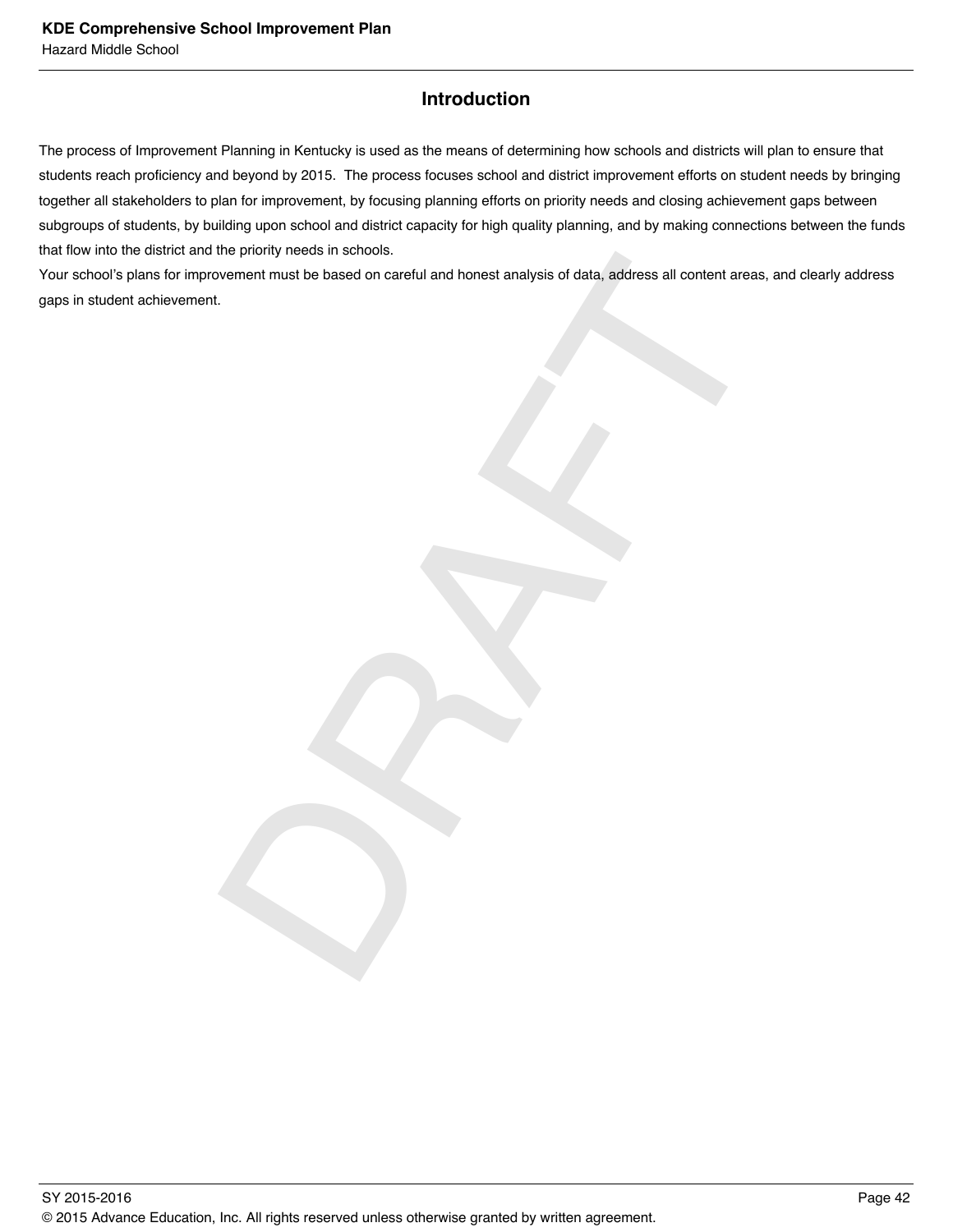## Introduction

The process of Improvement Planning in Kentucky is used as the means of determining how schools and districts will plan to ensure that students reach proficiency and beyond by 2015. The process focuses school and district improvement efforts on student needs by bringing together all stakeholders to plan for improvement, by focusing planning efforts on priority needs and closing achievement gaps between subgroups of students, by building upon school and district capacity for high quality planning, and by making connections between the funds that flow into the district and the priority needs in schools.

Your school's plans for improvement must be based on careful and honest analysis of data, address all content areas, and clearly address gaps in student achievement.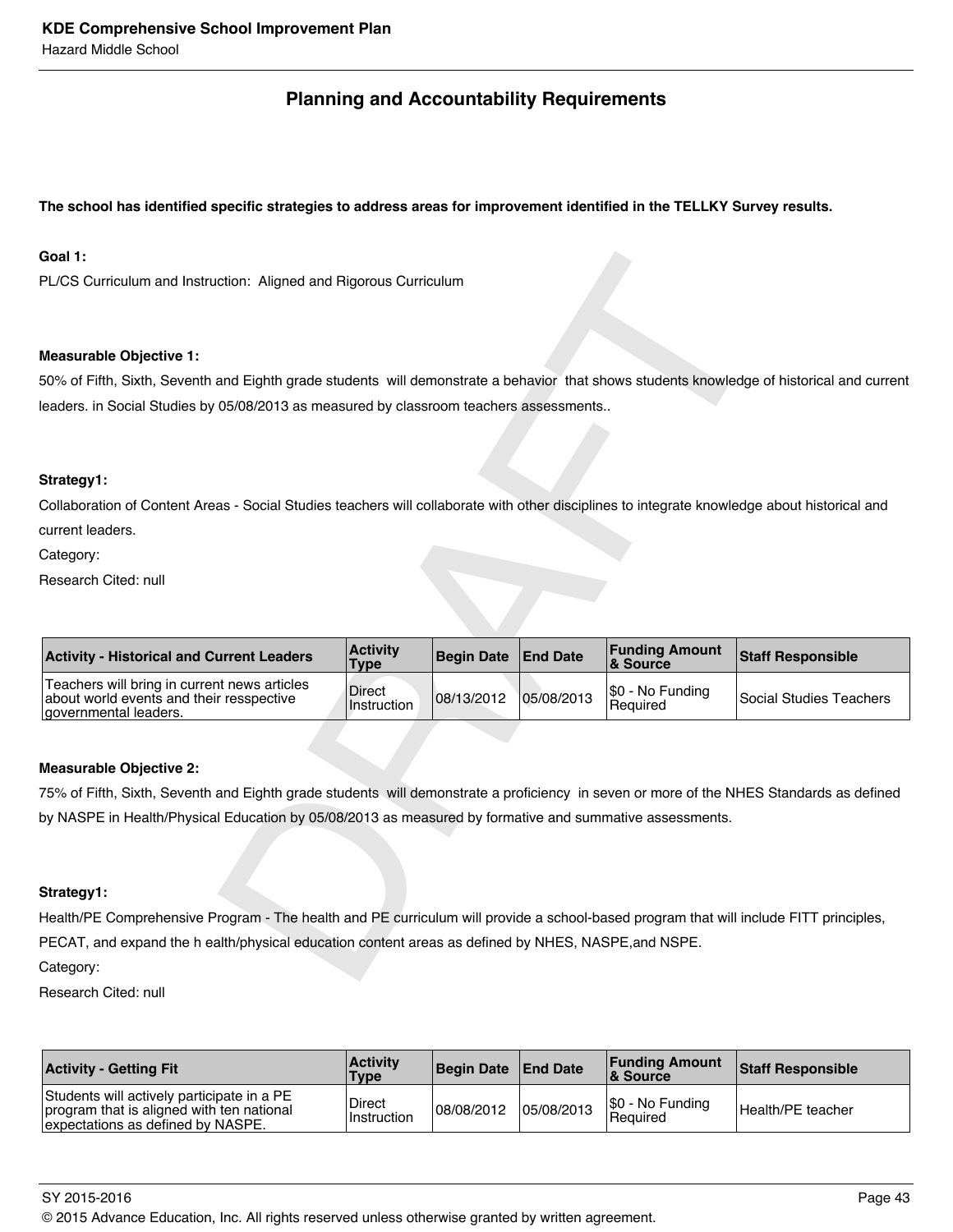## Planning and Accountability Requirements

**The school has identified specific strategies to address areas for improvement identified in the TELLKY Survey results.**

**Goal 1:**

PL/CS Curriculum and Instruction: Aligned and Rigorous Curriculum

**Measurable Objective 1:**

50% of Fifth, Sixth, Seventh and Eighth grade students will demonstrate a behavior that shows students knowledge of historical and current leaders. in Social Studies by 05/08/2013 as measured by classroom teachers assessments..

**Strategy1:**

Collaboration of Content Areas - Social Studies teachers will collaborate with other disciplines to integrate knowledge about historical and current leaders.

Category:

Research Cited: null

| Activity - Historical and Current Leaders | Activity Type | Begin Date | End Date | Funding Amount & Source | Staff Responsible |
|---|---|---|---|---|---|
| Teachers will bring in current news articles about world events and their resspective governmental leaders. | Direct Instruction | 08/13/2012 | 05/08/2013 | $0 - No Funding Required | Social Studies Teachers |

**Measurable Objective 2:**

75% of Fifth, Sixth, Seventh and Eighth grade students will demonstrate a proficiency in seven or more of the NHES Standards as defined by NASPE in Health/Physical Education by 05/08/2013 as measured by formative and summative assessments.

**Strategy1:**

Health/PE Comprehensive Program - The health and PE curriculum will provide a school-based program that will include FITT principles, PECAT, and expand the h ealth/physical education content areas as defined by NHES, NASPE,and NSPE.

Category:

Research Cited: null

| Activity - Getting Fit | Activity Type | Begin Date | End Date | Funding Amount & Source | Staff Responsible |
|---|---|---|---|---|---|
| Students will actively participate in a PE program that is aligned with ten national expectations as defined by NASPE. | Direct Instruction | 08/08/2012 | 05/08/2013 | $0 - No Funding Required | Health/PE teacher |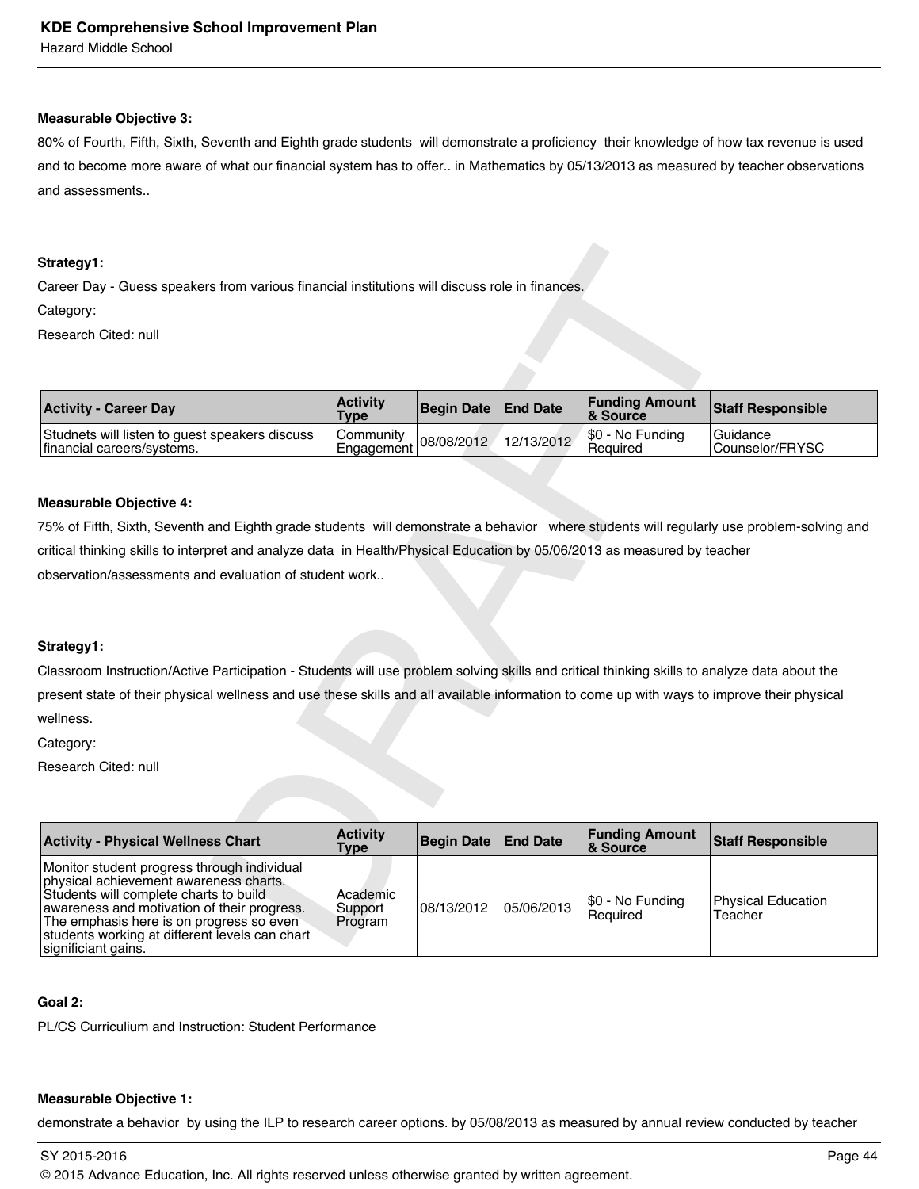**Measurable Objective 3:**

80% of Fourth, Fifth, Sixth, Seventh and Eighth grade students will demonstrate a proficiency their knowledge of how tax revenue is used and to become more aware of what our financial system has to offer.. in Mathematics by 05/13/2013 as measured by teacher observations and assessments..

**Strategy1:**

Career Day - Guess speakers from various financial institutions will discuss role in finances.

Category:

Research Cited: null

| Activity - Career Day | Activity Type | Begin Date | End Date | Funding Amount & Source | Staff Responsible |
|---|---|---|---|---|---|
| Studnets will listen to guest speakers discuss financial careers/systems. | Community Engagement | 08/08/2012 | 12/13/2012 | $0 - No Funding Required | Guidance Counselor/FRYSC |

**Measurable Objective 4:**

75% of Fifth, Sixth, Seventh and Eighth grade students will demonstrate a behavior where students will regularly use problem-solving and critical thinking skills to interpret and analyze data in Health/Physical Education by 05/06/2013 as measured by teacher observation/assessments and evaluation of student work..

**Strategy1:**

Classroom Instruction/Active Participation - Students will use problem solving skills and critical thinking skills to analyze data about the present state of their physical wellness and use these skills and all available information to come up with ways to improve their physical wellness.

Category:

Research Cited: null

| Activity - Physical Wellness Chart | Activity Type | Begin Date | End Date | Funding Amount & Source | Staff Responsible |
|---|---|---|---|---|---|
| Monitor student progress through individual physical achievement awareness charts. Students will complete charts to build awareness and motivation of their progress. The emphasis here is on progress so even students working at different levels can chart significiant gains. | Academic Support Program | 08/13/2012 | 05/06/2013 | $0 - No Funding Required | Physical Education Teacher |

**Goal 2:**

PL/CS Curriculium and Instruction: Student Performance

**Measurable Objective 1:**

demonstrate a behavior by using the ILP to research career options. by 05/08/2013 as measured by annual review conducted by teacher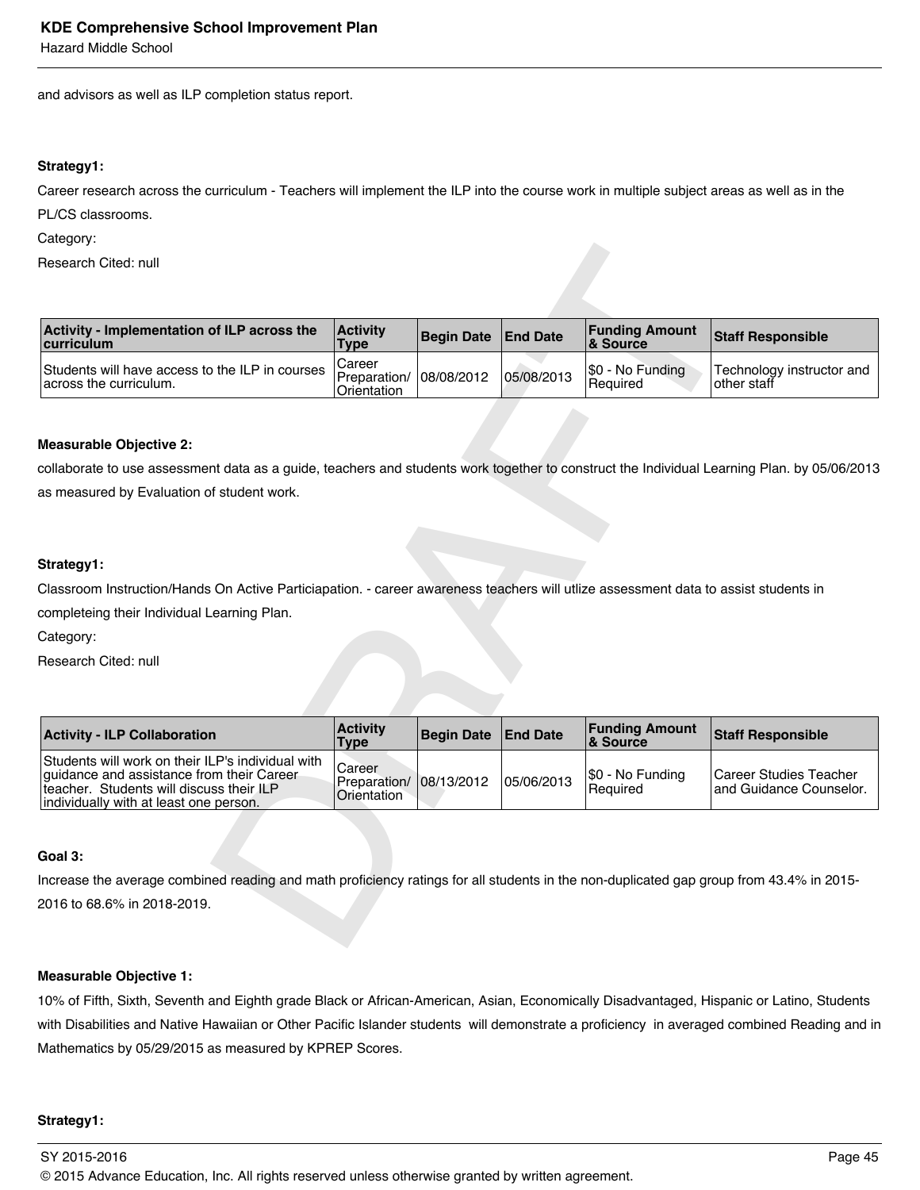and advisors as well as ILP completion status report.

**Strategy1:**

Career research across the curriculum - Teachers will implement the ILP into the course work in multiple subject areas as well as in the PL/CS classrooms.

Category:

Research Cited: null

| Activity - Implementation of ILP across the curriculum | Activity Type | Begin Date | End Date | Funding Amount & Source | Staff Responsible |
|---|---|---|---|---|---|
| Students will have access to the ILP in courses across the curriculum. | Career Preparation/ Orientation | 08/08/2012 | 05/08/2013 | $0 - No Funding Required | Technology instructor and other staff |

**Measurable Objective 2:**

collaborate to use assessment data as a guide, teachers and students work together to construct the Individual Learning Plan. by 05/06/2013 as measured by Evaluation of student work.

**Strategy1:**

Classroom Instruction/Hands On Active Particiapation. - career awareness teachers will utlize assessment data to assist students in completeing their Individual Learning Plan.

Category:

Research Cited: null

| Activity - ILP Collaboration | Activity Type | Begin Date | End Date | Funding Amount & Source | Staff Responsible |
|---|---|---|---|---|---|
| Students will work on their ILP's individual with guidance and assistance from their Career teacher. Students will discuss their ILP individually with at least one person. | Career Preparation/ Orientation | 08/13/2012 | 05/06/2013 | $0 - No Funding Required | Career Studies Teacher and Guidance Counselor. |

**Goal 3:**

Increase the average combined reading and math proficiency ratings for all students in the non-duplicated gap group from 43.4% in 2015-2016 to 68.6% in 2018-2019.

**Measurable Objective 1:**

10% of Fifth, Sixth, Seventh and Eighth grade Black or African-American, Asian, Economically Disadvantaged, Hispanic or Latino, Students with Disabilities and Native Hawaiian or Other Pacific Islander students will demonstrate a proficiency in averaged combined Reading and in Mathematics by 05/29/2015 as measured by KPREP Scores.

**Strategy1:**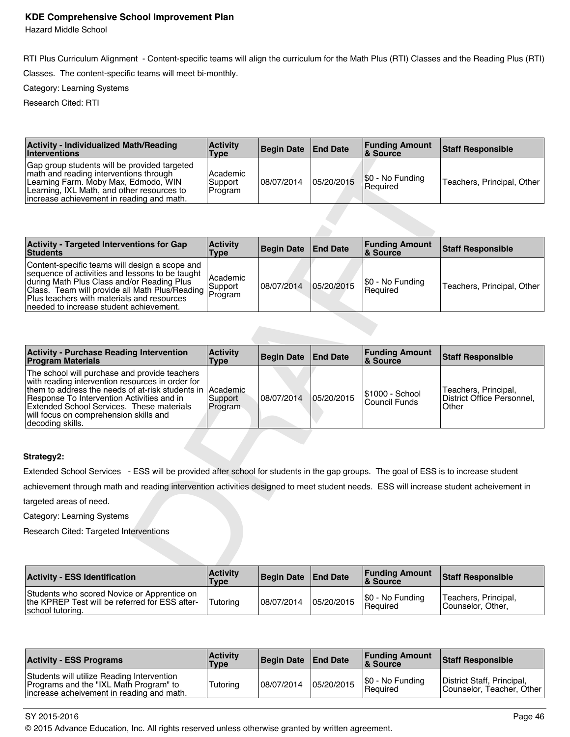RTI Plus Curriculum Alignment - Content-specific teams will align the curriculum for the Math Plus (RTI) Classes and the Reading Plus (RTI) Classes. The content-specific teams will meet bi-monthly.

Category: Learning Systems

Research Cited: RTI

| Activity - Individualized Math/Reading Interventions | Activity Type | Begin Date | End Date | Funding Amount & Source | Staff Responsible |
|---|---|---|---|---|---|
| Gap group students will be provided targeted math and reading interventions through Learning Farm. Moby Max, Edmodo, WIN Learning, IXL Math, and other resources to increase achievement in reading and math. | Academic Support Program | 08/07/2014 | 05/20/2015 | $0 - No Funding Required | Teachers, Principal, Other |

| Activity - Targeted Interventions for Gap Students | Activity Type | Begin Date | End Date | Funding Amount & Source | Staff Responsible |
|---|---|---|---|---|---|
| Content-specific teams will design a scope and sequence of activities and lessons to be taught during Math Plus Class and/or Reading Plus Class. Team will provide all Math Plus/Reading Plus teachers with materials and resources needed to increase student achievement. | Academic Support Program | 08/07/2014 | 05/20/2015 | $0 - No Funding Required | Teachers, Principal, Other |

| Activity - Purchase Reading Intervention Program Materials | Activity Type | Begin Date | End Date | Funding Amount & Source | Staff Responsible |
|---|---|---|---|---|---|
| The school will purchase and provide teachers with reading intervention resources in order for them to address the needs of at-risk students in Response To Intervention Activities and in Extended School Services. These materials will focus on comprehension skills and decoding skills. | Academic Support Program | 08/07/2014 | 05/20/2015 | $1000 - School Council Funds | Teachers, Principal, District Office Personnel, Other |

**Strategy2:**

Extended School Services - ESS will be provided after school for students in the gap groups. The goal of ESS is to increase student achievement through math and reading intervention activities designed to meet student needs. ESS will increase student acheivement in targeted areas of need.

Category: Learning Systems

Research Cited: Targeted Interventions

| Activity - ESS Identification | Activity Type | Begin Date | End Date | Funding Amount & Source | Staff Responsible |
|---|---|---|---|---|---|
| Students who scored Novice or Apprentice on the KPREP Test will be referred for ESS after-school tutoring. | Tutoring | 08/07/2014 | 05/20/2015 | $0 - No Funding Required | Teachers, Principal, Counselor, Other, |

| Activity - ESS Programs | Activity Type | Begin Date | End Date | Funding Amount & Source | Staff Responsible |
|---|---|---|---|---|---|
| Students will utilize Reading Intervention Programs and the "IXL Math Program" to increase acheivement in reading and math. | Tutoring | 08/07/2014 | 05/20/2015 | $0 - No Funding Required | District Staff, Principal, Counselor, Teacher, Other |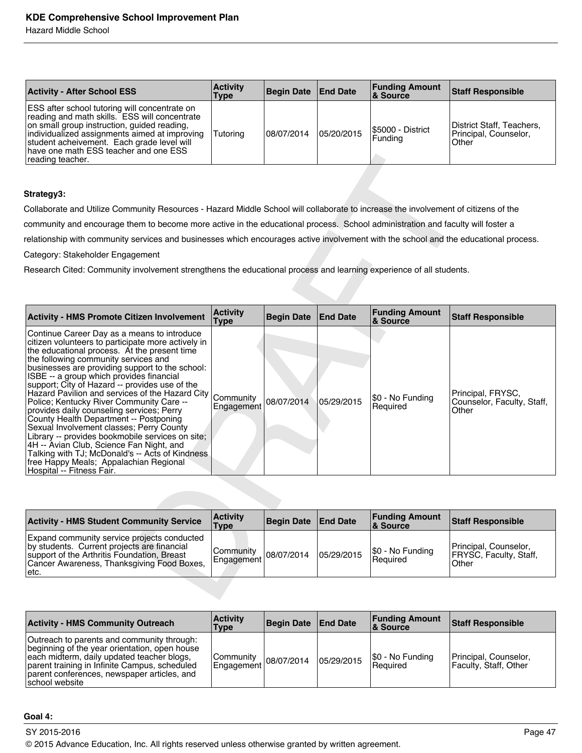| Activity - After School ESS | Activity Type | Begin Date | End Date | Funding Amount & Source | Staff Responsible |
|---|---|---|---|---|---|
| ESS after school tutoring will concentrate on reading and math skills. ESS will concentrate on small group instruction, guided reading, individualized assignments aimed at improving student acheivement. Each grade level will have one math ESS teacher and one ESS reading teacher. | Tutoring | 08/07/2014 | 05/20/2015 | $5000 - District Funding | District Staff, Teachers, Principal, Counselor, Other |

**Strategy3:**

Collaborate and Utilize Community Resources - Hazard Middle School will collaborate to increase the involvement of citizens of the community and encourage them to become more active in the educational process. School administration and faculty will foster a relationship with community services and businesses which encourages active involvement with the school and the educational process.

Category: Stakeholder Engagement

Research Cited: Community involvement strengthens the educational process and learning experience of all students.

| Activity - HMS Promote Citizen Involvement | Activity Type | Begin Date | End Date | Funding Amount & Source | Staff Responsible |
|---|---|---|---|---|---|
| Continue Career Day as a means to introduce citizen volunteers to participate more actively in the educational process. At the present time the following community services and businesses are providing support to the school: ISBE -- a group which provides financial support; City of Hazard -- provides use of the Hazard Pavilion and services of the Hazard City Police; Kentucky River Community Care -- provides daily counseling services; Perry County Health Department -- Postponing Sexual Involvement classes; Perry County Library -- provides bookmobile services on site; 4H -- Avian Club, Science Fan Night, and Talking with TJ; McDonald's -- Acts of Kindness free Happy Meals; Appalachian Regional Hospital -- Fitness Fair. | Community Engagement | 08/07/2014 | 05/29/2015 | $0 - No Funding Required | Principal, FRYSC, Counselor, Faculty, Staff, Other |

| Activity - HMS Student Community Service | Activity Type | Begin Date | End Date | Funding Amount & Source | Staff Responsible |
|---|---|---|---|---|---|
| Expand community service projects conducted by students. Current projects are financial support of the Arthritis Foundation, Breast Cancer Awareness, Thanksgiving Food Boxes, etc. | Community Engagement | 08/07/2014 | 05/29/2015 | $0 - No Funding Required | Principal, Counselor, FRYSC, Faculty, Staff, Other |

| Activity - HMS Community Outreach | Activity Type | Begin Date | End Date | Funding Amount & Source | Staff Responsible |
|---|---|---|---|---|---|
| Outreach to parents and community through: beginning of the year orientation, open house each midterm, daily updated teacher blogs, parent training in Infinite Campus, scheduled parent conferences, newspaper articles, and school website | Community Engagement | 08/07/2014 | 05/29/2015 | $0 - No Funding Required | Principal, Counselor, Faculty, Staff, Other |

**Goal 4:**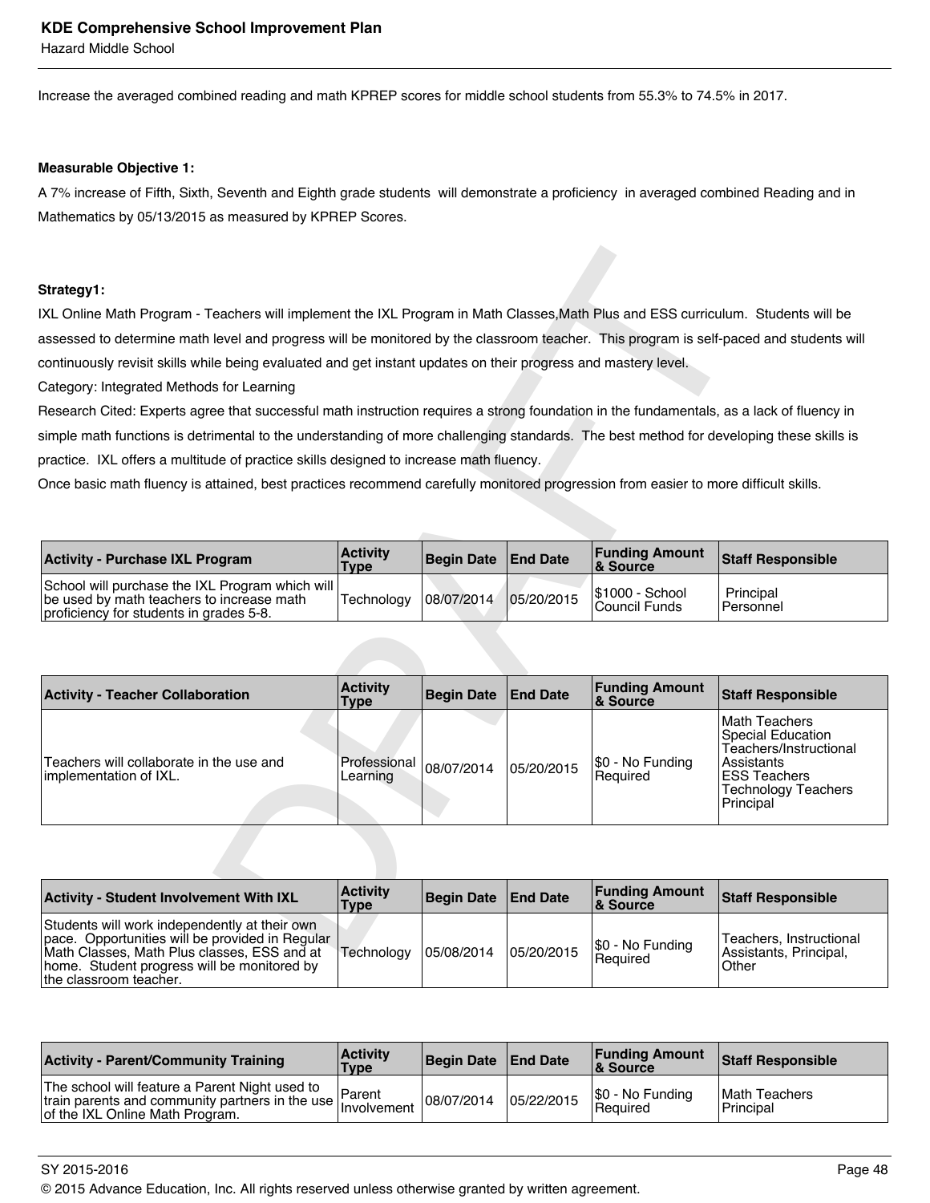Increase the averaged combined reading and math KPREP scores for middle school students from 55.3% to 74.5% in 2017.

**Measurable Objective 1:**

A 7% increase of Fifth, Sixth, Seventh and Eighth grade students will demonstrate a proficiency in averaged combined Reading and in Mathematics by 05/13/2015 as measured by KPREP Scores.

**Strategy1:**

IXL Online Math Program - Teachers will implement the IXL Program in Math Classes,Math Plus and ESS curriculum. Students will be assessed to determine math level and progress will be monitored by the classroom teacher. This program is self-paced and students will continuously revisit skills while being evaluated and get instant updates on their progress and mastery level.

Category: Integrated Methods for Learning

Research Cited: Experts agree that successful math instruction requires a strong foundation in the fundamentals, as a lack of fluency in simple math functions is detrimental to the understanding of more challenging standards. The best method for developing these skills is practice. IXL offers a multitude of practice skills designed to increase math fluency.

Once basic math fluency is attained, best practices recommend carefully monitored progression from easier to more difficult skills.

| Activity - Purchase IXL Program | Activity Type | Begin Date | End Date | Funding Amount & Source | Staff Responsible |
|---|---|---|---|---|---|
| School will purchase the IXL Program which will be used by math teachers to increase math proficiency for students in grades 5-8. | Technology | 08/07/2014 | 05/20/2015 | $1000 - School Council Funds | Principal Personnel |

| Activity - Teacher Collaboration | Activity Type | Begin Date | End Date | Funding Amount & Source | Staff Responsible |
|---|---|---|---|---|---|
| Teachers will collaborate in the use and implementation of IXL. | Professional Learning | 08/07/2014 | 05/20/2015 | $0 - No Funding Required | Math Teachers Special Education Teachers/Instructional Assistants ESS Teachers Technology Teachers Principal |

| Activity - Student Involvement With IXL | Activity Type | Begin Date | End Date | Funding Amount & Source | Staff Responsible |
|---|---|---|---|---|---|
| Students will work independently at their own pace. Opportunities will be provided in Regular Math Classes, Math Plus classes, ESS and at home. Student progress will be monitored by the classroom teacher. | Technology | 05/08/2014 | 05/20/2015 | $0 - No Funding Required | Teachers, Instructional Assistants, Principal, Other |

| Activity - Parent/Community Training | Activity Type | Begin Date | End Date | Funding Amount & Source | Staff Responsible |
|---|---|---|---|---|---|
| The school will feature a Parent Night used to train parents and community partners in the use of the IXL Online Math Program. | Parent Involvement | 08/07/2014 | 05/22/2015 | $0 - No Funding Required | Math Teachers Principal |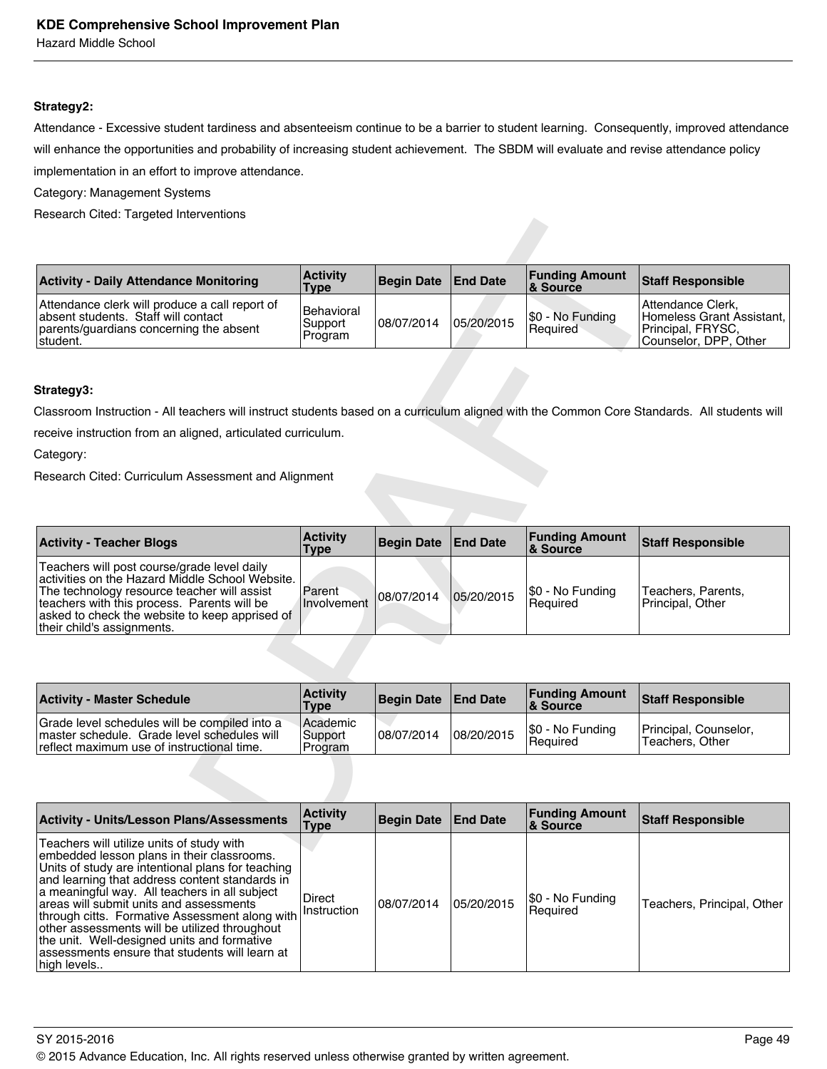**Strategy2:**

Attendance - Excessive student tardiness and absenteeism continue to be a barrier to student learning. Consequently, improved attendance will enhance the opportunities and probability of increasing student achievement. The SBDM will evaluate and revise attendance policy implementation in an effort to improve attendance.

Category: Management Systems

Research Cited: Targeted Interventions

| Activity - Daily Attendance Monitoring | Activity Type | Begin Date | End Date | Funding Amount & Source | Staff Responsible |
|---|---|---|---|---|---|
| Attendance clerk will produce a call report of absent students. Staff will contact parents/guardians concerning the absent student. | Behavioral Support Program | 08/07/2014 | 05/20/2015 | $0 - No Funding Required | Attendance Clerk, Homeless Grant Assistant, Principal, FRYSC, Counselor, DPP, Other |

**Strategy3:**

Classroom Instruction - All teachers will instruct students based on a curriculum aligned with the Common Core Standards. All students will receive instruction from an aligned, articulated curriculum.

Category:

Research Cited: Curriculum Assessment and Alignment

| Activity - Teacher Blogs | Activity Type | Begin Date | End Date | Funding Amount & Source | Staff Responsible |
|---|---|---|---|---|---|
| Teachers will post course/grade level daily activities on the Hazard Middle School Website. The technology resource teacher will assist teachers with this process. Parents will be asked to check the website to keep apprised of their child's assignments. | Parent Involvement | 08/07/2014 | 05/20/2015 | $0 - No Funding Required | Teachers, Parents, Principal, Other |

| Activity - Master Schedule | Activity Type | Begin Date | End Date | Funding Amount & Source | Staff Responsible |
|---|---|---|---|---|---|
| Grade level schedules will be compiled into a master schedule. Grade level schedules will reflect maximum use of instructional time. | Academic Support Program | 08/07/2014 | 08/20/2015 | $0 - No Funding Required | Principal, Counselor, Teachers, Other |

| Activity - Units/Lesson Plans/Assessments | Activity Type | Begin Date | End Date | Funding Amount & Source | Staff Responsible |
|---|---|---|---|---|---|
| Teachers will utilize units of study with embedded lesson plans in their classrooms. Units of study are intentional plans for teaching and learning that address content standards in a meaningful way. All teachers in all subject areas will submit units and assessments through citts. Formative Assessment along with other assessments will be utilized throughout the unit. Well-designed units and formative assessments ensure that students will learn at high levels.. | Direct Instruction | 08/07/2014 | 05/20/2015 | $0 - No Funding Required | Teachers, Principal, Other |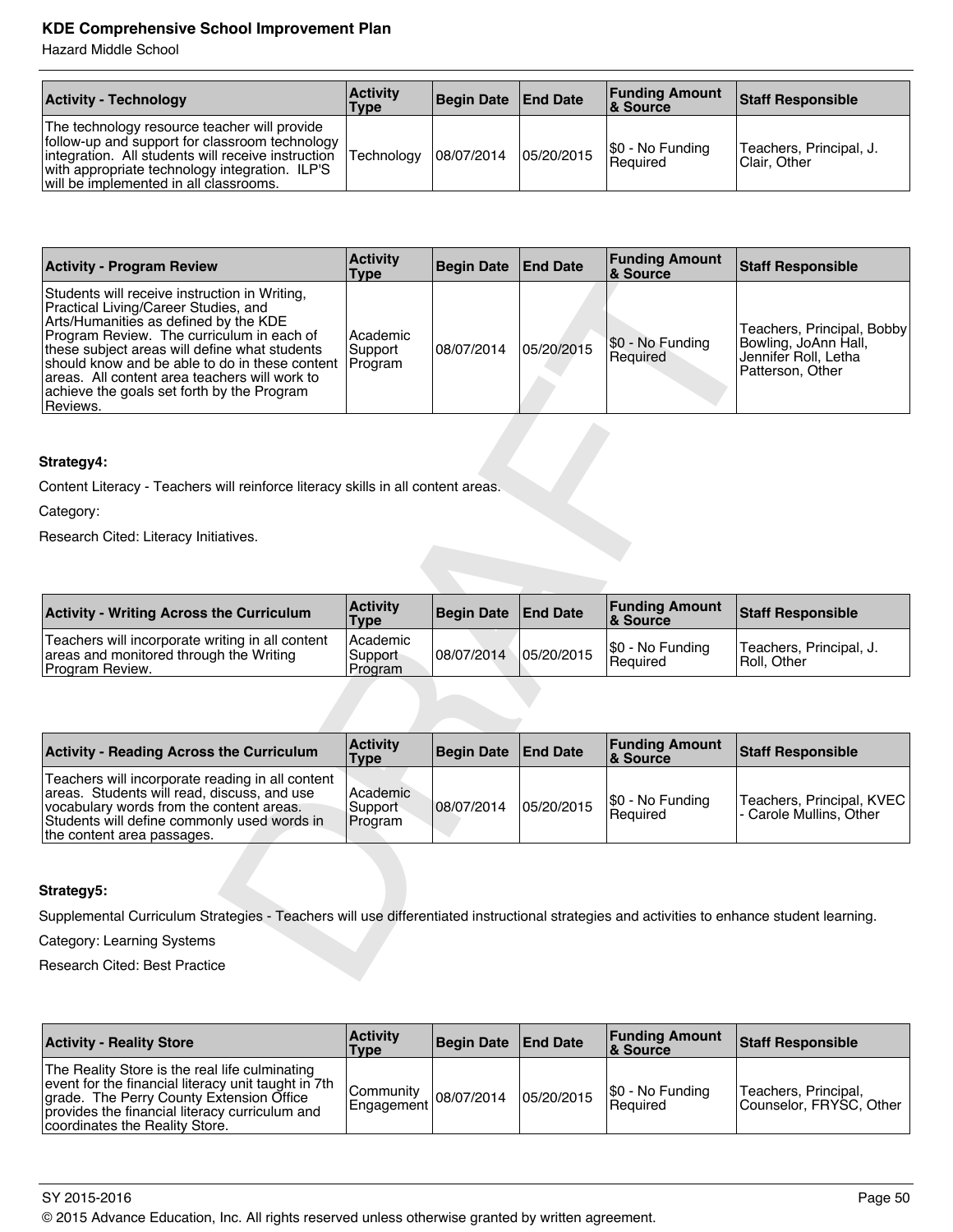| Activity - Technology | Activity Type | Begin Date | End Date | Funding Amount & Source | Staff Responsible |
|---|---|---|---|---|---|
| The technology resource teacher will provide follow-up and support for classroom technology integration. All students will receive instruction with appropriate technology integration. ILP'S will be implemented in all classrooms. | Technology | 08/07/2014 | 05/20/2015 | $0 - No Funding Required | Teachers, Principal, J. Clair, Other |

| Activity - Program Review | Activity Type | Begin Date | End Date | Funding Amount & Source | Staff Responsible |
|---|---|---|---|---|---|
| Students will receive instruction in Writing, Practical Living/Career Studies, and Arts/Humanities as defined by the KDE Program Review. The curriculum in each of these subject areas will define what students should know and be able to do in these content areas. All content area teachers will work to achieve the goals set forth by the Program Reviews. | Academic Support Program | 08/07/2014 | 05/20/2015 | $0 - No Funding Required | Teachers, Principal, Bobby Bowling, JoAnn Hall, Jennifer Roll, Letha Patterson, Other |

**Strategy4:**

Content Literacy - Teachers will reinforce literacy skills in all content areas.

Category:

Research Cited: Literacy Initiatives.

| Activity - Writing Across the Curriculum | Activity Type | Begin Date | End Date | Funding Amount & Source | Staff Responsible |
|---|---|---|---|---|---|
| Teachers will incorporate writing in all content areas and monitored through the Writing Program Review. | Academic Support Program | 08/07/2014 | 05/20/2015 | $0 - No Funding Required | Teachers, Principal, J. Roll, Other |

| Activity - Reading Across the Curriculum | Activity Type | Begin Date | End Date | Funding Amount & Source | Staff Responsible |
|---|---|---|---|---|---|
| Teachers will incorporate reading in all content areas. Students will read, discuss, and use vocabulary words from the content areas. Students will define commonly used words in the content area passages. | Academic Support Program | 08/07/2014 | 05/20/2015 | $0 - No Funding Required | Teachers, Principal, KVEC - Carole Mullins, Other |

**Strategy5:**

Supplemental Curriculum Strategies - Teachers will use differentiated instructional strategies and activities to enhance student learning.

Category: Learning Systems

Research Cited: Best Practice

| Activity - Reality Store | Activity Type | Begin Date | End Date | Funding Amount & Source | Staff Responsible |
|---|---|---|---|---|---|
| The Reality Store is the real life culminating event for the financial literacy unit taught in 7th grade. The Perry County Extension Office provides the financial literacy curriculum and coordinates the Reality Store. | Community Engagement | 08/07/2014 | 05/20/2015 | $0 - No Funding Required | Teachers, Principal, Counselor, FRYSC, Other |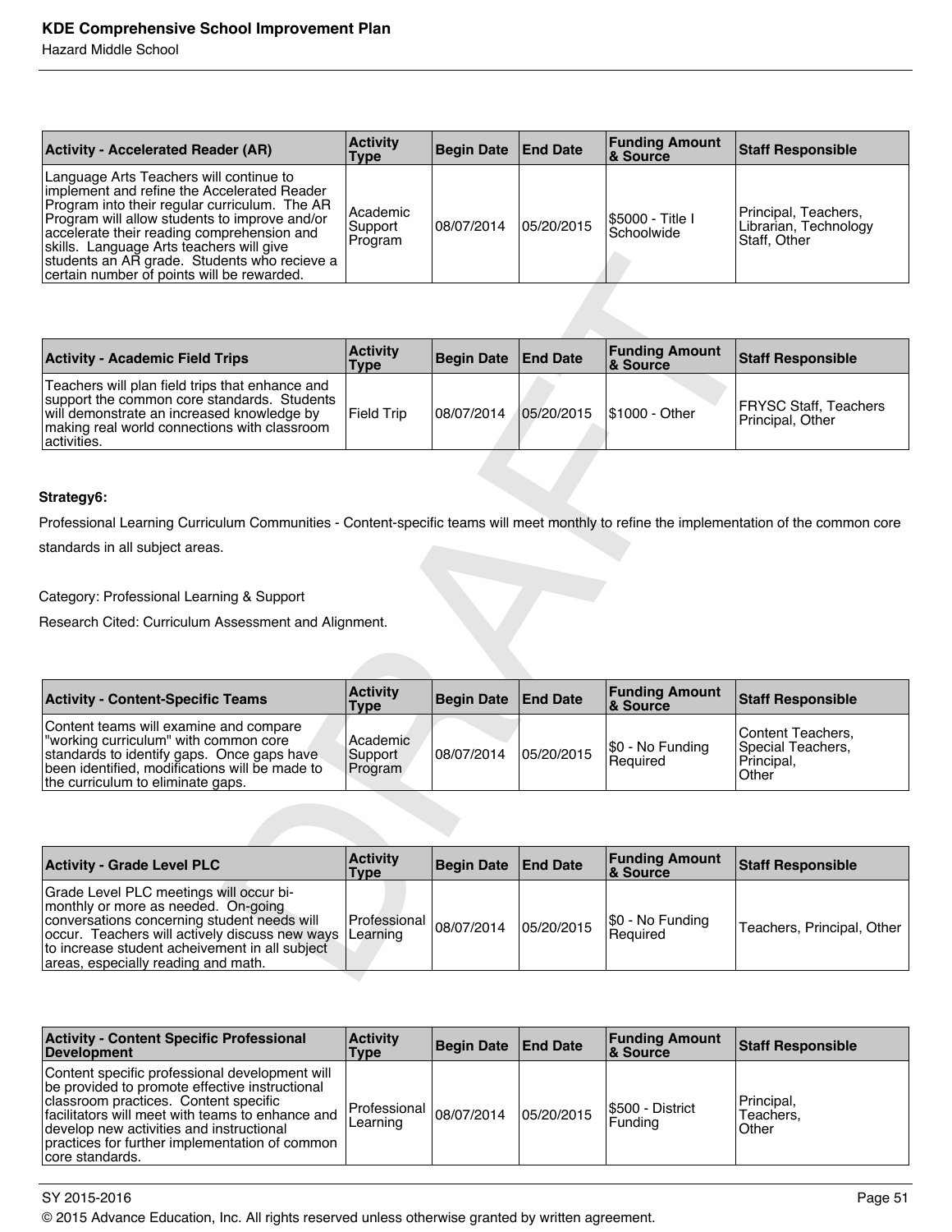| Activity - Accelerated Reader (AR) | Activity Type | Begin Date | End Date | Funding Amount & Source | Staff Responsible |
|---|---|---|---|---|---|
| Language Arts Teachers will continue to implement and refine the Accelerated Reader Program into their regular curriculum. The AR Program will allow students to improve and/or accelerate their reading comprehension and skills. Language Arts teachers will give students an AR grade. Students who recieve a certain number of points will be rewarded. | Academic Support Program | 08/07/2014 | 05/20/2015 | $5000 - Title I Schoolwide | Principal, Teachers, Librarian, Technology Staff, Other |

| Activity - Academic Field Trips | Activity Type | Begin Date | End Date | Funding Amount & Source | Staff Responsible |
|---|---|---|---|---|---|
| Teachers will plan field trips that enhance and support the common core standards. Students will demonstrate an increased knowledge by making real world connections with classroom activities. | Field Trip | 08/07/2014 | 05/20/2015 | $1000 - Other | FRYSC Staff, Teachers Principal, Other |

**Strategy6:**

Professional Learning Curriculum Communities - Content-specific teams will meet monthly to refine the implementation of the common core standards in all subject areas.

Category: Professional Learning & Support

Research Cited: Curriculum Assessment and Alignment.

| Activity - Content-Specific Teams | Activity Type | Begin Date | End Date | Funding Amount & Source | Staff Responsible |
|---|---|---|---|---|---|
| Content teams will examine and compare "working curriculum" with common core standards to identify gaps. Once gaps have been identified, modifications will be made to the curriculum to eliminate gaps. | Academic Support Program | 08/07/2014 | 05/20/2015 | $0 - No Funding Required | Content Teachers, Special Teachers, Principal, Other |

| Activity - Grade Level PLC | Activity Type | Begin Date | End Date | Funding Amount & Source | Staff Responsible |
|---|---|---|---|---|---|
| Grade Level PLC meetings will occur bi-monthly or more as needed. On-going conversations concerning student needs will occur. Teachers will actively discuss new ways to increase student acheivement in all subject areas, especially reading and math. | Professional Learning | 08/07/2014 | 05/20/2015 | $0 - No Funding Required | Teachers, Principal, Other |

| Activity - Content Specific Professional Development | Activity Type | Begin Date | End Date | Funding Amount & Source | Staff Responsible |
|---|---|---|---|---|---|
| Content specific professional development will be provided to promote effective instructional classroom practices. Content specific facilitators will meet with teams to enhance and develop new activities and instructional practices for further implementation of common core standards. | Professional Learning | 08/07/2014 | 05/20/2015 | $500 - District Funding | Principal, Teachers, Other |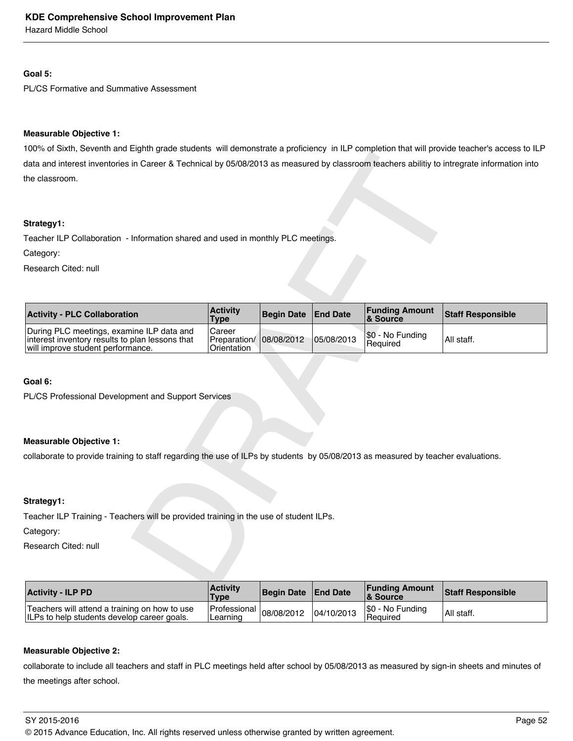**Goal 5:**

PL/CS Formative and Summative Assessment

**Measurable Objective 1:**

100% of Sixth, Seventh and Eighth grade students will demonstrate a proficiency in ILP completion that will provide teacher's access to ILP data and interest inventories in Career & Technical by 05/08/2013 as measured by classroom teachers abilitiy to intregrate information into the classroom.

**Strategy1:**

Teacher ILP Collaboration - Information shared and used in monthly PLC meetings.

Category:

Research Cited: null

| Activity - PLC Collaboration | Activity Type | Begin Date | End Date | Funding Amount & Source | Staff Responsible |
|---|---|---|---|---|---|
| During PLC meetings, examine ILP data and interest inventory results to plan lessons that will improve student performance. | Career Preparation/ Orientation | 08/08/2012 | 05/08/2013 | $0 - No Funding Required | All staff. |

**Goal 6:**

PL/CS Professional Development and Support Services

**Measurable Objective 1:**

collaborate to provide training to staff regarding the use of ILPs by students by 05/08/2013 as measured by teacher evaluations.

**Strategy1:**

Teacher ILP Training - Teachers will be provided training in the use of student ILPs.

Category:

Research Cited: null

| Activity - ILP PD | Activity Type | Begin Date | End Date | Funding Amount & Source | Staff Responsible |
|---|---|---|---|---|---|
| Teachers will attend a training on how to use ILPs to help students develop career goals. | Professional Learning | 08/08/2012 | 04/10/2013 | $0 - No Funding Required | All staff. |

**Measurable Objective 2:**

collaborate to include all teachers and staff in PLC meetings held after school by 05/08/2013 as measured by sign-in sheets and minutes of the meetings after school.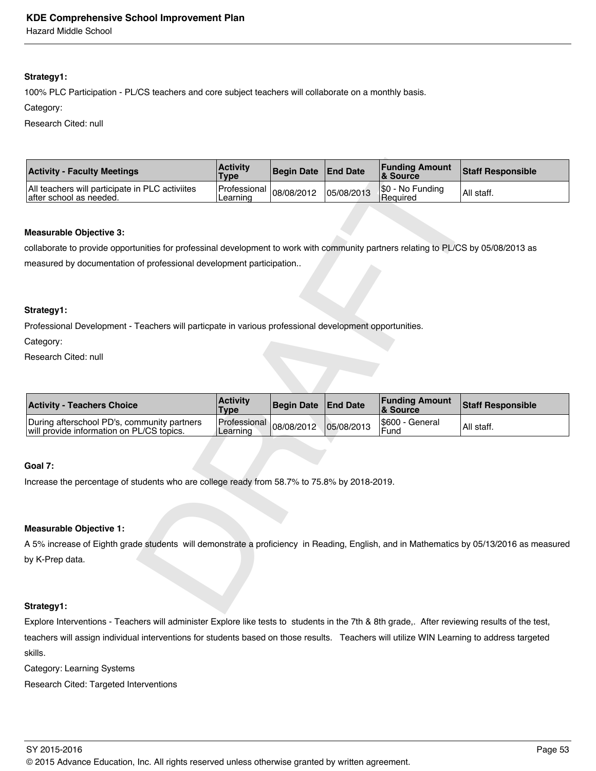**Strategy1:**

100% PLC Participation - PL/CS teachers and core subject teachers will collaborate on a monthly basis.

Category:

Research Cited: null

| Activity - Faculty Meetings | Activity Type | Begin Date | End Date | Funding Amount & Source | Staff Responsible |
|---|---|---|---|---|---|
| All teachers will participate in PLC activiites after school as needed. | Professional Learning | 08/08/2012 | 05/08/2013 | $0 - No Funding Required | All staff. |

**Measurable Objective 3:**

collaborate to provide opportunities for professinal development to work with community partners relating to PL/CS by 05/08/2013 as measured by documentation of professional development participation..

**Strategy1:**

Professional Development - Teachers will particpate in various professional development opportunities.

Category:

Research Cited: null

| Activity - Teachers Choice | Activity Type | Begin Date | End Date | Funding Amount & Source | Staff Responsible |
|---|---|---|---|---|---|
| During afterschool PD's, community partners will provide information on PL/CS topics. | Professional Learning | 08/08/2012 | 05/08/2013 | $600 - General Fund | All staff. |

**Goal 7:**

Increase the percentage of students who are college ready from 58.7% to 75.8% by 2018-2019.

**Measurable Objective 1:**

A 5% increase of Eighth grade students will demonstrate a proficiency in Reading, English, and in Mathematics by 05/13/2016 as measured by K-Prep data.

**Strategy1:**

Explore Interventions - Teachers will administer Explore like tests to students in the 7th & 8th grade,. After reviewing results of the test, teachers will assign individual interventions for students based on those results. Teachers will utilize WIN Learning to address targeted skills.

Category: Learning Systems

Research Cited: Targeted Interventions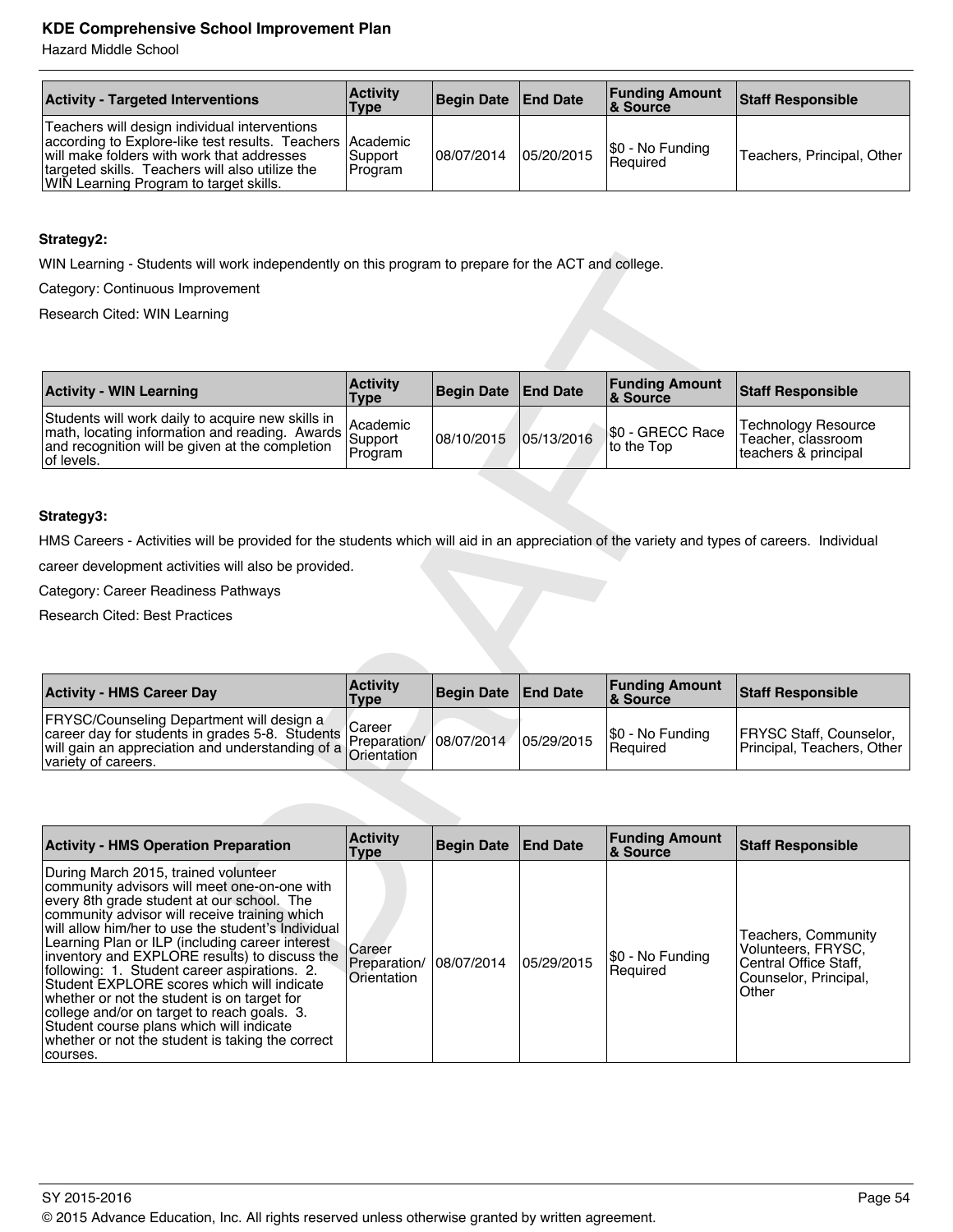| Activity - Targeted Interventions | Activity Type | Begin Date | End Date | Funding Amount & Source | Staff Responsible |
|---|---|---|---|---|---|
| Teachers will design individual interventions according to Explore-like test results. Teachers will make folders with work that addresses targeted skills. Teachers will also utilize the WIN Learning Program to target skills. | Academic Support Program | 08/07/2014 | 05/20/2015 | $0 - No Funding Required | Teachers, Principal, Other |

**Strategy2:**

WIN Learning - Students will work independently on this program to prepare for the ACT and college.

Category: Continuous Improvement

Research Cited: WIN Learning

| Activity - WIN Learning | Activity Type | Begin Date | End Date | Funding Amount & Source | Staff Responsible |
|---|---|---|---|---|---|
| Students will work daily to acquire new skills in math, locating information and reading. Awards and recognition will be given at the completion of levels. | Academic Support Program | 08/10/2015 | 05/13/2016 | $0 - GRECC Race to the Top | Technology Resource Teacher, classroom teachers & principal |

**Strategy3:**

HMS Careers - Activities will be provided for the students which will aid in an appreciation of the variety and types of careers. Individual career development activities will also be provided.

Category: Career Readiness Pathways

Research Cited: Best Practices

| Activity - HMS Career Day | Activity Type | Begin Date | End Date | Funding Amount & Source | Staff Responsible |
|---|---|---|---|---|---|
| FRYSC/Counseling Department will design a career day for students in grades 5-8. Students will gain an appreciation and understanding of a variety of careers. | Career Preparation/ Orientation | 08/07/2014 | 05/29/2015 | $0 - No Funding Required | FRYSC Staff, Counselor, Principal, Teachers, Other |

| Activity - HMS Operation Preparation | Activity Type | Begin Date | End Date | Funding Amount & Source | Staff Responsible |
|---|---|---|---|---|---|
| During March 2015, trained volunteer community advisors will meet one-on-one with every 8th grade student at our school. The community advisor will receive training which will allow him/her to use the student's Individual Learning Plan or ILP (including career interest inventory and EXPLORE results) to discuss the following: 1. Student career aspirations. 2. Student EXPLORE scores which will indicate whether or not the student is on target for college and/or on target to reach goals. 3. Student course plans which will indicate whether or not the student is taking the correct courses. | Career Preparation/ Orientation | 08/07/2014 | 05/29/2015 | $0 - No Funding Required | Teachers, Community Volunteers, FRYSC, Central Office Staff, Counselor, Principal, Other |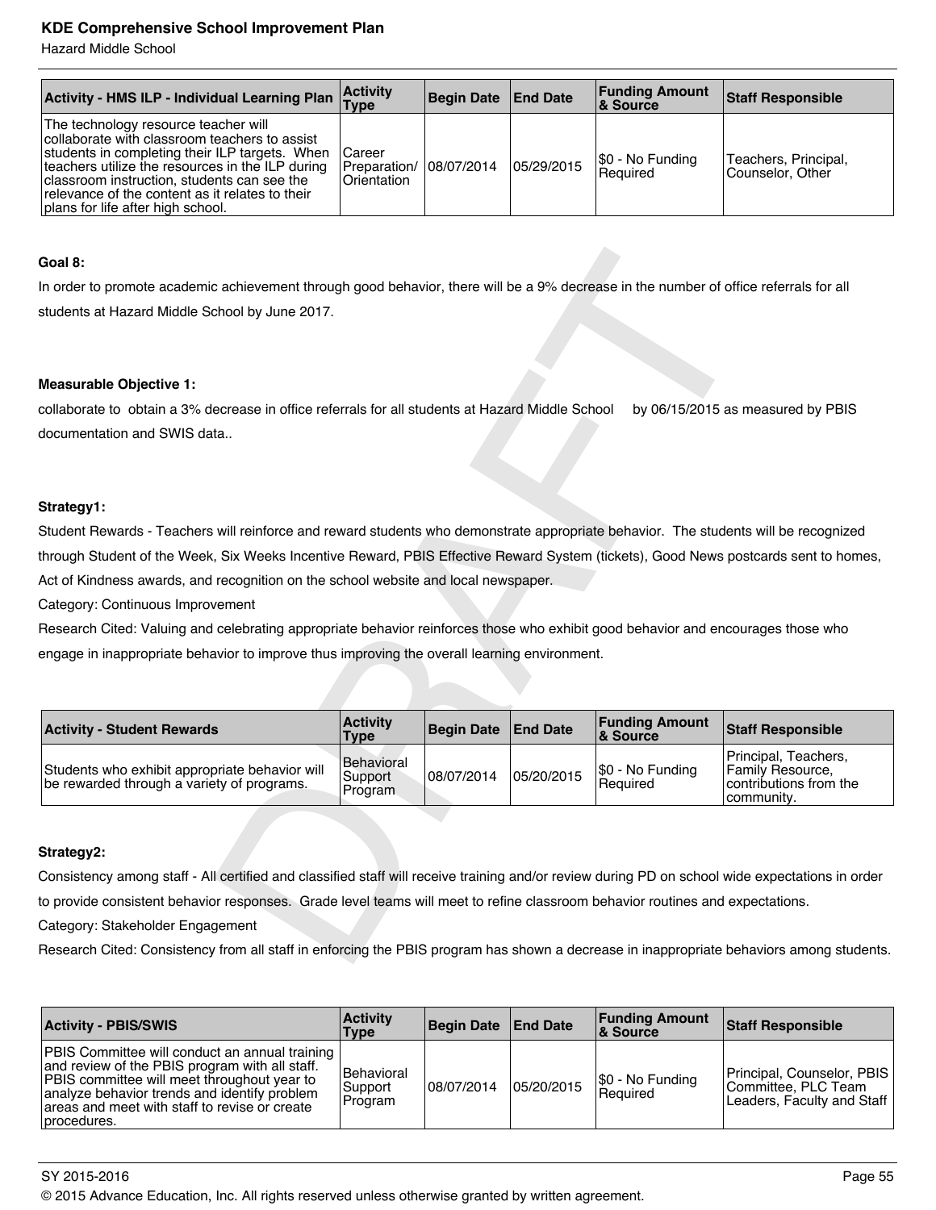| Activity - HMS ILP - Individual Learning Plan | Activity Type | Begin Date | End Date | Funding Amount & Source | Staff Responsible |
|---|---|---|---|---|---|
| The technology resource teacher will collaborate with classroom teachers to assist students in completing their ILP targets. When teachers utilize the resources in the ILP during classroom instruction, students can see the relevance of the content as it relates to their plans for life after high school. | Career Preparation/ Orientation | 08/07/2014 | 05/29/2015 | $0 - No Funding Required | Teachers, Principal, Counselor, Other |

**Goal 8:**

In order to promote academic achievement through good behavior, there will be a 9% decrease in the number of office referrals for all students at Hazard Middle School by June 2017.

**Measurable Objective 1:**

collaborate to obtain a 3% decrease in office referrals for all students at Hazard Middle School by 06/15/2015 as measured by PBIS documentation and SWIS data..

**Strategy1:**

Student Rewards - Teachers will reinforce and reward students who demonstrate appropriate behavior. The students will be recognized through Student of the Week, Six Weeks Incentive Reward, PBIS Effective Reward System (tickets), Good News postcards sent to homes, Act of Kindness awards, and recognition on the school website and local newspaper.

Category: Continuous Improvement

Research Cited: Valuing and celebrating appropriate behavior reinforces those who exhibit good behavior and encourages those who engage in inappropriate behavior to improve thus improving the overall learning environment.

| Activity - Student Rewards | Activity Type | Begin Date | End Date | Funding Amount & Source | Staff Responsible |
|---|---|---|---|---|---|
| Students who exhibit appropriate behavior will be rewarded through a variety of programs. | Behavioral Support Program | 08/07/2014 | 05/20/2015 | $0 - No Funding Required | Principal, Teachers, Family Resource, contributions from the community. |

**Strategy2:**

Consistency among staff - All certified and classified staff will receive training and/or review during PD on school wide expectations in order to provide consistent behavior responses. Grade level teams will meet to refine classroom behavior routines and expectations.

Category: Stakeholder Engagement

Research Cited: Consistency from all staff in enforcing the PBIS program has shown a decrease in inappropriate behaviors among students.

| Activity - PBIS/SWIS | Activity Type | Begin Date | End Date | Funding Amount & Source | Staff Responsible |
|---|---|---|---|---|---|
| PBIS Committee will conduct an annual training and review of the PBIS program with all staff. PBIS committee will meet throughout year to analyze behavior trends and identify problem areas and meet with staff to revise or create procedures. | Behavioral Support Program | 08/07/2014 | 05/20/2015 | $0 - No Funding Required | Principal, Counselor, PBIS Committee, PLC Team Leaders, Faculty and Staff |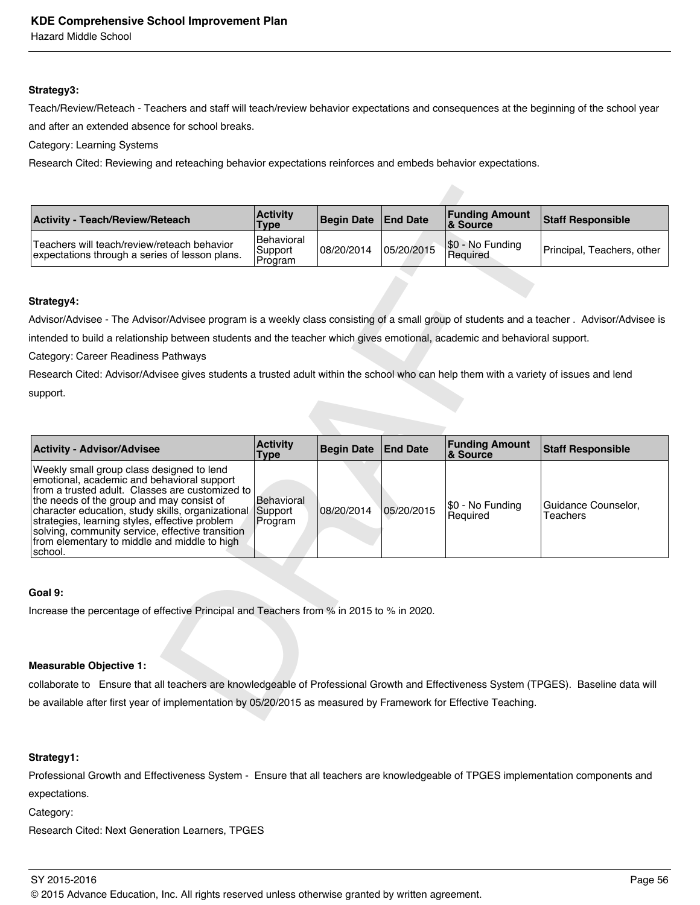**Strategy3:**

Teach/Review/Reteach - Teachers and staff will teach/review behavior expectations and consequences at the beginning of the school year and after an extended absence for school breaks.

Category: Learning Systems

Research Cited: Reviewing and reteaching behavior expectations reinforces and embeds behavior expectations.

| Activity - Teach/Review/Reteach | Activity Type | Begin Date | End Date | Funding Amount & Source | Staff Responsible |
|---|---|---|---|---|---|
| Teachers will teach/review/reteach behavior expectations through a series of lesson plans. | Behavioral Support Program | 08/20/2014 | 05/20/2015 | $0 - No Funding Required | Principal, Teachers, other |

**Strategy4:**

Advisor/Advisee - The Advisor/Advisee program is a weekly class consisting of a small group of students and a teacher . Advisor/Advisee is intended to build a relationship between students and the teacher which gives emotional, academic and behavioral support.

Category: Career Readiness Pathways

Research Cited: Advisor/Advisee gives students a trusted adult within the school who can help them with a variety of issues and lend support.

| Activity - Advisor/Advisee | Activity Type | Begin Date | End Date | Funding Amount & Source | Staff Responsible |
|---|---|---|---|---|---|
| Weekly small group class designed to lend emotional, academic and behavioral support from a trusted adult. Classes are customized to the needs of the group and may consist of character education, study skills, organizational strategies, learning styles, effective problem solving, community service, effective transition from elementary to middle and middle to high school. | Behavioral Support Program | 08/20/2014 | 05/20/2015 | $0 - No Funding Required | Guidance Counselor, Teachers |

**Goal 9:**

Increase the percentage of effective Principal and Teachers from % in 2015 to % in 2020.

**Measurable Objective 1:**

collaborate to Ensure that all teachers are knowledgeable of Professional Growth and Effectiveness System (TPGES). Baseline data will be available after first year of implementation by 05/20/2015 as measured by Framework for Effective Teaching.

**Strategy1:**

Professional Growth and Effectiveness System - Ensure that all teachers are knowledgeable of TPGES implementation components and expectations.

Category:

Research Cited: Next Generation Learners, TPGES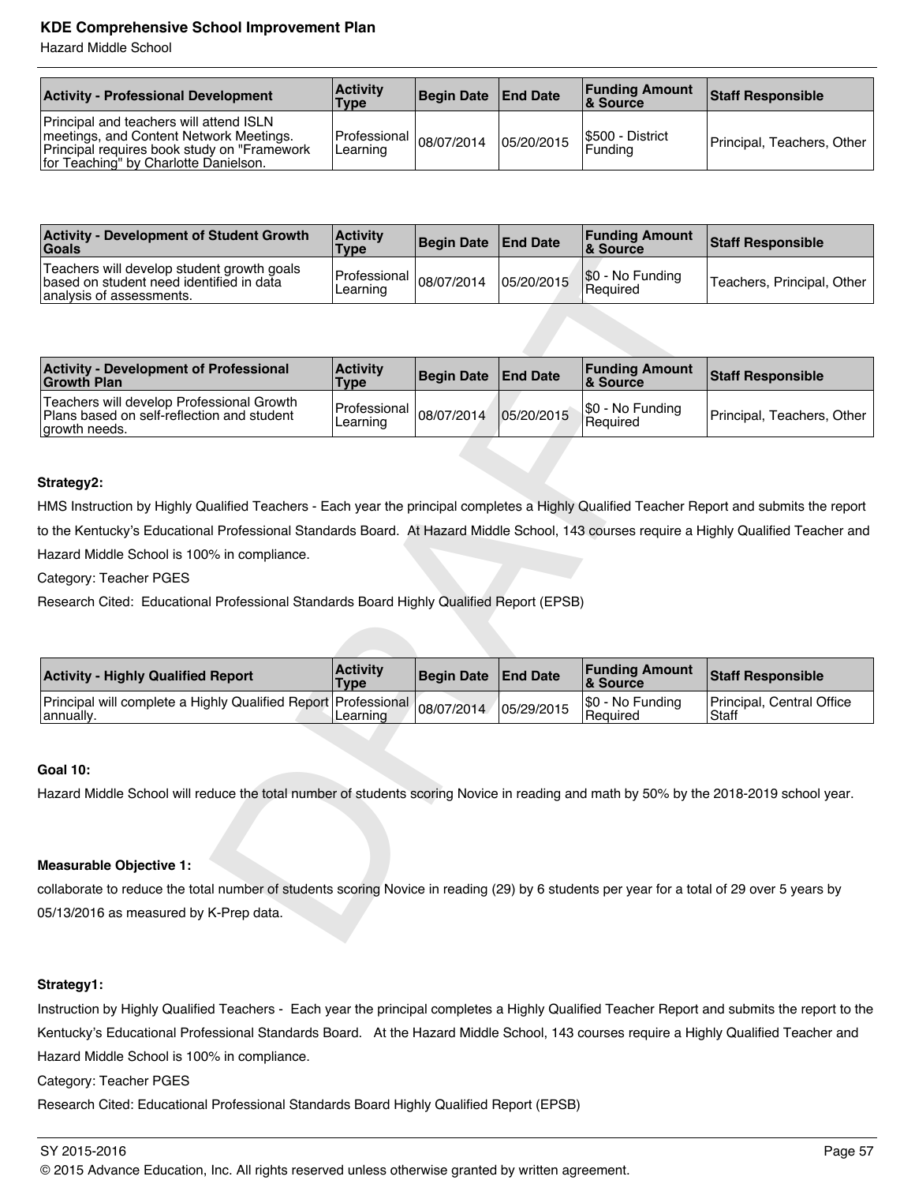| Activity - Professional Development | Activity Type | Begin Date | End Date | Funding Amount & Source | Staff Responsible |
|---|---|---|---|---|---|
| Principal and teachers will attend ISLN meetings, and Content Network Meetings. Principal requires book study on "Framework for Teaching" by Charlotte Danielson. | Professional Learning | 08/07/2014 | 05/20/2015 | $500 - District Funding | Principal, Teachers, Other |

| Activity - Development of Student Growth Goals | Activity Type | Begin Date | End Date | Funding Amount & Source | Staff Responsible |
|---|---|---|---|---|---|
| Teachers will develop student growth goals based on student need identified in data analysis of assessments. | Professional Learning | 08/07/2014 | 05/20/2015 | $0 - No Funding Required | Teachers, Principal, Other |

| Activity - Development of Professional Growth Plan | Activity Type | Begin Date | End Date | Funding Amount & Source | Staff Responsible |
|---|---|---|---|---|---|
| Teachers will develop Professional Growth Plans based on self-reflection and student growth needs. | Professional Learning | 08/07/2014 | 05/20/2015 | $0 - No Funding Required | Principal, Teachers, Other |

**Strategy2:**

HMS Instruction by Highly Qualified Teachers - Each year the principal completes a Highly Qualified Teacher Report and submits the report to the Kentucky's Educational Professional Standards Board. At Hazard Middle School, 143 courses require a Highly Qualified Teacher and Hazard Middle School is 100% in compliance.

Category: Teacher PGES

Research Cited: Educational Professional Standards Board Highly Qualified Report (EPSB)

| Activity - Highly Qualified Report | Activity Type | Begin Date | End Date | Funding Amount & Source | Staff Responsible |
|---|---|---|---|---|---|
| Principal will complete a Highly Qualified Report annually. | Professional Learning | 08/07/2014 | 05/29/2015 | $0 - No Funding Required | Principal, Central Office Staff |

**Goal 10:**

Hazard Middle School will reduce the total number of students scoring Novice in reading and math by 50% by the 2018-2019 school year.

**Measurable Objective 1:**

collaborate to reduce the total number of students scoring Novice in reading (29) by 6 students per year for a total of 29 over 5 years by 05/13/2016 as measured by K-Prep data.

**Strategy1:**

Instruction by Highly Qualified Teachers - Each year the principal completes a Highly Qualified Teacher Report and submits the report to the Kentucky's Educational Professional Standards Board. At the Hazard Middle School, 143 courses require a Highly Qualified Teacher and Hazard Middle School is 100% in compliance.

Category: Teacher PGES

Research Cited: Educational Professional Standards Board Highly Qualified Report (EPSB)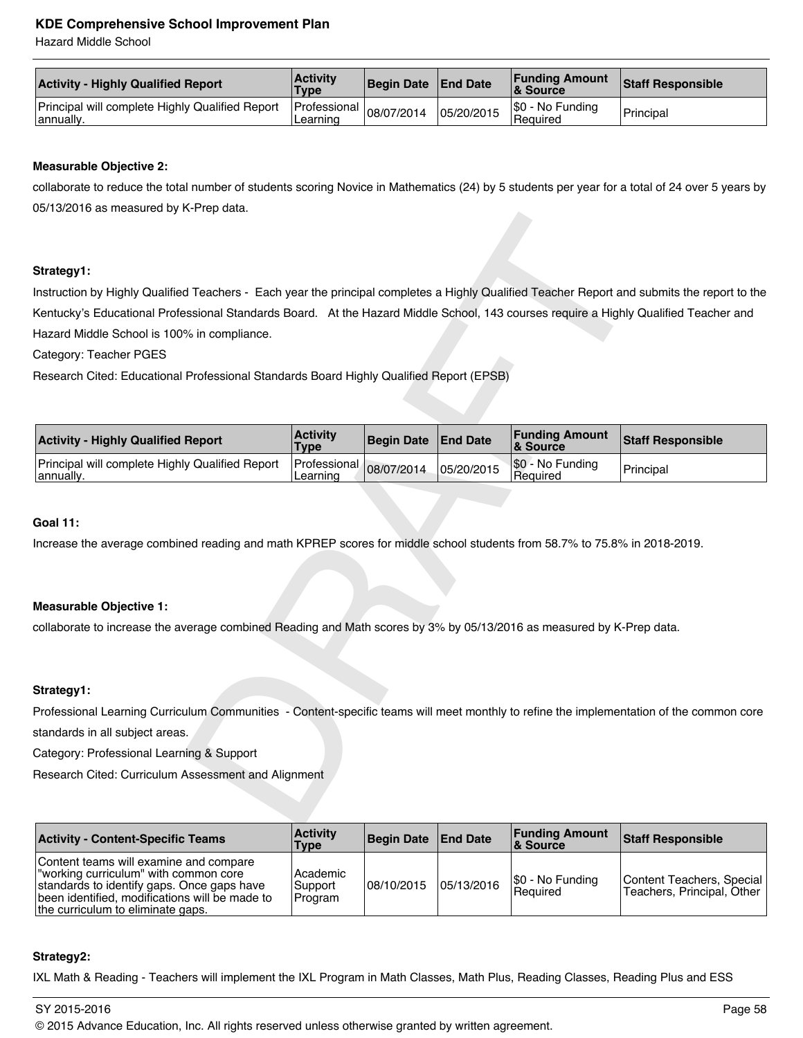| Activity - Highly Qualified Report | Activity Type | Begin Date | End Date | Funding Amount & Source | Staff Responsible |
|---|---|---|---|---|---|
| Principal will complete Highly Qualified Report annually. | Professional Learning | 08/07/2014 | 05/20/2015 | $0 - No Funding Required | Principal |

**Measurable Objective 2:**

collaborate to reduce the total number of students scoring Novice in Mathematics (24) by 5 students per year for a total of 24 over 5 years by 05/13/2016 as measured by K-Prep data.

**Strategy1:**

Instruction by Highly Qualified Teachers - Each year the principal completes a Highly Qualified Teacher Report and submits the report to the Kentucky's Educational Professional Standards Board. At the Hazard Middle School, 143 courses require a Highly Qualified Teacher and Hazard Middle School is 100% in compliance.

Category: Teacher PGES

Research Cited: Educational Professional Standards Board Highly Qualified Report (EPSB)

| Activity - Highly Qualified Report | Activity Type | Begin Date | End Date | Funding Amount & Source | Staff Responsible |
|---|---|---|---|---|---|
| Principal will complete Highly Qualified Report annually. | Professional Learning | 08/07/2014 | 05/20/2015 | $0 - No Funding Required | Principal |

**Goal 11:**

Increase the average combined reading and math KPREP scores for middle school students from 58.7% to 75.8% in 2018-2019.

**Measurable Objective 1:**

collaborate to increase the average combined Reading and Math scores by 3% by 05/13/2016 as measured by K-Prep data.

**Strategy1:**

Professional Learning Curriculum Communities - Content-specific teams will meet monthly to refine the implementation of the common core standards in all subject areas.

Category: Professional Learning & Support

Research Cited: Curriculum Assessment and Alignment

| Activity - Content-Specific Teams | Activity Type | Begin Date | End Date | Funding Amount & Source | Staff Responsible |
|---|---|---|---|---|---|
| Content teams will examine and compare "working curriculum" with common core standards to identify gaps. Once gaps have been identified, modifications will be made to the curriculum to eliminate gaps. | Academic Support Program | 08/10/2015 | 05/13/2016 | $0 - No Funding Required | Content Teachers, Special Teachers, Principal, Other |

**Strategy2:**

IXL Math & Reading - Teachers will implement the IXL Program in Math Classes, Math Plus, Reading Classes, Reading Plus and ESS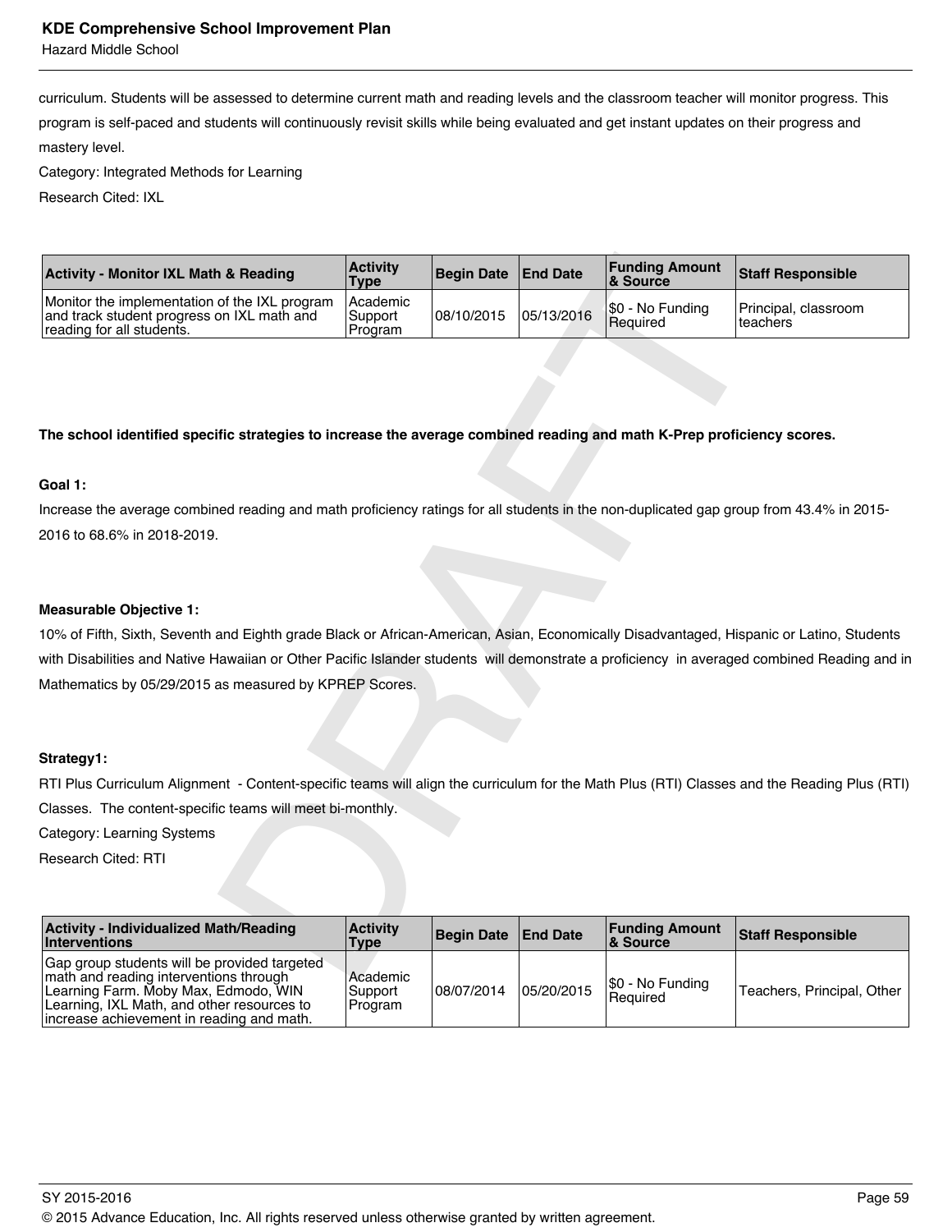curriculum. Students will be assessed to determine current math and reading levels and the classroom teacher will monitor progress. This program is self-paced and students will continuously revisit skills while being evaluated and get instant updates on their progress and mastery level.

Category: Integrated Methods for Learning

Research Cited: IXL

| Activity - Monitor IXL Math & Reading | Activity Type | Begin Date | End Date | Funding Amount & Source | Staff Responsible |
|---|---|---|---|---|---|
| Monitor the implementation of the IXL program and track student progress on IXL math and reading for all students. | Academic Support Program | 08/10/2015 | 05/13/2016 | $0 - No Funding Required | Principal, classroom teachers |

**The school identified specific strategies to increase the average combined reading and math K-Prep proficiency scores.**

**Goal 1:**

Increase the average combined reading and math proficiency ratings for all students in the non-duplicated gap group from 43.4% in 2015-2016 to 68.6% in 2018-2019.

**Measurable Objective 1:**

10% of Fifth, Sixth, Seventh and Eighth grade Black or African-American, Asian, Economically Disadvantaged, Hispanic or Latino, Students with Disabilities and Native Hawaiian or Other Pacific Islander students will demonstrate a proficiency in averaged combined Reading and in Mathematics by 05/29/2015 as measured by KPREP Scores.

**Strategy1:**

RTI Plus Curriculum Alignment - Content-specific teams will align the curriculum for the Math Plus (RTI) Classes and the Reading Plus (RTI) Classes. The content-specific teams will meet bi-monthly.

Category: Learning Systems

Research Cited: RTI

| Activity - Individualized Math/Reading Interventions | Activity Type | Begin Date | End Date | Funding Amount & Source | Staff Responsible |
|---|---|---|---|---|---|
| Gap group students will be provided targeted math and reading interventions through Learning Farm. Moby Max, Edmodo, WIN Learning, IXL Math, and other resources to increase achievement in reading and math. | Academic Support Program | 08/07/2014 | 05/20/2015 | $0 - No Funding Required | Teachers, Principal, Other |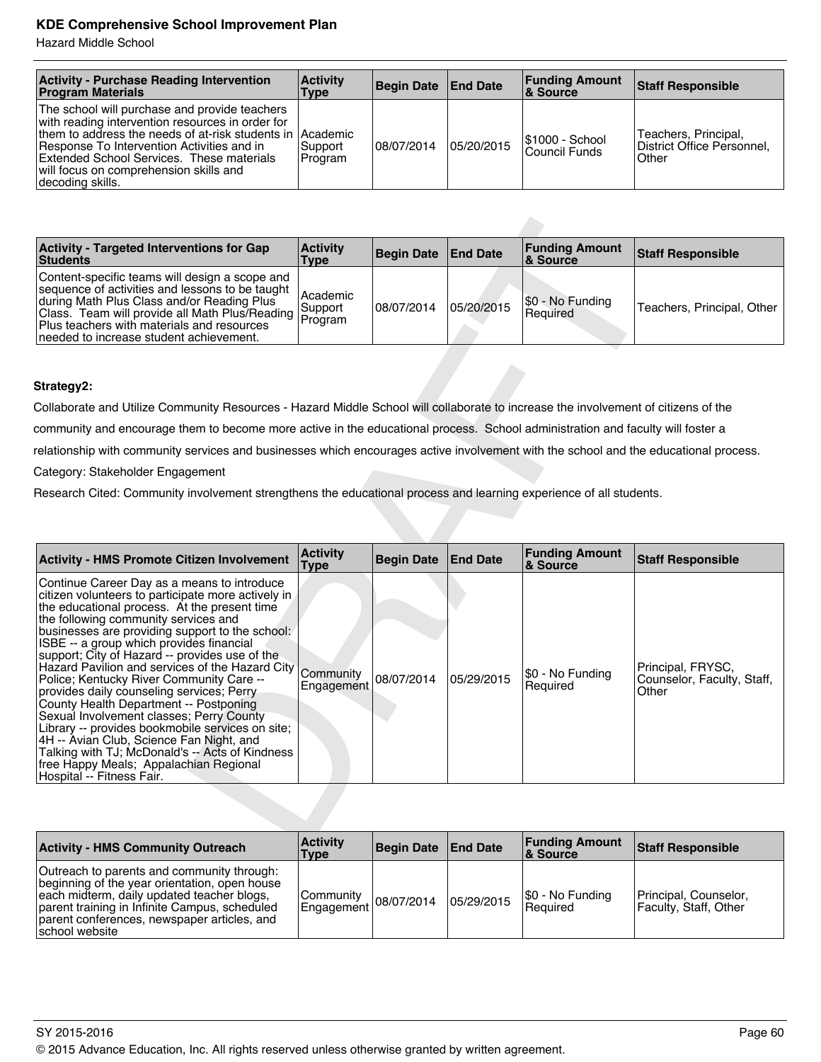| Activity - Purchase Reading Intervention Program Materials | Activity Type | Begin Date | End Date | Funding Amount & Source | Staff Responsible |
|---|---|---|---|---|---|
| The school will purchase and provide teachers with reading intervention resources in order for them to address the needs of at-risk students in Response To Intervention Activities and in Extended School Services. These materials will focus on comprehension skills and decoding skills. | Academic Support Program | 08/07/2014 | 05/20/2015 | $1000 - School Council Funds | Teachers, Principal, District Office Personnel, Other |

| Activity - Targeted Interventions for Gap Students | Activity Type | Begin Date | End Date | Funding Amount & Source | Staff Responsible |
|---|---|---|---|---|---|
| Content-specific teams will design a scope and sequence of activities and lessons to be taught during Math Plus Class and/or Reading Plus Class. Team will provide all Math Plus/Reading Plus teachers with materials and resources needed to increase student achievement. | Academic Support Program | 08/07/2014 | 05/20/2015 | $0 - No Funding Required | Teachers, Principal, Other |

**Strategy2:**

Collaborate and Utilize Community Resources - Hazard Middle School will collaborate to increase the involvement of citizens of the community and encourage them to become more active in the educational process. School administration and faculty will foster a relationship with community services and businesses which encourages active involvement with the school and the educational process.

Category: Stakeholder Engagement

Research Cited: Community involvement strengthens the educational process and learning experience of all students.

| Activity - HMS Promote Citizen Involvement | Activity Type | Begin Date | End Date | Funding Amount & Source | Staff Responsible |
|---|---|---|---|---|---|
| Continue Career Day as a means to introduce citizen volunteers to participate more actively in the educational process. At the present time the following community services and businesses are providing support to the school: ISBE -- a group which provides financial support; City of Hazard -- provides use of the Hazard Pavilion and services of the Hazard City Police; Kentucky River Community Care -- provides daily counseling services; Perry County Health Department -- Postponing Sexual Involvement classes; Perry County Library -- provides bookmobile services on site; 4H -- Avian Club, Science Fan Night, and Talking with TJ; McDonald's -- Acts of Kindness free Happy Meals; Appalachian Regional Hospital -- Fitness Fair. | Community Engagement | 08/07/2014 | 05/29/2015 | $0 - No Funding Required | Principal, FRYSC, Counselor, Faculty, Staff, Other |

| Activity - HMS Community Outreach | Activity Type | Begin Date | End Date | Funding Amount & Source | Staff Responsible |
|---|---|---|---|---|---|
| Outreach to parents and community through: beginning of the year orientation, open house each midterm, daily updated teacher blogs, parent training in Infinite Campus, scheduled parent conferences, newspaper articles, and school website | Community Engagement | 08/07/2014 | 05/29/2015 | $0 - No Funding Required | Principal, Counselor, Faculty, Staff, Other |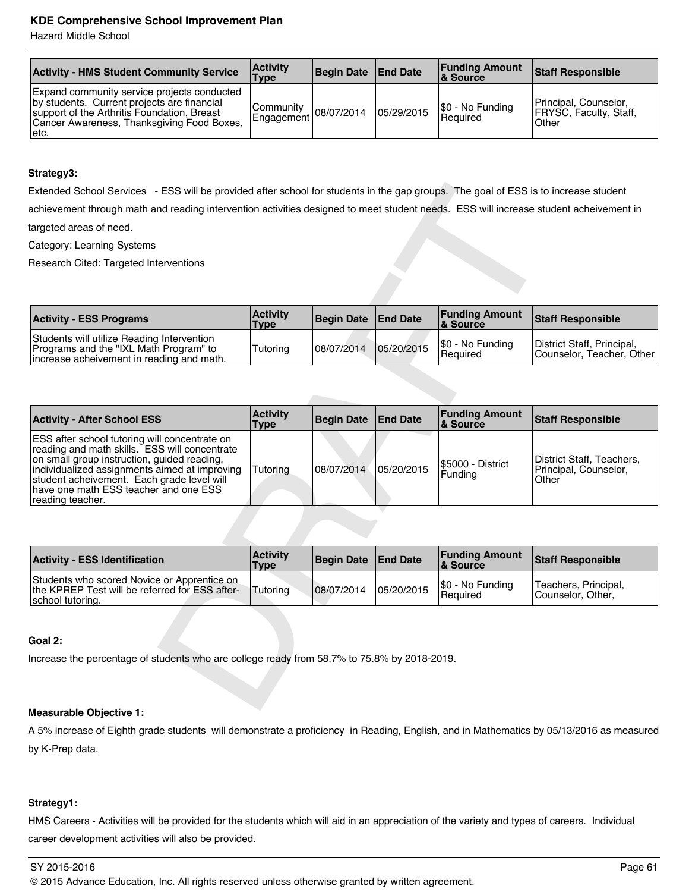| Activity - HMS Student Community Service | Activity Type | Begin Date | End Date | Funding Amount & Source | Staff Responsible |
|---|---|---|---|---|---|
| Expand community service projects conducted by students. Current projects are financial support of the Arthritis Foundation, Breast Cancer Awareness, Thanksgiving Food Boxes, etc. | Community Engagement | 08/07/2014 | 05/29/2015 | $0 - No Funding Required | Principal, Counselor, FRYSC, Faculty, Staff, Other |

**Strategy3:**

Extended School Services - ESS will be provided after school for students in the gap groups. The goal of ESS is to increase student achievement through math and reading intervention activities designed to meet student needs. ESS will increase student acheivement in targeted areas of need.

Category: Learning Systems

Research Cited: Targeted Interventions

| Activity - ESS Programs | Activity Type | Begin Date | End Date | Funding Amount & Source | Staff Responsible |
|---|---|---|---|---|---|
| Students will utilize Reading Intervention Programs and the "IXL Math Program" to increase acheivement in reading and math. | Tutoring | 08/07/2014 | 05/20/2015 | $0 - No Funding Required | District Staff, Principal, Counselor, Teacher, Other |

| Activity - After School ESS | Activity Type | Begin Date | End Date | Funding Amount & Source | Staff Responsible |
|---|---|---|---|---|---|
| ESS after school tutoring will concentrate on reading and math skills. ESS will concentrate on small group instruction, guided reading, individualized assignments aimed at improving student acheivement. Each grade level will have one math ESS teacher and one ESS reading teacher. | Tutoring | 08/07/2014 | 05/20/2015 | $5000 - District Funding | District Staff, Teachers, Principal, Counselor, Other |

| Activity - ESS Identification | Activity Type | Begin Date | End Date | Funding Amount & Source | Staff Responsible |
|---|---|---|---|---|---|
| Students who scored Novice or Apprentice on the KPREP Test will be referred for ESS after-school tutoring. | Tutoring | 08/07/2014 | 05/20/2015 | $0 - No Funding Required | Teachers, Principal, Counselor, Other, |

**Goal 2:**

Increase the percentage of students who are college ready from 58.7% to 75.8% by 2018-2019.

**Measurable Objective 1:**

A 5% increase of Eighth grade students will demonstrate a proficiency in Reading, English, and in Mathematics by 05/13/2016 as measured by K-Prep data.

**Strategy1:**

HMS Careers - Activities will be provided for the students which will aid in an appreciation of the variety and types of careers. Individual career development activities will also be provided.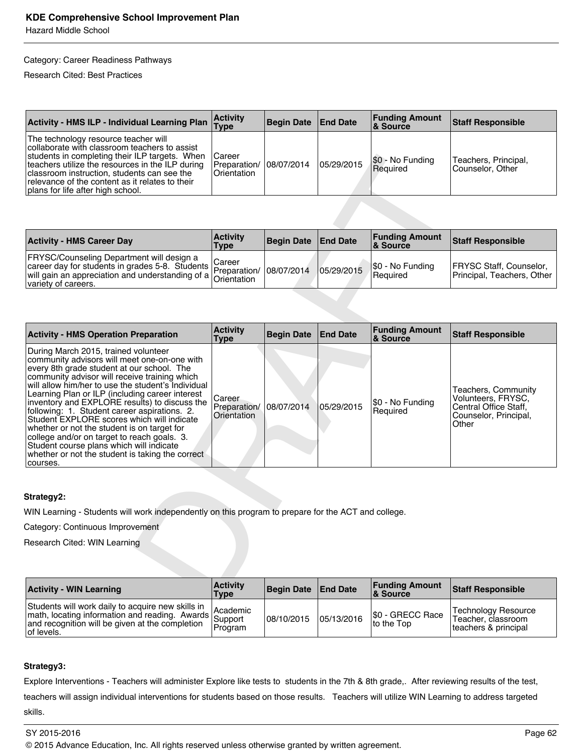Category: Career Readiness Pathways

Research Cited: Best Practices

| Activity - HMS ILP - Individual Learning Plan | Activity Type | Begin Date | End Date | Funding Amount & Source | Staff Responsible |
|---|---|---|---|---|---|
| The technology resource teacher will collaborate with classroom teachers to assist students in completing their ILP targets. When teachers utilize the resources in the ILP during classroom instruction, students can see the relevance of the content as it relates to their plans for life after high school. | Career Preparation/ Orientation | 08/07/2014 | 05/29/2015 | $0 - No Funding Required | Teachers, Principal, Counselor, Other |

| Activity - HMS Career Day | Activity Type | Begin Date | End Date | Funding Amount & Source | Staff Responsible |
|---|---|---|---|---|---|
| FRYSC/Counseling Department will design a career day for students in grades 5-8. Students will gain an appreciation and understanding of a variety of careers. | Career Preparation/ Orientation | 08/07/2014 | 05/29/2015 | $0 - No Funding Required | FRYSC Staff, Counselor, Principal, Teachers, Other |

| Activity - HMS Operation Preparation | Activity Type | Begin Date | End Date | Funding Amount & Source | Staff Responsible |
|---|---|---|---|---|---|
| During March 2015, trained volunteer community advisors will meet one-on-one with every 8th grade student at our school. The community advisor will receive training which will allow him/her to use the student's Individual Learning Plan or ILP (including career interest inventory and EXPLORE results) to discuss the following: 1. Student career aspirations. 2. Student EXPLORE scores which will indicate whether or not the student is on target for college and/or on target to reach goals. 3. Student course plans which will indicate whether or not the student is taking the correct courses. | Career Preparation/ Orientation | 08/07/2014 | 05/29/2015 | $0 - No Funding Required | Teachers, Community Volunteers, FRYSC, Central Office Staff, Counselor, Principal, Other |

**Strategy2:**

WIN Learning - Students will work independently on this program to prepare for the ACT and college.

Category: Continuous Improvement

Research Cited: WIN Learning

| Activity - WIN Learning | Activity Type | Begin Date | End Date | Funding Amount & Source | Staff Responsible |
|---|---|---|---|---|---|
| Students will work daily to acquire new skills in math, locating information and reading. Awards and recognition will be given at the completion of levels. | Academic Support Program | 08/10/2015 | 05/13/2016 | $0 - GRECC Race to the Top | Technology Resource Teacher, classroom teachers & principal |

**Strategy3:**

Explore Interventions - Teachers will administer Explore like tests to students in the 7th & 8th grade,. After reviewing results of the test, teachers will assign individual interventions for students based on those results. Teachers will utilize WIN Learning to address targeted skills.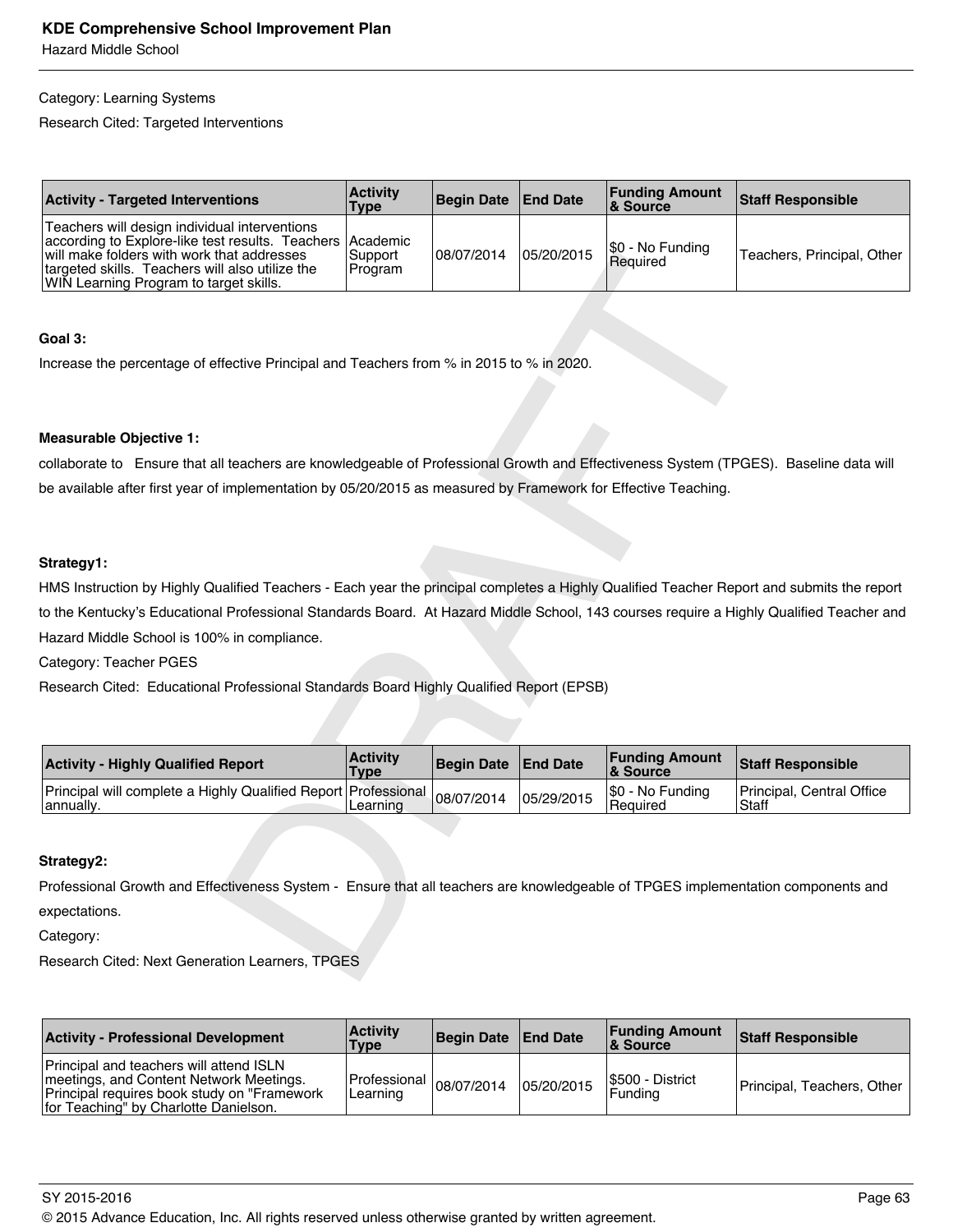Category: Learning Systems

Research Cited: Targeted Interventions

| Activity - Targeted Interventions | Activity Type | Begin Date | End Date | Funding Amount & Source | Staff Responsible |
|---|---|---|---|---|---|
| Teachers will design individual interventions according to Explore-like test results. Teachers will make folders with work that addresses targeted skills. Teachers will also utilize the WIN Learning Program to target skills. | Academic Support Program | 08/07/2014 | 05/20/2015 | $0 - No Funding Required | Teachers, Principal, Other |

**Goal 3:**

Increase the percentage of effective Principal and Teachers from % in 2015 to % in 2020.

**Measurable Objective 1:**

collaborate to Ensure that all teachers are knowledgeable of Professional Growth and Effectiveness System (TPGES). Baseline data will be available after first year of implementation by 05/20/2015 as measured by Framework for Effective Teaching.

**Strategy1:**

HMS Instruction by Highly Qualified Teachers - Each year the principal completes a Highly Qualified Teacher Report and submits the report to the Kentucky's Educational Professional Standards Board. At Hazard Middle School, 143 courses require a Highly Qualified Teacher and Hazard Middle School is 100% in compliance.

Category: Teacher PGES

Research Cited: Educational Professional Standards Board Highly Qualified Report (EPSB)

| Activity - Highly Qualified Report | Activity Type | Begin Date | End Date | Funding Amount & Source | Staff Responsible |
|---|---|---|---|---|---|
| Principal will complete a Highly Qualified Report annually. | Professional Learning | 08/07/2014 | 05/29/2015 | $0 - No Funding Required | Principal, Central Office Staff |

**Strategy2:**

Professional Growth and Effectiveness System - Ensure that all teachers are knowledgeable of TPGES implementation components and expectations.

Category:

Research Cited: Next Generation Learners, TPGES

| Activity - Professional Development | Activity Type | Begin Date | End Date | Funding Amount & Source | Staff Responsible |
|---|---|---|---|---|---|
| Principal and teachers will attend ISLN meetings, and Content Network Meetings. Principal requires book study on "Framework for Teaching" by Charlotte Danielson. | Professional Learning | 08/07/2014 | 05/20/2015 | $500 - District Funding | Principal, Teachers, Other |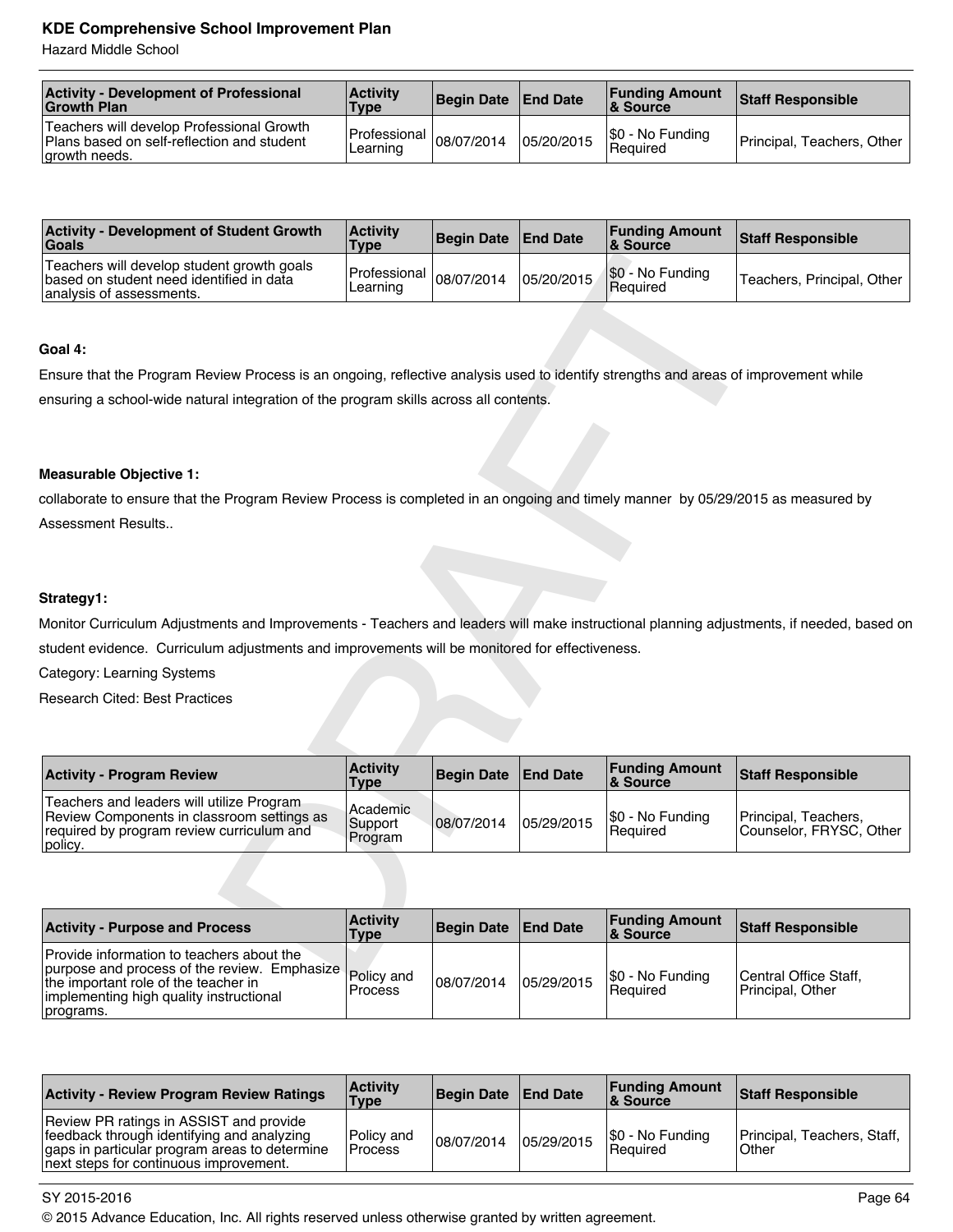| Activity - Development of Professional Growth Plan | Activity Type | Begin Date | End Date | Funding Amount & Source | Staff Responsible |
|---|---|---|---|---|---|
| Teachers will develop Professional Growth Plans based on self-reflection and student growth needs. | Professional Learning | 08/07/2014 | 05/20/2015 | $0 - No Funding Required | Principal, Teachers, Other |

| Activity - Development of Student Growth Goals | Activity Type | Begin Date | End Date | Funding Amount & Source | Staff Responsible |
|---|---|---|---|---|---|
| Teachers will develop student growth goals based on student need identified in data analysis of assessments. | Professional Learning | 08/07/2014 | 05/20/2015 | $0 - No Funding Required | Teachers, Principal, Other |

**Goal 4:**

Ensure that the Program Review Process is an ongoing, reflective analysis used to identify strengths and areas of improvement while ensuring a school-wide natural integration of the program skills across all contents.

**Measurable Objective 1:**

collaborate to ensure that the Program Review Process is completed in an ongoing and timely manner by 05/29/2015 as measured by Assessment Results..

**Strategy1:**

Monitor Curriculum Adjustments and Improvements - Teachers and leaders will make instructional planning adjustments, if needed, based on student evidence. Curriculum adjustments and improvements will be monitored for effectiveness.

Category: Learning Systems

Research Cited: Best Practices

| Activity - Program Review | Activity Type | Begin Date | End Date | Funding Amount & Source | Staff Responsible |
|---|---|---|---|---|---|
| Teachers and leaders will utilize Program Review Components in classroom settings as required by program review curriculum and policy. | Academic Support Program | 08/07/2014 | 05/29/2015 | $0 - No Funding Required | Principal, Teachers, Counselor, FRYSC, Other |

| Activity - Purpose and Process | Activity Type | Begin Date | End Date | Funding Amount & Source | Staff Responsible |
|---|---|---|---|---|---|
| Provide information to teachers about the purpose and process of the review. Emphasize the important role of the teacher in implementing high quality instructional programs. | Policy and Process | 08/07/2014 | 05/29/2015 | $0 - No Funding Required | Central Office Staff, Principal, Other |

| Activity - Review Program Review Ratings | Activity Type | Begin Date | End Date | Funding Amount & Source | Staff Responsible |
|---|---|---|---|---|---|
| Review PR ratings in ASSIST and provide feedback through identifying and analyzing gaps in particular program areas to determine next steps for continuous improvement. | Policy and Process | 08/07/2014 | 05/29/2015 | $0 - No Funding Required | Principal, Teachers, Staff, Other |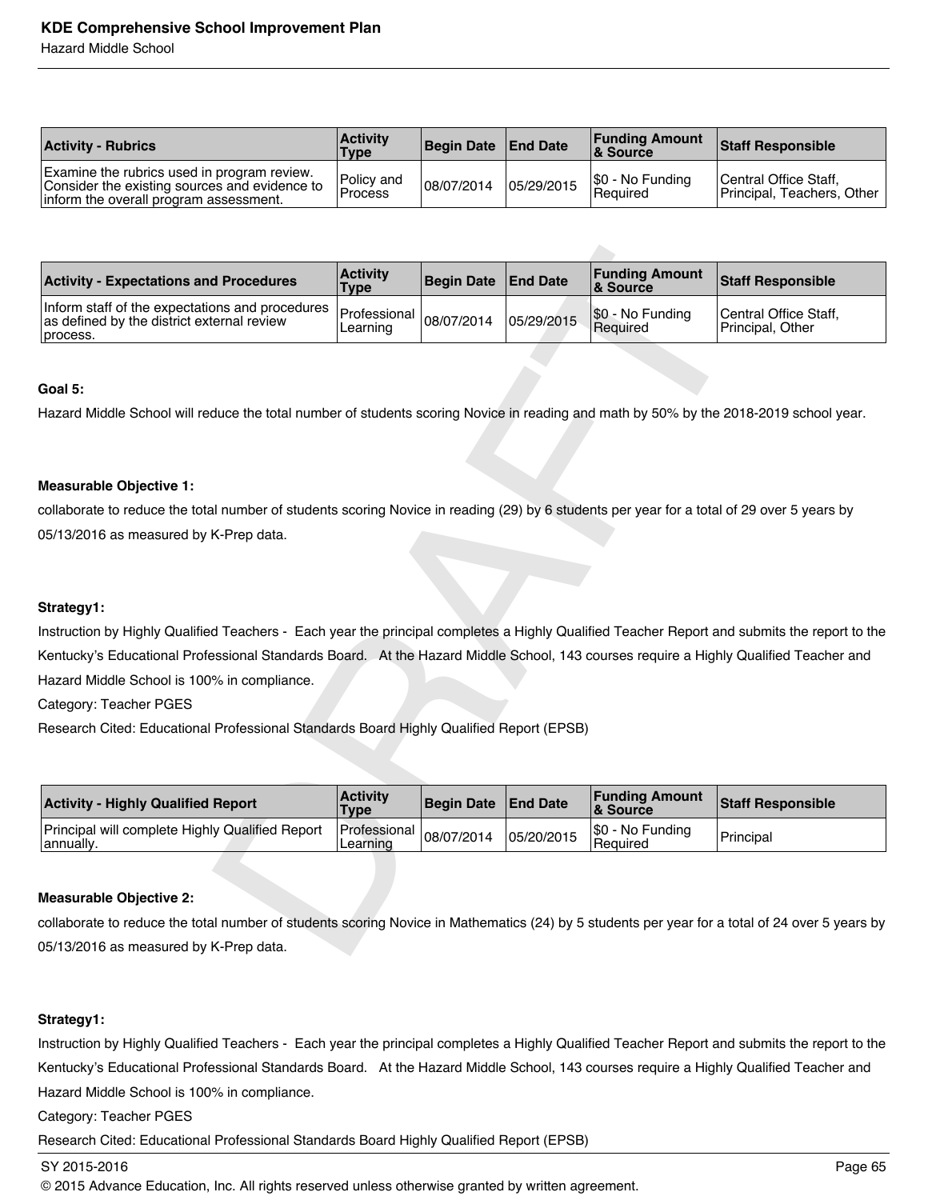| Activity - Rubrics | Activity Type | Begin Date | End Date | Funding Amount & Source | Staff Responsible |
|---|---|---|---|---|---|
| Examine the rubrics used in program review. Consider the existing sources and evidence to inform the overall program assessment. | Policy and Process | 08/07/2014 | 05/29/2015 | $0 - No Funding Required | Central Office Staff, Principal, Teachers, Other |

| Activity - Expectations and Procedures | Activity Type | Begin Date | End Date | Funding Amount & Source | Staff Responsible |
|---|---|---|---|---|---|
| Inform staff of the expectations and procedures as defined by the district external review process. | Professional Learning | 08/07/2014 | 05/29/2015 | $0 - No Funding Required | Central Office Staff, Principal, Other |

**Goal 5:**

Hazard Middle School will reduce the total number of students scoring Novice in reading and math by 50% by the 2018-2019 school year.

**Measurable Objective 1:**

collaborate to reduce the total number of students scoring Novice in reading (29) by 6 students per year for a total of 29 over 5 years by 05/13/2016 as measured by K-Prep data.

**Strategy1:**

Instruction by Highly Qualified Teachers - Each year the principal completes a Highly Qualified Teacher Report and submits the report to the Kentucky's Educational Professional Standards Board. At the Hazard Middle School, 143 courses require a Highly Qualified Teacher and Hazard Middle School is 100% in compliance.

Category: Teacher PGES

Research Cited: Educational Professional Standards Board Highly Qualified Report (EPSB)

| Activity - Highly Qualified Report | Activity Type | Begin Date | End Date | Funding Amount & Source | Staff Responsible |
|---|---|---|---|---|---|
| Principal will complete Highly Qualified Report annually. | Professional Learning | 08/07/2014 | 05/20/2015 | $0 - No Funding Required | Principal |

**Measurable Objective 2:**

collaborate to reduce the total number of students scoring Novice in Mathematics (24) by 5 students per year for a total of 24 over 5 years by 05/13/2016 as measured by K-Prep data.

**Strategy1:**

Instruction by Highly Qualified Teachers - Each year the principal completes a Highly Qualified Teacher Report and submits the report to the Kentucky's Educational Professional Standards Board. At the Hazard Middle School, 143 courses require a Highly Qualified Teacher and Hazard Middle School is 100% in compliance.

Category: Teacher PGES

Research Cited: Educational Professional Standards Board Highly Qualified Report (EPSB)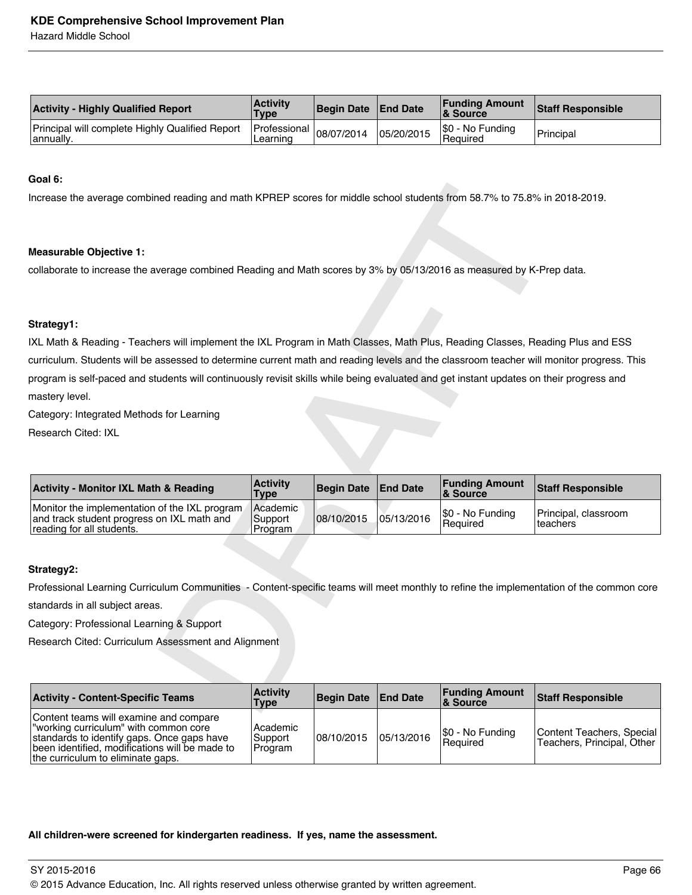| Activity - Highly Qualified Report | Activity Type | Begin Date | End Date | Funding Amount & Source | Staff Responsible |
|---|---|---|---|---|---|
| Principal will complete Highly Qualified Report annually. | Professional Learning | 08/07/2014 | 05/20/2015 | $0 - No Funding Required | Principal |

**Goal 6:**

Increase the average combined reading and math KPREP scores for middle school students from 58.7% to 75.8% in 2018-2019.

**Measurable Objective 1:**

collaborate to increase the average combined Reading and Math scores by 3% by 05/13/2016 as measured by K-Prep data.

**Strategy1:**

IXL Math & Reading - Teachers will implement the IXL Program in Math Classes, Math Plus, Reading Classes, Reading Plus and ESS curriculum. Students will be assessed to determine current math and reading levels and the classroom teacher will monitor progress. This program is self-paced and students will continuously revisit skills while being evaluated and get instant updates on their progress and mastery level.

Category: Integrated Methods for Learning

Research Cited: IXL

| Activity - Monitor IXL Math & Reading | Activity Type | Begin Date | End Date | Funding Amount & Source | Staff Responsible |
|---|---|---|---|---|---|
| Monitor the implementation of the IXL program and track student progress on IXL math and reading for all students. | Academic Support Program | 08/10/2015 | 05/13/2016 | $0 - No Funding Required | Principal, classroom teachers |

**Strategy2:**

Professional Learning Curriculum Communities - Content-specific teams will meet monthly to refine the implementation of the common core standards in all subject areas.

Category: Professional Learning & Support

Research Cited: Curriculum Assessment and Alignment

| Activity - Content-Specific Teams | Activity Type | Begin Date | End Date | Funding Amount & Source | Staff Responsible |
|---|---|---|---|---|---|
| Content teams will examine and compare "working curriculum" with common core standards to identify gaps. Once gaps have been identified, modifications will be made to the curriculum to eliminate gaps. | Academic Support Program | 08/10/2015 | 05/13/2016 | $0 - No Funding Required | Content Teachers, Special Teachers, Principal, Other |

**All children-were screened for kindergarten readiness. If yes, name the assessment.**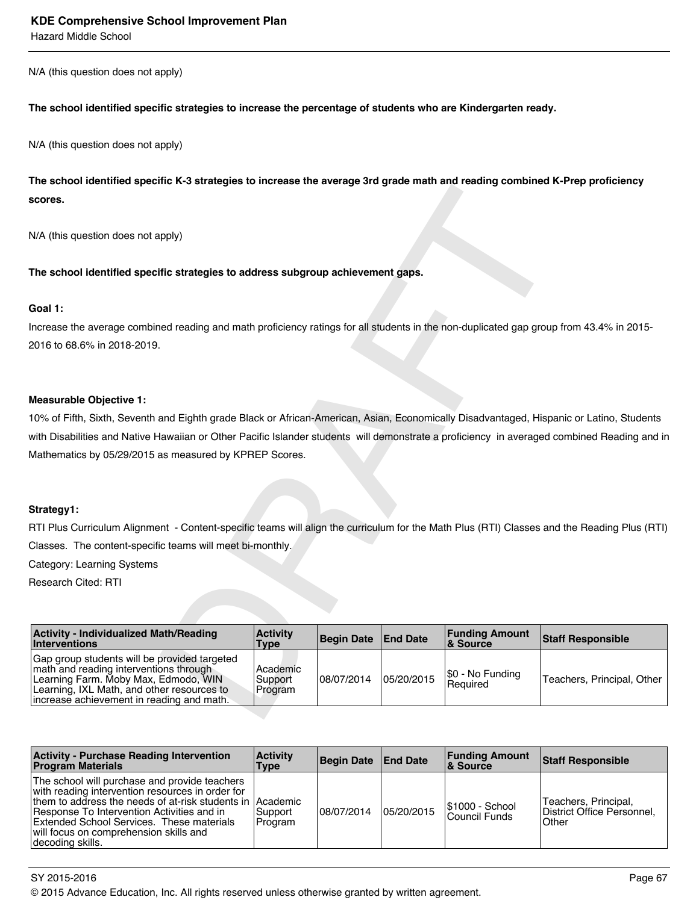N/A (this question does not apply)

**The school identified specific strategies to increase the percentage of students who are Kindergarten ready.**

N/A (this question does not apply)

**The school identified specific K-3 strategies to increase the average 3rd grade math and reading combined K-Prep proficiency scores.**

N/A (this question does not apply)

**The school identified specific strategies to address subgroup achievement gaps.**

**Goal 1:**

Increase the average combined reading and math proficiency ratings for all students in the non-duplicated gap group from 43.4% in 2015-2016 to 68.6% in 2018-2019.

**Measurable Objective 1:**

10% of Fifth, Sixth, Seventh and Eighth grade Black or African-American, Asian, Economically Disadvantaged, Hispanic or Latino, Students with Disabilities and Native Hawaiian or Other Pacific Islander students will demonstrate a proficiency in averaged combined Reading and in Mathematics by 05/29/2015 as measured by KPREP Scores.

**Strategy1:**

RTI Plus Curriculum Alignment - Content-specific teams will align the curriculum for the Math Plus (RTI) Classes and the Reading Plus (RTI) Classes. The content-specific teams will meet bi-monthly.

Category: Learning Systems

Research Cited: RTI

| Activity - Individualized Math/Reading Interventions | Activity Type | Begin Date | End Date | Funding Amount & Source | Staff Responsible |
|---|---|---|---|---|---|
| Gap group students will be provided targeted math and reading interventions through Learning Farm. Moby Max, Edmodo, WIN Learning, IXL Math, and other resources to increase achievement in reading and math. | Academic Support Program | 08/07/2014 | 05/20/2015 | $0 - No Funding Required | Teachers, Principal, Other |

| Activity - Purchase Reading Intervention Program Materials | Activity Type | Begin Date | End Date | Funding Amount & Source | Staff Responsible |
|---|---|---|---|---|---|
| The school will purchase and provide teachers with reading intervention resources in order for them to address the needs of at-risk students in Response To Intervention Activities and in Extended School Services. These materials will focus on comprehension skills and decoding skills. | Academic Support Program | 08/07/2014 | 05/20/2015 | $1000 - School Council Funds | Teachers, Principal, District Office Personnel, Other |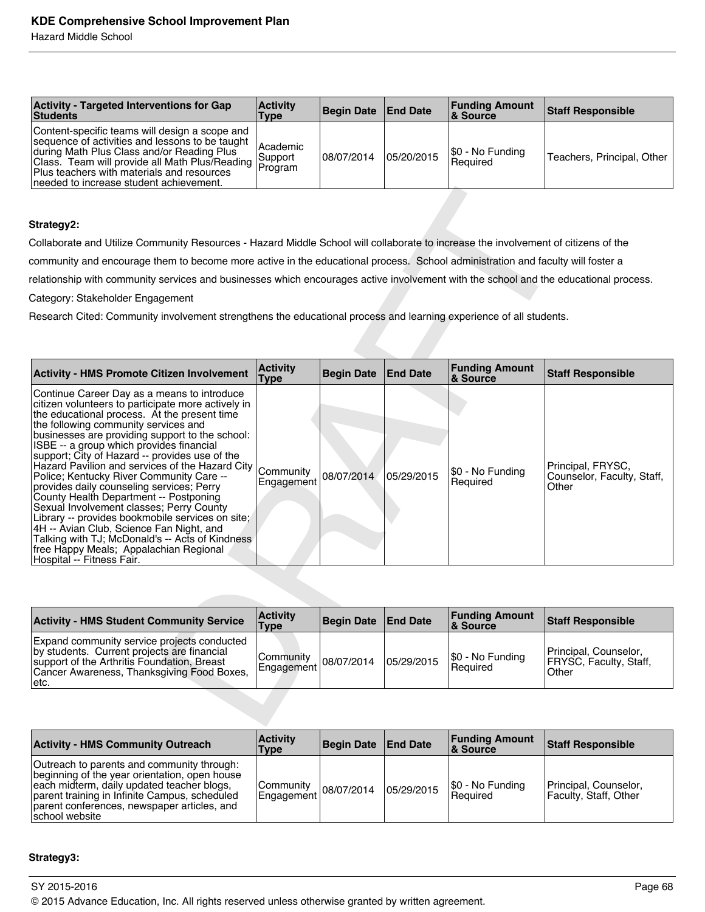| Activity - Targeted Interventions for Gap Students | Activity Type | Begin Date | End Date | Funding Amount & Source | Staff Responsible |
|---|---|---|---|---|---|
| Content-specific teams will design a scope and sequence of activities and lessons to be taught during Math Plus Class and/or Reading Plus Class. Team will provide all Math Plus/Reading Plus teachers with materials and resources needed to increase student achievement. | Academic Support Program | 08/07/2014 | 05/20/2015 | $0 - No Funding Required | Teachers, Principal, Other |

**Strategy2:**

Collaborate and Utilize Community Resources - Hazard Middle School will collaborate to increase the involvement of citizens of the community and encourage them to become more active in the educational process. School administration and faculty will foster a relationship with community services and businesses which encourages active involvement with the school and the educational process.

Category: Stakeholder Engagement

Research Cited: Community involvement strengthens the educational process and learning experience of all students.

| Activity - HMS Promote Citizen Involvement | Activity Type | Begin Date | End Date | Funding Amount & Source | Staff Responsible |
|---|---|---|---|---|---|
| Continue Career Day as a means to introduce citizen volunteers to participate more actively in the educational process. At the present time the following community services and businesses are providing support to the school: ISBE -- a group which provides financial support; City of Hazard -- provides use of the Hazard Pavilion and services of the Hazard City Police; Kentucky River Community Care -- provides daily counseling services; Perry County Health Department -- Postponing Sexual Involvement classes; Perry County Library -- provides bookmobile services on site; 4H -- Avian Club, Science Fan Night, and Talking with TJ; McDonald's -- Acts of Kindness free Happy Meals; Appalachian Regional Hospital -- Fitness Fair. | Community Engagement | 08/07/2014 | 05/29/2015 | $0 - No Funding Required | Principal, FRYSC, Counselor, Faculty, Staff, Other |

| Activity - HMS Student Community Service | Activity Type | Begin Date | End Date | Funding Amount & Source | Staff Responsible |
|---|---|---|---|---|---|
| Expand community service projects conducted by students. Current projects are financial support of the Arthritis Foundation, Breast Cancer Awareness, Thanksgiving Food Boxes, etc. | Community Engagement | 08/07/2014 | 05/29/2015 | $0 - No Funding Required | Principal, Counselor, FRYSC, Faculty, Staff, Other |

| Activity - HMS Community Outreach | Activity Type | Begin Date | End Date | Funding Amount & Source | Staff Responsible |
|---|---|---|---|---|---|
| Outreach to parents and community through: beginning of the year orientation, open house each midterm, daily updated teacher blogs, parent training in Infinite Campus, scheduled parent conferences, newspaper articles, and school website | Community Engagement | 08/07/2014 | 05/29/2015 | $0 - No Funding Required | Principal, Counselor, Faculty, Staff, Other |

**Strategy3:**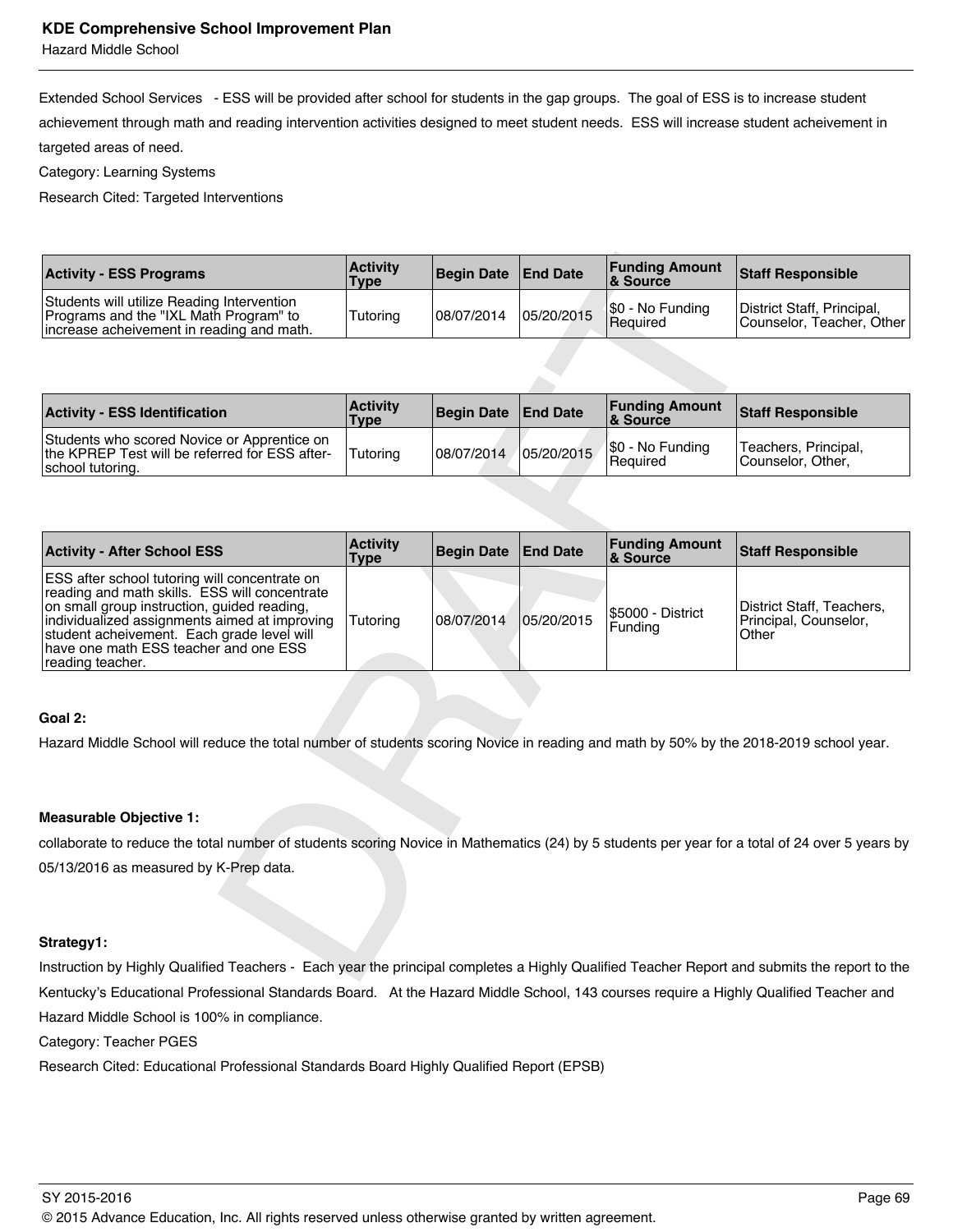Extended School Services - ESS will be provided after school for students in the gap groups. The goal of ESS is to increase student achievement through math and reading intervention activities designed to meet student needs. ESS will increase student acheivement in targeted areas of need.

Category: Learning Systems

Research Cited: Targeted Interventions

| Activity - ESS Programs | Activity Type | Begin Date | End Date | Funding Amount & Source | Staff Responsible |
|---|---|---|---|---|---|
| Students will utilize Reading Intervention Programs and the "IXL Math Program" to increase acheivement in reading and math. | Tutoring | 08/07/2014 | 05/20/2015 | $0 - No Funding Required | District Staff, Principal, Counselor, Teacher, Other |

| Activity - ESS Identification | Activity Type | Begin Date | End Date | Funding Amount & Source | Staff Responsible |
|---|---|---|---|---|---|
| Students who scored Novice or Apprentice on the KPREP Test will be referred for ESS after-school tutoring. | Tutoring | 08/07/2014 | 05/20/2015 | $0 - No Funding Required | Teachers, Principal, Counselor, Other, |

| Activity - After School ESS | Activity Type | Begin Date | End Date | Funding Amount & Source | Staff Responsible |
|---|---|---|---|---|---|
| ESS after school tutoring will concentrate on reading and math skills. ESS will concentrate on small group instruction, guided reading, individualized assignments aimed at improving student acheivement. Each grade level will have one math ESS teacher and one ESS reading teacher. | Tutoring | 08/07/2014 | 05/20/2015 | $5000 - District Funding | District Staff, Teachers, Principal, Counselor, Other |

**Goal 2:**

Hazard Middle School will reduce the total number of students scoring Novice in reading and math by 50% by the 2018-2019 school year.

**Measurable Objective 1:**

collaborate to reduce the total number of students scoring Novice in Mathematics (24) by 5 students per year for a total of 24 over 5 years by 05/13/2016 as measured by K-Prep data.

**Strategy1:**

Instruction by Highly Qualified Teachers - Each year the principal completes a Highly Qualified Teacher Report and submits the report to the Kentucky's Educational Professional Standards Board. At the Hazard Middle School, 143 courses require a Highly Qualified Teacher and Hazard Middle School is 100% in compliance.

Category: Teacher PGES

Research Cited: Educational Professional Standards Board Highly Qualified Report (EPSB)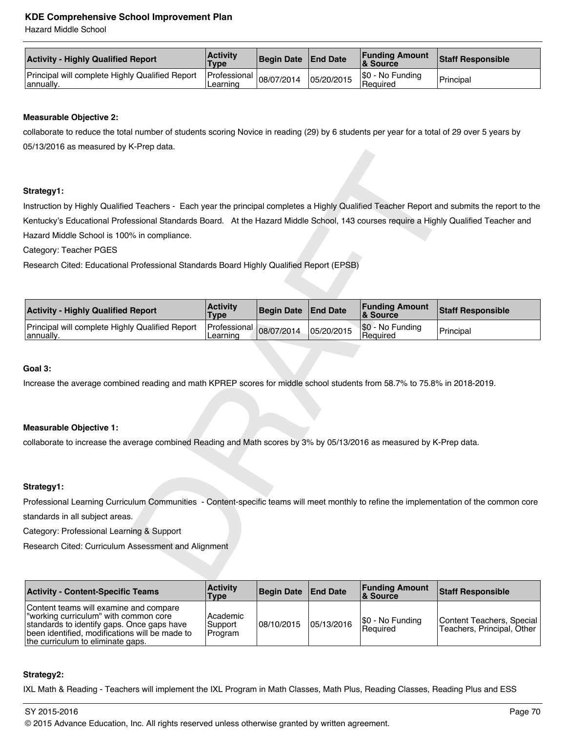| Activity - Highly Qualified Report | Activity Type | Begin Date | End Date | Funding Amount & Source | Staff Responsible |
|---|---|---|---|---|---|
| Principal will complete Highly Qualified Report annually. | Professional Learning | 08/07/2014 | 05/20/2015 | $0 - No Funding Required | Principal |

**Measurable Objective 2:**

collaborate to reduce the total number of students scoring Novice in reading (29) by 6 students per year for a total of 29 over 5 years by 05/13/2016 as measured by K-Prep data.

**Strategy1:**

Instruction by Highly Qualified Teachers - Each year the principal completes a Highly Qualified Teacher Report and submits the report to the Kentucky's Educational Professional Standards Board. At the Hazard Middle School, 143 courses require a Highly Qualified Teacher and Hazard Middle School is 100% in compliance.

Category: Teacher PGES

Research Cited: Educational Professional Standards Board Highly Qualified Report (EPSB)

| Activity - Highly Qualified Report | Activity Type | Begin Date | End Date | Funding Amount & Source | Staff Responsible |
|---|---|---|---|---|---|
| Principal will complete Highly Qualified Report annually. | Professional Learning | 08/07/2014 | 05/20/2015 | $0 - No Funding Required | Principal |

**Goal 3:**

Increase the average combined reading and math KPREP scores for middle school students from 58.7% to 75.8% in 2018-2019.

**Measurable Objective 1:**

collaborate to increase the average combined Reading and Math scores by 3% by 05/13/2016 as measured by K-Prep data.

**Strategy1:**

Professional Learning Curriculum Communities - Content-specific teams will meet monthly to refine the implementation of the common core standards in all subject areas.

Category: Professional Learning & Support

Research Cited: Curriculum Assessment and Alignment

| Activity - Content-Specific Teams | Activity Type | Begin Date | End Date | Funding Amount & Source | Staff Responsible |
|---|---|---|---|---|---|
| Content teams will examine and compare "working curriculum" with common core standards to identify gaps. Once gaps have been identified, modifications will be made to the curriculum to eliminate gaps. | Academic Support Program | 08/10/2015 | 05/13/2016 | $0 - No Funding Required | Content Teachers, Special Teachers, Principal, Other |

**Strategy2:**

IXL Math & Reading - Teachers will implement the IXL Program in Math Classes, Math Plus, Reading Classes, Reading Plus and ESS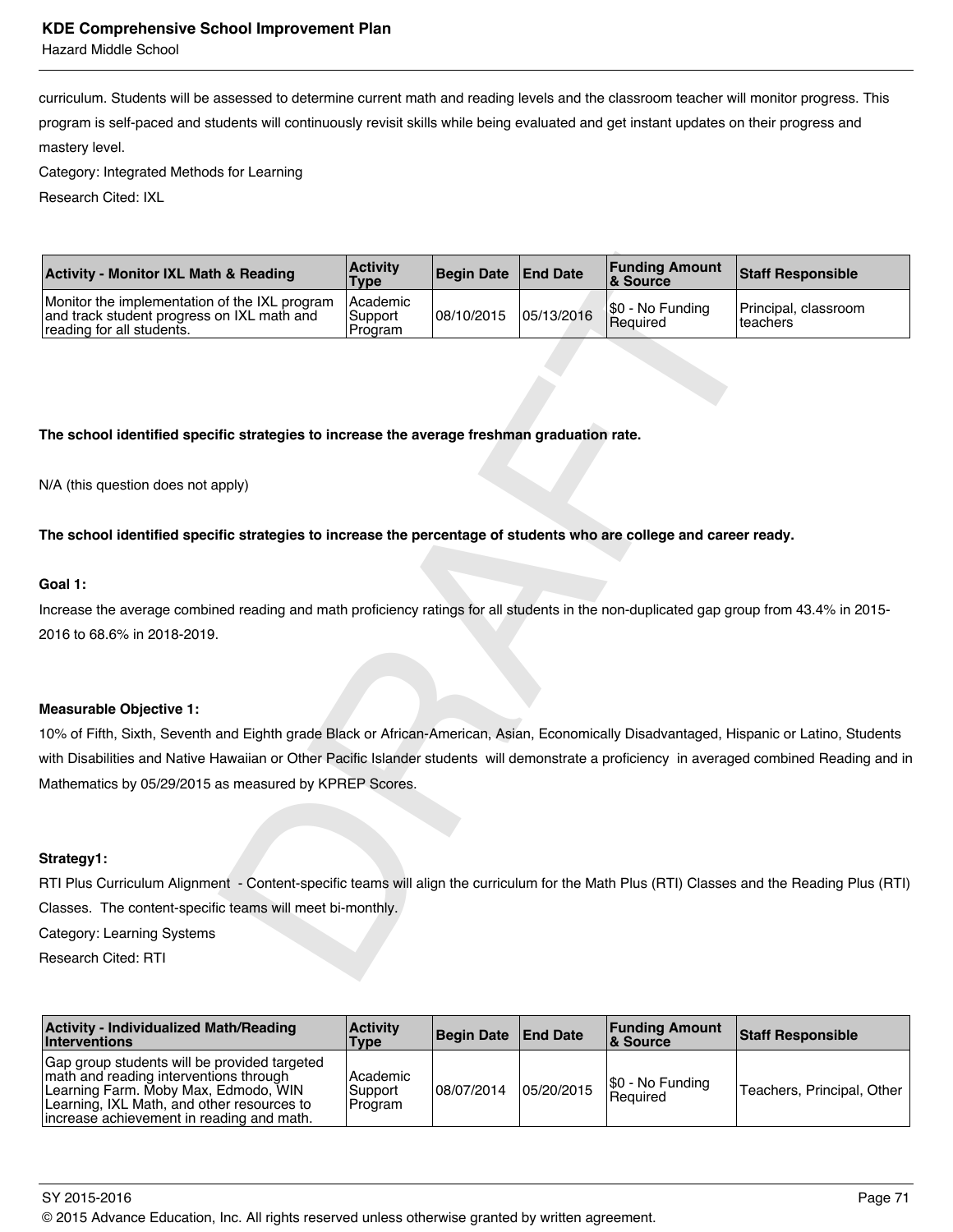curriculum. Students will be assessed to determine current math and reading levels and the classroom teacher will monitor progress. This program is self-paced and students will continuously revisit skills while being evaluated and get instant updates on their progress and mastery level.

Category: Integrated Methods for Learning

Research Cited: IXL

| Activity - Monitor IXL Math & Reading | Activity Type | Begin Date | End Date | Funding Amount & Source | Staff Responsible |
|---|---|---|---|---|---|
| Monitor the implementation of the IXL program and track student progress on IXL math and reading for all students. | Academic Support Program | 08/10/2015 | 05/13/2016 | $0 - No Funding Required | Principal, classroom teachers |

**The school identified specific strategies to increase the average freshman graduation rate.**

N/A (this question does not apply)

**The school identified specific strategies to increase the percentage of students who are college and career ready.**

**Goal 1:**

Increase the average combined reading and math proficiency ratings for all students in the non-duplicated gap group from 43.4% in 2015-2016 to 68.6% in 2018-2019.

**Measurable Objective 1:**

10% of Fifth, Sixth, Seventh and Eighth grade Black or African-American, Asian, Economically Disadvantaged, Hispanic or Latino, Students with Disabilities and Native Hawaiian or Other Pacific Islander students will demonstrate a proficiency in averaged combined Reading and in Mathematics by 05/29/2015 as measured by KPREP Scores.

**Strategy1:**

RTI Plus Curriculum Alignment - Content-specific teams will align the curriculum for the Math Plus (RTI) Classes and the Reading Plus (RTI) Classes. The content-specific teams will meet bi-monthly.

Category: Learning Systems

Research Cited: RTI

| Activity - Individualized Math/Reading Interventions | Activity Type | Begin Date | End Date | Funding Amount & Source | Staff Responsible |
|---|---|---|---|---|---|
| Gap group students will be provided targeted math and reading interventions through Learning Farm. Moby Max, Edmodo, WIN Learning, IXL Math, and other resources to increase achievement in reading and math. | Academic Support Program | 08/07/2014 | 05/20/2015 | $0 - No Funding Required | Teachers, Principal, Other |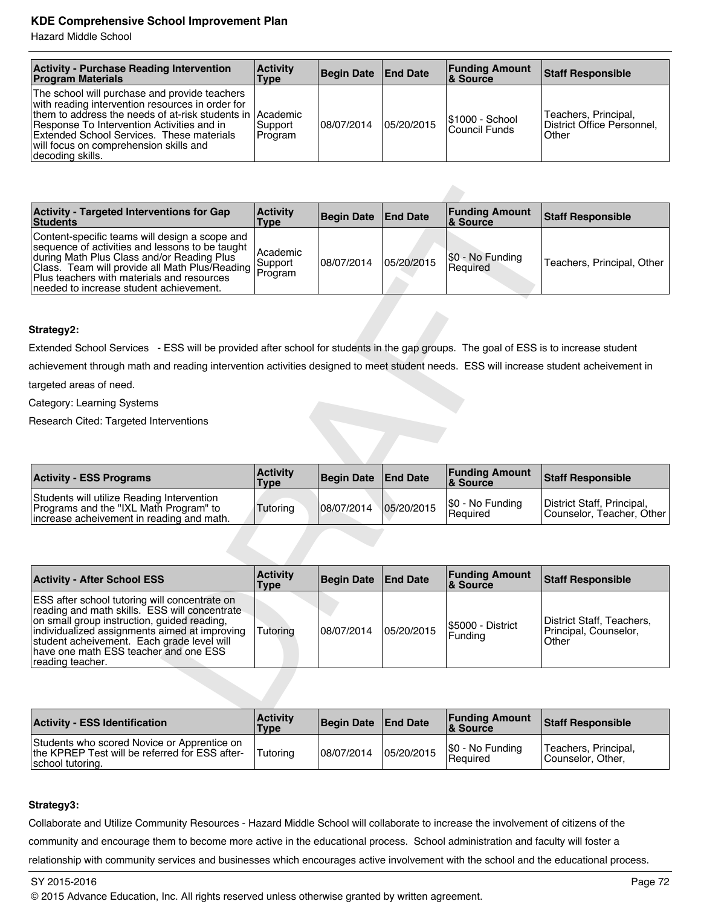| Activity - Purchase Reading Intervention Program Materials | Activity Type | Begin Date | End Date | Funding Amount & Source | Staff Responsible |
|---|---|---|---|---|---|
| The school will purchase and provide teachers with reading intervention resources in order for them to address the needs of at-risk students in Response To Intervention Activities and in Extended School Services. These materials will focus on comprehension skills and decoding skills. | Academic Support Program | 08/07/2014 | 05/20/2015 | $1000 - School Council Funds | Teachers, Principal, District Office Personnel, Other |

| Activity - Targeted Interventions for Gap Students | Activity Type | Begin Date | End Date | Funding Amount & Source | Staff Responsible |
|---|---|---|---|---|---|
| Content-specific teams will design a scope and sequence of activities and lessons to be taught during Math Plus Class and/or Reading Plus Class. Team will provide all Math Plus/Reading Plus teachers with materials and resources needed to increase student achievement. | Academic Support Program | 08/07/2014 | 05/20/2015 | $0 - No Funding Required | Teachers, Principal, Other |

**Strategy2:**

Extended School Services - ESS will be provided after school for students in the gap groups. The goal of ESS is to increase student achievement through math and reading intervention activities designed to meet student needs. ESS will increase student acheivement in targeted areas of need.

Category: Learning Systems

Research Cited: Targeted Interventions

| Activity - ESS Programs | Activity Type | Begin Date | End Date | Funding Amount & Source | Staff Responsible |
|---|---|---|---|---|---|
| Students will utilize Reading Intervention Programs and the "IXL Math Program" to increase acheivement in reading and math. | Tutoring | 08/07/2014 | 05/20/2015 | $0 - No Funding Required | District Staff, Principal, Counselor, Teacher, Other |

| Activity - After School ESS | Activity Type | Begin Date | End Date | Funding Amount & Source | Staff Responsible |
|---|---|---|---|---|---|
| ESS after school tutoring will concentrate on reading and math skills. ESS will concentrate on small group instruction, guided reading, individualized assignments aimed at improving student acheivement. Each grade level will have one math ESS teacher and one ESS reading teacher. | Tutoring | 08/07/2014 | 05/20/2015 | $5000 - District Funding | District Staff, Teachers, Principal, Counselor, Other |

| Activity - ESS Identification | Activity Type | Begin Date | End Date | Funding Amount & Source | Staff Responsible |
|---|---|---|---|---|---|
| Students who scored Novice or Apprentice on the KPREP Test will be referred for ESS after-school tutoring. | Tutoring | 08/07/2014 | 05/20/2015 | $0 - No Funding Required | Teachers, Principal, Counselor, Other, |

**Strategy3:**

Collaborate and Utilize Community Resources - Hazard Middle School will collaborate to increase the involvement of citizens of the community and encourage them to become more active in the educational process. School administration and faculty will foster a relationship with community services and businesses which encourages active involvement with the school and the educational process.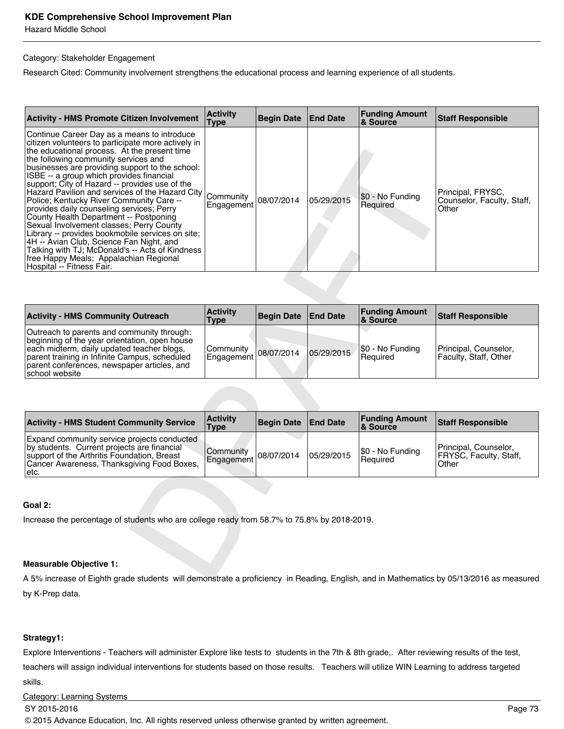Category: Stakeholder Engagement

Research Cited: Community involvement strengthens the educational process and learning experience of all students.

| Activity - HMS Promote Citizen Involvement | Activity Type | Begin Date | End Date | Funding Amount & Source | Staff Responsible |
|---|---|---|---|---|---|
| Continue Career Day as a means to introduce citizen volunteers to participate more actively in the educational process. At the present time the following community services and businesses are providing support to the school: ISBE -- a group which provides financial support; City of Hazard -- provides use of the Hazard Pavilion and services of the Hazard City Police; Kentucky River Community Care -- provides daily counseling services; Perry County Health Department -- Postponing Sexual Involvement classes; Perry County Library -- provides bookmobile services on site; 4H -- Avian Club, Science Fan Night, and Talking with TJ; McDonald's -- Acts of Kindness free Happy Meals; Appalachian Regional Hospital -- Fitness Fair. | Community Engagement | 08/07/2014 | 05/29/2015 | $0 - No Funding Required | Principal, FRYSC, Counselor, Faculty, Staff, Other |

| Activity - HMS Community Outreach | Activity Type | Begin Date | End Date | Funding Amount & Source | Staff Responsible |
|---|---|---|---|---|---|
| Outreach to parents and community through: beginning of the year orientation, open house each midterm, daily updated teacher blogs, parent training in Infinite Campus, scheduled parent conferences, newspaper articles, and school website | Community Engagement | 08/07/2014 | 05/29/2015 | $0 - No Funding Required | Principal, Counselor, Faculty, Staff, Other |

| Activity - HMS Student Community Service | Activity Type | Begin Date | End Date | Funding Amount & Source | Staff Responsible |
|---|---|---|---|---|---|
| Expand community service projects conducted by students. Current projects are financial support of the Arthritis Foundation, Breast Cancer Awareness, Thanksgiving Food Boxes, etc. | Community Engagement | 08/07/2014 | 05/29/2015 | $0 - No Funding Required | Principal, Counselor, FRYSC, Faculty, Staff, Other |

**Goal 2:**

Increase the percentage of students who are college ready from 58.7% to 75.8% by 2018-2019.

**Measurable Objective 1:**

A 5% increase of Eighth grade students will demonstrate a proficiency in Reading, English, and in Mathematics by 05/13/2016 as measured by K-Prep data.

**Strategy1:**

Explore Interventions - Teachers will administer Explore like tests to students in the 7th & 8th grade,. After reviewing results of the test, teachers will assign individual interventions for students based on those results. Teachers will utilize WIN Learning to address targeted skills.

Category: Learning Systems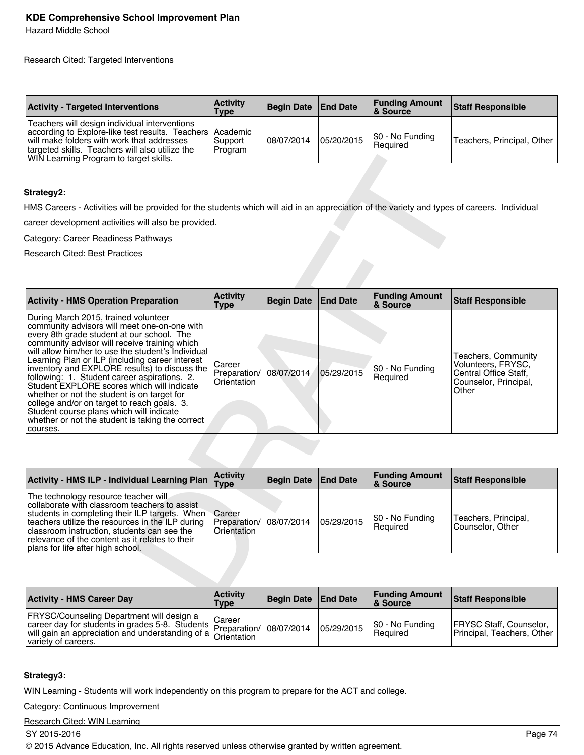Research Cited: Targeted Interventions

| Activity - Targeted Interventions | Activity Type | Begin Date | End Date | Funding Amount & Source | Staff Responsible |
|---|---|---|---|---|---|
| Teachers will design individual interventions according to Explore-like test results. Teachers will make folders with work that addresses targeted skills. Teachers will also utilize the WIN Learning Program to target skills. | Academic Support Program | 08/07/2014 | 05/20/2015 | $0 - No Funding Required | Teachers, Principal, Other |

**Strategy2:**

HMS Careers - Activities will be provided for the students which will aid in an appreciation of the variety and types of careers. Individual career development activities will also be provided.

Category: Career Readiness Pathways

Research Cited: Best Practices

| Activity - HMS Operation Preparation | Activity Type | Begin Date | End Date | Funding Amount & Source | Staff Responsible |
|---|---|---|---|---|---|
| During March 2015, trained volunteer community advisors will meet one-on-one with every 8th grade student at our school. The community advisor will receive training which will allow him/her to use the student's Individual Learning Plan or ILP (including career interest inventory and EXPLORE results) to discuss the following: 1. Student career aspirations. 2. Student EXPLORE scores which will indicate whether or not the student is on target for college and/or on target to reach goals. 3. Student course plans which will indicate whether or not the student is taking the correct courses. | Career Preparation/ Orientation | 08/07/2014 | 05/29/2015 | $0 - No Funding Required | Teachers, Community Volunteers, FRYSC, Central Office Staff, Counselor, Principal, Other |

| Activity - HMS ILP - Individual Learning Plan | Activity Type | Begin Date | End Date | Funding Amount & Source | Staff Responsible |
|---|---|---|---|---|---|
| The technology resource teacher will collaborate with classroom teachers to assist students in completing their ILP targets. When teachers utilize the resources in the ILP during classroom instruction, students can see the relevance of the content as it relates to their plans for life after high school. | Career Preparation/ Orientation | 08/07/2014 | 05/29/2015 | $0 - No Funding Required | Teachers, Principal, Counselor, Other |

| Activity - HMS Career Day | Activity Type | Begin Date | End Date | Funding Amount & Source | Staff Responsible |
|---|---|---|---|---|---|
| FRYSC/Counseling Department will design a career day for students in grades 5-8. Students will gain an appreciation and understanding of a variety of careers. | Career Preparation/ Orientation | 08/07/2014 | 05/29/2015 | $0 - No Funding Required | FRYSC Staff, Counselor, Principal, Teachers, Other |

**Strategy3:**

WIN Learning - Students will work independently on this program to prepare for the ACT and college.

Category: Continuous Improvement

Research Cited: WIN Learning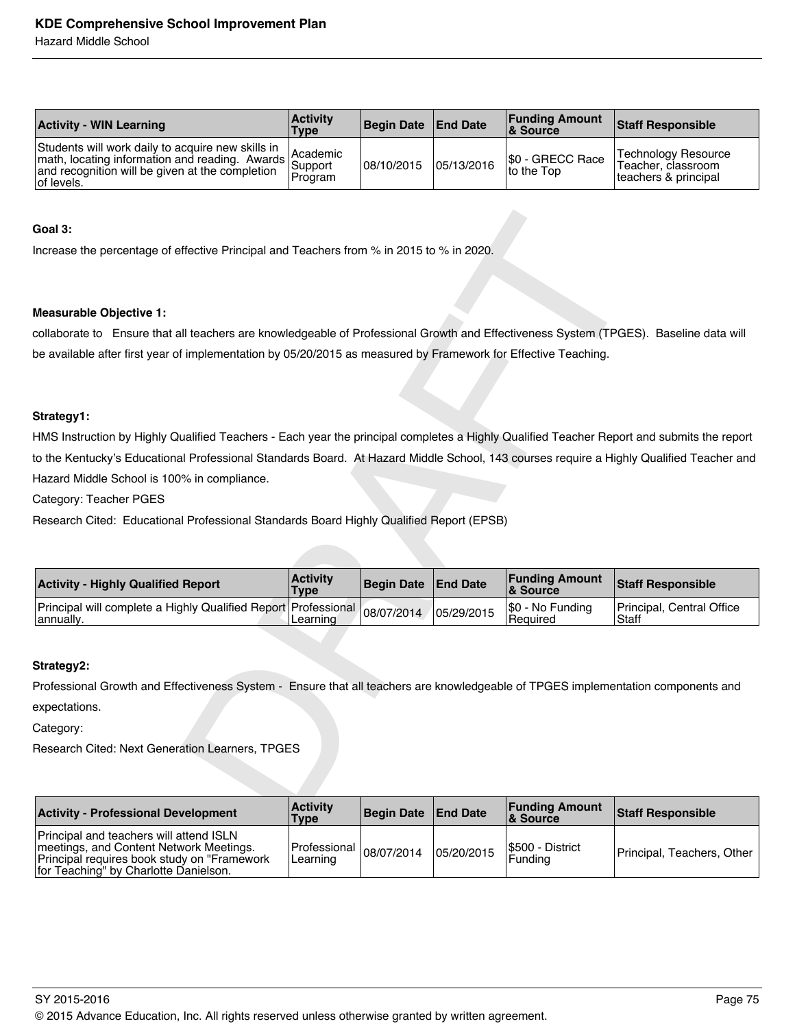| Activity - WIN Learning | Activity Type | Begin Date | End Date | Funding Amount & Source | Staff Responsible |
| --- | --- | --- | --- | --- | --- |
| Students will work daily to acquire new skills in math, locating information and reading. Awards and recognition will be given at the completion of levels. | Academic Support Program | 08/10/2015 | 05/13/2016 | $0 - GRECC Race to the Top | Technology Resource Teacher, classroom teachers & principal |

**Goal 3:**

Increase the percentage of effective Principal and Teachers from % in 2015 to % in 2020.

**Measurable Objective 1:**

collaborate to Ensure that all teachers are knowledgeable of Professional Growth and Effectiveness System (TPGES). Baseline data will be available after first year of implementation by 05/20/2015 as measured by Framework for Effective Teaching.

**Strategy1:**

HMS Instruction by Highly Qualified Teachers - Each year the principal completes a Highly Qualified Teacher Report and submits the report to the Kentucky's Educational Professional Standards Board. At Hazard Middle School, 143 courses require a Highly Qualified Teacher and Hazard Middle School is 100% in compliance.

Category: Teacher PGES

Research Cited: Educational Professional Standards Board Highly Qualified Report (EPSB)

| Activity - Highly Qualified Report | Activity Type | Begin Date | End Date | Funding Amount & Source | Staff Responsible |
| --- | --- | --- | --- | --- | --- |
| Principal will complete a Highly Qualified Report annually. | Professional Learning | 08/07/2014 | 05/29/2015 | $0 - No Funding Required | Principal, Central Office Staff |

**Strategy2:**

Professional Growth and Effectiveness System - Ensure that all teachers are knowledgeable of TPGES implementation components and expectations.

Category:

Research Cited: Next Generation Learners, TPGES

| Activity - Professional Development | Activity Type | Begin Date | End Date | Funding Amount & Source | Staff Responsible |
| --- | --- | --- | --- | --- | --- |
| Principal and teachers will attend ISLN meetings, and Content Network Meetings. Principal requires book study on "Framework for Teaching" by Charlotte Danielson. | Professional Learning | 08/07/2014 | 05/20/2015 | $500 - District Funding | Principal, Teachers, Other |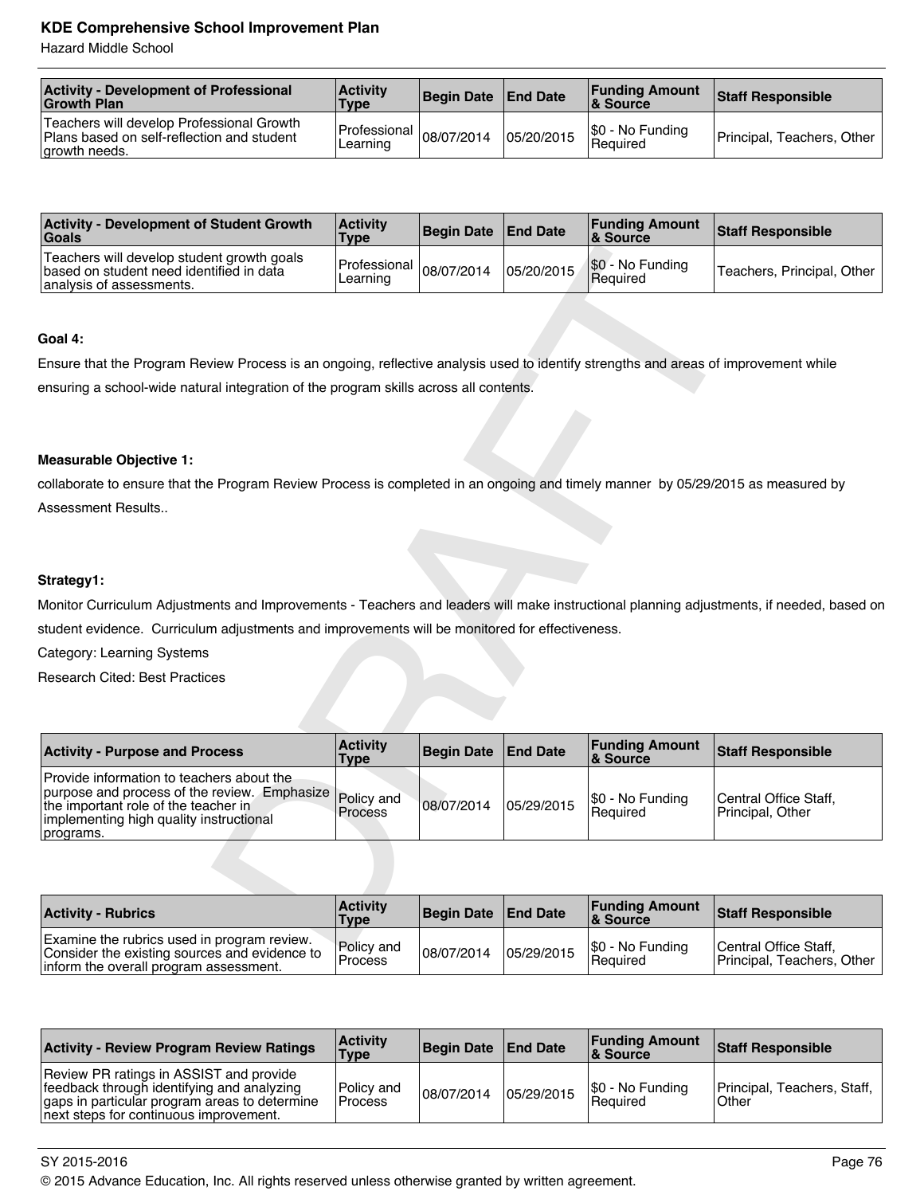| Activity - Development of Professional Growth Plan | Activity Type | Begin Date | End Date | Funding Amount & Source | Staff Responsible |
|---|---|---|---|---|---|
| Teachers will develop Professional Growth Plans based on self-reflection and student growth needs. | Professional Learning | 08/07/2014 | 05/20/2015 | $0 - No Funding Required | Principal, Teachers, Other |

| Activity - Development of Student Growth Goals | Activity Type | Begin Date | End Date | Funding Amount & Source | Staff Responsible |
|---|---|---|---|---|---|
| Teachers will develop student growth goals based on student need identified in data analysis of assessments. | Professional Learning | 08/07/2014 | 05/20/2015 | $0 - No Funding Required | Teachers, Principal, Other |

**Goal 4:**

Ensure that the Program Review Process is an ongoing, reflective analysis used to identify strengths and areas of improvement while ensuring a school-wide natural integration of the program skills across all contents.

**Measurable Objective 1:**

collaborate to ensure that the Program Review Process is completed in an ongoing and timely manner by 05/29/2015 as measured by Assessment Results..

**Strategy1:**

Monitor Curriculum Adjustments and Improvements - Teachers and leaders will make instructional planning adjustments, if needed, based on student evidence. Curriculum adjustments and improvements will be monitored for effectiveness.

Category: Learning Systems

Research Cited: Best Practices

| Activity - Purpose and Process | Activity Type | Begin Date | End Date | Funding Amount & Source | Staff Responsible |
|---|---|---|---|---|---|
| Provide information to teachers about the purpose and process of the review. Emphasize the important role of the teacher in implementing high quality instructional programs. | Policy and Process | 08/07/2014 | 05/29/2015 | $0 - No Funding Required | Central Office Staff, Principal, Other |

| Activity - Rubrics | Activity Type | Begin Date | End Date | Funding Amount & Source | Staff Responsible |
|---|---|---|---|---|---|
| Examine the rubrics used in program review. Consider the existing sources and evidence to inform the overall program assessment. | Policy and Process | 08/07/2014 | 05/29/2015 | $0 - No Funding Required | Central Office Staff, Principal, Teachers, Other |

| Activity - Review Program Review Ratings | Activity Type | Begin Date | End Date | Funding Amount & Source | Staff Responsible |
|---|---|---|---|---|---|
| Review PR ratings in ASSIST and provide feedback through identifying and analyzing gaps in particular program areas to determine next steps for continuous improvement. | Policy and Process | 08/07/2014 | 05/29/2015 | $0 - No Funding Required | Principal, Teachers, Staff, Other |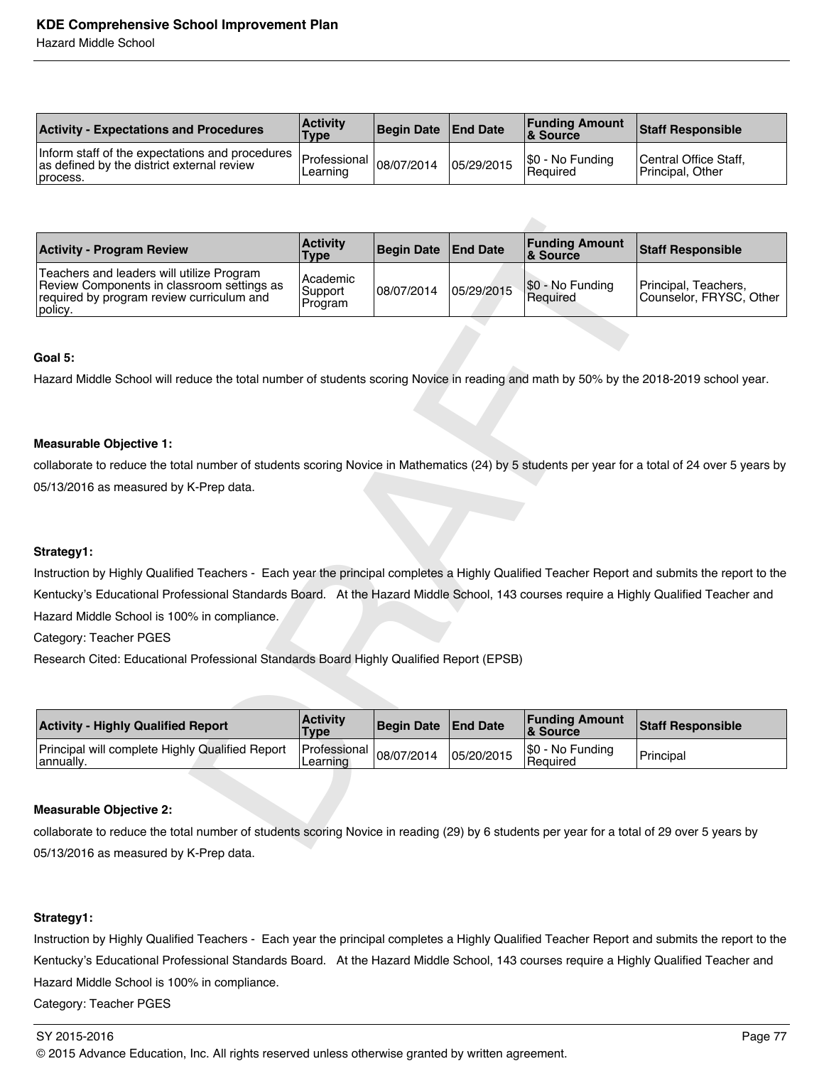| Activity - Expectations and Procedures | Activity Type | Begin Date | End Date | Funding Amount & Source | Staff Responsible |
|---|---|---|---|---|---|
| Inform staff of the expectations and procedures as defined by the district external review process. | Professional Learning | 08/07/2014 | 05/29/2015 | $0 - No Funding Required | Central Office Staff, Principal, Other |

| Activity - Program Review | Activity Type | Begin Date | End Date | Funding Amount & Source | Staff Responsible |
|---|---|---|---|---|---|
| Teachers and leaders will utilize Program Review Components in classroom settings as required by program review curriculum and policy. | Academic Support Program | 08/07/2014 | 05/29/2015 | $0 - No Funding Required | Principal, Teachers, Counselor, FRYSC, Other |

**Goal 5:**

Hazard Middle School will reduce the total number of students scoring Novice in reading and math by 50% by the 2018-2019 school year.

**Measurable Objective 1:**

collaborate to reduce the total number of students scoring Novice in Mathematics (24) by 5 students per year for a total of 24 over 5 years by 05/13/2016 as measured by K-Prep data.

**Strategy1:**

Instruction by Highly Qualified Teachers - Each year the principal completes a Highly Qualified Teacher Report and submits the report to the Kentucky's Educational Professional Standards Board. At the Hazard Middle School, 143 courses require a Highly Qualified Teacher and Hazard Middle School is 100% in compliance.

Category: Teacher PGES

Research Cited: Educational Professional Standards Board Highly Qualified Report (EPSB)

| Activity - Highly Qualified Report | Activity Type | Begin Date | End Date | Funding Amount & Source | Staff Responsible |
|---|---|---|---|---|---|
| Principal will complete Highly Qualified Report annually. | Professional Learning | 08/07/2014 | 05/20/2015 | $0 - No Funding Required | Principal |

**Measurable Objective 2:**

collaborate to reduce the total number of students scoring Novice in reading (29) by 6 students per year for a total of 29 over 5 years by 05/13/2016 as measured by K-Prep data.

**Strategy1:**

Instruction by Highly Qualified Teachers - Each year the principal completes a Highly Qualified Teacher Report and submits the report to the Kentucky's Educational Professional Standards Board. At the Hazard Middle School, 143 courses require a Highly Qualified Teacher and Hazard Middle School is 100% in compliance.

Category: Teacher PGES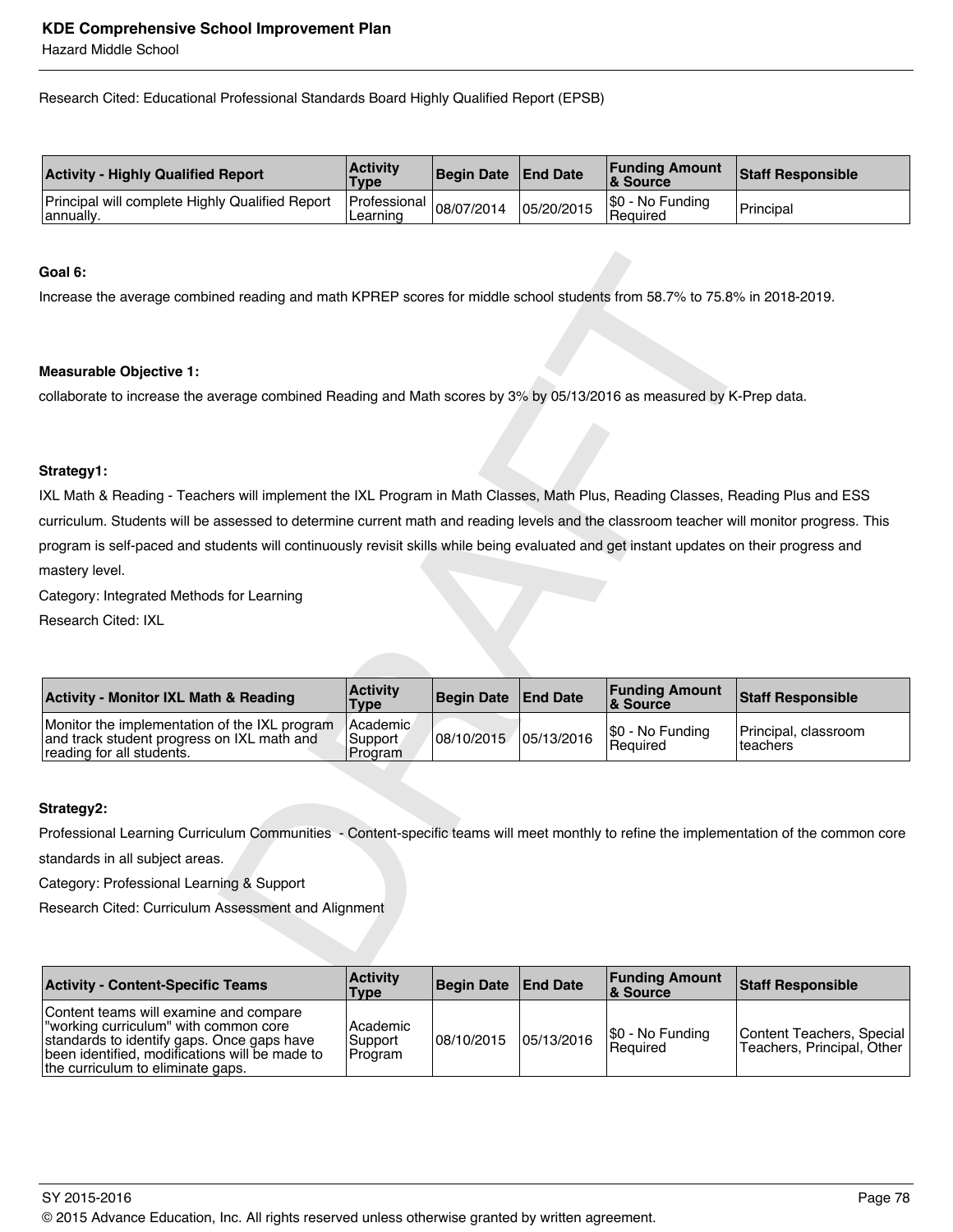Research Cited: Educational Professional Standards Board Highly Qualified Report (EPSB)

| Activity - Highly Qualified Report | Activity Type | Begin Date | End Date | Funding Amount & Source | Staff Responsible |
|---|---|---|---|---|---|
| Principal will complete Highly Qualified Report annually. | Professional Learning | 08/07/2014 | 05/20/2015 | $0 - No Funding Required | Principal |

**Goal 6:**

Increase the average combined reading and math KPREP scores for middle school students from 58.7% to 75.8% in 2018-2019.

**Measurable Objective 1:**

collaborate to increase the average combined Reading and Math scores by 3% by 05/13/2016 as measured by K-Prep data.

**Strategy1:**

IXL Math & Reading - Teachers will implement the IXL Program in Math Classes, Math Plus, Reading Classes, Reading Plus and ESS curriculum. Students will be assessed to determine current math and reading levels and the classroom teacher will monitor progress. This program is self-paced and students will continuously revisit skills while being evaluated and get instant updates on their progress and mastery level.

Category: Integrated Methods for Learning

Research Cited: IXL

| Activity - Monitor IXL Math & Reading | Activity Type | Begin Date | End Date | Funding Amount & Source | Staff Responsible |
|---|---|---|---|---|---|
| Monitor the implementation of the IXL program and track student progress on IXL math and reading for all students. | Academic Support Program | 08/10/2015 | 05/13/2016 | $0 - No Funding Required | Principal, classroom teachers |

**Strategy2:**

Professional Learning Curriculum Communities - Content-specific teams will meet monthly to refine the implementation of the common core standards in all subject areas.

Category: Professional Learning & Support

Research Cited: Curriculum Assessment and Alignment

| Activity - Content-Specific Teams | Activity Type | Begin Date | End Date | Funding Amount & Source | Staff Responsible |
|---|---|---|---|---|---|
| Content teams will examine and compare "working curriculum" with common core standards to identify gaps. Once gaps have been identified, modifications will be made to the curriculum to eliminate gaps. | Academic Support Program | 08/10/2015 | 05/13/2016 | $0 - No Funding Required | Content Teachers, Special Teachers, Principal, Other |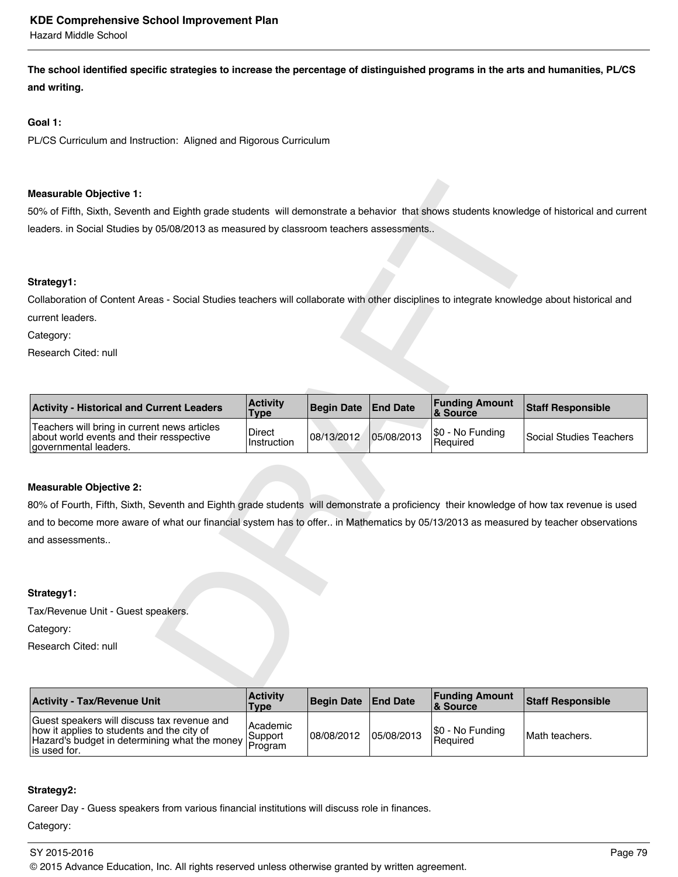**The school identified specific strategies to increase the percentage of distinguished programs in the arts and humanities, PL/CS and writing.**

**Goal 1:**

PL/CS Curriculum and Instruction:  Aligned and Rigorous Curriculum

**Measurable Objective 1:**

50% of Fifth, Sixth, Seventh and Eighth grade students  will demonstrate a behavior  that shows students knowledge of historical and current leaders. in Social Studies by 05/08/2013 as measured by classroom teachers assessments..

**Strategy1:**

Collaboration of Content Areas - Social Studies teachers will collaborate with other disciplines to integrate knowledge about historical and current leaders.

Category:

Research Cited: null

| Activity - Historical and Current Leaders | Activity Type | Begin Date | End Date | Funding Amount & Source | Staff Responsible |
|---|---|---|---|---|---|
| Teachers will bring in current news articles about world events and their resspective governmental leaders. | Direct Instruction | 08/13/2012 | 05/08/2013 | $0 - No Funding Required | Social Studies Teachers |

**Measurable Objective 2:**

80% of Fourth, Fifth, Sixth, Seventh and Eighth grade students  will demonstrate a proficiency  their knowledge of how tax revenue is used and to become more aware of what our financial system has to offer.. in Mathematics by 05/13/2013 as measured by teacher observations and assessments..

**Strategy1:**

Tax/Revenue Unit - Guest speakers.

Category:

Research Cited: null

| Activity - Tax/Revenue Unit | Activity Type | Begin Date | End Date | Funding Amount & Source | Staff Responsible |
|---|---|---|---|---|---|
| Guest speakers will discuss tax revenue and how it applies to students and the city of Hazard's budget in determining what the money is used for. | Academic Support Program | 08/08/2012 | 05/08/2013 | $0 - No Funding Required | Math teachers. |

**Strategy2:**

Career Day - Guess speakers from various financial institutions will discuss role in finances.

Category: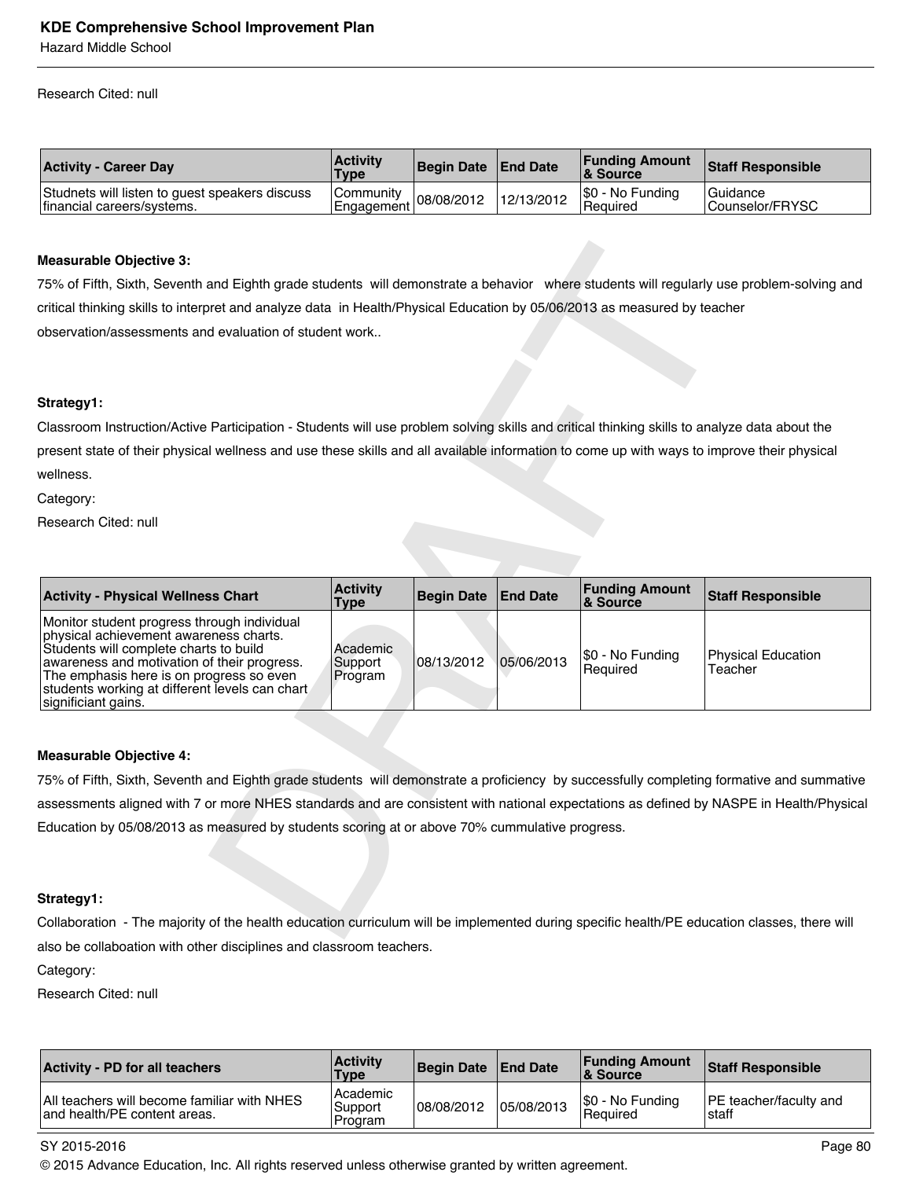Research Cited: null

| Activity - Career Day | Activity Type | Begin Date | End Date | Funding Amount & Source | Staff Responsible |
|---|---|---|---|---|---|
| Studnets will listen to guest speakers discuss financial careers/systems. | Community Engagement | 08/08/2012 | 12/13/2012 | $0 - No Funding Required | Guidance Counselor/FRYSC |

**Measurable Objective 3:**

75% of Fifth, Sixth, Seventh and Eighth grade students will demonstrate a behavior where students will regularly use problem-solving and critical thinking skills to interpret and analyze data in Health/Physical Education by 05/06/2013 as measured by teacher observation/assessments and evaluation of student work..

**Strategy1:**

Classroom Instruction/Active Participation - Students will use problem solving skills and critical thinking skills to analyze data about the present state of their physical wellness and use these skills and all available information to come up with ways to improve their physical wellness.

Category:

Research Cited: null

| Activity - Physical Wellness Chart | Activity Type | Begin Date | End Date | Funding Amount & Source | Staff Responsible |
|---|---|---|---|---|---|
| Monitor student progress through individual physical achievement awareness charts. Students will complete charts to build awareness and motivation of their progress. The emphasis here is on progress so even students working at different levels can chart significiant gains. | Academic Support Program | 08/13/2012 | 05/06/2013 | $0 - No Funding Required | Physical Education Teacher |

**Measurable Objective 4:**

75% of Fifth, Sixth, Seventh and Eighth grade students will demonstrate a proficiency by successfully completing formative and summative assessments aligned with 7 or more NHES standards and are consistent with national expectations as defined by NASPE in Health/Physical Education by 05/08/2013 as measured by students scoring at or above 70% cummulative progress.

**Strategy1:**

Collaboration - The majority of the health education curriculum will be implemented during specific health/PE education classes, there will also be collaboation with other disciplines and classroom teachers.

Category:

Research Cited: null

| Activity - PD for all teachers | Activity Type | Begin Date | End Date | Funding Amount & Source | Staff Responsible |
|---|---|---|---|---|---|
| All teachers will become familiar with NHES and health/PE content areas. | Academic Support Program | 08/08/2012 | 05/08/2013 | $0 - No Funding Required | PE teacher/faculty and staff |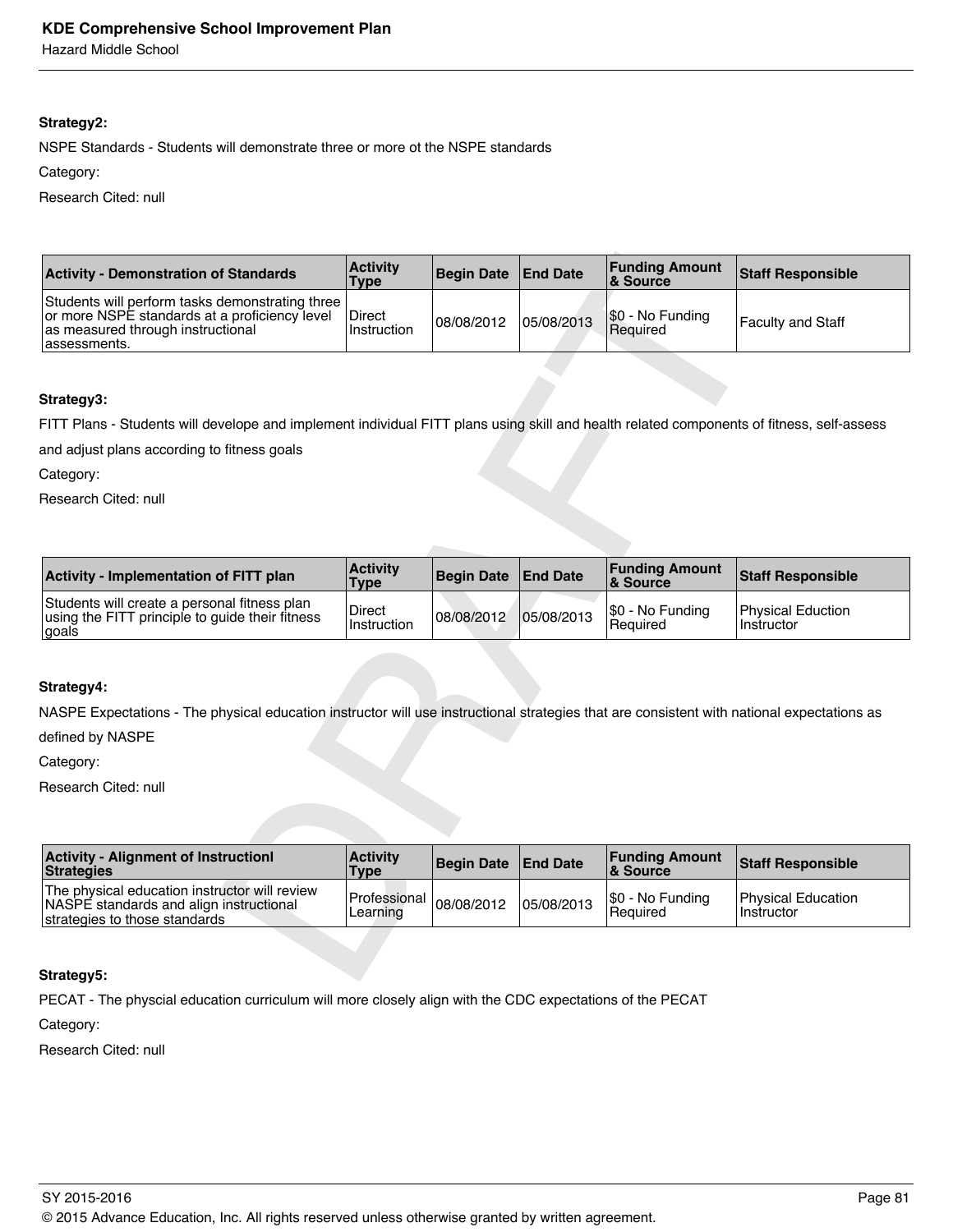**Strategy2:**

NSPE Standards - Students will demonstrate three or more ot the NSPE standards

Category:

Research Cited: null

| Activity - Demonstration of Standards | Activity Type | Begin Date | End Date | Funding Amount & Source | Staff Responsible |
|---|---|---|---|---|---|
| Students will perform tasks demonstrating three or more NSPE standards at a proficiency level as measured through instructional assessments. | Direct Instruction | 08/08/2012 | 05/08/2013 | $0 - No Funding Required | Faculty and Staff |

**Strategy3:**

FITT Plans - Students will develope and implement individual FITT plans using skill and health related components of fitness, self-assess and adjust plans according to fitness goals

Category:

Research Cited: null

| Activity - Implementation of FITT plan | Activity Type | Begin Date | End Date | Funding Amount & Source | Staff Responsible |
|---|---|---|---|---|---|
| Students will create a personal fitness plan using the FITT principle to guide their fitness goals | Direct Instruction | 08/08/2012 | 05/08/2013 | $0 - No Funding Required | Physical Eduction Instructor |

**Strategy4:**

NASPE Expectations - The physical education instructor will use instructional strategies that are consistent with national expectations as defined by NASPE

Category:

Research Cited: null

| Activity - Alignment of Instructionl Strategies | Activity Type | Begin Date | End Date | Funding Amount & Source | Staff Responsible |
|---|---|---|---|---|---|
| The physical education instructor will review NASPE standards and align instructional strategies to those standards | Professional Learning | 08/08/2012 | 05/08/2013 | $0 - No Funding Required | Physical Education Instructor |

**Strategy5:**

PECAT - The physcial education curriculum will more closely align with the CDC expectations of the PECAT

Category:

Research Cited: null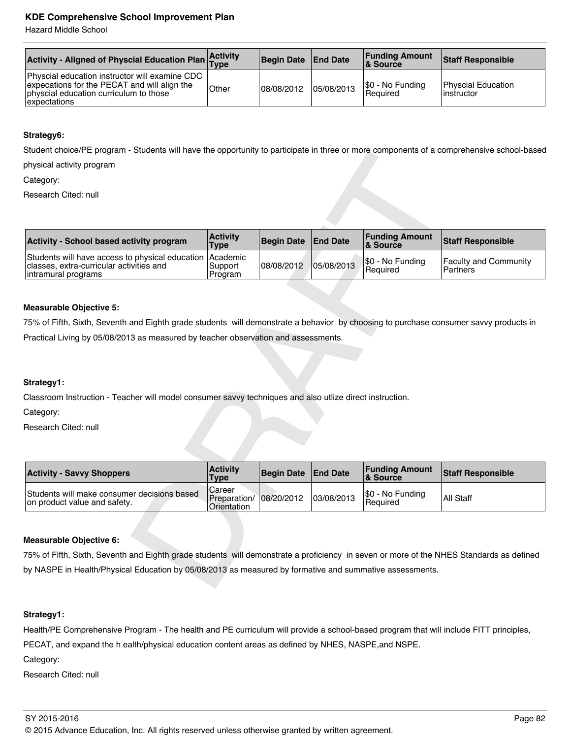| Activity - Aligned of Physcial Education Plan | Activity Type | Begin Date | End Date | Funding Amount & Source | Staff Responsible |
|---|---|---|---|---|---|
| Physcial education instructor will examine CDC expecations for the PECAT and will align the physcial education curriculum to those expectations | Other | 08/08/2012 | 05/08/2013 | $0 - No Funding Required | Physcial Education instructor |

**Strategy6:**

Student choice/PE program - Students will have the opportunity to participate in three or more components of a comprehensive school-based physical activity program

Category:

Research Cited: null

| Activity - School based activity program | Activity Type | Begin Date | End Date | Funding Amount & Source | Staff Responsible |
|---|---|---|---|---|---|
| Students will have access to physical education classes, extra-curricular activities and intramural programs | Academic Support Program | 08/08/2012 | 05/08/2013 | $0 - No Funding Required | Faculty and Community Partners |

**Measurable Objective 5:**

75% of Fifth, Sixth, Seventh and Eighth grade students will demonstrate a behavior by choosing to purchase consumer savvy products in Practical Living by 05/08/2013 as measured by teacher observation and assessments.

**Strategy1:**

Classroom Instruction - Teacher will model consumer savvy techniques and also utlize direct instruction.

Category:

Research Cited: null

| Activity - Savvy Shoppers | Activity Type | Begin Date | End Date | Funding Amount & Source | Staff Responsible |
|---|---|---|---|---|---|
| Students will make consumer decisions based on product value and safety. | Career Preparation/ Orientation | 08/20/2012 | 03/08/2013 | $0 - No Funding Required | All Staff |

**Measurable Objective 6:**

75% of Fifth, Sixth, Seventh and Eighth grade students will demonstrate a proficiency in seven or more of the NHES Standards as defined by NASPE in Health/Physical Education by 05/08/2013 as measured by formative and summative assessments.

**Strategy1:**

Health/PE Comprehensive Program - The health and PE curriculum will provide a school-based program that will include FITT principles, PECAT, and expand the h ealth/physical education content areas as defined by NHES, NASPE,and NSPE.

Category:

Research Cited: null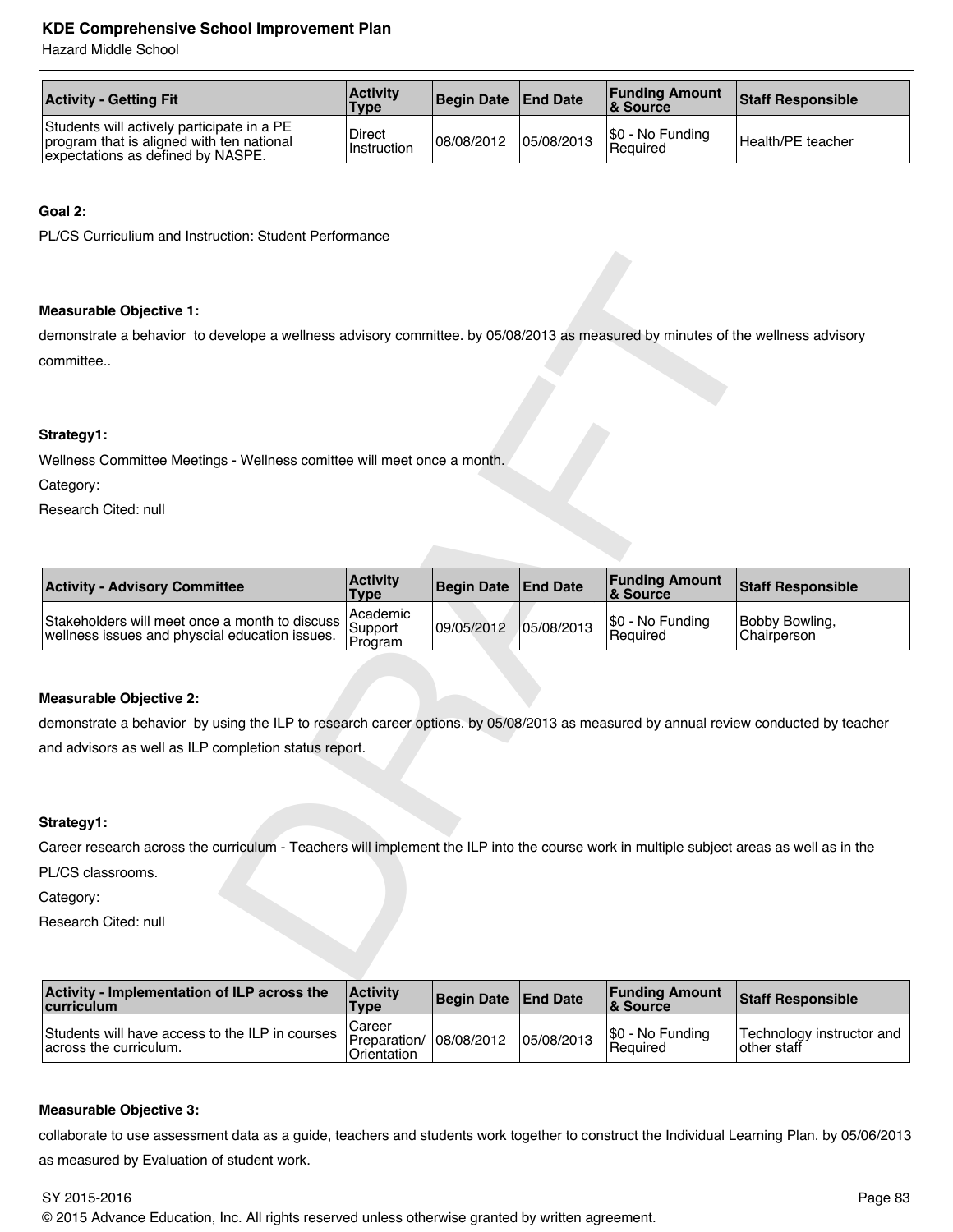| Activity - Getting Fit | Activity Type | Begin Date | End Date | Funding Amount & Source | Staff Responsible |
|---|---|---|---|---|---|
| Students will actively participate in a PE program that is aligned with ten national expectations as defined by NASPE. | Direct Instruction | 08/08/2012 | 05/08/2013 | $0 - No Funding Required | Health/PE teacher |

**Goal 2:**

PL/CS Curriculium and Instruction: Student Performance

**Measurable Objective 1:**

demonstrate a behavior  to develope a wellness advisory committee. by 05/08/2013 as measured by minutes of the wellness advisory committee..

**Strategy1:**

Wellness Committee Meetings - Wellness comittee will meet once a month.

Category:

Research Cited: null

| Activity - Advisory Committee | Activity Type | Begin Date | End Date | Funding Amount & Source | Staff Responsible |
|---|---|---|---|---|---|
| Stakeholders will meet once a month to discuss wellness issues and physcial education issues. | Academic Support Program | 09/05/2012 | 05/08/2013 | $0 - No Funding Required | Bobby Bowling, Chairperson |

**Measurable Objective 2:**

demonstrate a behavior  by using the ILP to research career options. by 05/08/2013 as measured by annual review conducted by teacher and advisors as well as ILP completion status report.

**Strategy1:**

Career research across the curriculum - Teachers will implement the ILP into the course work in multiple subject areas as well as in the PL/CS classrooms.

Category:

Research Cited: null

| Activity - Implementation of ILP across the curriculum | Activity Type | Begin Date | End Date | Funding Amount & Source | Staff Responsible |
|---|---|---|---|---|---|
| Students will have access to the ILP in courses across the curriculum. | Career Preparation/ Orientation | 08/08/2012 | 05/08/2013 | $0 - No Funding Required | Technology instructor and other staff |

**Measurable Objective 3:**

collaborate to use assessment data as a guide, teachers and students work together to construct the Individual Learning Plan. by 05/06/2013 as measured by Evaluation of student work.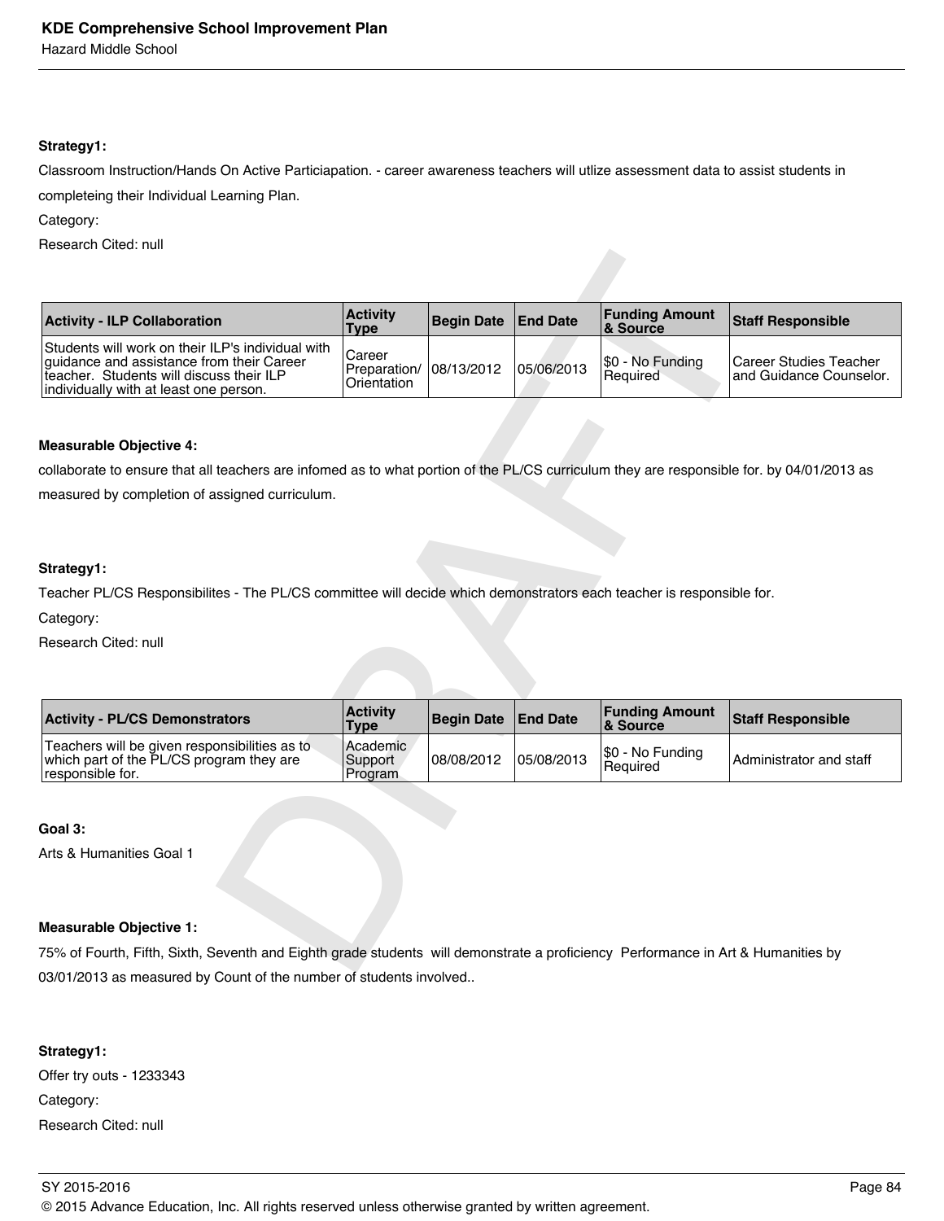**Strategy1:**

Classroom Instruction/Hands On Active Particiapation. - career awareness teachers will utlize assessment data to assist students in completeing their Individual Learning Plan.

Category:

Research Cited: null

| Activity - ILP Collaboration | Activity Type | Begin Date | End Date | Funding Amount & Source | Staff Responsible |
|---|---|---|---|---|---|
| Students will work on their ILP's individual with guidance and assistance from their Career teacher. Students will discuss their ILP individually with at least one person. | Career Preparation/ Orientation | 08/13/2012 | 05/06/2013 | $0 - No Funding Required | Career Studies Teacher and Guidance Counselor. |

**Measurable Objective 4:**

collaborate to ensure that all teachers are infomed as to what portion of the PL/CS curriculum they are responsible for. by 04/01/2013 as measured by completion of assigned curriculum.

**Strategy1:**

Teacher PL/CS Responsibilites - The PL/CS committee will decide which demonstrators each teacher is responsible for.

Category:

Research Cited: null

| Activity - PL/CS Demonstrators | Activity Type | Begin Date | End Date | Funding Amount & Source | Staff Responsible |
|---|---|---|---|---|---|
| Teachers will be given responsibilities as to which part of the PL/CS program they are responsible for. | Academic Support Program | 08/08/2012 | 05/08/2013 | $0 - No Funding Required | Administrator and staff |

**Goal 3:**

Arts & Humanities Goal 1

**Measurable Objective 1:**

75% of Fourth, Fifth, Sixth, Seventh and Eighth grade students will demonstrate a proficiency Performance in Art & Humanities by 03/01/2013 as measured by Count of the number of students involved..

**Strategy1:**

Offer try outs - 1233343

Category:

Research Cited: null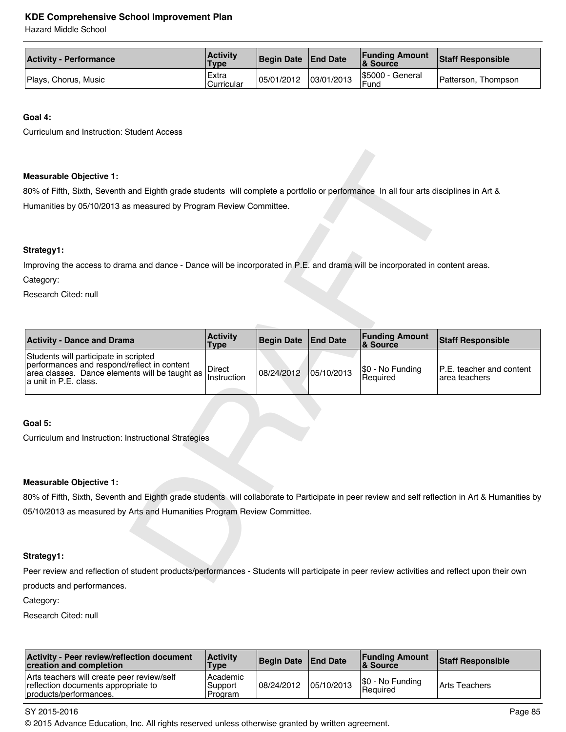| Activity - Performance | Activity Type | Begin Date | End Date | Funding Amount & Source | Staff Responsible |
|---|---|---|---|---|---|
| Plays, Chorus, Music | Extra Curricular | 05/01/2012 | 03/01/2013 | $5000 - General Fund | Patterson, Thompson |

**Goal 4:**

Curriculum and Instruction: Student Access

**Measurable Objective 1:**

80% of Fifth, Sixth, Seventh and Eighth grade students  will complete a portfolio or performance  In all four arts disciplines in Art & Humanities by 05/10/2013 as measured by Program Review Committee.

**Strategy1:**

Improving the access to drama and dance - Dance will be incorporated in P.E. and drama will be incorporated in content areas.

Category:

Research Cited: null

| Activity - Dance and Drama | Activity Type | Begin Date | End Date | Funding Amount & Source | Staff Responsible |
|---|---|---|---|---|---|
| Students will participate in scripted performances and respond/reflect in content area classes.  Dance elements will be taught as a unit in P.E. class. | Direct Instruction | 08/24/2012 | 05/10/2013 | $0 - No Funding Required | P.E. teacher and content area teachers |

**Goal 5:**

Curriculum and Instruction: Instructional Strategies

**Measurable Objective 1:**

80% of Fifth, Sixth, Seventh and Eighth grade students  will collaborate to Participate in peer review and self reflection in Art & Humanities by 05/10/2013 as measured by Arts and Humanities Program Review Committee.

**Strategy1:**

Peer review and reflection of student products/performances - Students will participate in peer review activities and reflect upon their own products and performances.

Category:

Research Cited: null

| Activity - Peer review/reflection document creation and completion | Activity Type | Begin Date | End Date | Funding Amount & Source | Staff Responsible |
|---|---|---|---|---|---|
| Arts teachers will create peer review/self reflection documents appropriate to products/performances. | Academic Support Program | 08/24/2012 | 05/10/2013 | $0 - No Funding Required | Arts Teachers |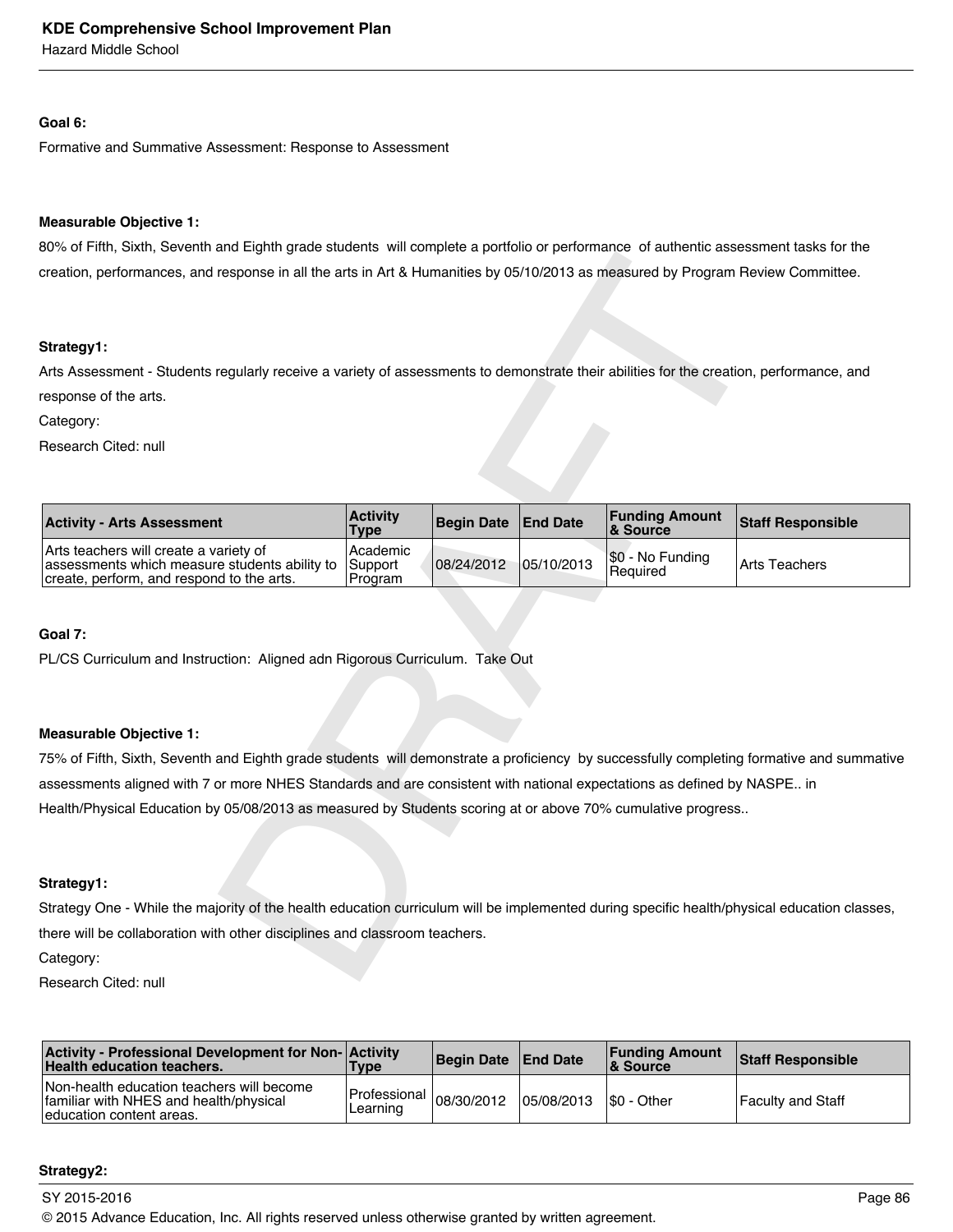**Goal 6:**

Formative and Summative Assessment: Response to Assessment

**Measurable Objective 1:**

80% of Fifth, Sixth, Seventh and Eighth grade students will complete a portfolio or performance of authentic assessment tasks for the creation, performances, and response in all the arts in Art & Humanities by 05/10/2013 as measured by Program Review Committee.

**Strategy1:**

Arts Assessment - Students regularly receive a variety of assessments to demonstrate their abilities for the creation, performance, and response of the arts.

Category:

Research Cited: null

| Activity - Arts Assessment | Activity Type | Begin Date | End Date | Funding Amount & Source | Staff Responsible |
|---|---|---|---|---|---|
| Arts teachers will create a variety of assessments which measure students ability to create, perform, and respond to the arts. | Academic Support Program | 08/24/2012 | 05/10/2013 | $0 - No Funding Required | Arts Teachers |

**Goal 7:**

PL/CS Curriculum and Instruction: Aligned adn Rigorous Curriculum. Take Out

**Measurable Objective 1:**

75% of Fifth, Sixth, Seventh and Eighth grade students will demonstrate a proficiency by successfully completing formative and summative assessments aligned with 7 or more NHES Standards and are consistent with national expectations as defined by NASPE.. in Health/Physical Education by 05/08/2013 as measured by Students scoring at or above 70% cumulative progress..

**Strategy1:**

Strategy One - While the majority of the health education curriculum will be implemented during specific health/physical education classes, there will be collaboration with other disciplines and classroom teachers.

Category:

Research Cited: null

| Activity - Professional Development for Non-Health education teachers. | Activity Type | Begin Date | End Date | Funding Amount & Source | Staff Responsible |
|---|---|---|---|---|---|
| Non-health education teachers will become familiar with NHES and health/physical education content areas. | Professional Learning | 08/30/2012 | 05/08/2013 | $0 - Other | Faculty and Staff |

**Strategy2:**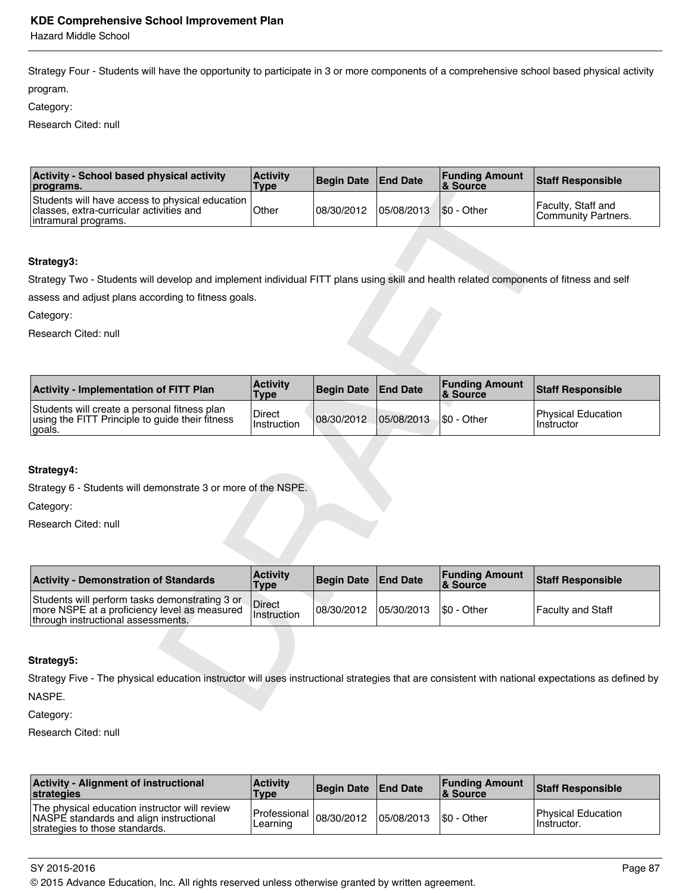Strategy Four - Students will have the opportunity to participate in 3 or more components of a comprehensive school based physical activity program.

Category:

Research Cited: null

| Activity - School based physical activity programs. | Activity Type | Begin Date | End Date | Funding Amount & Source | Staff Responsible |
|---|---|---|---|---|---|
| Students will have access to physical education classes, extra-curricular activities and intramural programs. | Other | 08/30/2012 | 05/08/2013 | $0 - Other | Faculty, Staff and Community Partners. |

**Strategy3:**

Strategy Two - Students will develop and implement individual FITT plans using skill and health related components of fitness and self assess and adjust plans according to fitness goals.

Category:

Research Cited: null

| Activity - Implementation of FITT Plan | Activity Type | Begin Date | End Date | Funding Amount & Source | Staff Responsible |
|---|---|---|---|---|---|
| Students will create a personal fitness plan using the FITT Principle to guide their fitness goals. | Direct Instruction | 08/30/2012 | 05/08/2013 | $0 - Other | Physical Education Instructor |

**Strategy4:**

Strategy 6 - Students will demonstrate 3 or more of the NSPE.

Category:

Research Cited: null

| Activity - Demonstration of Standards | Activity Type | Begin Date | End Date | Funding Amount & Source | Staff Responsible |
|---|---|---|---|---|---|
| Students will perform tasks demonstrating 3 or more NSPE at a proficiency level as measured through instructional assessments. | Direct Instruction | 08/30/2012 | 05/30/2013 | $0 - Other | Faculty and Staff |

**Strategy5:**

Strategy Five - The physical education instructor will uses instructional strategies that are consistent with national expectations as defined by NASPE.

Category:

Research Cited: null

| Activity - Alignment of instructional strategies | Activity Type | Begin Date | End Date | Funding Amount & Source | Staff Responsible |
|---|---|---|---|---|---|
| The physical education instructor will review NASPE standards and align instructional strategies to those standards. | Professional Learning | 08/30/2012 | 05/08/2013 | $0 - Other | Physical Education Instructor. |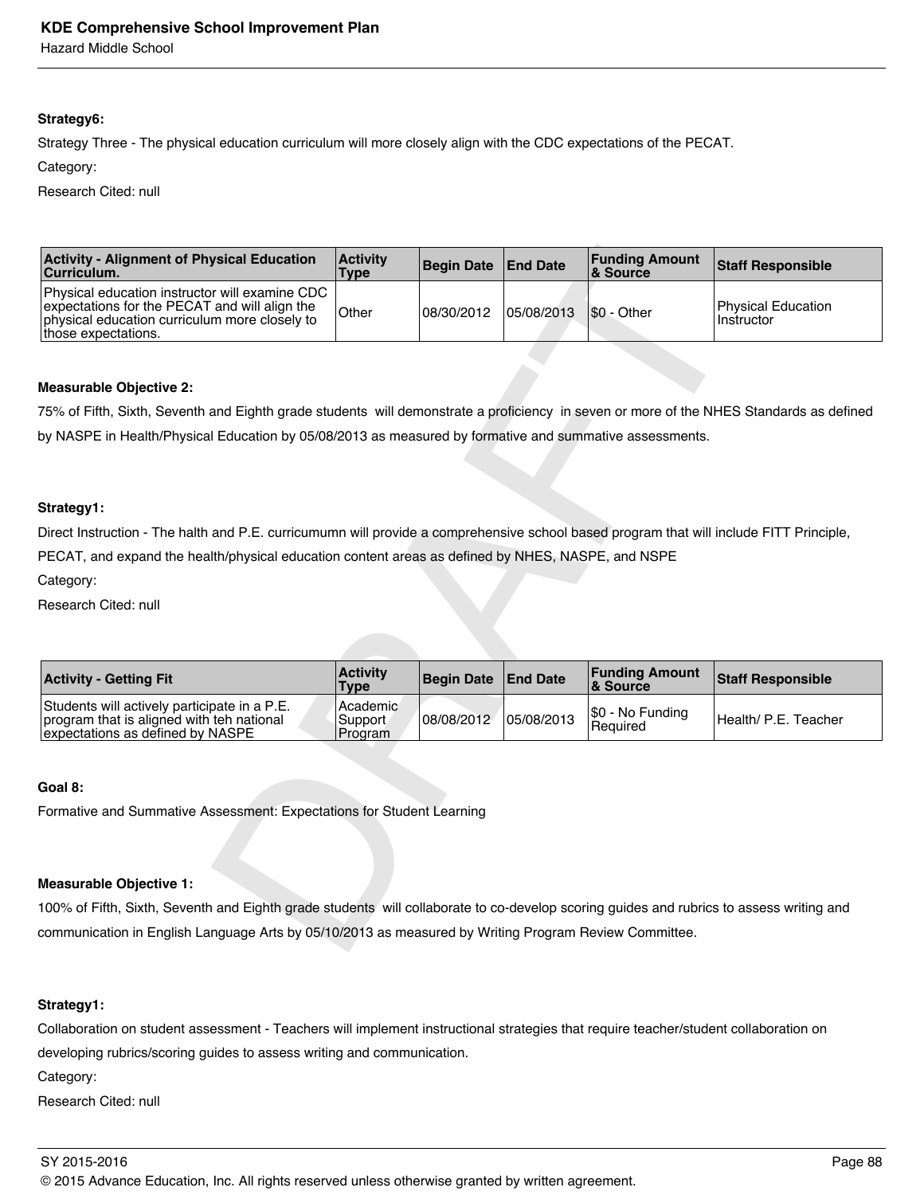**Strategy6:**

Strategy Three - The physical education curriculum will more closely align with the CDC expectations of the PECAT.

Category:

Research Cited: null

| Activity - Alignment of Physical Education Curriculum. | Activity Type | Begin Date | End Date | Funding Amount & Source | Staff Responsible |
|---|---|---|---|---|---|
| Physical education instructor will examine CDC expectations for the PECAT and will align the physical education curriculum more closely to those expectations. | Other | 08/30/2012 | 05/08/2013 | $0 - Other | Physical Education Instructor |

**Measurable Objective 2:**

75% of Fifth, Sixth, Seventh and Eighth grade students will demonstrate a proficiency in seven or more of the NHES Standards as defined by NASPE in Health/Physical Education by 05/08/2013 as measured by formative and summative assessments.

**Strategy1:**

Direct Instruction - The halth and P.E. curricumumn will provide a comprehensive school based program that will include FITT Principle, PECAT, and expand the health/physical education content areas as defined by NHES, NASPE, and NSPE

Category:

Research Cited: null

| Activity - Getting Fit | Activity Type | Begin Date | End Date | Funding Amount & Source | Staff Responsible |
|---|---|---|---|---|---|
| Students will actively participate in a P.E. program that is aligned with teh national expectations as defined by NASPE | Academic Support Program | 08/08/2012 | 05/08/2013 | $0 - No Funding Required | Health/ P.E. Teacher |

**Goal 8:**

Formative and Summative Assessment: Expectations for Student Learning

**Measurable Objective 1:**

100% of Fifth, Sixth, Seventh and Eighth grade students will collaborate to co-develop scoring guides and rubrics to assess writing and communication in English Language Arts by 05/10/2013 as measured by Writing Program Review Committee.

**Strategy1:**

Collaboration on student assessment - Teachers will implement instructional strategies that require teacher/student collaboration on developing rubrics/scoring guides to assess writing and communication.

Category:

Research Cited: null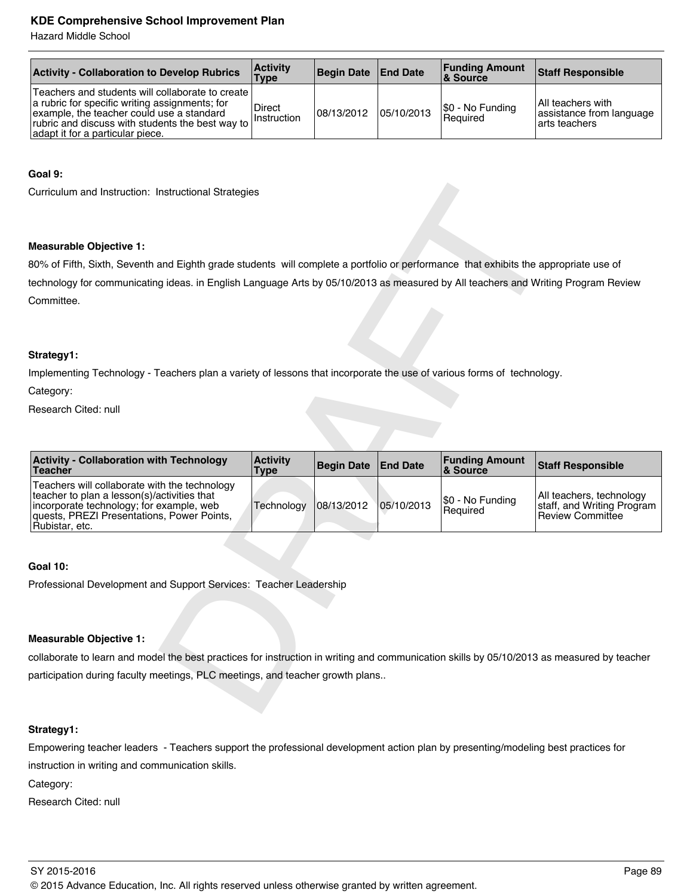| Activity - Collaboration to Develop Rubrics | Activity Type | Begin Date | End Date | Funding Amount & Source | Staff Responsible |
|---|---|---|---|---|---|
| Teachers and students will collaborate to create a rubric for specific writing assignments; for example, the teacher could use a standard rubric and discuss with students the best way to adapt it for a particular piece. | Direct Instruction | 08/13/2012 | 05/10/2013 | $0 - No Funding Required | All teachers with assistance from language arts teachers |

**Goal 9:**

Curriculum and Instruction:  Instructional Strategies

**Measurable Objective 1:**

80% of Fifth, Sixth, Seventh and Eighth grade students  will complete a portfolio or performance  that exhibits the appropriate use of technology for communicating ideas. in English Language Arts by 05/10/2013 as measured by All teachers and Writing Program Review Committee.

**Strategy1:**

Implementing Technology - Teachers plan a variety of lessons that incorporate the use of various forms of  technology.

Category:

Research Cited: null

| Activity - Collaboration with Technology Teacher | Activity Type | Begin Date | End Date | Funding Amount & Source | Staff Responsible |
|---|---|---|---|---|---|
| Teachers will collaborate with the technology teacher to plan a lesson(s)/activities that incorporate technology; for example, web quests, PREZI Presentations, Power Points, Rubistar, etc. | Technology | 08/13/2012 | 05/10/2013 | $0 - No Funding Required | All teachers, technology staff, and Writing Program Review Committee |

**Goal 10:**

Professional Development and Support Services:  Teacher Leadership

**Measurable Objective 1:**

collaborate to learn and model the best practices for instruction in writing and communication skills by 05/10/2013 as measured by teacher participation during faculty meetings, PLC meetings, and teacher growth plans..

**Strategy1:**

Empowering teacher leaders  - Teachers support the professional development action plan by presenting/modeling best practices for instruction in writing and communication skills.

Category:

Research Cited: null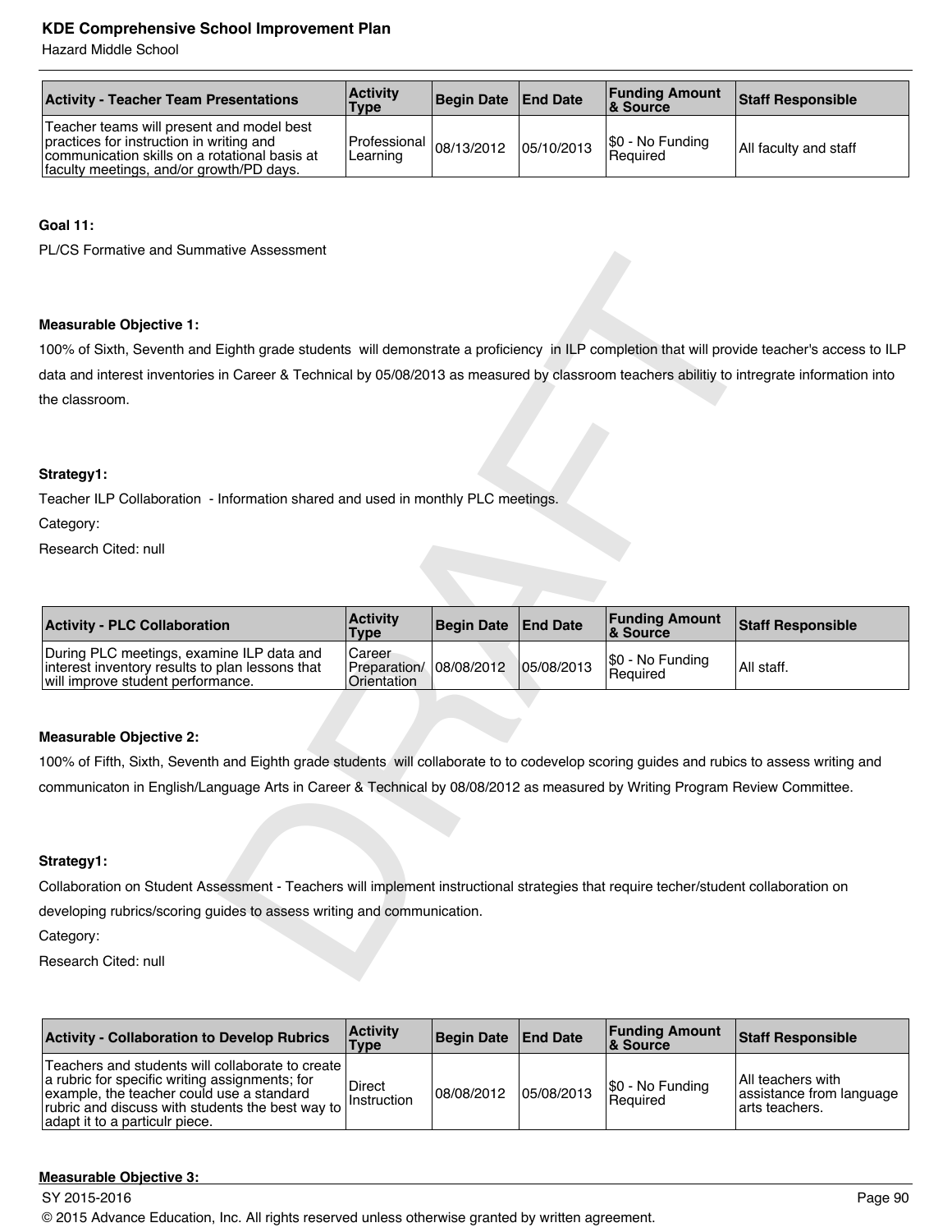| Activity - Teacher Team Presentations | Activity Type | Begin Date | End Date | Funding Amount & Source | Staff Responsible |
|---|---|---|---|---|---|
| Teacher teams will present and model best practices for instruction in writing and communication skills on a rotational basis at faculty meetings, and/or growth/PD days. | Professional Learning | 08/13/2012 | 05/10/2013 | $0 - No Funding Required | All faculty and staff |

**Goal 11:**

PL/CS Formative and Summative Assessment

**Measurable Objective 1:**

100% of Sixth, Seventh and Eighth grade students will demonstrate a proficiency in ILP completion that will provide teacher's access to ILP data and interest inventories in Career & Technical by 05/08/2013 as measured by classroom teachers abilitiy to intregrate information into the classroom.

**Strategy1:**

Teacher ILP Collaboration - Information shared and used in monthly PLC meetings.

Category:

Research Cited: null

| Activity - PLC Collaboration | Activity Type | Begin Date | End Date | Funding Amount & Source | Staff Responsible |
|---|---|---|---|---|---|
| During PLC meetings, examine ILP data and interest inventory results to plan lessons that will improve student performance. | Career Preparation/ Orientation | 08/08/2012 | 05/08/2013 | $0 - No Funding Required | All staff. |

**Measurable Objective 2:**

100% of Fifth, Sixth, Seventh and Eighth grade students will collaborate to to codevelop scoring guides and rubics to assess writing and communicaton in English/Language Arts in Career & Technical by 08/08/2012 as measured by Writing Program Review Committee.

**Strategy1:**

Collaboration on Student Assessment - Teachers will implement instructional strategies that require techer/student collaboration on developing rubrics/scoring guides to assess writing and communication.

Category:

Research Cited: null

| Activity - Collaboration to Develop Rubrics | Activity Type | Begin Date | End Date | Funding Amount & Source | Staff Responsible |
|---|---|---|---|---|---|
| Teachers and students will collaborate to create a rubric for specific writing assignments; for example, the teacher could use a standard rubric and discuss with students the best way to adapt it to a particulr piece. | Direct Instruction | 08/08/2012 | 05/08/2013 | $0 - No Funding Required | All teachers with assistance from language arts teachers. |

**Measurable Objective 3:**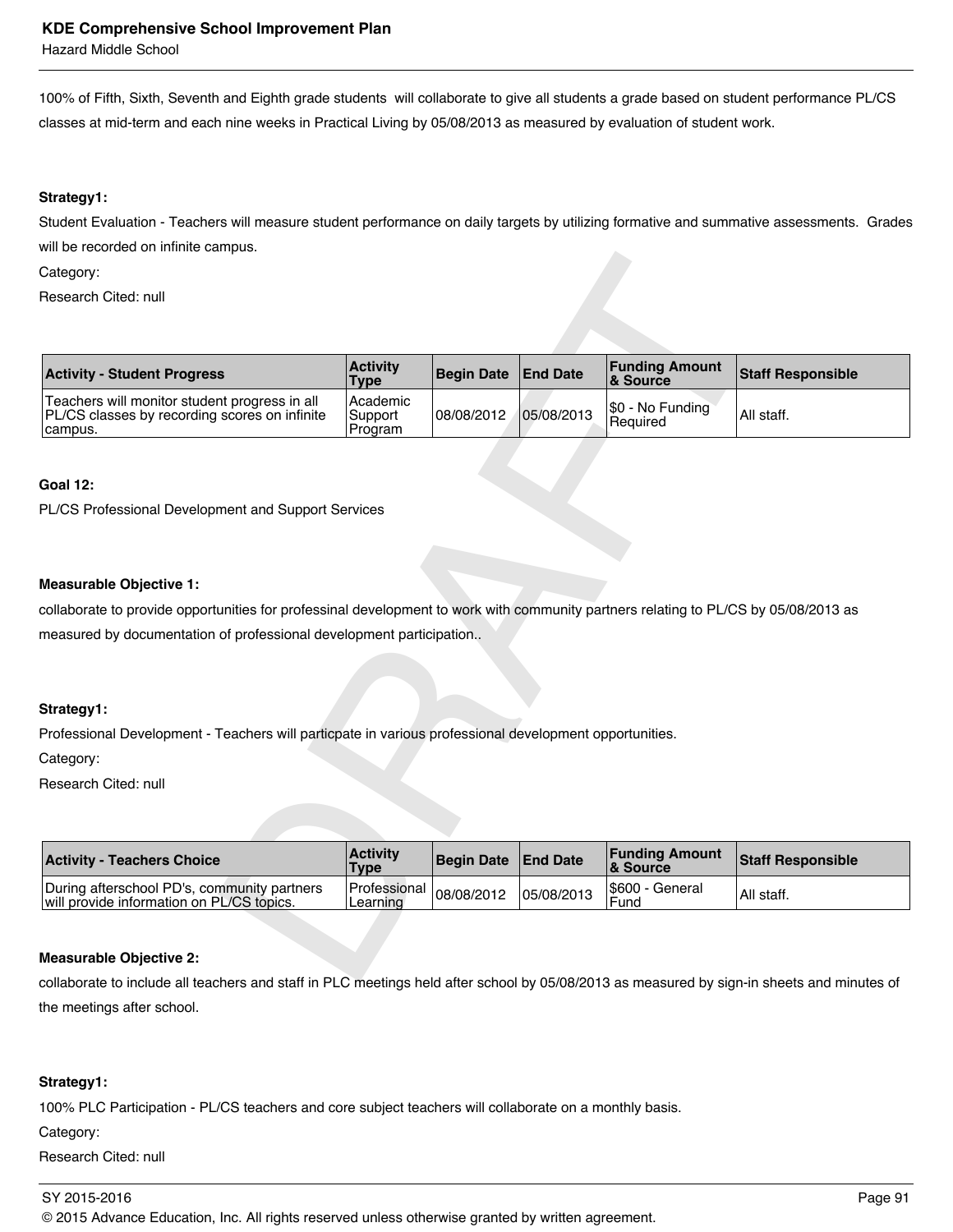100% of Fifth, Sixth, Seventh and Eighth grade students will collaborate to give all students a grade based on student performance PL/CS classes at mid-term and each nine weeks in Practical Living by 05/08/2013 as measured by evaluation of student work.

**Strategy1:**

Student Evaluation - Teachers will measure student performance on daily targets by utilizing formative and summative assessments. Grades will be recorded on infinite campus.

Category:

Research Cited: null

| Activity - Student Progress | Activity Type | Begin Date | End Date | Funding Amount & Source | Staff Responsible |
|---|---|---|---|---|---|
| Teachers will monitor student progress in all PL/CS classes by recording scores on infinite campus. | Academic Support Program | 08/08/2012 | 05/08/2013 | $0 - No Funding Required | All staff. |

**Goal 12:**

PL/CS Professional Development and Support Services

**Measurable Objective 1:**

collaborate to provide opportunities for professinal development to work with community partners relating to PL/CS by 05/08/2013 as measured by documentation of professional development participation..

**Strategy1:**

Professional Development - Teachers will particpate in various professional development opportunities.

Category:

Research Cited: null

| Activity - Teachers Choice | Activity Type | Begin Date | End Date | Funding Amount & Source | Staff Responsible |
|---|---|---|---|---|---|
| During afterschool PD's, community partners will provide information on PL/CS topics. | Professional Learning | 08/08/2012 | 05/08/2013 | $600 - General Fund | All staff. |

**Measurable Objective 2:**

collaborate to include all teachers and staff in PLC meetings held after school by 05/08/2013 as measured by sign-in sheets and minutes of the meetings after school.

**Strategy1:**

100% PLC Participation - PL/CS teachers and core subject teachers will collaborate on a monthly basis.

Category:

Research Cited: null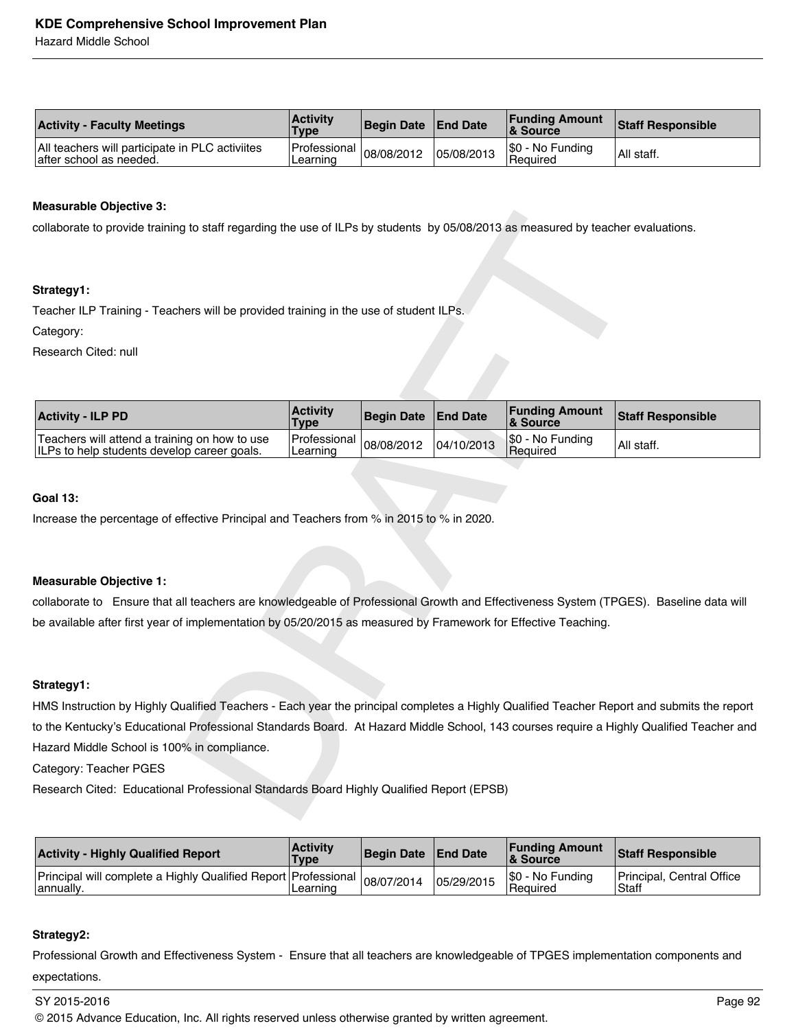| Activity - Faculty Meetings | Activity Type | Begin Date | End Date | Funding Amount & Source | Staff Responsible |
|---|---|---|---|---|---|
| All teachers will participate in PLC activiites after school as needed. | Professional Learning | 08/08/2012 | 05/08/2013 | $0 - No Funding Required | All staff. |

**Measurable Objective 3:**

collaborate to provide training to staff regarding the use of ILPs by students by 05/08/2013 as measured by teacher evaluations.

**Strategy1:**

Teacher ILP Training - Teachers will be provided training in the use of student ILPs.

Category:

Research Cited: null

| Activity - ILP PD | Activity Type | Begin Date | End Date | Funding Amount & Source | Staff Responsible |
|---|---|---|---|---|---|
| Teachers will attend a training on how to use ILPs to help students develop career goals. | Professional Learning | 08/08/2012 | 04/10/2013 | $0 - No Funding Required | All staff. |

**Goal 13:**

Increase the percentage of effective Principal and Teachers from % in 2015 to % in 2020.

**Measurable Objective 1:**

collaborate to Ensure that all teachers are knowledgeable of Professional Growth and Effectiveness System (TPGES). Baseline data will be available after first year of implementation by 05/20/2015 as measured by Framework for Effective Teaching.

**Strategy1:**

HMS Instruction by Highly Qualified Teachers - Each year the principal completes a Highly Qualified Teacher Report and submits the report to the Kentucky's Educational Professional Standards Board. At Hazard Middle School, 143 courses require a Highly Qualified Teacher and Hazard Middle School is 100% in compliance.

Category: Teacher PGES

Research Cited: Educational Professional Standards Board Highly Qualified Report (EPSB)

| Activity - Highly Qualified Report | Activity Type | Begin Date | End Date | Funding Amount & Source | Staff Responsible |
|---|---|---|---|---|---|
| Principal will complete a Highly Qualified Report annually. | Professional Learning | 08/07/2014 | 05/29/2015 | $0 - No Funding Required | Principal, Central Office Staff |

**Strategy2:**

Professional Growth and Effectiveness System - Ensure that all teachers are knowledgeable of TPGES implementation components and expectations.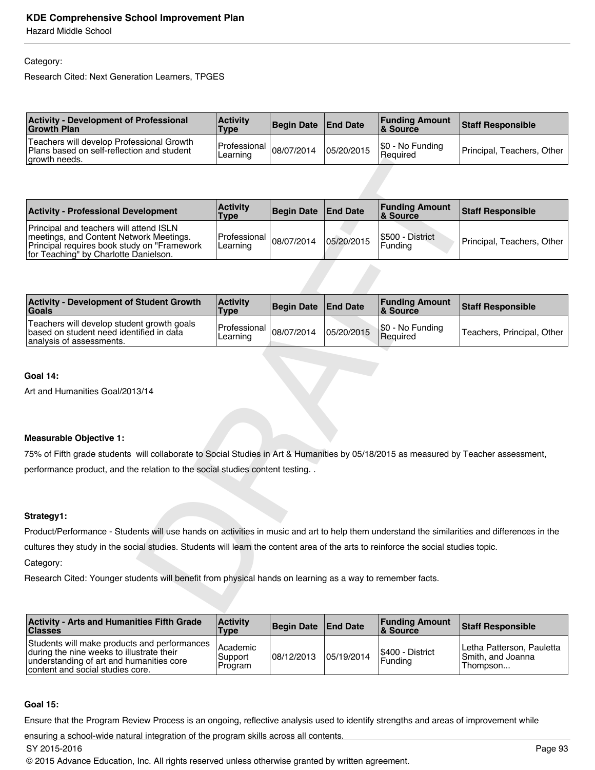Category:

Research Cited: Next Generation Learners, TPGES

| Activity - Development of Professional Growth Plan | Activity Type | Begin Date | End Date | Funding Amount & Source | Staff Responsible |
|---|---|---|---|---|---|
| Teachers will develop Professional Growth Plans based on self-reflection and student growth needs. | Professional Learning | 08/07/2014 | 05/20/2015 | $0 - No Funding Required | Principal, Teachers, Other |

| Activity - Professional Development | Activity Type | Begin Date | End Date | Funding Amount & Source | Staff Responsible |
|---|---|---|---|---|---|
| Principal and teachers will attend ISLN meetings, and Content Network Meetings. Principal requires book study on "Framework for Teaching" by Charlotte Danielson. | Professional Learning | 08/07/2014 | 05/20/2015 | $500 - District Funding | Principal, Teachers, Other |

| Activity - Development of Student Growth Goals | Activity Type | Begin Date | End Date | Funding Amount & Source | Staff Responsible |
|---|---|---|---|---|---|
| Teachers will develop student growth goals based on student need identified in data analysis of assessments. | Professional Learning | 08/07/2014 | 05/20/2015 | $0 - No Funding Required | Teachers, Principal, Other |

**Goal 14:**

Art and Humanities Goal/2013/14

**Measurable Objective 1:**

75% of Fifth grade students will collaborate to Social Studies in Art & Humanities by 05/18/2015 as measured by Teacher assessment, performance product, and the relation to the social studies content testing. .

**Strategy1:**

Product/Performance - Students will use hands on activities in music and art to help them understand the similarities and differences in the cultures they study in the social studies. Students will learn the content area of the arts to reinforce the social studies topic.

Category:

Research Cited: Younger students will benefit from physical hands on learning as a way to remember facts.

| Activity - Arts and Humanities Fifth Grade Classes | Activity Type | Begin Date | End Date | Funding Amount & Source | Staff Responsible |
|---|---|---|---|---|---|
| Students will make products and performances during the nine weeks to illustrate their understanding of art and humanities core content and social studies core. | Academic Support Program | 08/12/2013 | 05/19/2014 | $400 - District Funding | Letha Patterson, Pauletta Smith, and Joanna Thompson... |

**Goal 15:**

Ensure that the Program Review Process is an ongoing, reflective analysis used to identify strengths and areas of improvement while ensuring a school-wide natural integration of the program skills across all contents.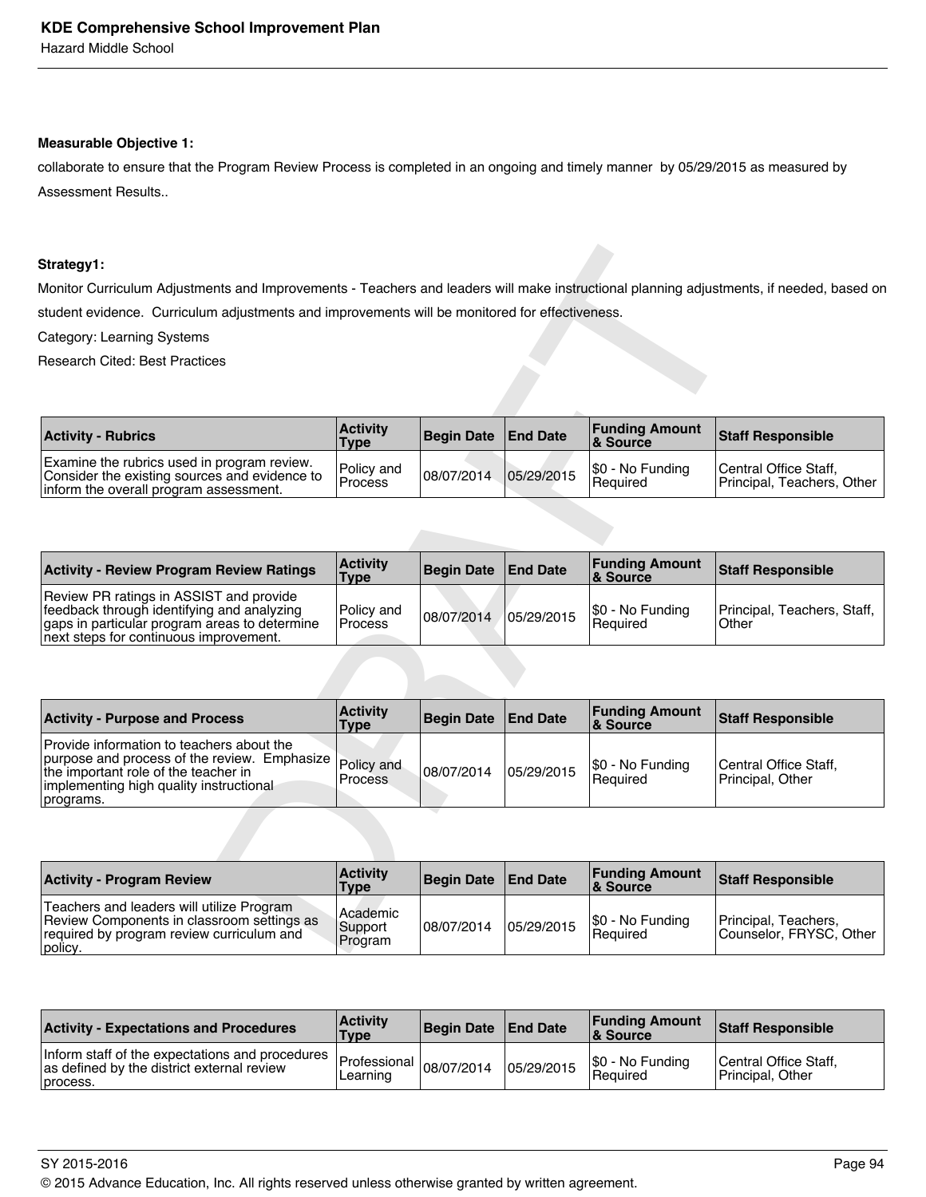**Measurable Objective 1:**

collaborate to ensure that the Program Review Process is completed in an ongoing and timely manner by 05/29/2015 as measured by Assessment Results..

**Strategy1:**

Monitor Curriculum Adjustments and Improvements - Teachers and leaders will make instructional planning adjustments, if needed, based on student evidence. Curriculum adjustments and improvements will be monitored for effectiveness.

Category: Learning Systems

Research Cited: Best Practices

| Activity - Rubrics | Activity Type | Begin Date | End Date | Funding Amount & Source | Staff Responsible |
|---|---|---|---|---|---|
| Examine the rubrics used in program review. Consider the existing sources and evidence to inform the overall program assessment. | Policy and Process | 08/07/2014 | 05/29/2015 | $0 - No Funding Required | Central Office Staff, Principal, Teachers, Other |

| Activity - Review Program Review Ratings | Activity Type | Begin Date | End Date | Funding Amount & Source | Staff Responsible |
|---|---|---|---|---|---|
| Review PR ratings in ASSIST and provide feedback through identifying and analyzing gaps in particular program areas to determine next steps for continuous improvement. | Policy and Process | 08/07/2014 | 05/29/2015 | $0 - No Funding Required | Principal, Teachers, Staff, Other |

| Activity - Purpose and Process | Activity Type | Begin Date | End Date | Funding Amount & Source | Staff Responsible |
|---|---|---|---|---|---|
| Provide information to teachers about the purpose and process of the review. Emphasize the important role of the teacher in implementing high quality instructional programs. | Policy and Process | 08/07/2014 | 05/29/2015 | $0 - No Funding Required | Central Office Staff, Principal, Other |

| Activity - Program Review | Activity Type | Begin Date | End Date | Funding Amount & Source | Staff Responsible |
|---|---|---|---|---|---|
| Teachers and leaders will utilize Program Review Components in classroom settings as required by program review curriculum and policy. | Academic Support Program | 08/07/2014 | 05/29/2015 | $0 - No Funding Required | Principal, Teachers, Counselor, FRYSC, Other |

| Activity - Expectations and Procedures | Activity Type | Begin Date | End Date | Funding Amount & Source | Staff Responsible |
|---|---|---|---|---|---|
| Inform staff of the expectations and procedures as defined by the district external review process. | Professional Learning | 08/07/2014 | 05/29/2015 | $0 - No Funding Required | Central Office Staff, Principal, Other |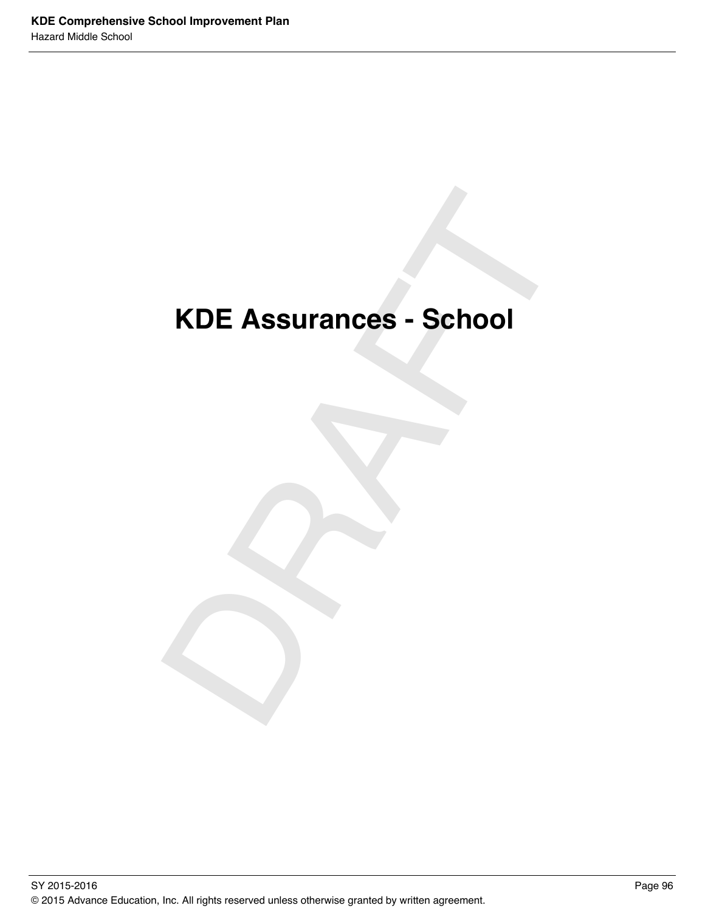# KDE Assurances - School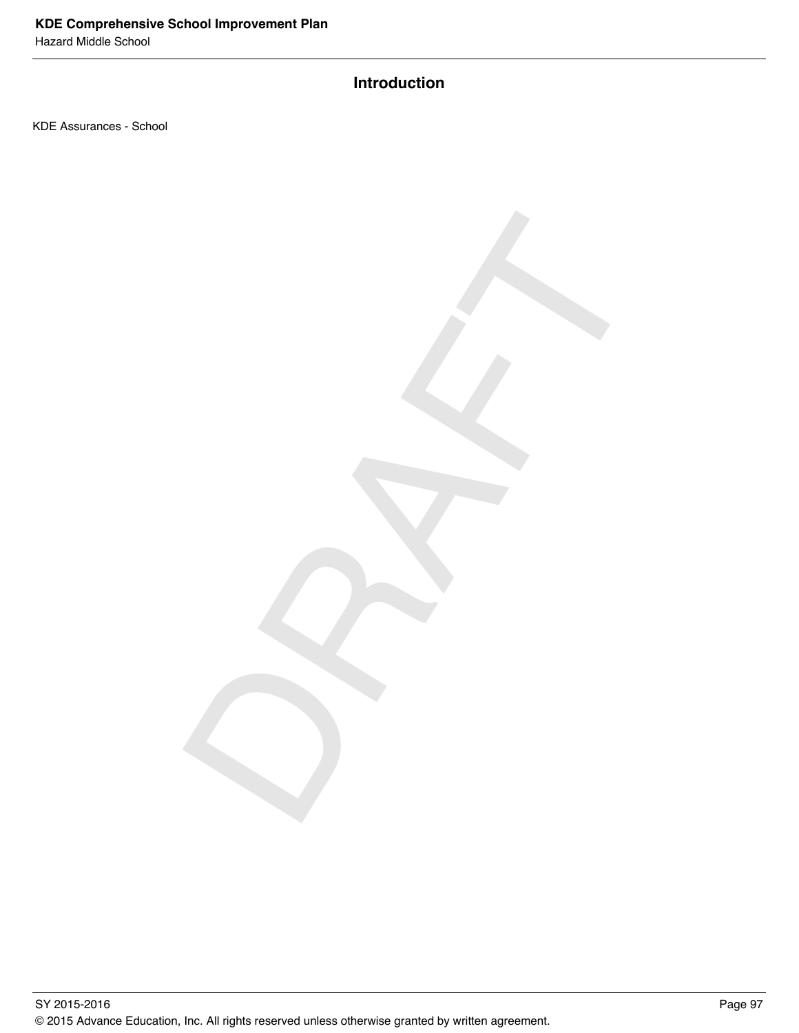## Introduction

KDE Assurances - School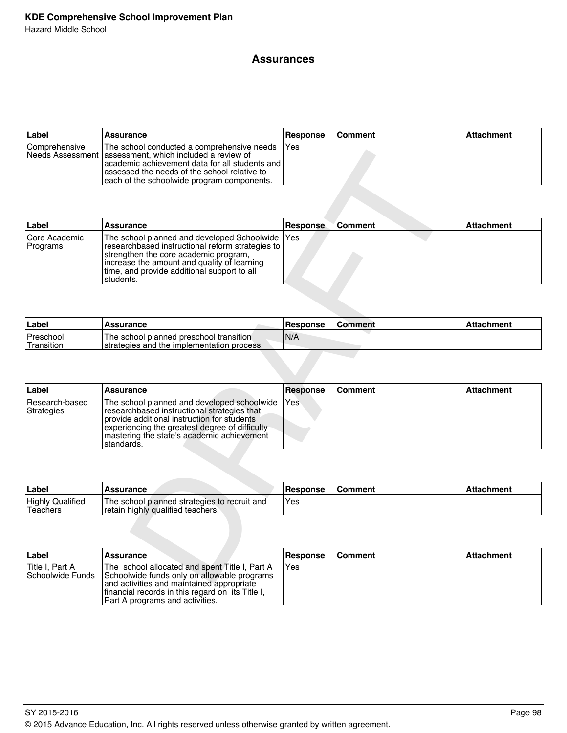## Assurances

| Label | Assurance | Response | Comment | Attachment |
|---|---|---|---|---|
| Comprehensive Needs Assessment | The school conducted a comprehensive needs assessment, which included a review of academic achievement data for all students and assessed the needs of the school relative to each of the schoolwide program components. | Yes | | |

| Label | Assurance | Response | Comment | Attachment |
|---|---|---|---|---|
| Core Academic Programs | The school planned and developed Schoolwide researchbased instructional reform strategies to strengthen the core academic program, increase the amount and quality of learning time, and provide additional support to all students. | Yes | | |

| Label | Assurance | Response | Comment | Attachment |
|---|---|---|---|---|
| Preschool Transition | The school planned preschool transition strategies and the implementation process. | N/A | | |

| Label | Assurance | Response | Comment | Attachment |
|---|---|---|---|---|
| Research-based Strategies | The school planned and developed schoolwide researchbased instructional strategies that provide additional instruction for students experiencing the greatest degree of difficulty mastering the state's academic achievement standards. | Yes | | |

| Label | Assurance | Response | Comment | Attachment |
|---|---|---|---|---|
| Highly Qualified Teachers | The school planned strategies to recruit and retain highly qualified teachers. | Yes | | |

| Label | Assurance | Response | Comment | Attachment |
|---|---|---|---|---|
| Title I, Part A Schoolwide Funds | The school allocated and spent Title I, Part A Schoolwide funds only on allowable programs and activities and maintained appropriate financial records in this regard on its Title I, Part A programs and activities. | Yes | | |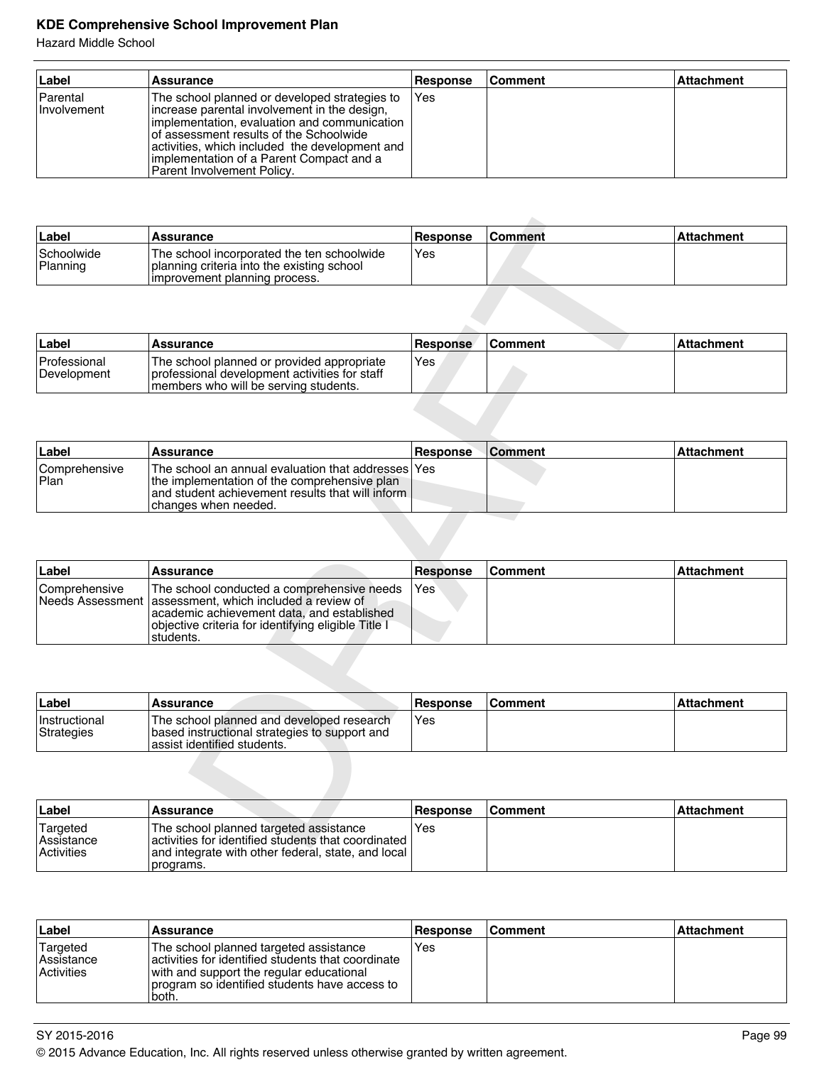| Label | Assurance | Response | Comment | Attachment |
|---|---|---|---|---|
| Parental Involvement | The school planned or developed strategies to increase parental involvement in the design, implementation, evaluation and communication of assessment results of the Schoolwide activities, which included the development and implementation of a Parent Compact and a Parent Involvement Policy. | Yes | | |

| Label | Assurance | Response | Comment | Attachment |
|---|---|---|---|---|
| Schoolwide Planning | The school incorporated the ten schoolwide planning criteria into the existing school improvement planning process. | Yes | | |

| Label | Assurance | Response | Comment | Attachment |
|---|---|---|---|---|
| Professional Development | The school planned or provided appropriate professional development activities for staff members who will be serving students. | Yes | | |

| Label | Assurance | Response | Comment | Attachment |
|---|---|---|---|---|
| Comprehensive Plan | The school an annual evaluation that addresses the implementation of the comprehensive plan and student achievement results that will inform changes when needed. | Yes | | |

| Label | Assurance | Response | Comment | Attachment |
|---|---|---|---|---|
| Comprehensive Needs Assessment | The school conducted a comprehensive needs assessment, which included a review of academic achievement data, and established objective criteria for identifying eligible Title I students. | Yes | | |

| Label | Assurance | Response | Comment | Attachment |
|---|---|---|---|---|
| Instructional Strategies | The school planned and developed research based instructional strategies to support and assist identified students. | Yes | | |

| Label | Assurance | Response | Comment | Attachment |
|---|---|---|---|---|
| Targeted Assistance Activities | The school planned targeted assistance activities for identified students that coordinated and integrate with other federal, state, and local programs. | Yes | | |

| Label | Assurance | Response | Comment | Attachment |
|---|---|---|---|---|
| Targeted Assistance Activities | The school planned targeted assistance activities for identified students that coordinate with and support the regular educational program so identified students have access to both. | Yes | | |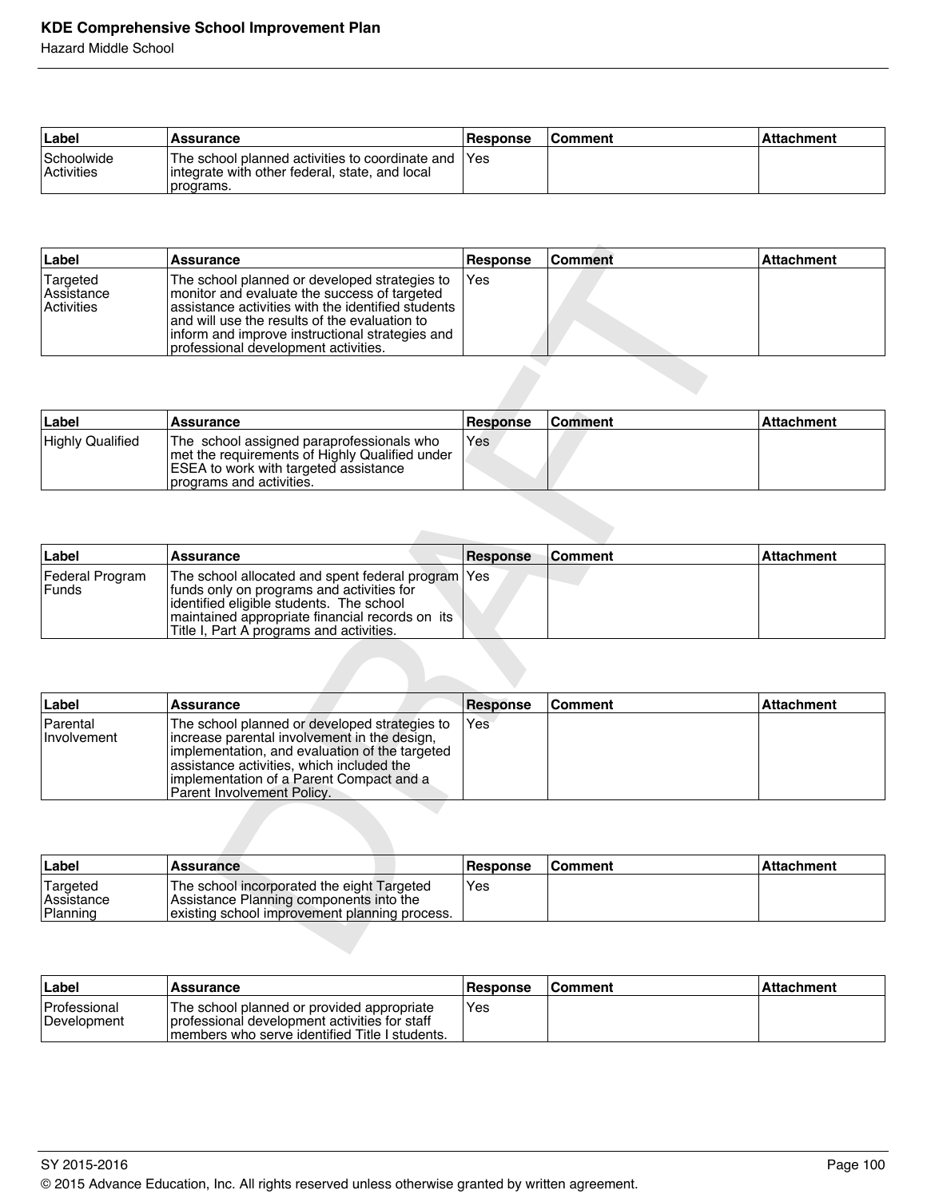| Label | Assurance | Response | Comment | Attachment |
|---|---|---|---|---|
| Schoolwide Activities | The school planned activities to coordinate and integrate with other federal, state, and local programs. | Yes | | |

| Label | Assurance | Response | Comment | Attachment |
|---|---|---|---|---|
| Targeted Assistance Activities | The school planned or developed strategies to monitor and evaluate the success of targeted assistance activities with the identified students and will use the results of the evaluation to inform and improve instructional strategies and professional development activities. | Yes | | |

| Label | Assurance | Response | Comment | Attachment |
|---|---|---|---|---|
| Highly Qualified | The school assigned paraprofessionals who met the requirements of Highly Qualified under ESEA to work with targeted assistance programs and activities. | Yes | | |

| Label | Assurance | Response | Comment | Attachment |
|---|---|---|---|---|
| Federal Program Funds | The school allocated and spent federal program funds only on programs and activities for identified eligible students. The school maintained appropriate financial records on its Title I, Part A programs and activities. | Yes | | |

| Label | Assurance | Response | Comment | Attachment |
|---|---|---|---|---|
| Parental Involvement | The school planned or developed strategies to increase parental involvement in the design, implementation, and evaluation of the targeted assistance activities, which included the implementation of a Parent Compact and a Parent Involvement Policy. | Yes | | |

| Label | Assurance | Response | Comment | Attachment |
|---|---|---|---|---|
| Targeted Assistance Planning | The school incorporated the eight Targeted Assistance Planning components into the existing school improvement planning process. | Yes | | |

| Label | Assurance | Response | Comment | Attachment |
|---|---|---|---|---|
| Professional Development | The school planned or provided appropriate professional development activities for staff members who serve identified Title I students. | Yes | | |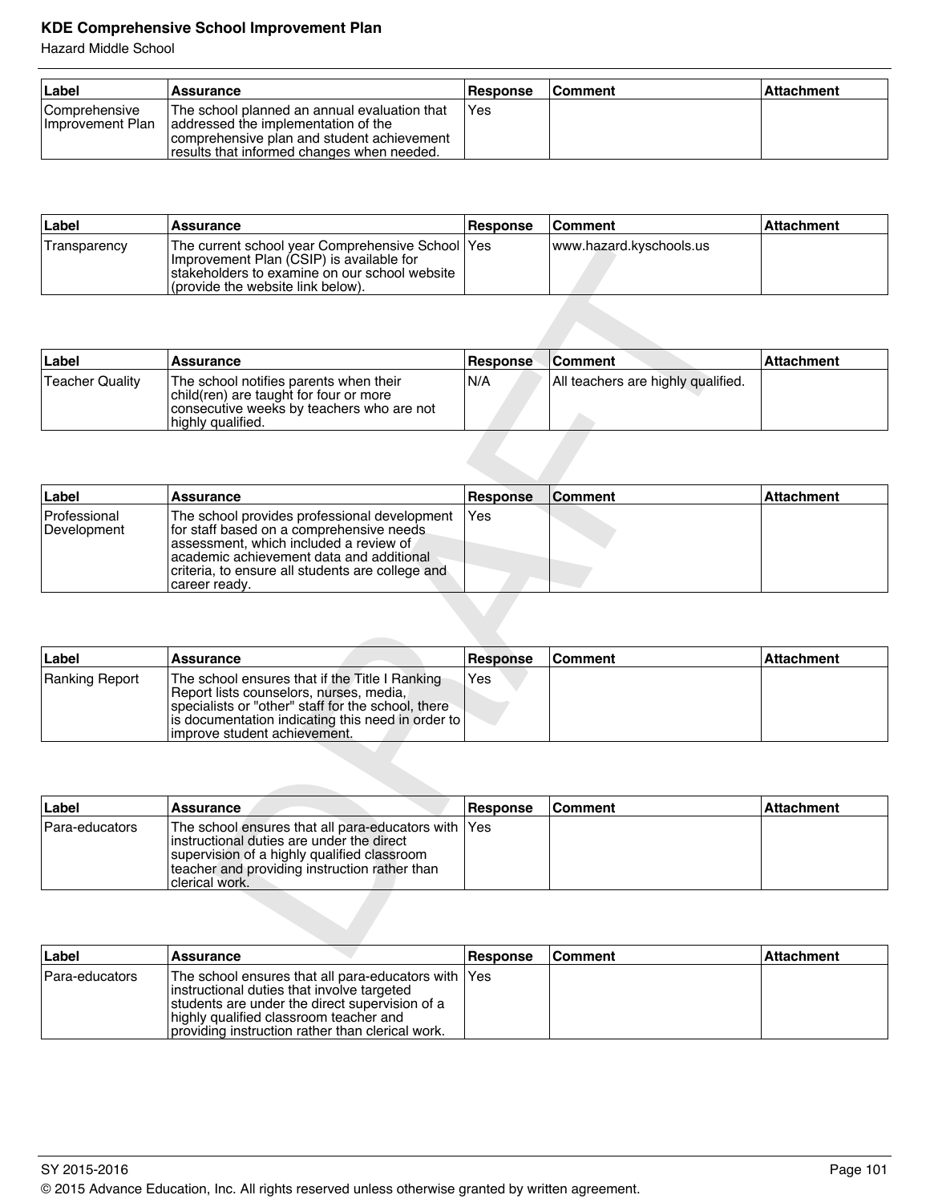| Label | Assurance | Response | Comment | Attachment |
|---|---|---|---|---|
| Comprehensive Improvement Plan | The school planned an annual evaluation that addressed the implementation of the comprehensive plan and student achievement results that informed changes when needed. | Yes | | |

| Label | Assurance | Response | Comment | Attachment |
|---|---|---|---|---|
| Transparency | The current school year Comprehensive School Improvement Plan (CSIP) is available for stakeholders to examine on our school website (provide the website link below). | Yes | www.hazard.kyschools.us | |

| Label | Assurance | Response | Comment | Attachment |
|---|---|---|---|---|
| Teacher Quality | The school notifies parents when their child(ren) are taught for four or more consecutive weeks by teachers who are not highly qualified. | N/A | All teachers are highly qualified. | |

| Label | Assurance | Response | Comment | Attachment |
|---|---|---|---|---|
| Professional Development | The school provides professional development for staff based on a comprehensive needs assessment, which included a review of academic achievement data and additional criteria, to ensure all students are college and career ready. | Yes | | |

| Label | Assurance | Response | Comment | Attachment |
|---|---|---|---|---|
| Ranking Report | The school ensures that if the Title I Ranking Report lists counselors, nurses, media, specialists or "other" staff for the school, there is documentation indicating this need in order to improve student achievement. | Yes | | |

| Label | Assurance | Response | Comment | Attachment |
|---|---|---|---|---|
| Para-educators | The school ensures that all para-educators with instructional duties are under the direct supervision of a highly qualified classroom teacher and providing instruction rather than clerical work. | Yes | | |

| Label | Assurance | Response | Comment | Attachment |
|---|---|---|---|---|
| Para-educators | The school ensures that all para-educators with instructional duties that involve targeted students are under the direct supervision of a highly qualified classroom teacher and providing instruction rather than clerical work. | Yes | | |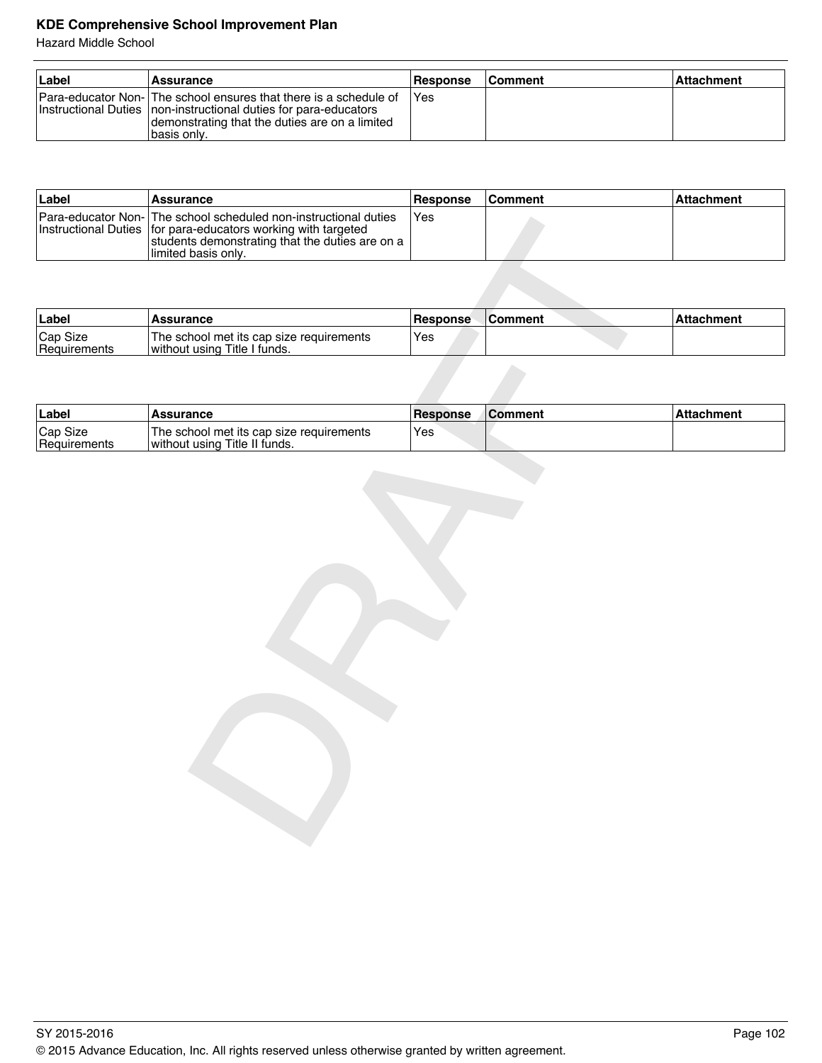| Label | Assurance | Response | Comment | Attachment |
|---|---|---|---|---|
| Para-educator Non-Instructional Duties | The school ensures that there is a schedule of non-instructional duties for para-educators demonstrating that the duties are on a limited basis only. | Yes | | |

| Label | Assurance | Response | Comment | Attachment |
|---|---|---|---|---|
| Para-educator Non-Instructional Duties | The school scheduled non-instructional duties for para-educators working with targeted students demonstrating that the duties are on a limited basis only. | Yes | | |

| Label | Assurance | Response | Comment | Attachment |
|---|---|---|---|---|
| Cap Size Requirements | The school met its cap size requirements without using Title I funds. | Yes | | |

| Label | Assurance | Response | Comment | Attachment |
|---|---|---|---|---|
| Cap Size Requirements | The school met its cap size requirements without using Title II funds. | Yes | | |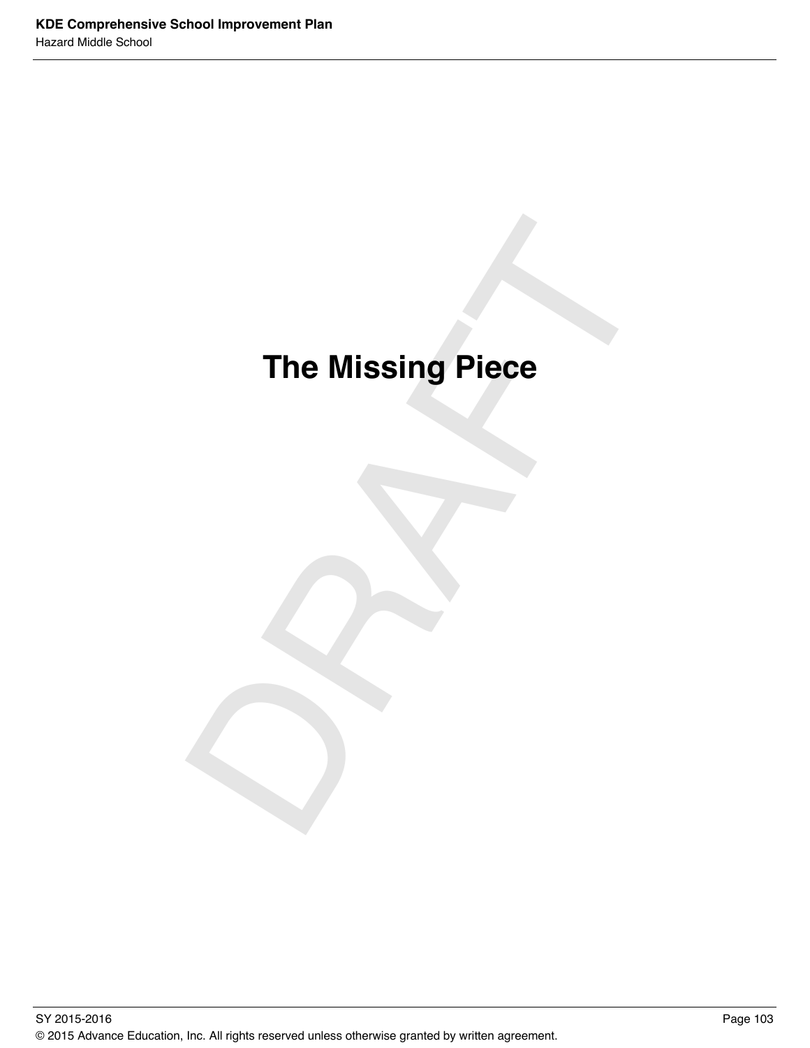# The Missing Piece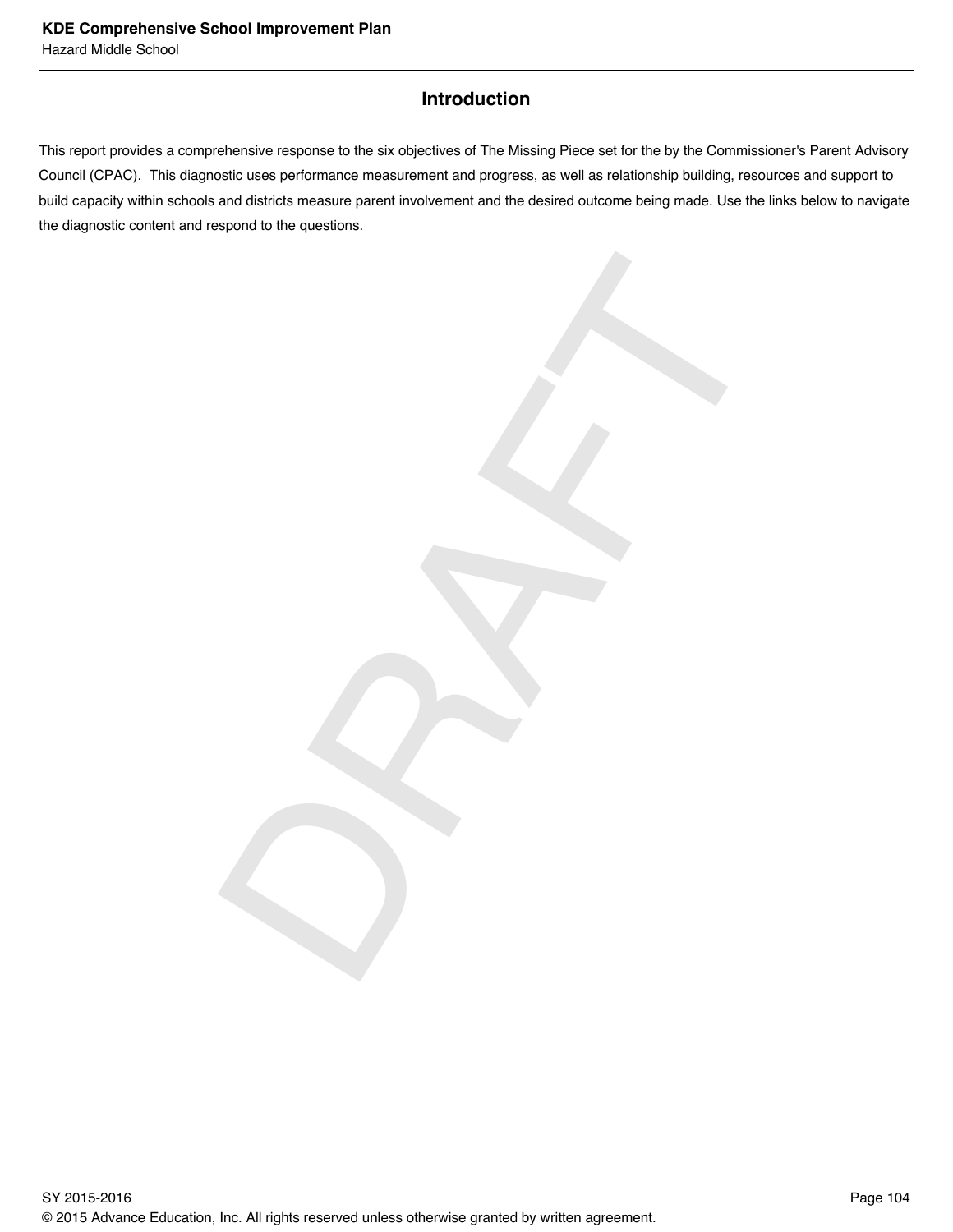## Introduction

This report provides a comprehensive response to the six objectives of The Missing Piece set for the by the Commissioner's Parent Advisory Council (CPAC). This diagnostic uses performance measurement and progress, as well as relationship building, resources and support to build capacity within schools and districts measure parent involvement and the desired outcome being made. Use the links below to navigate the diagnostic content and respond to the questions.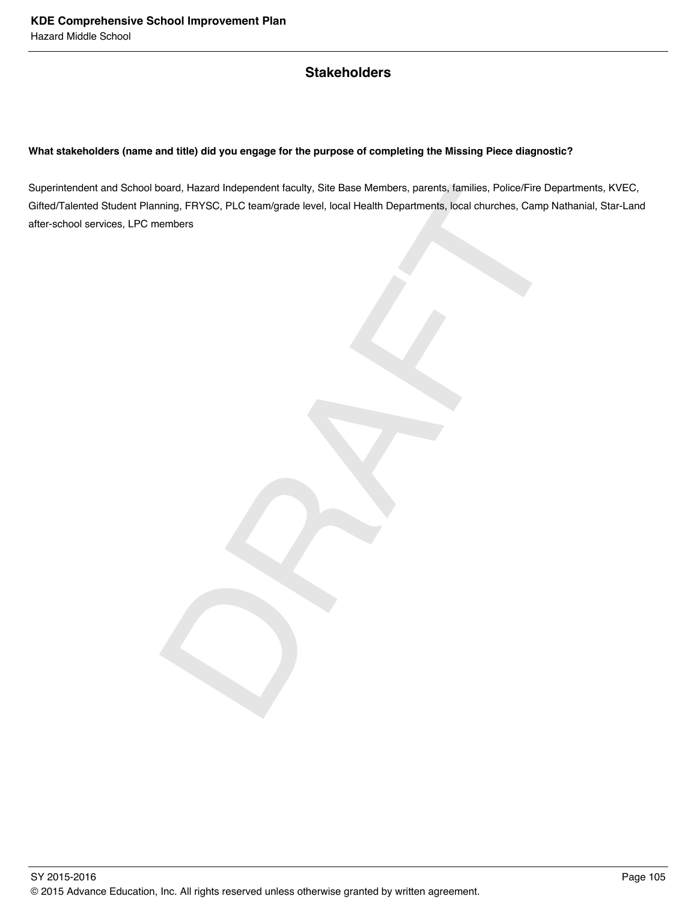## Stakeholders

**What stakeholders (name and title) did you engage for the purpose of completing the Missing Piece diagnostic?**

Superintendent and School board, Hazard Independent faculty, Site Base Members, parents, families, Police/Fire Departments, KVEC, Gifted/Talented Student Planning, FRYSC, PLC team/grade level, local Health Departments, local churches, Camp Nathanial, Star-Land after-school services, LPC members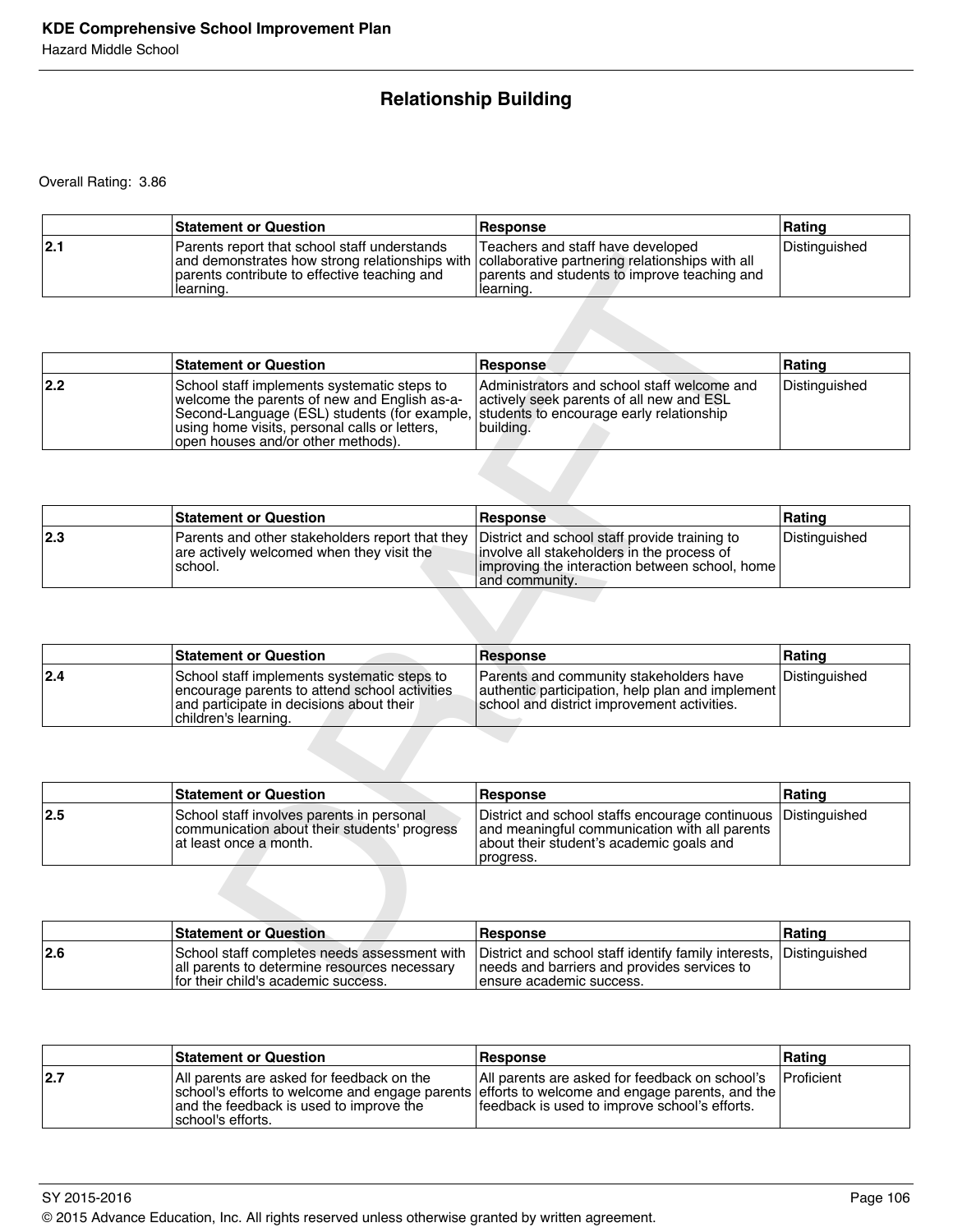# Relationship Building

Overall Rating: 3.86

| | Statement or Question | Response | Rating |
|---|---|---|---|
| 2.1 | Parents report that school staff understands and demonstrates how strong relationships with parents contribute to effective teaching and learning. | Teachers and staff have developed collaborative partnering relationships with all parents and students to improve teaching and learning. | Distinguished |

| | Statement or Question | Response | Rating |
|---|---|---|---|
| 2.2 | School staff implements systematic steps to welcome the parents of new and English as-a-Second-Language (ESL) students (for example, using home visits, personal calls or letters, open houses and/or other methods). | Administrators and school staff welcome and actively seek parents of all new and ESL students to encourage early relationship building. | Distinguished |

| | Statement or Question | Response | Rating |
|---|---|---|---|
| 2.3 | Parents and other stakeholders report that they are actively welcomed when they visit the school. | District and school staff provide training to involve all stakeholders in the process of improving the interaction between school, home and community. | Distinguished |

| | Statement or Question | Response | Rating |
|---|---|---|---|
| 2.4 | School staff implements systematic steps to encourage parents to attend school activities and participate in decisions about their children's learning. | Parents and community stakeholders have authentic participation, help plan and implement school and district improvement activities. | Distinguished |

| | Statement or Question | Response | Rating |
|---|---|---|---|
| 2.5 | School staff involves parents in personal communication about their students' progress at least once a month. | District and school staffs encourage continuous and meaningful communication with all parents about their student's academic goals and progress. | Distinguished |

| | Statement or Question | Response | Rating |
|---|---|---|---|
| 2.6 | School staff completes needs assessment with all parents to determine resources necessary for their child's academic success. | District and school staff identify family interests, needs and barriers and provides services to ensure academic success. | Distinguished |

| | Statement or Question | Response | Rating |
|---|---|---|---|
| 2.7 | All parents are asked for feedback on the school's efforts to welcome and engage parents and the feedback is used to improve the school's efforts. | All parents are asked for feedback on school's efforts to welcome and engage parents, and the feedback is used to improve school's efforts. | Proficient |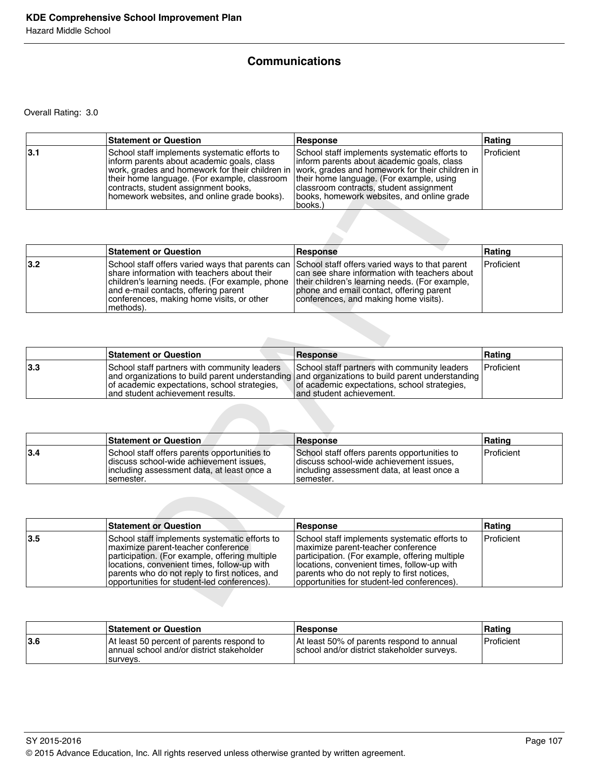## Communications

Overall Rating: 3.0

| | Statement or Question | Response | Rating |
|---|---|---|---|
| 3.1 | School staff implements systematic efforts to inform parents about academic goals, class work, grades and homework for their children in their home language. (For example, classroom contracts, student assignment books, homework websites, and online grade books). | School staff implements systematic efforts to inform parents about academic goals, class work, grades and homework for their children in their home language. (For example, using classroom contracts, student assignment books, homework websites, and online grade books.) | Proficient |

| | Statement or Question | Response | Rating |
|---|---|---|---|
| 3.2 | School staff offers varied ways that parents can share information with teachers about their children's learning needs. (For example, phone and e-mail contacts, offering parent conferences, making home visits, or other methods). | School staff offers varied ways to that parent can see share information with teachers about their children's learning needs. (For example, phone and email contact, offering parent conferences, and making home visits). | Proficient |

| | Statement or Question | Response | Rating |
|---|---|---|---|
| 3.3 | School staff partners with community leaders and organizations to build parent understanding of academic expectations, school strategies, and student achievement results. | School staff partners with community leaders and organizations to build parent understanding of academic expectations, school strategies, and student achievement. | Proficient |

| | Statement or Question | Response | Rating |
|---|---|---|---|
| 3.4 | School staff offers parents opportunities to discuss school-wide achievement issues, including assessment data, at least once a semester. | School staff offers parents opportunities to discuss school-wide achievement issues, including assessment data, at least once a semester. | Proficient |

| | Statement or Question | Response | Rating |
|---|---|---|---|
| 3.5 | School staff implements systematic efforts to maximize parent-teacher conference participation. (For example, offering multiple locations, convenient times, follow-up with parents who do not reply to first notices, and opportunities for student-led conferences). | School staff implements systematic efforts to maximize parent-teacher conference participation. (For example, offering multiple locations, convenient times, follow-up with parents who do not reply to first notices, opportunities for student-led conferences). | Proficient |

| | Statement or Question | Response | Rating |
|---|---|---|---|
| 3.6 | At least 50 percent of parents respond to annual school and/or district stakeholder surveys. | At least 50% of parents respond to annual school and/or district stakeholder surveys. | Proficient |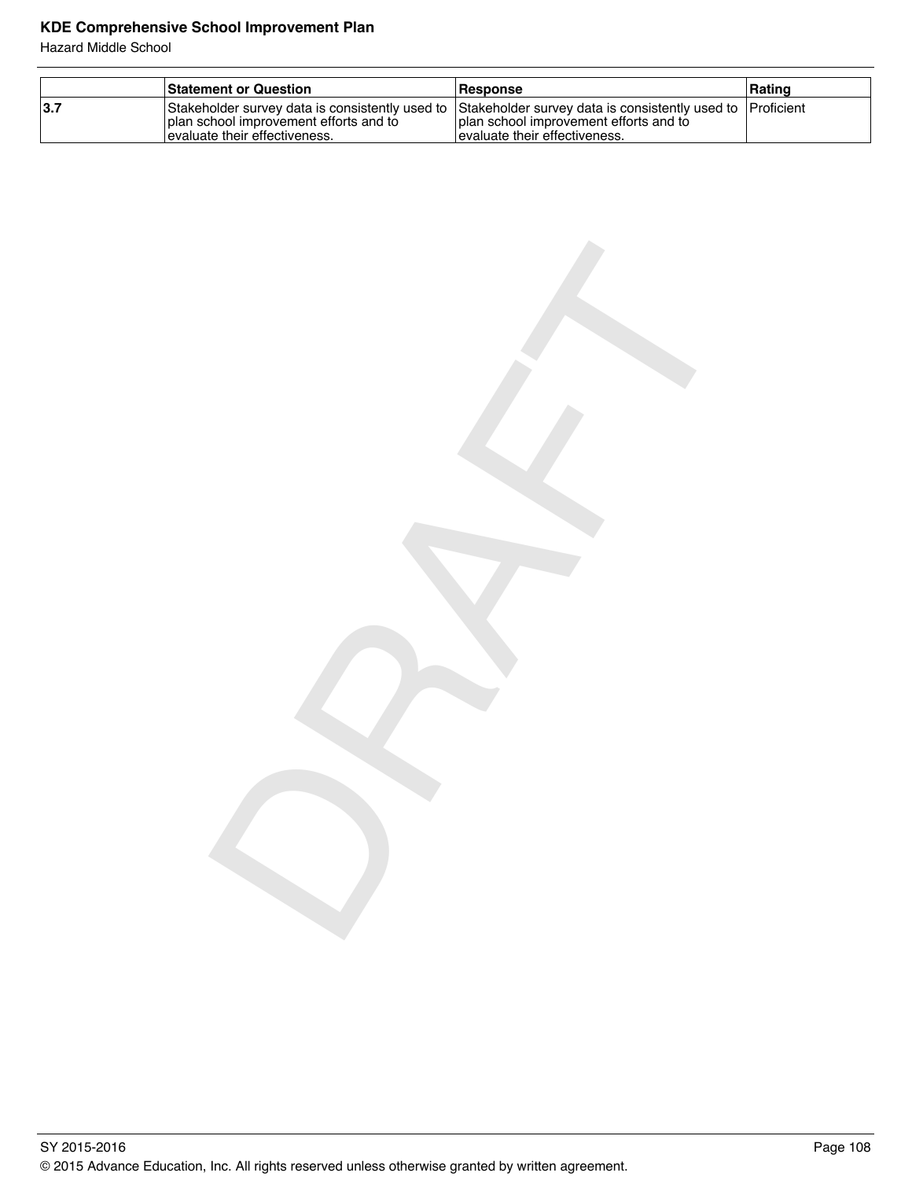| | Statement or Question | Response | Rating |
|---|---|---|---|
| 3.7 | Stakeholder survey data is consistently used to plan school improvement efforts and to evaluate their effectiveness. | Stakeholder survey data is consistently used to plan school improvement efforts and to evaluate their effectiveness. | Proficient |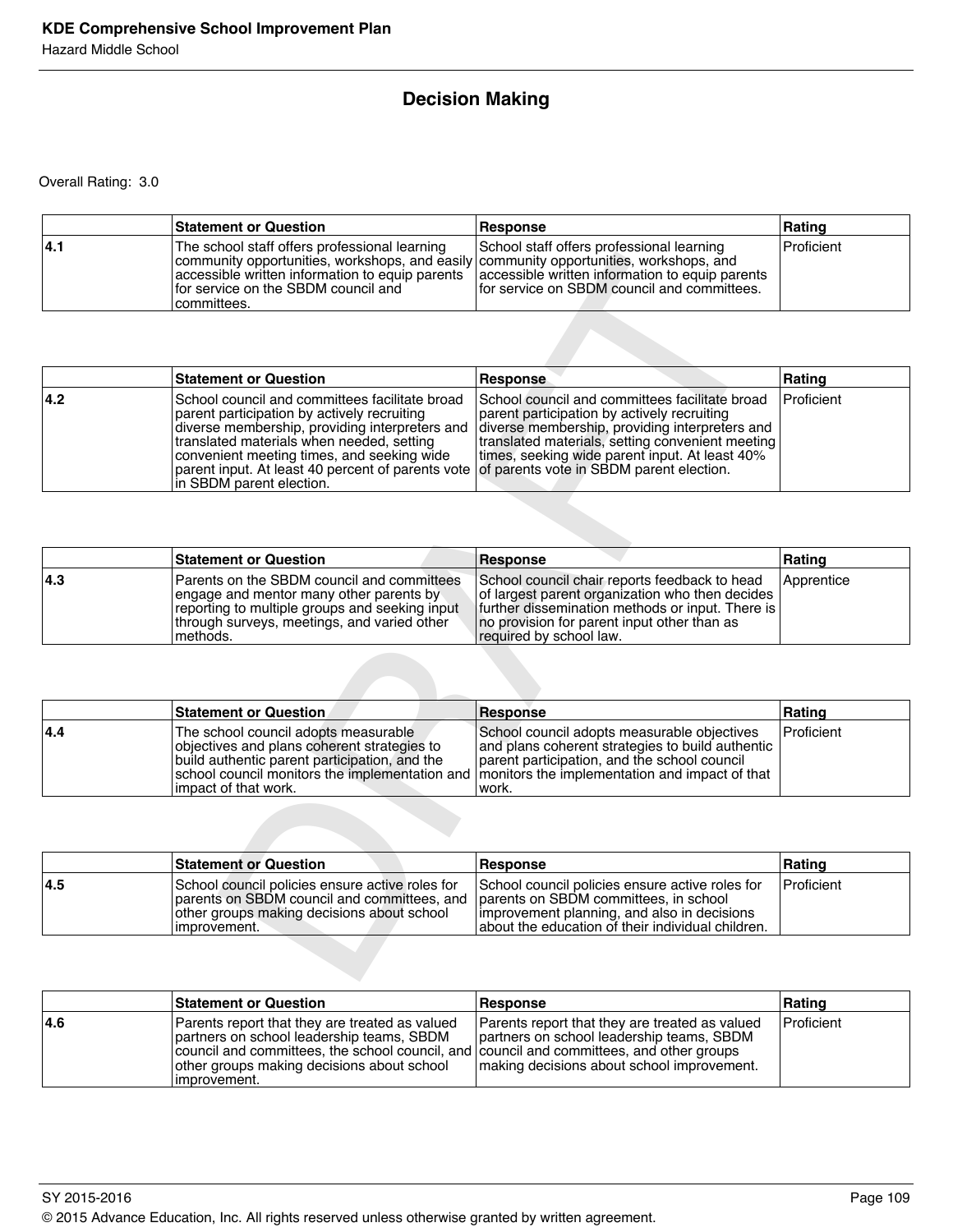## Decision Making

Overall Rating: 3.0

| | Statement or Question | Response | Rating |
|---|---|---|---|
| 4.1 | The school staff offers professional learning community opportunities, workshops, and easily accessible written information to equip parents for service on the SBDM council and committees. | School staff offers professional learning community opportunities, workshops, and accessible written information to equip parents for service on SBDM council and committees. | Proficient |

| | Statement or Question | Response | Rating |
|---|---|---|---|
| 4.2 | School council and committees facilitate broad parent participation by actively recruiting diverse membership, providing interpreters and translated materials when needed, setting convenient meeting times, and seeking wide parent input. At least 40 percent of parents vote in SBDM parent election. | School council and committees facilitate broad parent participation by actively recruiting diverse membership, providing interpreters and translated materials, setting convenient meeting times, seeking wide parent input. At least 40% of parents vote in SBDM parent election. | Proficient |

| | Statement or Question | Response | Rating |
|---|---|---|---|
| 4.3 | Parents on the SBDM council and committees engage and mentor many other parents by reporting to multiple groups and seeking input through surveys, meetings, and varied other methods. | School council chair reports feedback to head of largest parent organization who then decides further dissemination methods or input. There is no provision for parent input other than as required by school law. | Apprentice |

| | Statement or Question | Response | Rating |
|---|---|---|---|
| 4.4 | The school council adopts measurable objectives and plans coherent strategies to build authentic parent participation, and the school council monitors the implementation and impact of that work. | School council adopts measurable objectives and plans coherent strategies to build authentic parent participation, and the school council monitors the implementation and impact of that work. | Proficient |

| | Statement or Question | Response | Rating |
|---|---|---|---|
| 4.5 | School council policies ensure active roles for parents on SBDM council and committees, and other groups making decisions about school improvement. | School council policies ensure active roles for parents on SBDM committees, in school improvement planning, and also in decisions about the education of their individual children. | Proficient |

| | Statement or Question | Response | Rating |
|---|---|---|---|
| 4.6 | Parents report that they are treated as valued partners on school leadership teams, SBDM council and committees, the school council, and other groups making decisions about school improvement. | Parents report that they are treated as valued partners on school leadership teams, SBDM council and committees, and other groups making decisions about school improvement. | Proficient |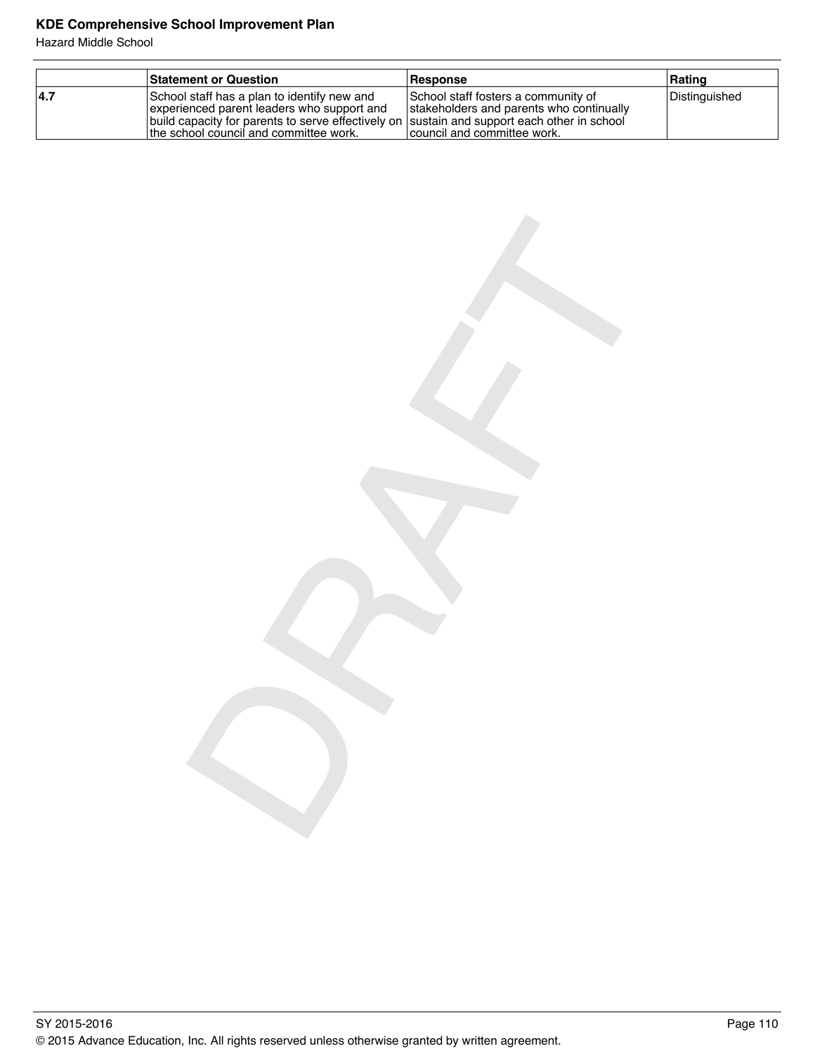| | Statement or Question | Response | Rating |
|---|---|---|---|
| 4.7 | School staff has a plan to identify new and experienced parent leaders who support and build capacity for parents to serve effectively on the school council and committee work. | School staff fosters a community of stakeholders and parents who continually sustain and support each other in school council and committee work. | Distinguished |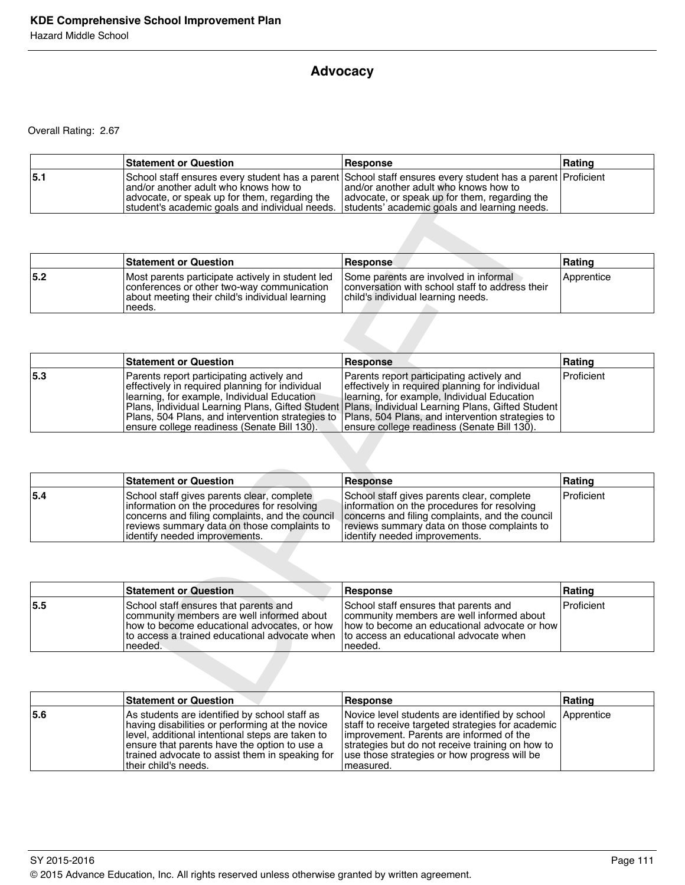# Advocacy

Overall Rating: 2.67

| | Statement or Question | Response | Rating |
|---|---|---|---|
| 5.1 | School staff ensures every student has a parent and/or another adult who knows how to advocate, or speak up for them, regarding the student's academic goals and individual needs. | School staff ensures every student has a parent and/or another adult who knows how to advocate, or speak up for them, regarding the students' academic goals and learning needs. | Proficient |

| | Statement or Question | Response | Rating |
|---|---|---|---|
| 5.2 | Most parents participate actively in student led conferences or other two-way communication about meeting their child's individual learning needs. | Some parents are involved in informal conversation with school staff to address their child's individual learning needs. | Apprentice |

| | Statement or Question | Response | Rating |
|---|---|---|---|
| 5.3 | Parents report participating actively and effectively in required planning for individual learning, for example, Individual Education Plans, Individual Learning Plans, Gifted Student Plans, 504 Plans, and intervention strategies to ensure college readiness (Senate Bill 130). | Parents report participating actively and effectively in required planning for individual learning, for example, Individual Education Plans, Individual Learning Plans, Gifted Student Plans, 504 Plans, and intervention strategies to ensure college readiness (Senate Bill 130). | Proficient |

| | Statement or Question | Response | Rating |
|---|---|---|---|
| 5.4 | School staff gives parents clear, complete information on the procedures for resolving concerns and filing complaints, and the council reviews summary data on those complaints to identify needed improvements. | School staff gives parents clear, complete information on the procedures for resolving concerns and filing complaints, and the council reviews summary data on those complaints to identify needed improvements. | Proficient |

| | Statement or Question | Response | Rating |
|---|---|---|---|
| 5.5 | School staff ensures that parents and community members are well informed about how to become educational advocates, or how to access a trained educational advocate when needed. | School staff ensures that parents and community members are well informed about how to become an educational advocate or how to access an educational advocate when needed. | Proficient |

| | Statement or Question | Response | Rating |
|---|---|---|---|
| 5.6 | As students are identified by school staff as having disabilities or performing at the novice level, additional intentional steps are taken to ensure that parents have the option to use a trained advocate to assist them in speaking for their child's needs. | Novice level students are identified by school staff to receive targeted strategies for academic improvement. Parents are informed of the strategies but do not receive training on how to use those strategies or how progress will be measured. | Apprentice |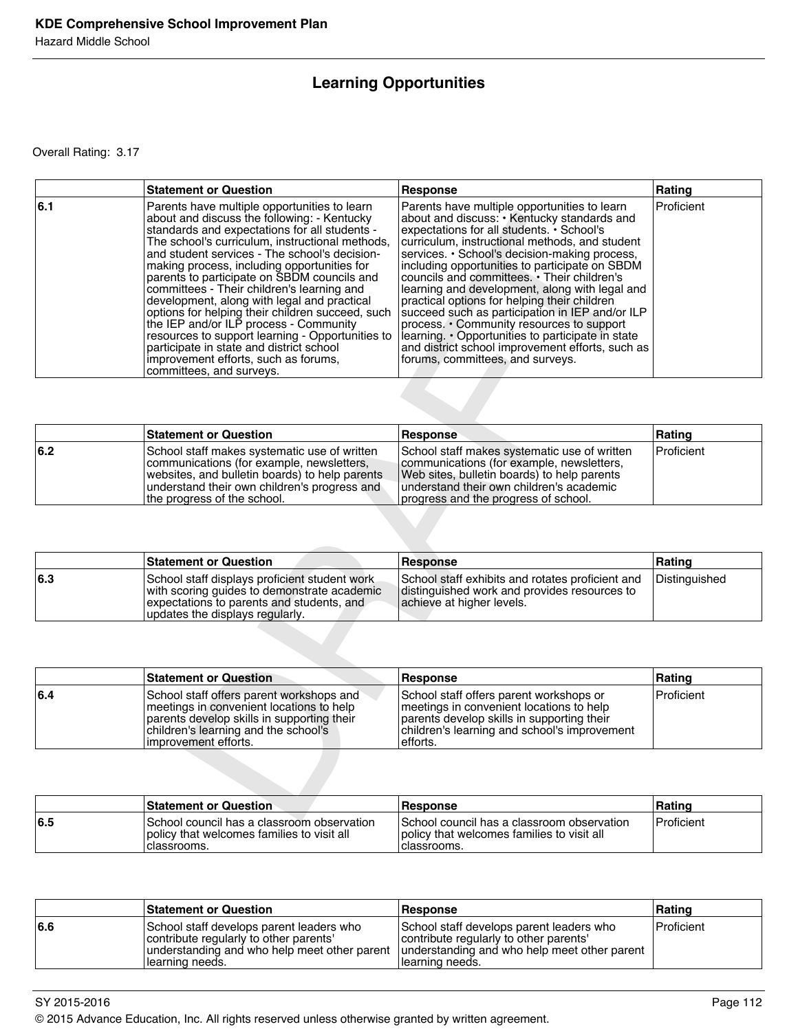## Learning Opportunities

Overall Rating: 3.17

| | Statement or Question | Response | Rating |
|---|---|---|---|
| 6.1 | Parents have multiple opportunities to learn about and discuss the following: - Kentucky standards and expectations for all students - The school's curriculum, instructional methods, and student services - The school's decision-making process, including opportunities for parents to participate on SBDM councils and committees - Their children's learning and development, along with legal and practical options for helping their children succeed, such the IEP and/or ILP process - Community resources to support learning - Opportunities to participate in state and district school improvement efforts, such as forums, committees, and surveys. | Parents have multiple opportunities to learn about and discuss: • Kentucky standards and expectations for all students. • School's curriculum, instructional methods, and student services. • School's decision-making process, including opportunities to participate on SBDM councils and committees. • Their children's learning and development, along with legal and practical options for helping their children succeed such as participation in IEP and/or ILP process. • Community resources to support learning. • Opportunities to participate in state and district school improvement efforts, such as forums, committees, and surveys. | Proficient |

| | Statement or Question | Response | Rating |
|---|---|---|---|
| 6.2 | School staff makes systematic use of written communications (for example, newsletters, websites, and bulletin boards) to help parents understand their own children's progress and the progress of the school. | School staff makes systematic use of written communications (for example, newsletters, Web sites, bulletin boards) to help parents understand their own children's academic progress and the progress of school. | Proficient |

| | Statement or Question | Response | Rating |
|---|---|---|---|
| 6.3 | School staff displays proficient student work with scoring guides to demonstrate academic expectations to parents and students, and updates the displays regularly. | School staff exhibits and rotates proficient and distinguished work and provides resources to achieve at higher levels. | Distinguished |

| | Statement or Question | Response | Rating |
|---|---|---|---|
| 6.4 | School staff offers parent workshops and meetings in convenient locations to help parents develop skills in supporting their children's learning and the school's improvement efforts. | School staff offers parent workshops or meetings in convenient locations to help parents develop skills in supporting their children's learning and school's improvement efforts. | Proficient |

| | Statement or Question | Response | Rating |
|---|---|---|---|
| 6.5 | School council has a classroom observation policy that welcomes families to visit all classrooms. | School council has a classroom observation policy that welcomes families to visit all classrooms. | Proficient |

| | Statement or Question | Response | Rating |
|---|---|---|---|
| 6.6 | School staff develops parent leaders who contribute regularly to other parents' understanding and who help meet other parent learning needs. | School staff develops parent leaders who contribute regularly to other parents' understanding and who help meet other parent learning needs. | Proficient |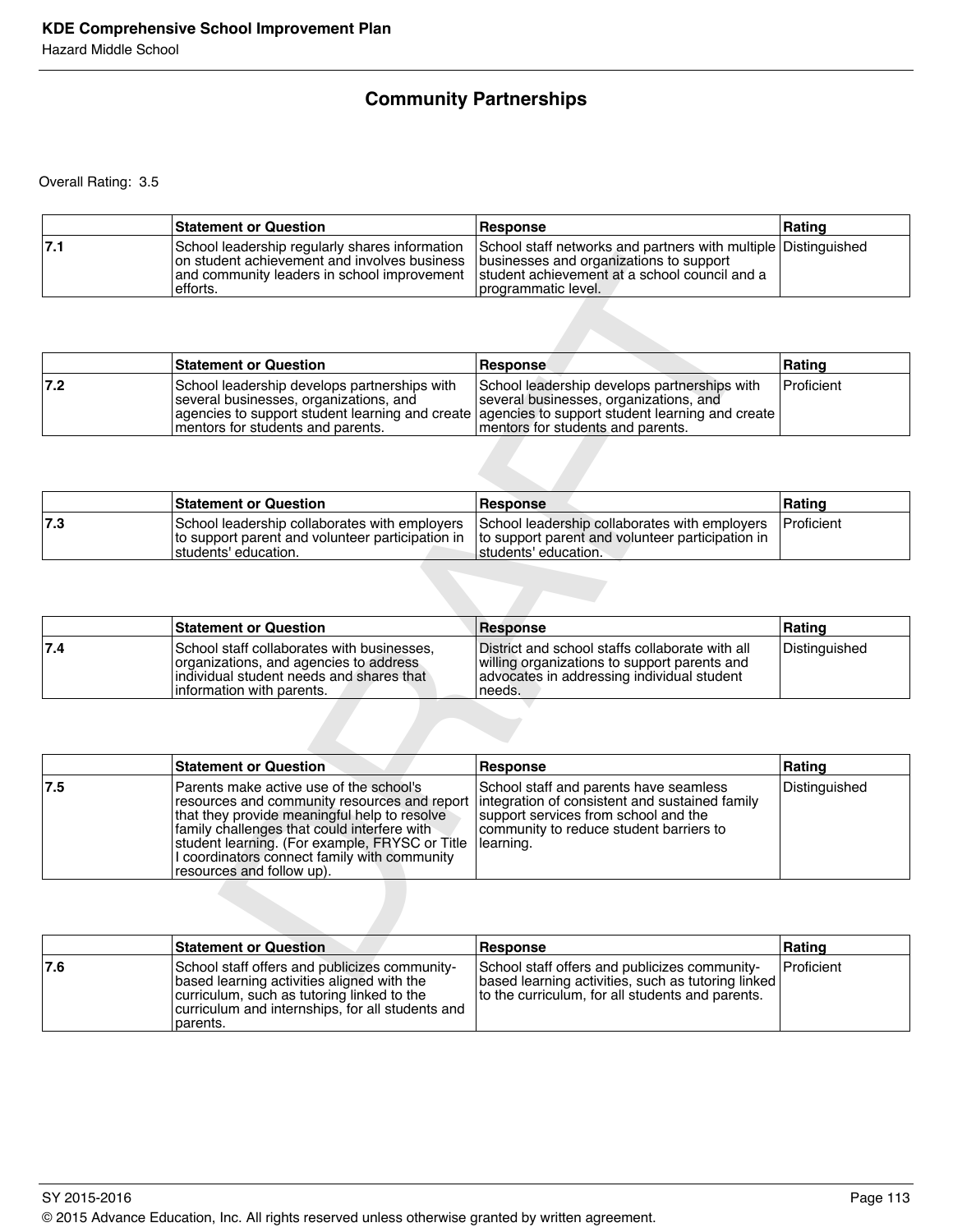# Community Partnerships

Overall Rating: 3.5

| | Statement or Question | Response | Rating |
|---|---|---|---|
| 7.1 | School leadership regularly shares information on student achievement and involves business and community leaders in school improvement efforts. | School staff networks and partners with multiple businesses and organizations to support student achievement at a school council and a programmatic level. | Distinguished |

| | Statement or Question | Response | Rating |
|---|---|---|---|
| 7.2 | School leadership develops partnerships with several businesses, organizations, and agencies to support student learning and create mentors for students and parents. | School leadership develops partnerships with several businesses, organizations, and agencies to support student learning and create mentors for students and parents. | Proficient |

| | Statement or Question | Response | Rating |
|---|---|---|---|
| 7.3 | School leadership collaborates with employers to support parent and volunteer participation in students' education. | School leadership collaborates with employers to support parent and volunteer participation in students' education. | Proficient |

| | Statement or Question | Response | Rating |
|---|---|---|---|
| 7.4 | School staff collaborates with businesses, organizations, and agencies to address individual student needs and shares that information with parents. | District and school staffs collaborate with all willing organizations to support parents and advocates in addressing individual student needs. | Distinguished |

| | Statement or Question | Response | Rating |
|---|---|---|---|
| 7.5 | Parents make active use of the school's resources and community resources and report that they provide meaningful help to resolve family challenges that could interfere with student learning. (For example, FRYSC or Title I coordinators connect family with community resources and follow up). | School staff and parents have seamless integration of consistent and sustained family support services from school and the community to reduce student barriers to learning. | Distinguished |

| | Statement or Question | Response | Rating |
|---|---|---|---|
| 7.6 | School staff offers and publicizes community-based learning activities aligned with the curriculum, such as tutoring linked to the curriculum and internships, for all students and parents. | School staff offers and publicizes community-based learning activities, such as tutoring linked to the curriculum, for all students and parents. | Proficient |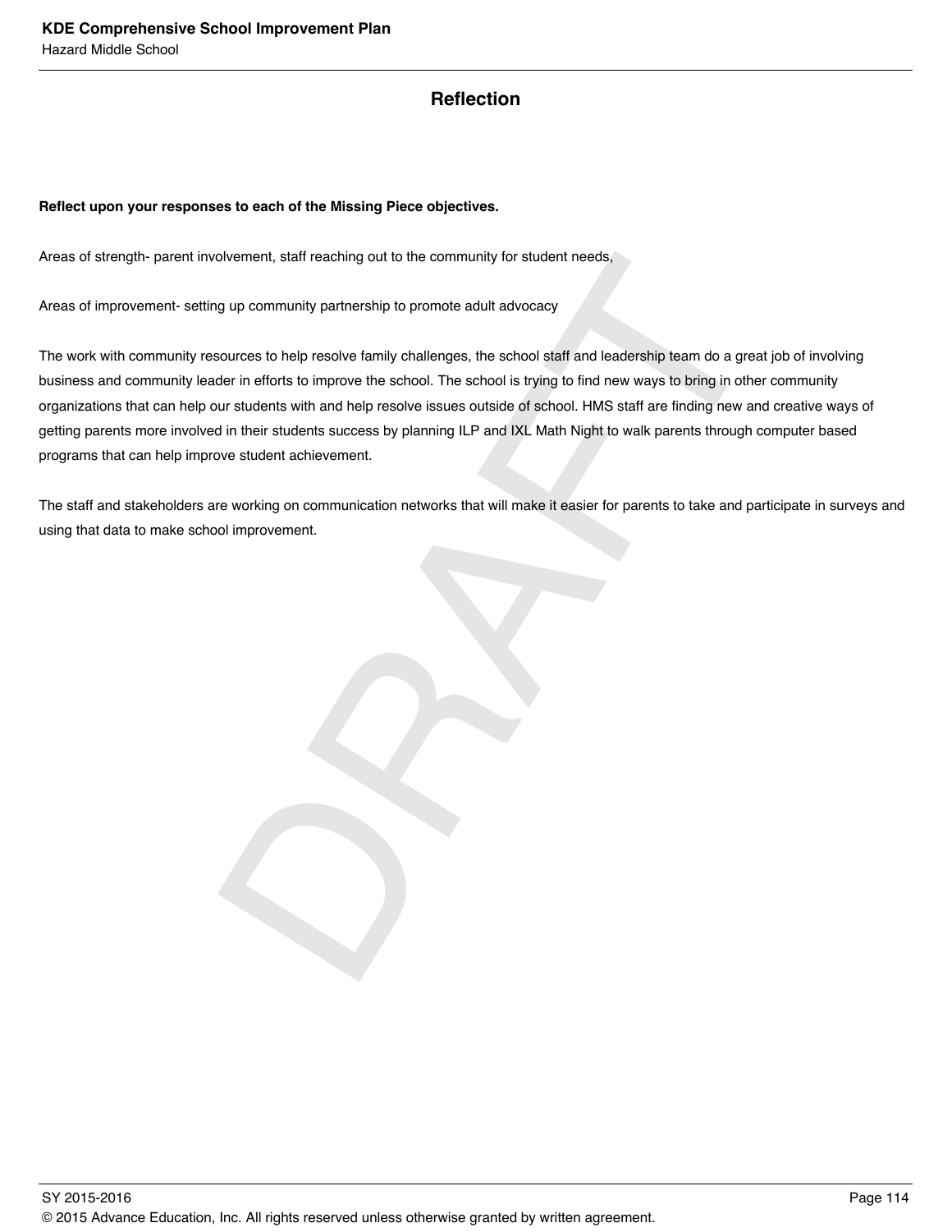## Reflection

**Reflect upon your responses to each of the Missing Piece objectives.**

Areas of strength- parent involvement, staff reaching out to the community for student needs,

Areas of improvement- setting up community partnership to promote adult advocacy

The work with community resources to help resolve family challenges, the school staff and leadership team do a great job of involving business and community leader in efforts to improve the school. The school is trying to find new ways to bring in other community organizations that can help our students with and help resolve issues outside of school. HMS staff are finding new and creative ways of getting parents more involved in their students success by planning ILP and IXL Math Night to walk parents through computer based programs that can help improve student achievement.

The staff and stakeholders are working on communication networks that will make it easier for parents to take and participate in surveys and using that data to make school improvement.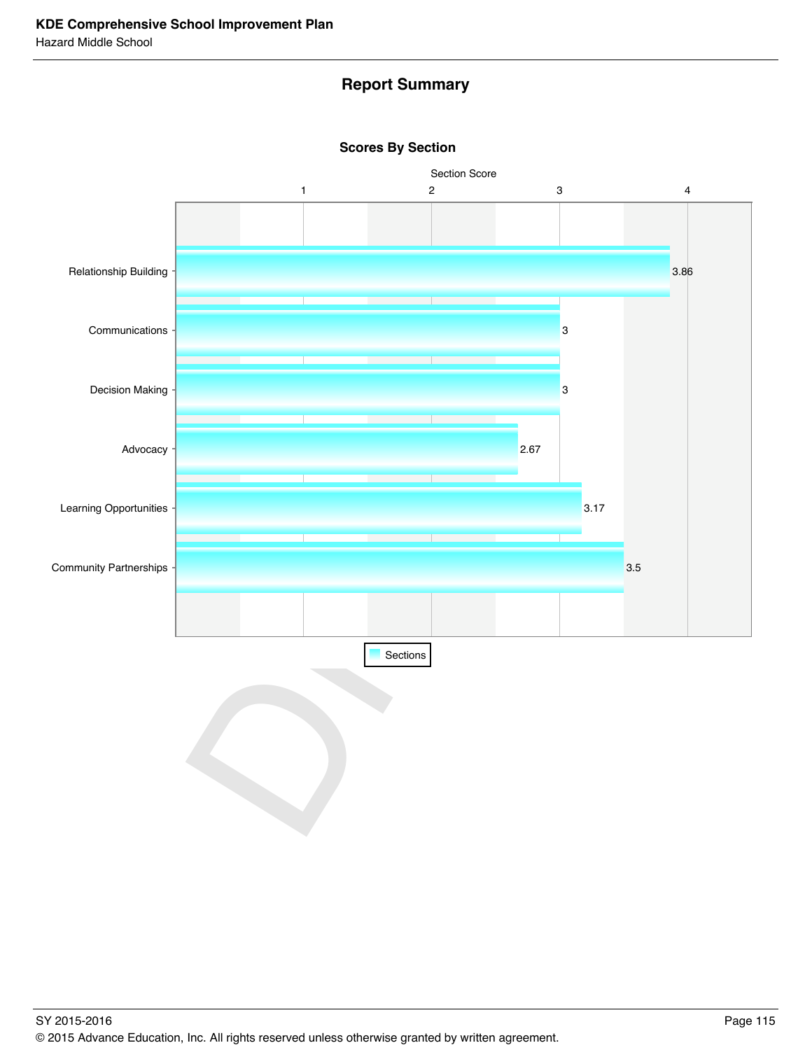## Report Summary

### Scores By Section

Section Score

1
2
3
4

Relationship Building 3.86

Communications 3

Decision Making 3

Advocacy 2.67

Learning Opportunities 3.17

Community Partnerships 3.5

Sections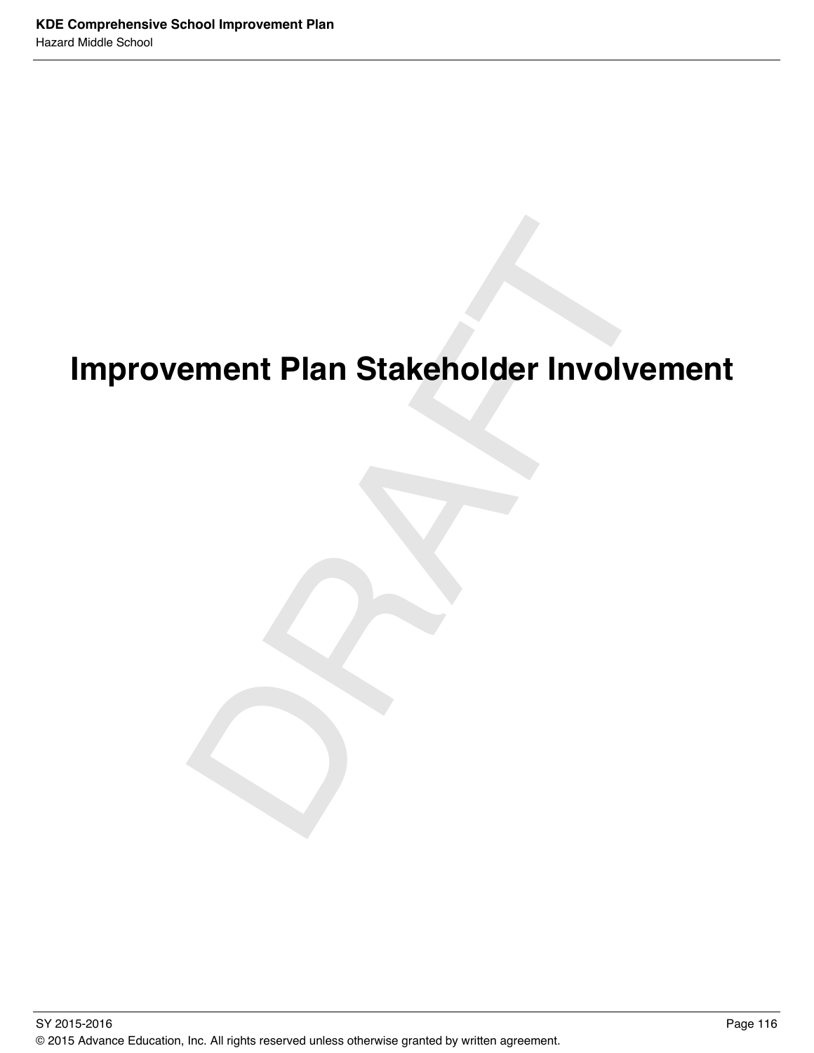# Improvement Plan Stakeholder Involvement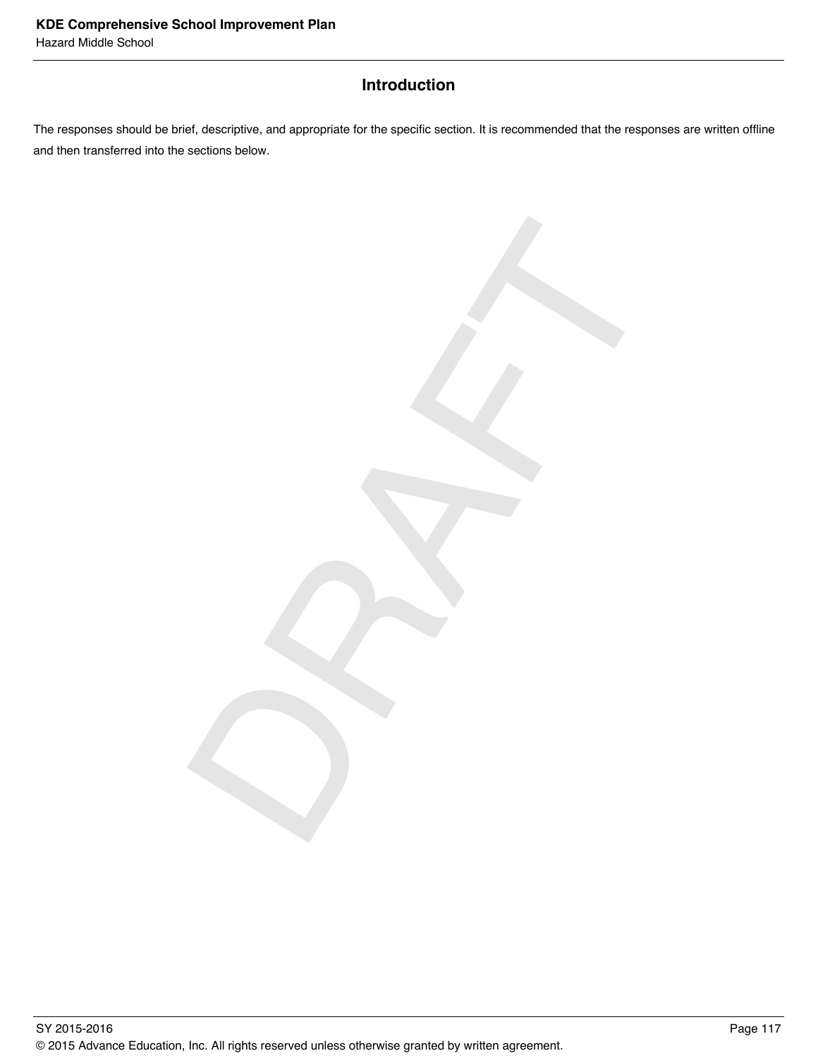## Introduction

The responses should be brief, descriptive, and appropriate for the specific section. It is recommended that the responses are written offline and then transferred into the sections below.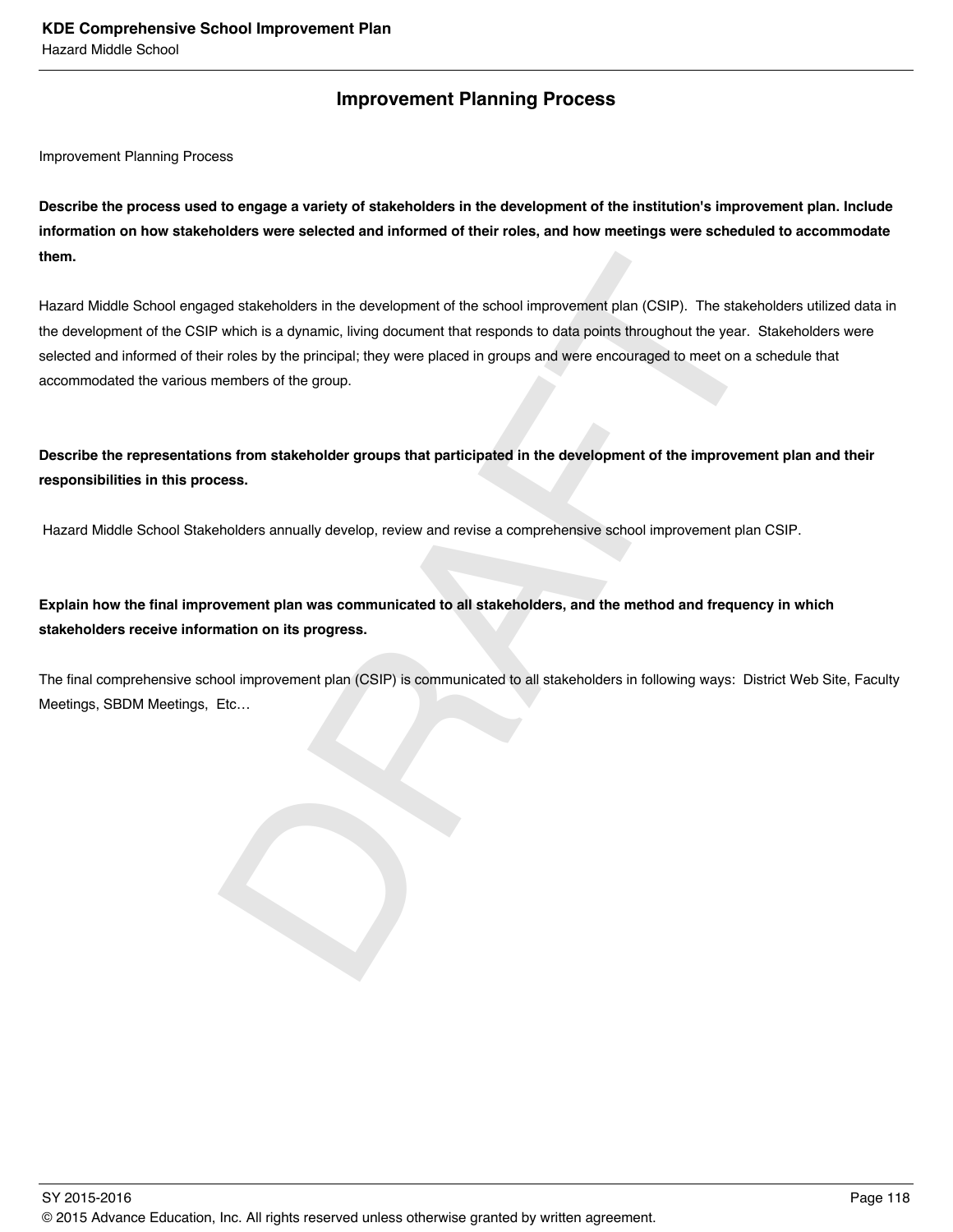## Improvement Planning Process

Improvement Planning Process

**Describe the process used to engage a variety of stakeholders in the development of the institution's improvement plan. Include information on how stakeholders were selected and informed of their roles, and how meetings were scheduled to accommodate them.**

Hazard Middle School engaged stakeholders in the development of the school improvement plan (CSIP). The stakeholders utilized data in the development of the CSIP which is a dynamic, living document that responds to data points throughout the year. Stakeholders were selected and informed of their roles by the principal; they were placed in groups and were encouraged to meet on a schedule that accommodated the various members of the group.

**Describe the representations from stakeholder groups that participated in the development of the improvement plan and their responsibilities in this process.**

Hazard Middle School Stakeholders annually develop, review and revise a comprehensive school improvement plan CSIP.

**Explain how the final improvement plan was communicated to all stakeholders, and the method and frequency in which stakeholders receive information on its progress.**

The final comprehensive school improvement plan (CSIP) is communicated to all stakeholders in following ways: District Web Site, Faculty Meetings, SBDM Meetings, Etc…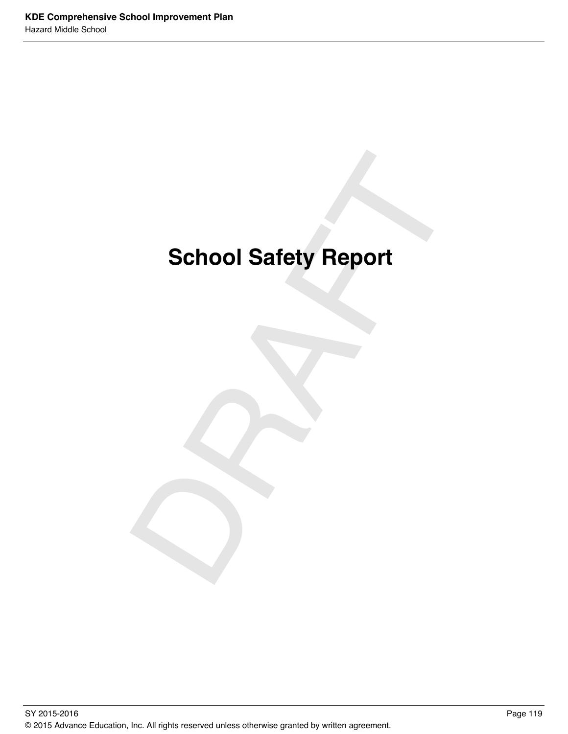# School Safety Report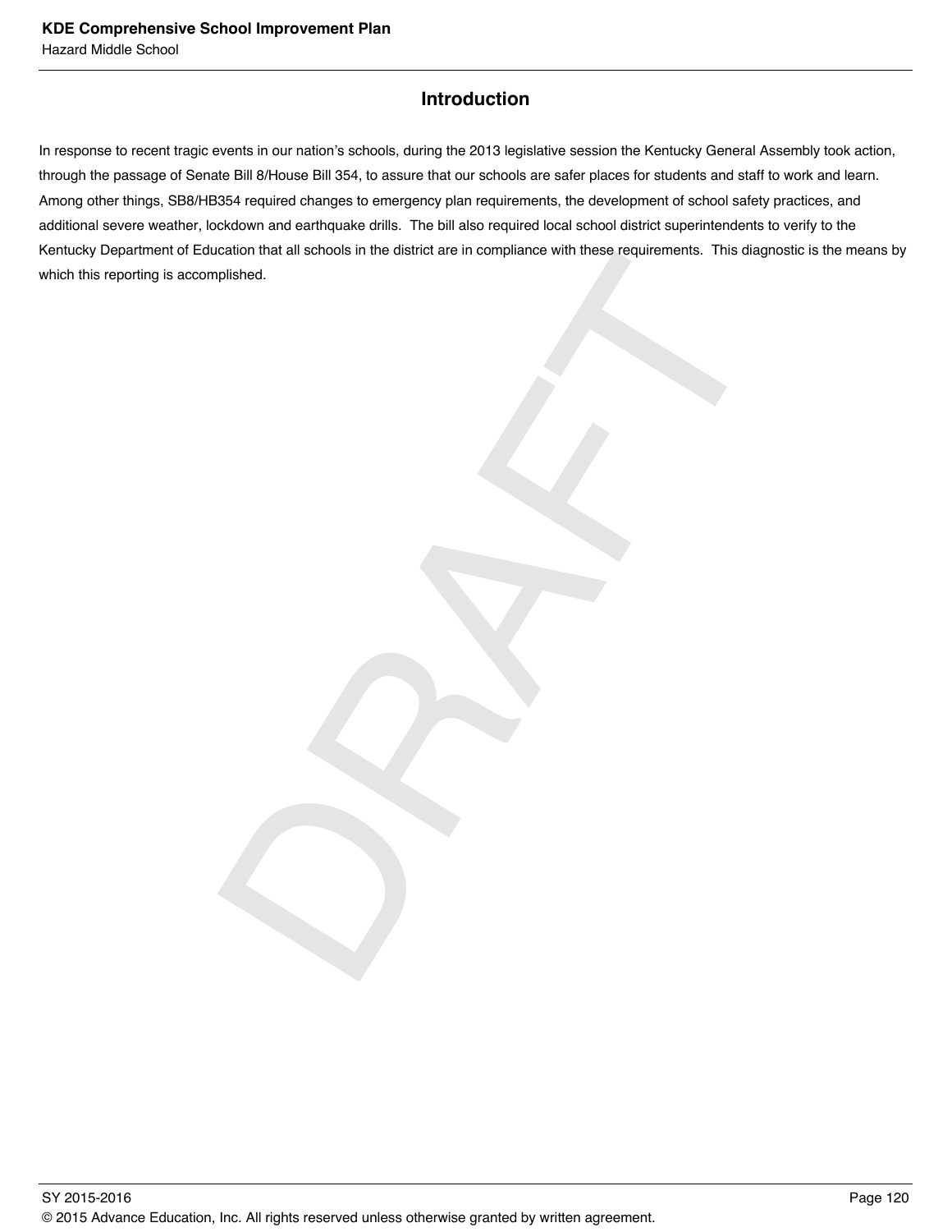## Introduction

In response to recent tragic events in our nation's schools, during the 2013 legislative session the Kentucky General Assembly took action, through the passage of Senate Bill 8/House Bill 354, to assure that our schools are safer places for students and staff to work and learn. Among other things, SB8/HB354 required changes to emergency plan requirements, the development of school safety practices, and additional severe weather, lockdown and earthquake drills. The bill also required local school district superintendents to verify to the Kentucky Department of Education that all schools in the district are in compliance with these requirements. This diagnostic is the means by which this reporting is accomplished.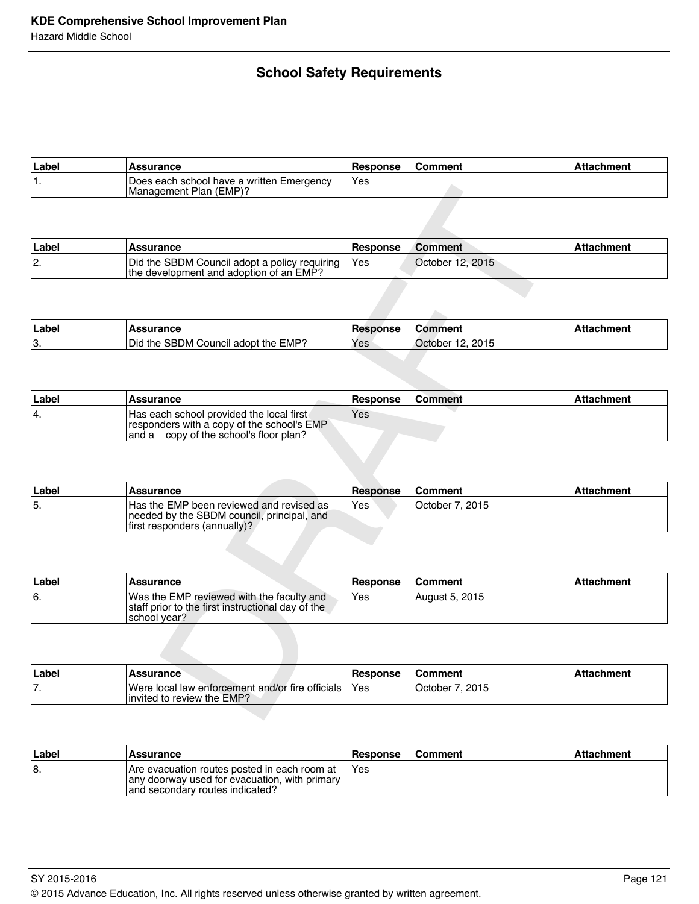## School Safety Requirements

| Label | Assurance | Response | Comment | Attachment |
|---|---|---|---|---|
| 1. | Does each school have a written Emergency Management Plan (EMP)? | Yes | | |

| Label | Assurance | Response | Comment | Attachment |
|---|---|---|---|---|
| 2. | Did the SBDM Council adopt a policy requiring the development and adoption of an EMP? | Yes | October 12, 2015 | |

| Label | Assurance | Response | Comment | Attachment |
|---|---|---|---|---|
| 3. | Did the SBDM Council adopt the EMP? | Yes | October 12, 2015 | |

| Label | Assurance | Response | Comment | Attachment |
|---|---|---|---|---|
| 4. | Has each school provided the local first responders with a copy of the school's EMP and a copy of the school's floor plan? | Yes | | |

| Label | Assurance | Response | Comment | Attachment |
|---|---|---|---|---|
| 5. | Has the EMP been reviewed and revised as needed by the SBDM council, principal, and first responders (annually)? | Yes | October 7, 2015 | |

| Label | Assurance | Response | Comment | Attachment |
|---|---|---|---|---|
| 6. | Was the EMP reviewed with the faculty and staff prior to the first instructional day of the school year? | Yes | August 5, 2015 | |

| Label | Assurance | Response | Comment | Attachment |
|---|---|---|---|---|
| 7. | Were local law enforcement and/or fire officials invited to review the EMP? | Yes | October 7, 2015 | |

| Label | Assurance | Response | Comment | Attachment |
|---|---|---|---|---|
| 8. | Are evacuation routes posted in each room at any doorway used for evacuation, with primary and secondary routes indicated? | Yes | | |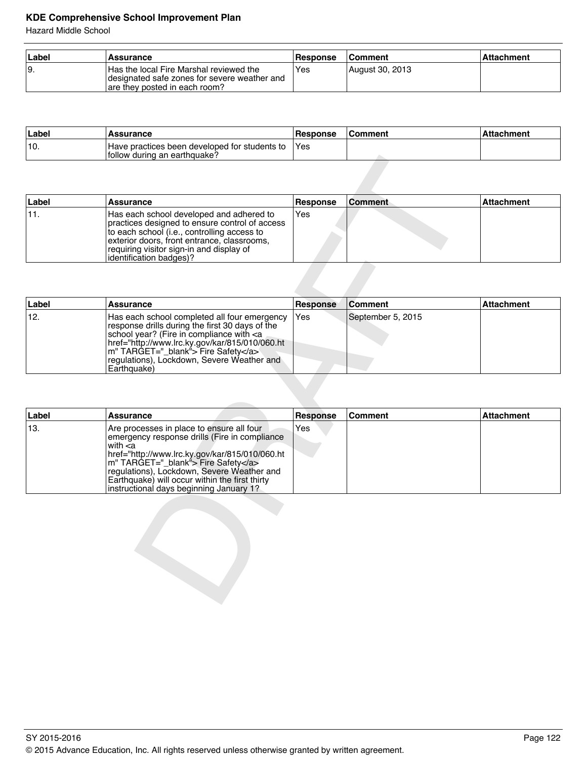| Label | Assurance | Response | Comment | Attachment |
|---|---|---|---|---|
| 9. | Has the local Fire Marshal reviewed the designated safe zones for severe weather and are they posted in each room? | Yes | August 30, 2013 | |

| Label | Assurance | Response | Comment | Attachment |
|---|---|---|---|---|
| 10. | Have practices been developed for students to follow during an earthquake? | Yes | | |

| Label | Assurance | Response | Comment | Attachment |
|---|---|---|---|---|
| 11. | Has each school developed and adhered to practices designed to ensure control of access to each school (i.e., controlling access to exterior doors, front entrance, classrooms, requiring visitor sign-in and display of identification badges)? | Yes | | |

| Label | Assurance | Response | Comment | Attachment |
|---|---|---|---|---|
| 12. | Has each school completed all four emergency response drills during the first 30 days of the school year? (Fire in compliance with <a href="http://www.lrc.ky.gov/kar/815/010/060.htm" TARGET="_blank"> Fire Safety</a> regulations), Lockdown, Severe Weather and Earthquake) | Yes | September 5, 2015 | |

| Label | Assurance | Response | Comment | Attachment |
|---|---|---|---|---|
| 13. | Are processes in place to ensure all four emergency response drills (Fire in compliance with <a href="http://www.lrc.ky.gov/kar/815/010/060.htm" TARGET="_blank"> Fire Safety</a> regulations), Lockdown, Severe Weather and Earthquake) will occur within the first thirty instructional days beginning January 1? | Yes | | |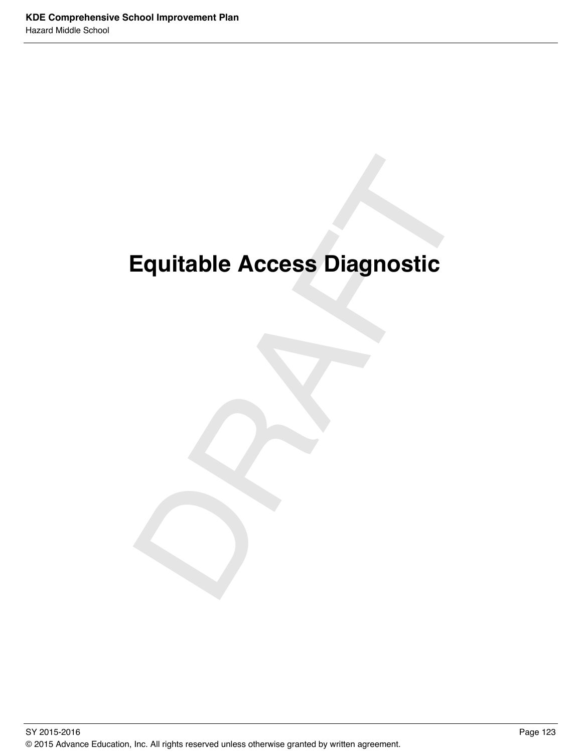# Equitable Access Diagnostic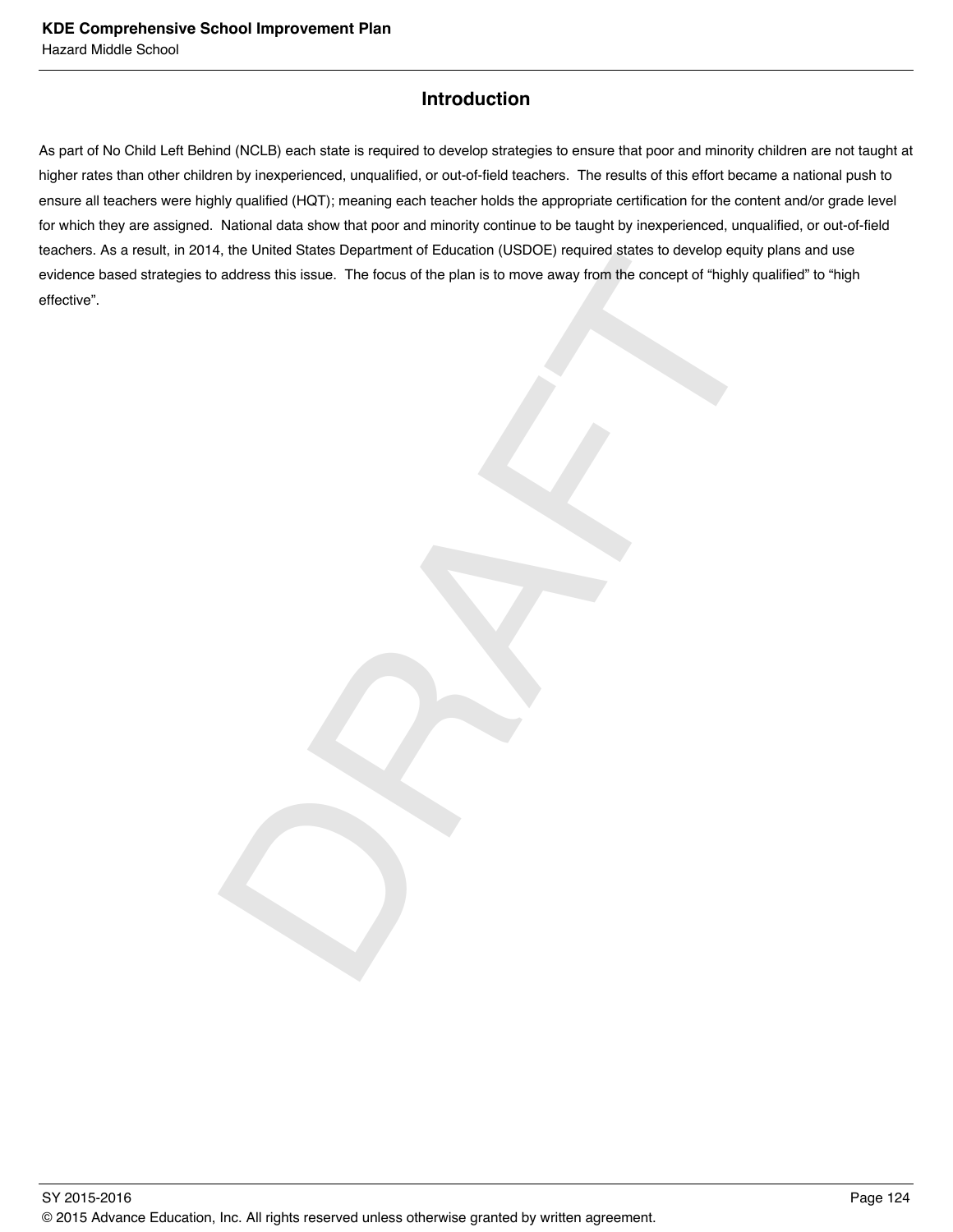## Introduction

As part of No Child Left Behind (NCLB) each state is required to develop strategies to ensure that poor and minority children are not taught at higher rates than other children by inexperienced, unqualified, or out-of-field teachers. The results of this effort became a national push to ensure all teachers were highly qualified (HQT); meaning each teacher holds the appropriate certification for the content and/or grade level for which they are assigned. National data show that poor and minority continue to be taught by inexperienced, unqualified, or out-of-field teachers. As a result, in 2014, the United States Department of Education (USDOE) required states to develop equity plans and use evidence based strategies to address this issue. The focus of the plan is to move away from the concept of “highly qualified” to “high effective”.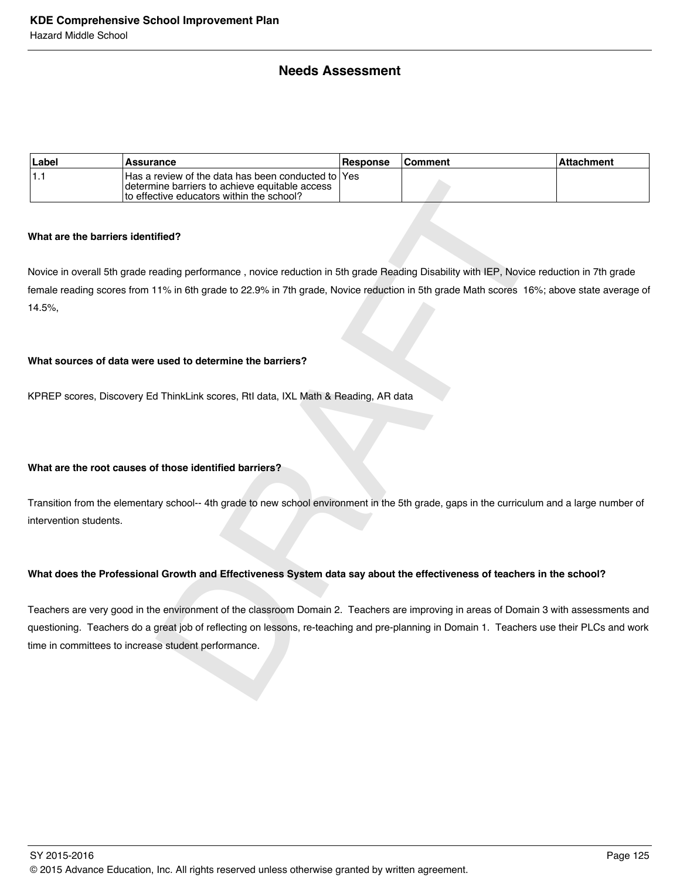## Needs Assessment

| Label | Assurance | Response | Comment | Attachment |
| --- | --- | --- | --- | --- |
| 1.1 | Has a review of the data has been conducted to determine barriers to achieve equitable access to effective educators within the school? | Yes | | |

**What are the barriers identified?**

Novice in overall 5th grade reading performance , novice reduction in 5th grade Reading Disability with IEP, Novice reduction in 7th grade female reading scores from 11% in 6th grade to 22.9% in 7th grade, Novice reduction in 5th grade Math scores 16%; above state average of 14.5%,

**What sources of data were used to determine the barriers?**

KPREP scores, Discovery Ed ThinkLink scores, RtI data, IXL Math & Reading, AR data

**What are the root causes of those identified barriers?**

Transition from the elementary school-- 4th grade to new school environment in the 5th grade, gaps in the curriculum and a large number of intervention students.

**What does the Professional Growth and Effectiveness System data say about the effectiveness of teachers in the school?**

Teachers are very good in the environment of the classroom Domain 2. Teachers are improving in areas of Domain 3 with assessments and questioning. Teachers do a great job of reflecting on lessons, re-teaching and pre-planning in Domain 1. Teachers use their PLCs and work time in committees to increase student performance.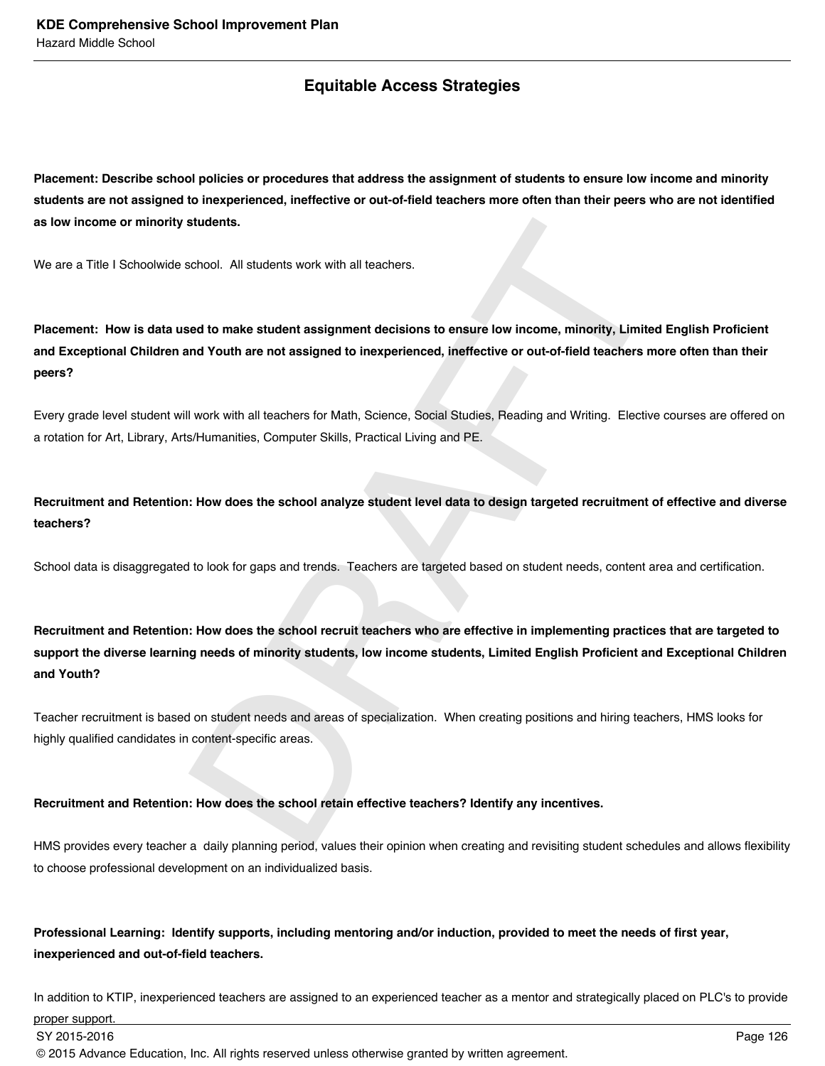## Equitable Access Strategies

**Placement: Describe school policies or procedures that address the assignment of students to ensure low income and minority students are not assigned to inexperienced, ineffective or out-of-field teachers more often than their peers who are not identified as low income or minority students.**

We are a Title I Schoolwide school. All students work with all teachers.

**Placement: How is data used to make student assignment decisions to ensure low income, minority, Limited English Proficient and Exceptional Children and Youth are not assigned to inexperienced, ineffective or out-of-field teachers more often than their peers?**

Every grade level student will work with all teachers for Math, Science, Social Studies, Reading and Writing. Elective courses are offered on a rotation for Art, Library, Arts/Humanities, Computer Skills, Practical Living and PE.

**Recruitment and Retention: How does the school analyze student level data to design targeted recruitment of effective and diverse teachers?**

School data is disaggregated to look for gaps and trends. Teachers are targeted based on student needs, content area and certification.

**Recruitment and Retention: How does the school recruit teachers who are effective in implementing practices that are targeted to support the diverse learning needs of minority students, low income students, Limited English Proficient and Exceptional Children and Youth?**

Teacher recruitment is based on student needs and areas of specialization. When creating positions and hiring teachers, HMS looks for highly qualified candidates in content-specific areas.

**Recruitment and Retention: How does the school retain effective teachers? Identify any incentives.**

HMS provides every teacher a daily planning period, values their opinion when creating and revisiting student schedules and allows flexibility to choose professional development on an individualized basis.

**Professional Learning: Identify supports, including mentoring and/or induction, provided to meet the needs of first year, inexperienced and out-of-field teachers.**

In addition to KTIP, inexperienced teachers are assigned to an experienced teacher as a mentor and strategically placed on PLC's to provide proper support.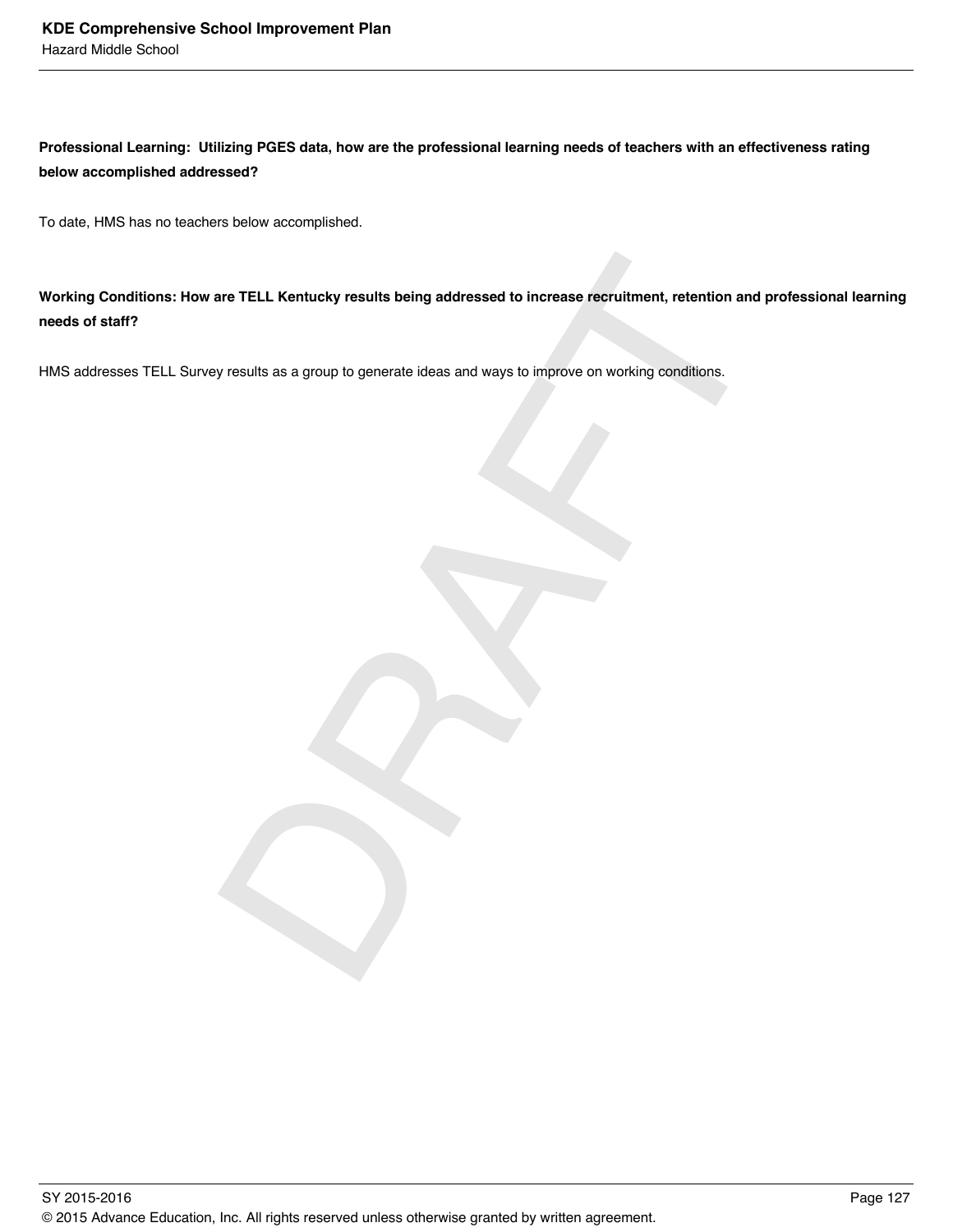**Professional Learning: Utilizing PGES data, how are the professional learning needs of teachers with an effectiveness rating below accomplished addressed?**

To date, HMS has no teachers below accomplished.

**Working Conditions: How are TELL Kentucky results being addressed to increase recruitment, retention and professional learning needs of staff?**

HMS addresses TELL Survey results as a group to generate ideas and ways to improve on working conditions.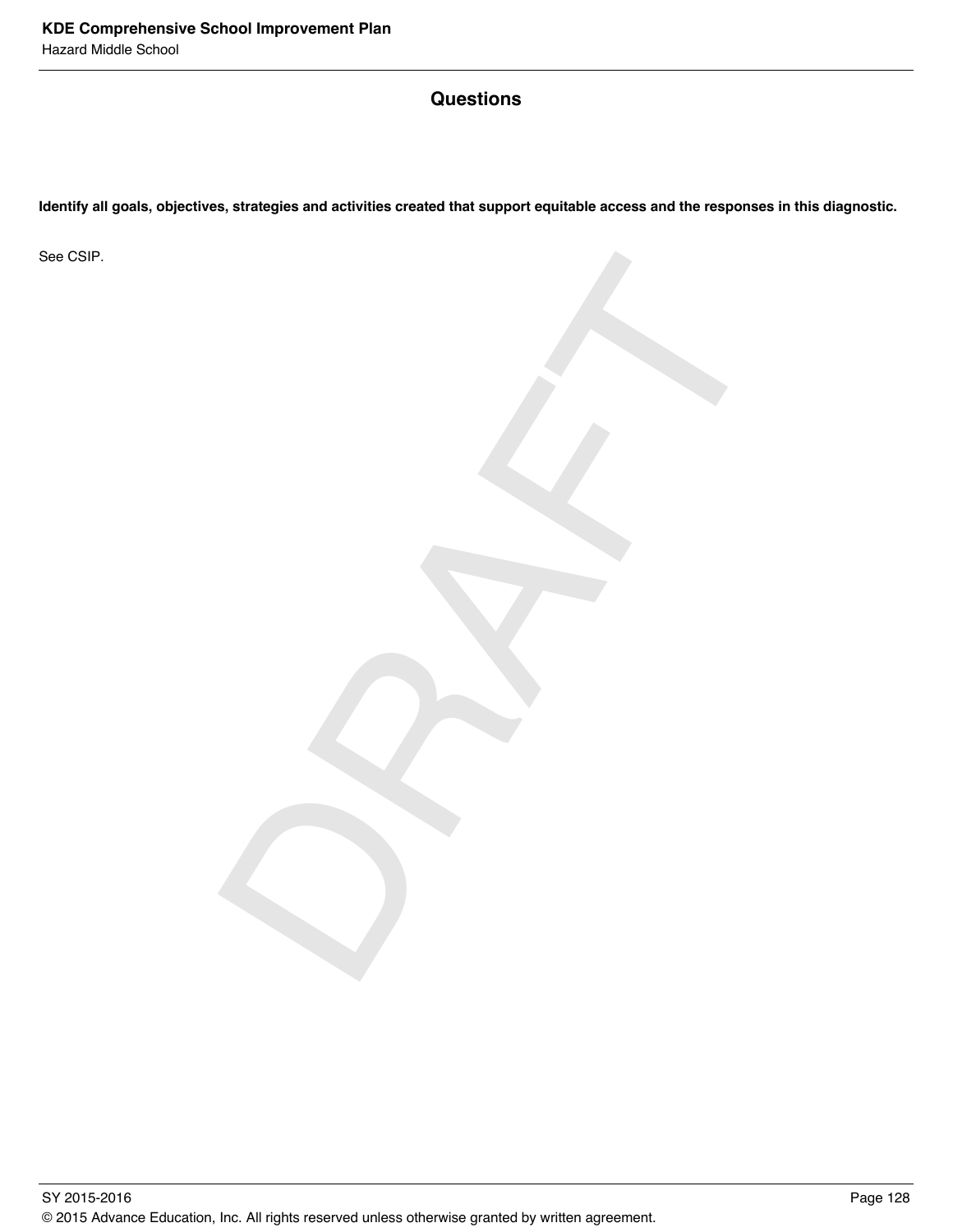## Questions

**Identify all goals, objectives, strategies and activities created that support equitable access and the responses in this diagnostic.**

See CSIP.